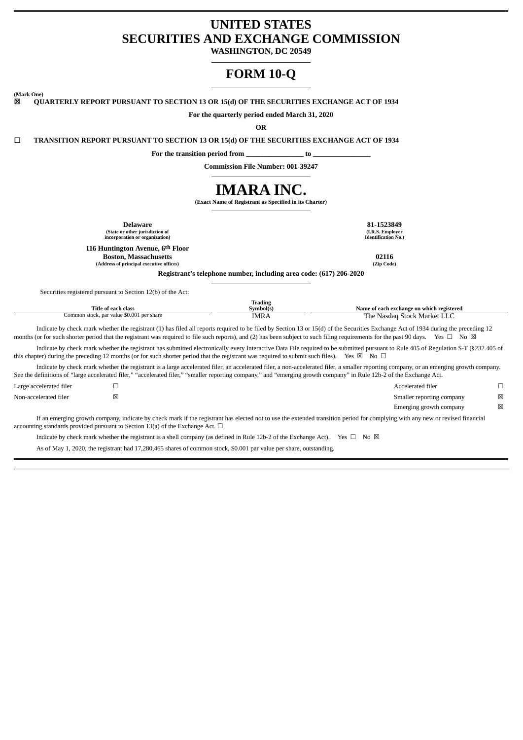# UNITED STATES
# SECURITIES AND EXCHANGE COMMISSION
**WASHINGTON, DC 20549**

# FORM 10-Q

**(Mark One)**

☒ **QUARTERLY REPORT PURSUANT TO SECTION 13 OR 15(d) OF THE SECURITIES EXCHANGE ACT OF 1934**

**For the quarterly period ended March 31, 2020**

**OR**

☐ **TRANSITION REPORT PURSUANT TO SECTION 13 OR 15(d) OF THE SECURITIES EXCHANGE ACT OF 1934**

**For the transition period from \_\_\_\_\_\_\_\_\_\_\_\_\_\_\_\_ to \_\_\_\_\_\_\_\_\_\_\_\_\_\_\_\_**

**Commission File Number: 001-39247**

# IMARA INC.

**(Exact Name of Registrant as Specified in its Charter)**

| | |
|---|---|
| **Delaware** | **81-1523849** |
| **(State or other jurisdiction of incorporation or organization)** | **(I.R.S. Employer Identification No.)** |
| **116 Huntington Avenue, 6th Floor Boston, Massachusetts** | **02116** |
| **(Address of principal executive offices)** | **(Zip Code)** |

**Registrant's telephone number, including area code: (617) 206-2020**

Securities registered pursuant to Section 12(b) of the Act:

| Title of each class | Trading Symbol(s) | Name of each exchange on which registered |
|---|---|---|
| Common stock, par value $0.001 per share | IMRA | The Nasdaq Stock Market LLC |

Indicate by check mark whether the registrant (1) has filed all reports required to be filed by Section 13 or 15(d) of the Securities Exchange Act of 1934 during the preceding 12 months (or for such shorter period that the registrant was required to file such reports), and (2) has been subject to such filing requirements for the past 90 days. Yes ☐ No ☒

Indicate by check mark whether the registrant has submitted electronically every Interactive Data File required to be submitted pursuant to Rule 405 of Regulation S-T (§232.405 of this chapter) during the preceding 12 months (or for such shorter period that the registrant was required to submit such files). Yes ☒ No ☐

Indicate by check mark whether the registrant is a large accelerated filer, an accelerated filer, a non-accelerated filer, a smaller reporting company, or an emerging growth company. See the definitions of "large accelerated filer," "accelerated filer," "smaller reporting company," and "emerging growth company" in Rule 12b-2 of the Exchange Act.

| | | | |
|---|---|---|---|
| Large accelerated filer | ☐ | Accelerated filer | ☐ |
| Non-accelerated filer | ☒ | Smaller reporting company | ☒ |
| | | Emerging growth company | ☒ |

If an emerging growth company, indicate by check mark if the registrant has elected not to use the extended transition period for complying with any new or revised financial accounting standards provided pursuant to Section 13(a) of the Exchange Act. ☐

Indicate by check mark whether the registrant is a shell company (as defined in Rule 12b-2 of the Exchange Act). Yes ☐ No ☒

As of May 1, 2020, the registrant had 17,280,465 shares of common stock, $0.001 par value per share, outstanding.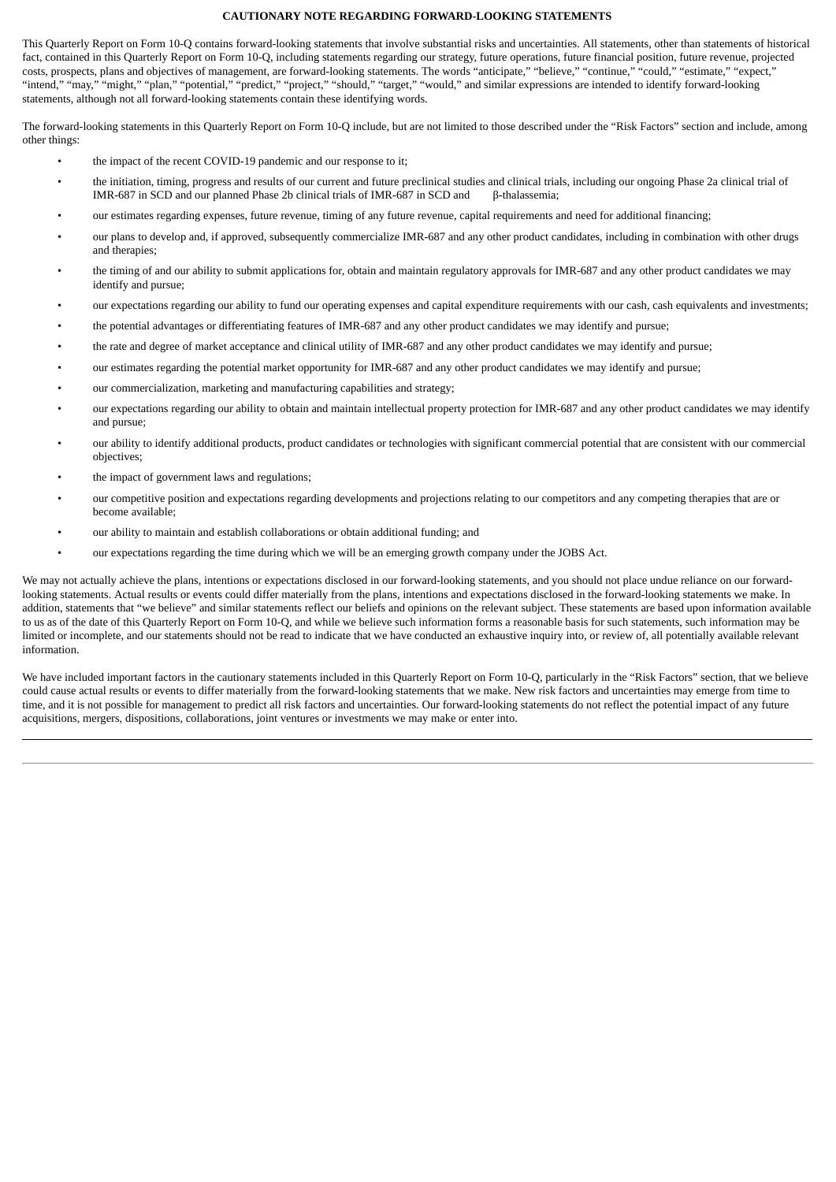## CAUTIONARY NOTE REGARDING FORWARD-LOOKING STATEMENTS

This Quarterly Report on Form 10-Q contains forward-looking statements that involve substantial risks and uncertainties. All statements, other than statements of historical fact, contained in this Quarterly Report on Form 10-Q, including statements regarding our strategy, future operations, future financial position, future revenue, projected costs, prospects, plans and objectives of management, are forward-looking statements. The words "anticipate," "believe," "continue," "could," "estimate," "expect," "intend," "may," "might," "plan," "potential," "predict," "project," "should," "target," "would," and similar expressions are intended to identify forward-looking statements, although not all forward-looking statements contain these identifying words.

The forward-looking statements in this Quarterly Report on Form 10-Q include, but are not limited to those described under the "Risk Factors" section and include, among other things:

- the impact of the recent COVID-19 pandemic and our response to it;
- the initiation, timing, progress and results of our current and future preclinical studies and clinical trials, including our ongoing Phase 2a clinical trial of IMR-687 in SCD and our planned Phase 2b clinical trials of IMR-687 in SCD and β-thalassemia;
- our estimates regarding expenses, future revenue, timing of any future revenue, capital requirements and need for additional financing;
- our plans to develop and, if approved, subsequently commercialize IMR-687 and any other product candidates, including in combination with other drugs and therapies;
- the timing of and our ability to submit applications for, obtain and maintain regulatory approvals for IMR-687 and any other product candidates we may identify and pursue;
- our expectations regarding our ability to fund our operating expenses and capital expenditure requirements with our cash, cash equivalents and investments;
- the potential advantages or differentiating features of IMR-687 and any other product candidates we may identify and pursue;
- the rate and degree of market acceptance and clinical utility of IMR-687 and any other product candidates we may identify and pursue;
- our estimates regarding the potential market opportunity for IMR-687 and any other product candidates we may identify and pursue;
- our commercialization, marketing and manufacturing capabilities and strategy;
- our expectations regarding our ability to obtain and maintain intellectual property protection for IMR-687 and any other product candidates we may identify and pursue;
- our ability to identify additional products, product candidates or technologies with significant commercial potential that are consistent with our commercial objectives;
- the impact of government laws and regulations;
- our competitive position and expectations regarding developments and projections relating to our competitors and any competing therapies that are or become available;
- our ability to maintain and establish collaborations or obtain additional funding; and
- our expectations regarding the time during which we will be an emerging growth company under the JOBS Act.

We may not actually achieve the plans, intentions or expectations disclosed in our forward-looking statements, and you should not place undue reliance on our forward-looking statements. Actual results or events could differ materially from the plans, intentions and expectations disclosed in the forward-looking statements we make. In addition, statements that "we believe" and similar statements reflect our beliefs and opinions on the relevant subject. These statements are based upon information available to us as of the date of this Quarterly Report on Form 10-Q, and while we believe such information forms a reasonable basis for such statements, such information may be limited or incomplete, and our statements should not be read to indicate that we have conducted an exhaustive inquiry into, or review of, all potentially available relevant information.

We have included important factors in the cautionary statements included in this Quarterly Report on Form 10-Q, particularly in the "Risk Factors" section, that we believe could cause actual results or events to differ materially from the forward-looking statements that we make. New risk factors and uncertainties may emerge from time to time, and it is not possible for management to predict all risk factors and uncertainties. Our forward-looking statements do not reflect the potential impact of any future acquisitions, mergers, dispositions, collaborations, joint ventures or investments we may make or enter into.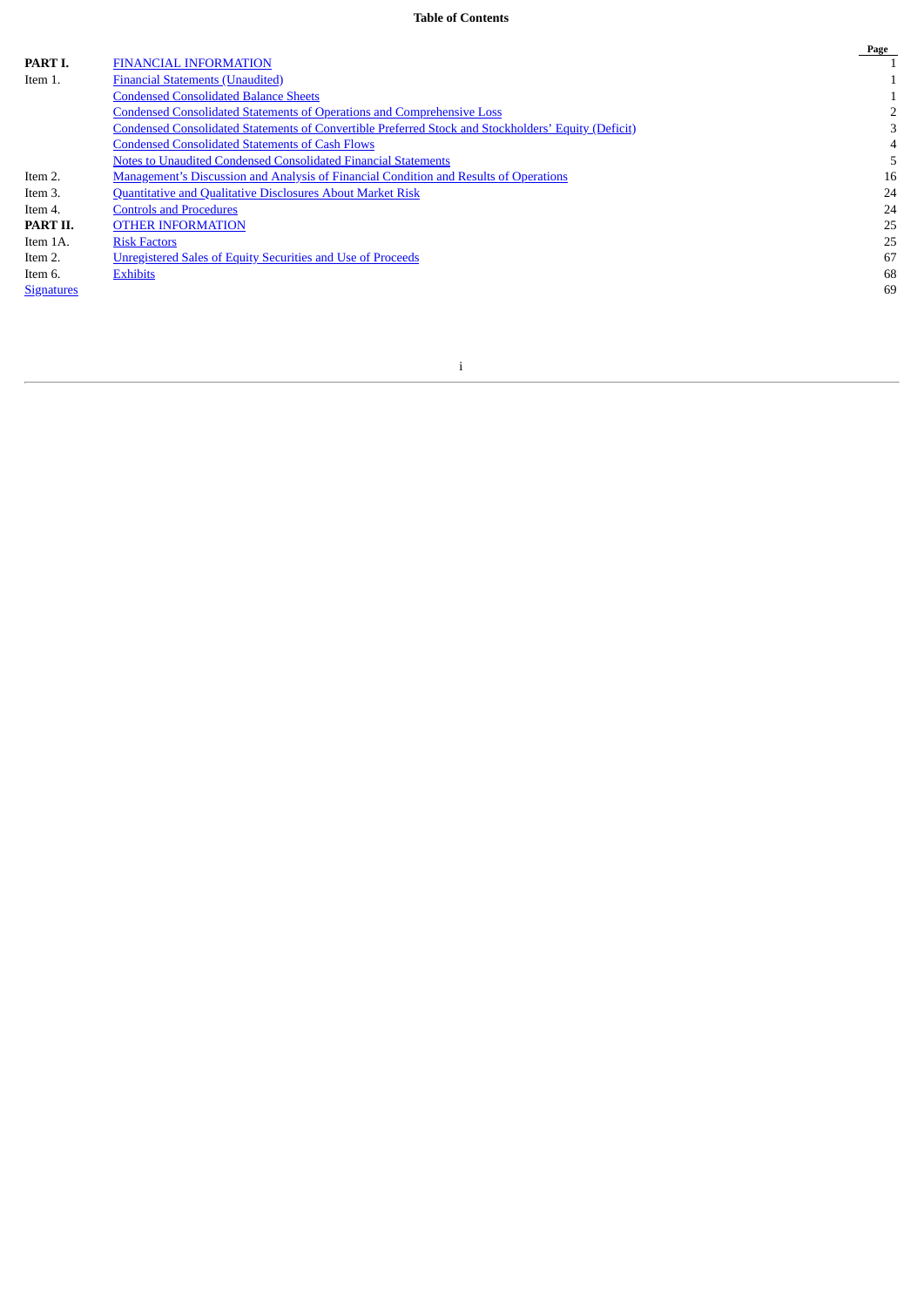# Table of Contents

| | | Page |
|---|---|---|
| **PART I.** | FINANCIAL INFORMATION | 1 |
| Item 1. | Financial Statements (Unaudited) | 1 |
| | Condensed Consolidated Balance Sheets | 1 |
| | Condensed Consolidated Statements of Operations and Comprehensive Loss | 2 |
| | Condensed Consolidated Statements of Convertible Preferred Stock and Stockholders' Equity (Deficit) | 3 |
| | Condensed Consolidated Statements of Cash Flows | 4 |
| | Notes to Unaudited Condensed Consolidated Financial Statements | 5 |
| Item 2. | Management's Discussion and Analysis of Financial Condition and Results of Operations | 16 |
| Item 3. | Quantitative and Qualitative Disclosures About Market Risk | 24 |
| Item 4. | Controls and Procedures | 24 |
| **PART II.** | OTHER INFORMATION | 25 |
| Item 1A. | Risk Factors | 25 |
| Item 2. | Unregistered Sales of Equity Securities and Use of Proceeds | 67 |
| Item 6. | Exhibits | 68 |
| Signatures | | 69 |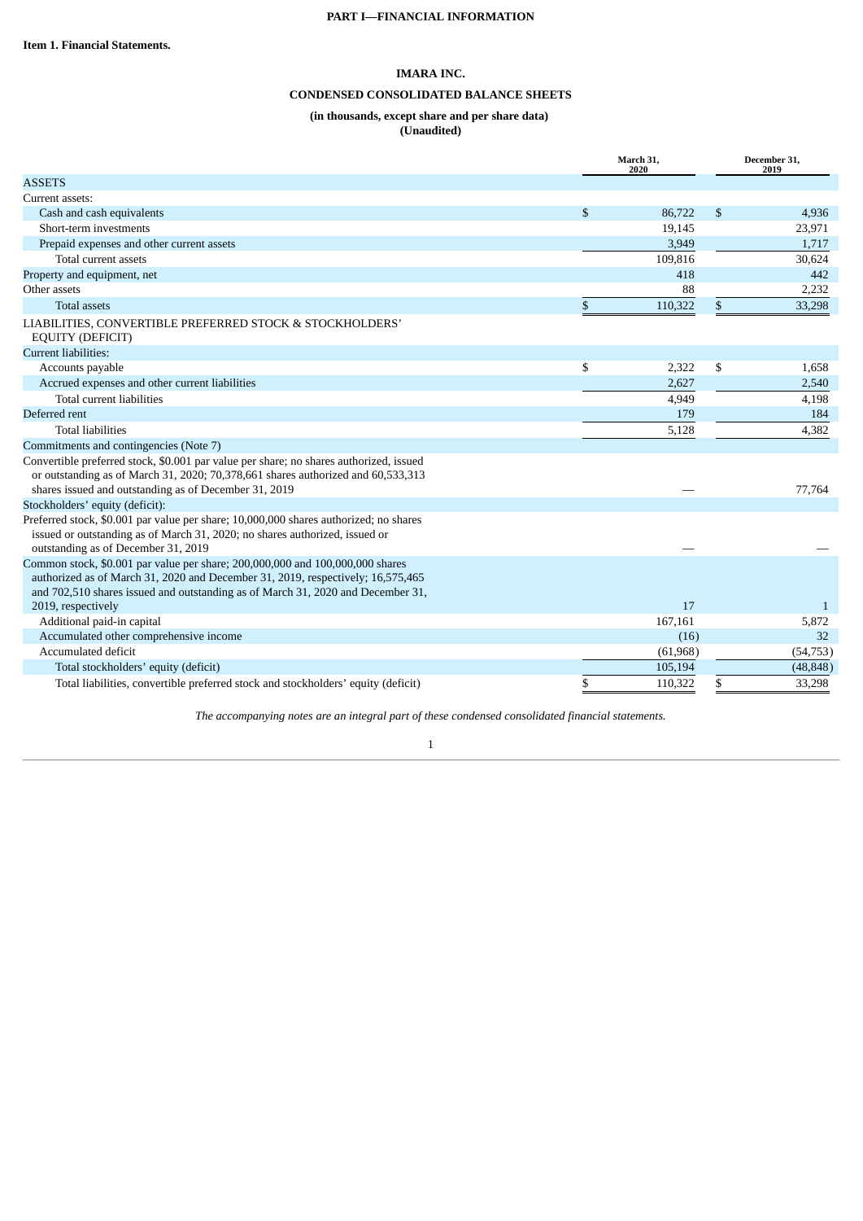**PART I—FINANCIAL INFORMATION**

**Item 1. Financial Statements.**

**IMARA INC.**

**CONDENSED CONSOLIDATED BALANCE SHEETS**

**(in thousands, except share and per share data)**
**(Unaudited)**

| | March 31, 2020 | December 31, 2019 |
|---|---|---|
| ASSETS | | |
| Current assets: | | |
| Cash and cash equivalents | $ 86,722 | $ 4,936 |
| Short-term investments | 19,145 | 23,971 |
| Prepaid expenses and other current assets | 3,949 | 1,717 |
| Total current assets | 109,816 | 30,624 |
| Property and equipment, net | 418 | 442 |
| Other assets | 88 | 2,232 |
| Total assets | $ 110,322 | $ 33,298 |
| LIABILITIES, CONVERTIBLE PREFERRED STOCK & STOCKHOLDERS' EQUITY (DEFICIT) | | |
| Current liabilities: | | |
| Accounts payable | $ 2,322 | $ 1,658 |
| Accrued expenses and other current liabilities | 2,627 | 2,540 |
| Total current liabilities | 4,949 | 4,198 |
| Deferred rent | 179 | 184 |
| Total liabilities | 5,128 | 4,382 |
| Commitments and contingencies (Note 7) | | |
| Convertible preferred stock, $0.001 par value per share; no shares authorized, issued or outstanding as of March 31, 2020; 70,378,661 shares authorized and 60,533,313 shares issued and outstanding as of December 31, 2019 | — | 77,764 |
| Stockholders' equity (deficit): | | |
| Preferred stock, $0.001 par value per share; 10,000,000 shares authorized; no shares issued or outstanding as of March 31, 2020; no shares authorized, issued or outstanding as of December 31, 2019 | — | — |
| Common stock, $0.001 par value per share; 200,000,000 and 100,000,000 shares authorized as of March 31, 2020 and December 31, 2019, respectively; 16,575,465 and 702,510 shares issued and outstanding as of March 31, 2020 and December 31, 2019, respectively | 17 | 1 |
| Additional paid-in capital | 167,161 | 5,872 |
| Accumulated other comprehensive income | (16) | 32 |
| Accumulated deficit | (61,968) | (54,753) |
| Total stockholders' equity (deficit) | 105,194 | (48,848) |
| Total liabilities, convertible preferred stock and stockholders' equity (deficit) | $ 110,322 | $ 33,298 |

*The accompanying notes are an integral part of these condensed consolidated financial statements.*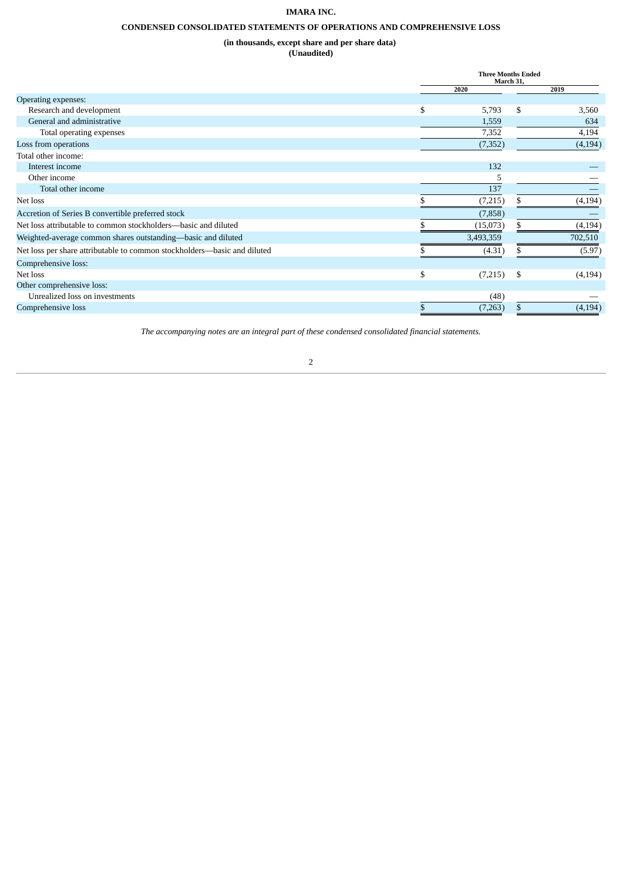**IMARA INC.**

**CONDENSED CONSOLIDATED STATEMENTS OF OPERATIONS AND COMPREHENSIVE LOSS**

**(in thousands, except share and per share data)**
**(Unaudited)**

| | Three Months Ended March 31, | |
|---|---|---|
| | 2020 | 2019 |
| Operating expenses: | | |
| Research and development | $ 5,793 | $ 3,560 |
| General and administrative | 1,559 | 634 |
| Total operating expenses | 7,352 | 4,194 |
| Loss from operations | (7,352) | (4,194) |
| Total other income: | | |
| Interest income | 132 | — |
| Other income | 5 | — |
| Total other income | 137 | — |
| Net loss | $ (7,215) | $ (4,194) |
| Accretion of Series B convertible preferred stock | (7,858) | — |
| Net loss attributable to common stockholders—basic and diluted | $ (15,073) | $ (4,194) |
| Weighted-average common shares outstanding—basic and diluted | 3,493,359 | 702,510 |
| Net loss per share attributable to common stockholders—basic and diluted | $ (4.31) | $ (5.97) |
| Comprehensive loss: | | |
| Net loss | $ (7,215) | $ (4,194) |
| Other comprehensive loss: | | |
| Unrealized loss on investments | (48) | — |
| Comprehensive loss | $ (7,263) | $ (4,194) |

*The accompanying notes are an integral part of these condensed consolidated financial statements.*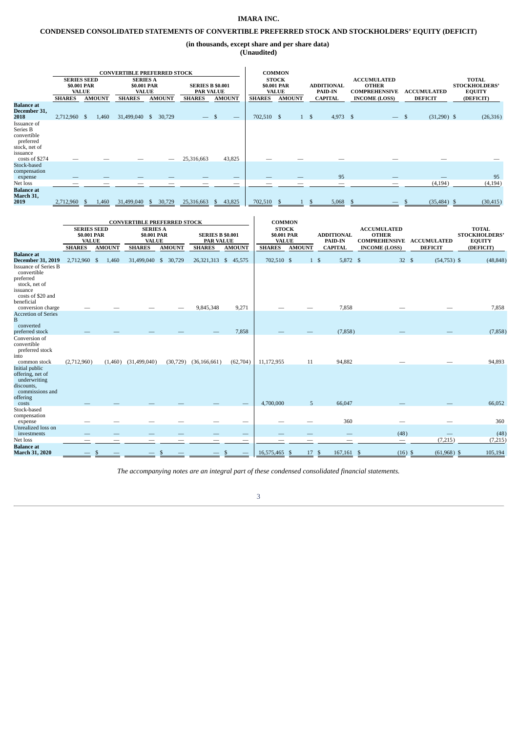# IMARA INC.

## CONDENSED CONSOLIDATED STATEMENTS OF CONVERTIBLE PREFERRED STOCK AND STOCKHOLDERS' EQUITY (DEFICIT)

### (in thousands, except share and per share data)
### (Unaudited)

| | CONVERTIBLE PREFERRED STOCK | | | | | | COMMON STOCK $0.001 PAR VALUE | | ADDITIONAL PAID-IN CAPITAL | ACCUMULATED OTHER COMPREHENSIVE INCOME (LOSS) | ACCUMULATED DEFICIT | TOTAL STOCKHOLDERS' EQUITY (DEFICIT) |
|---|---|---|---|---|---|---|---|---|---|---|---|---|
| | SERIES SEED $0.001 PAR VALUE | | SERIES A $0.001 PAR VALUE | | SERIES B $0.001 PAR VALUE | | | | | | | |
| | SHARES | AMOUNT | SHARES | AMOUNT | SHARES | AMOUNT | SHARES | AMOUNT | | | | |
| **Balance at December 31, 2018** | 2,712,960 | $ 1,460 | 31,499,040 | $ 30,729 | — | $ — | 702,510 | $ 1 | $ 4,973 | $ — | $ (31,290) | $ (26,316) |
| Issuance of Series B convertible preferred stock, net of issuance costs of $274 | — | — | — | — | 25,316,663 | 43,825 | — | — | — | — | — | — |
| Stock-based compensation expense | — | — | — | — | — | — | — | — | 95 | — | — | 95 |
| Net loss | — | — | — | — | — | — | — | — | — | — | (4,194) | (4,194) |
| **Balance at March 31, 2019** | 2,712,960 | $ 1,460 | 31,499,040 | $ 30,729 | 25,316,663 | $ 43,825 | 702,510 | $ 1 | $ 5,068 | $ — | $ (35,484) | $ (30,415) |

| | CONVERTIBLE PREFERRED STOCK | | | | | | COMMON STOCK $0.001 PAR VALUE | | ADDITIONAL PAID-IN CAPITAL | ACCUMULATED OTHER COMPREHENSIVE INCOME (LOSS) | ACCUMULATED DEFICIT | TOTAL STOCKHOLDERS' EQUITY (DEFICIT) |
|---|---|---|---|---|---|---|---|---|---|---|---|---|
| | SERIES SEED $0.001 PAR VALUE | | SERIES A $0.001 PAR VALUE | | SERIES B $0.001 PAR VALUE | | | | | | | |
| | SHARES | AMOUNT | SHARES | AMOUNT | SHARES | AMOUNT | SHARES | AMOUNT | | | | |
| **Balance at December 31, 2019** | 2,712,960 | $ 1,460 | 31,499,040 | $ 30,729 | 26,321,313 | $ 45,575 | 702,510 | $ 1 | $ 5,872 | $ 32 | $ (54,753) | $ (48,848) |
| Issuance of Series B convertible preferred stock, net of issuance costs of $20 and beneficial conversion charge | — | — | — | — | 9,845,348 | 9,271 | — | — | 7,858 | — | — | 7,858 |
| Accretion of Series B converted preferred stock | — | — | — | — | — | 7,858 | — | — | (7,858) | — | — | (7,858) |
| Conversion of convertible preferred stock into common stock | (2,712,960) | (1,460) | (31,499,040) | (30,729) | (36,166,661) | (62,704) | 11,172,955 | 11 | 94,882 | — | — | 94,893 |
| Initial public offering, net of underwriting discounts, commissions and offering costs | — | — | — | — | — | — | 4,700,000 | 5 | 66,047 | — | — | 66,052 |
| Stock-based compensation expense | — | — | — | — | — | — | — | — | 360 | — | — | 360 |
| Unrealized loss on investments | — | — | — | — | — | — | — | — | — | (48) | — | (48) |
| Net loss | — | — | — | — | — | — | — | — | — | — | (7,215) | (7,215) |
| **Balance at March 31, 2020** | — | $ — | — | $ — | — | $ — | 16,575,465 | $ 17 | $ 167,161 | $ (16) | $ (61,968) | $ 105,194 |

*The accompanying notes are an integral part of these condensed consolidated financial statements.*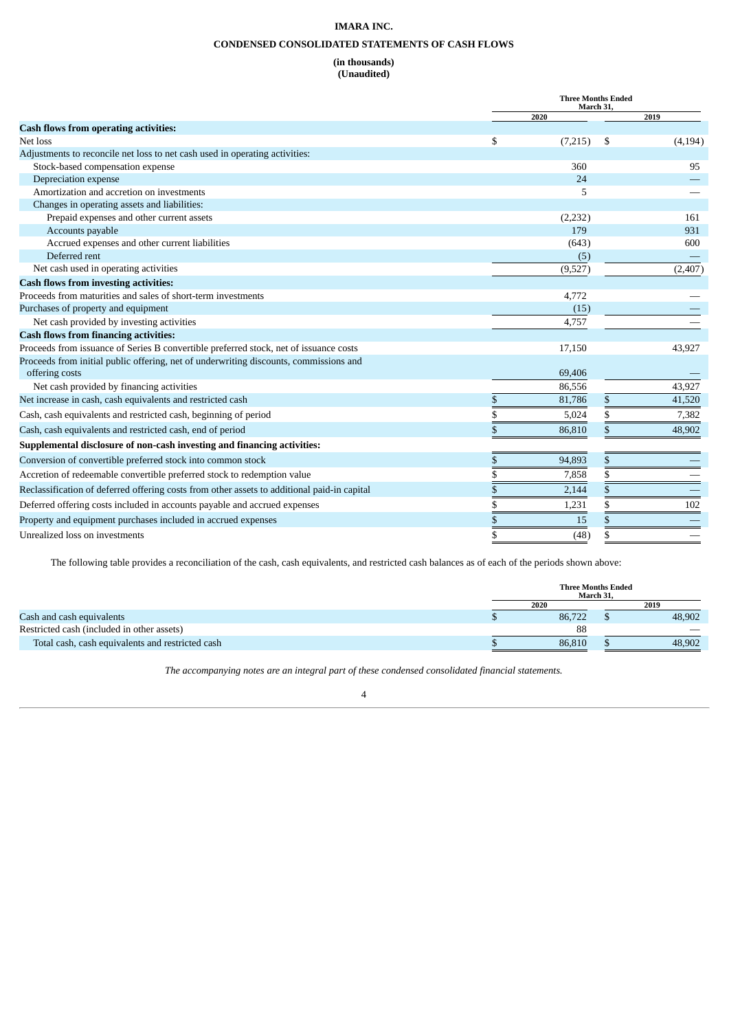**IMARA INC.**

**CONDENSED CONSOLIDATED STATEMENTS OF CASH FLOWS**

**(in thousands)**
**(Unaudited)**

| | Three Months Ended March 31, | |
|---|---|---|
| | 2020 | 2019 |
| **Cash flows from operating activities:** | | |
| Net loss | $ (7,215) | $ (4,194) |
| Adjustments to reconcile net loss to net cash used in operating activities: | | |
| Stock-based compensation expense | 360 | 95 |
| Depreciation expense | 24 | — |
| Amortization and accretion on investments | 5 | — |
| Changes in operating assets and liabilities: | | |
| Prepaid expenses and other current assets | (2,232) | 161 |
| Accounts payable | 179 | 931 |
| Accrued expenses and other current liabilities | (643) | 600 |
| Deferred rent | (5) | — |
| Net cash used in operating activities | (9,527) | (2,407) |
| **Cash flows from investing activities:** | | |
| Proceeds from maturities and sales of short-term investments | 4,772 | — |
| Purchases of property and equipment | (15) | — |
| Net cash provided by investing activities | 4,757 | — |
| **Cash flows from financing activities:** | | |
| Proceeds from issuance of Series B convertible preferred stock, net of issuance costs | 17,150 | 43,927 |
| Proceeds from initial public offering, net of underwriting discounts, commissions and offering costs | 69,406 | — |
| Net cash provided by financing activities | 86,556 | 43,927 |
| Net increase in cash, cash equivalents and restricted cash | $ 81,786 | $ 41,520 |
| Cash, cash equivalents and restricted cash, beginning of period | $ 5,024 | $ 7,382 |
| Cash, cash equivalents and restricted cash, end of period | $ 86,810 | $ 48,902 |
| **Supplemental disclosure of non-cash investing and financing activities:** | | |
| Conversion of convertible preferred stock into common stock | $ 94,893 | $ — |
| Accretion of redeemable convertible preferred stock to redemption value | $ 7,858 | $ — |
| Reclassification of deferred offering costs from other assets to additional paid-in capital | $ 2,144 | $ — |
| Deferred offering costs included in accounts payable and accrued expenses | $ 1,231 | $ 102 |
| Property and equipment purchases included in accrued expenses | $ 15 | $ — |
| Unrealized loss on investments | $ (48) | $ — |

The following table provides a reconciliation of the cash, cash equivalents, and restricted cash balances as of each of the periods shown above:

| | Three Months Ended March 31, | |
|---|---|---|
| | 2020 | 2019 |
| Cash and cash equivalents | $ 86,722 | $ 48,902 |
| Restricted cash (included in other assets) | 88 | — |
| Total cash, cash equivalents and restricted cash | $ 86,810 | $ 48,902 |

*The accompanying notes are an integral part of these condensed consolidated financial statements.*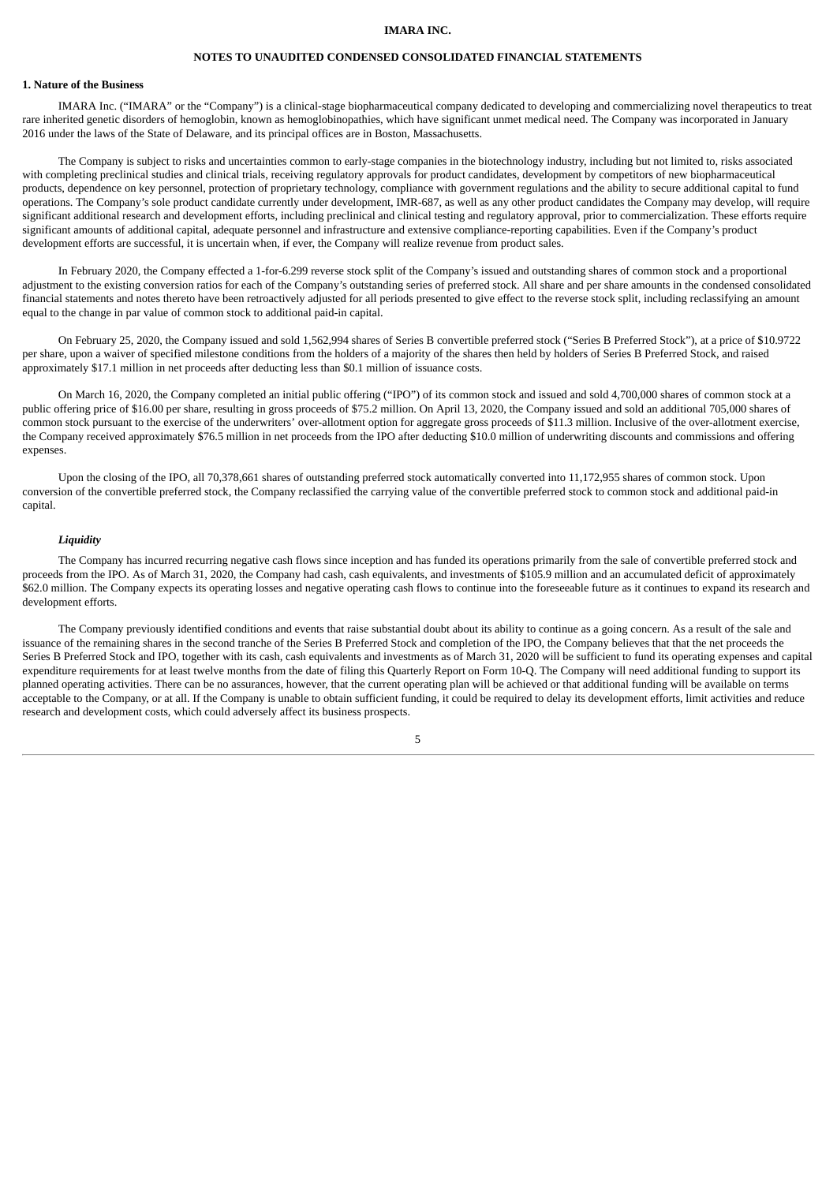**IMARA INC.**

**NOTES TO UNAUDITED CONDENSED CONSOLIDATED FINANCIAL STATEMENTS**

**1. Nature of the Business**

IMARA Inc. ("IMARA" or the "Company") is a clinical-stage biopharmaceutical company dedicated to developing and commercializing novel therapeutics to treat rare inherited genetic disorders of hemoglobin, known as hemoglobinopathies, which have significant unmet medical need. The Company was incorporated in January 2016 under the laws of the State of Delaware, and its principal offices are in Boston, Massachusetts.

The Company is subject to risks and uncertainties common to early-stage companies in the biotechnology industry, including but not limited to, risks associated with completing preclinical studies and clinical trials, receiving regulatory approvals for product candidates, development by competitors of new biopharmaceutical products, dependence on key personnel, protection of proprietary technology, compliance with government regulations and the ability to secure additional capital to fund operations. The Company's sole product candidate currently under development, IMR-687, as well as any other product candidates the Company may develop, will require significant additional research and development efforts, including preclinical and clinical testing and regulatory approval, prior to commercialization. These efforts require significant amounts of additional capital, adequate personnel and infrastructure and extensive compliance-reporting capabilities. Even if the Company's product development efforts are successful, it is uncertain when, if ever, the Company will realize revenue from product sales.

In February 2020, the Company effected a 1-for-6.299 reverse stock split of the Company's issued and outstanding shares of common stock and a proportional adjustment to the existing conversion ratios for each of the Company's outstanding series of preferred stock. All share and per share amounts in the condensed consolidated financial statements and notes thereto have been retroactively adjusted for all periods presented to give effect to the reverse stock split, including reclassifying an amount equal to the change in par value of common stock to additional paid-in capital.

On February 25, 2020, the Company issued and sold 1,562,994 shares of Series B convertible preferred stock ("Series B Preferred Stock"), at a price of $10.9722 per share, upon a waiver of specified milestone conditions from the holders of a majority of the shares then held by holders of Series B Preferred Stock, and raised approximately $17.1 million in net proceeds after deducting less than $0.1 million of issuance costs.

On March 16, 2020, the Company completed an initial public offering ("IPO") of its common stock and issued and sold 4,700,000 shares of common stock at a public offering price of $16.00 per share, resulting in gross proceeds of $75.2 million. On April 13, 2020, the Company issued and sold an additional 705,000 shares of common stock pursuant to the exercise of the underwriters' over-allotment option for aggregate gross proceeds of $11.3 million. Inclusive of the over-allotment exercise, the Company received approximately $76.5 million in net proceeds from the IPO after deducting $10.0 million of underwriting discounts and commissions and offering expenses.

Upon the closing of the IPO, all 70,378,661 shares of outstanding preferred stock automatically converted into 11,172,955 shares of common stock. Upon conversion of the convertible preferred stock, the Company reclassified the carrying value of the convertible preferred stock to common stock and additional paid-in capital.

***Liquidity***

The Company has incurred recurring negative cash flows since inception and has funded its operations primarily from the sale of convertible preferred stock and proceeds from the IPO. As of March 31, 2020, the Company had cash, cash equivalents, and investments of $105.9 million and an accumulated deficit of approximately $62.0 million. The Company expects its operating losses and negative operating cash flows to continue into the foreseeable future as it continues to expand its research and development efforts.

The Company previously identified conditions and events that raise substantial doubt about its ability to continue as a going concern. As a result of the sale and issuance of the remaining shares in the second tranche of the Series B Preferred Stock and completion of the IPO, the Company believes that that the net proceeds the Series B Preferred Stock and IPO, together with its cash, cash equivalents and investments as of March 31, 2020 will be sufficient to fund its operating expenses and capital expenditure requirements for at least twelve months from the date of filing this Quarterly Report on Form 10-Q. The Company will need additional funding to support its planned operating activities. There can be no assurances, however, that the current operating plan will be achieved or that additional funding will be available on terms acceptable to the Company, or at all. If the Company is unable to obtain sufficient funding, it could be required to delay its development efforts, limit activities and reduce research and development costs, which could adversely affect its business prospects.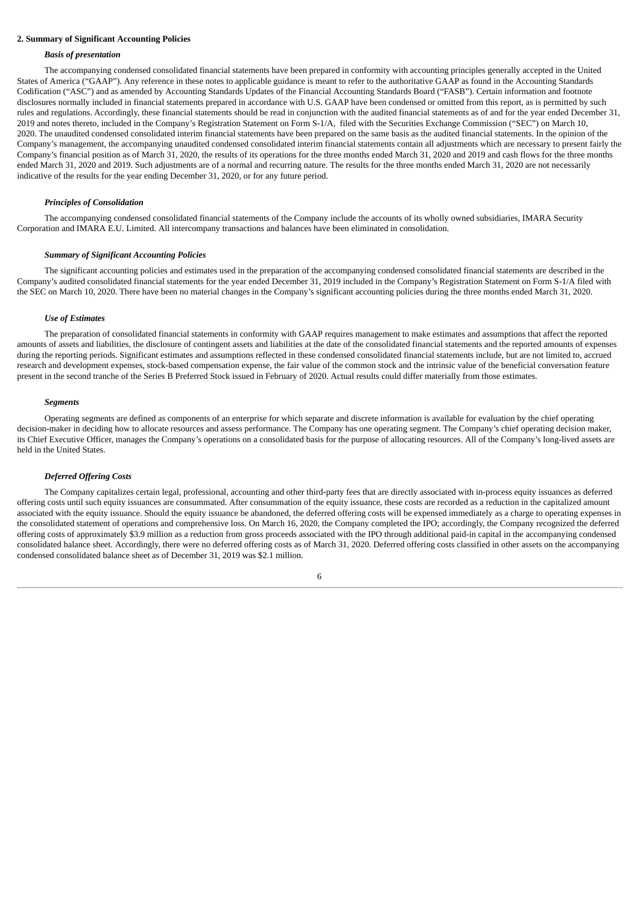**2. Summary of Significant Accounting Policies**

***Basis of presentation***

The accompanying condensed consolidated financial statements have been prepared in conformity with accounting principles generally accepted in the United States of America ("GAAP"). Any reference in these notes to applicable guidance is meant to refer to the authoritative GAAP as found in the Accounting Standards Codification ("ASC") and as amended by Accounting Standards Updates of the Financial Accounting Standards Board ("FASB"). Certain information and footnote disclosures normally included in financial statements prepared in accordance with U.S. GAAP have been condensed or omitted from this report, as is permitted by such rules and regulations. Accordingly, these financial statements should be read in conjunction with the audited financial statements as of and for the year ended December 31, 2019 and notes thereto, included in the Company's Registration Statement on Form S-1/A, filed with the Securities Exchange Commission ("SEC") on March 10, 2020. The unaudited condensed consolidated interim financial statements have been prepared on the same basis as the audited financial statements. In the opinion of the Company's management, the accompanying unaudited condensed consolidated interim financial statements contain all adjustments which are necessary to present fairly the Company's financial position as of March 31, 2020, the results of its operations for the three months ended March 31, 2020 and 2019 and cash flows for the three months ended March 31, 2020 and 2019. Such adjustments are of a normal and recurring nature. The results for the three months ended March 31, 2020 are not necessarily indicative of the results for the year ending December 31, 2020, or for any future period.

***Principles of Consolidation***

The accompanying condensed consolidated financial statements of the Company include the accounts of its wholly owned subsidiaries, IMARA Security Corporation and IMARA E.U. Limited. All intercompany transactions and balances have been eliminated in consolidation.

***Summary of Significant Accounting Policies***

The significant accounting policies and estimates used in the preparation of the accompanying condensed consolidated financial statements are described in the Company's audited consolidated financial statements for the year ended December 31, 2019 included in the Company's Registration Statement on Form S-1/A filed with the SEC on March 10, 2020. There have been no material changes in the Company's significant accounting policies during the three months ended March 31, 2020.

***Use of Estimates***

The preparation of consolidated financial statements in conformity with GAAP requires management to make estimates and assumptions that affect the reported amounts of assets and liabilities, the disclosure of contingent assets and liabilities at the date of the consolidated financial statements and the reported amounts of expenses during the reporting periods. Significant estimates and assumptions reflected in these condensed consolidated financial statements include, but are not limited to, accrued research and development expenses, stock-based compensation expense, the fair value of the common stock and the intrinsic value of the beneficial conversation feature present in the second tranche of the Series B Preferred Stock issued in February of 2020. Actual results could differ materially from those estimates.

***Segments***

Operating segments are defined as components of an enterprise for which separate and discrete information is available for evaluation by the chief operating decision-maker in deciding how to allocate resources and assess performance. The Company has one operating segment. The Company's chief operating decision maker, its Chief Executive Officer, manages the Company's operations on a consolidated basis for the purpose of allocating resources. All of the Company's long-lived assets are held in the United States.

***Deferred Offering Costs***

The Company capitalizes certain legal, professional, accounting and other third-party fees that are directly associated with in-process equity issuances as deferred offering costs until such equity issuances are consummated. After consummation of the equity issuance, these costs are recorded as a reduction in the capitalized amount associated with the equity issuance. Should the equity issuance be abandoned, the deferred offering costs will be expensed immediately as a charge to operating expenses in the consolidated statement of operations and comprehensive loss. On March 16, 2020, the Company completed the IPO; accordingly, the Company recognized the deferred offering costs of approximately \$3.9 million as a reduction from gross proceeds associated with the IPO through additional paid-in capital in the accompanying condensed consolidated balance sheet. Accordingly, there were no deferred offering costs as of March 31, 2020. Deferred offering costs classified in other assets on the accompanying condensed consolidated balance sheet as of December 31, 2019 was \$2.1 million.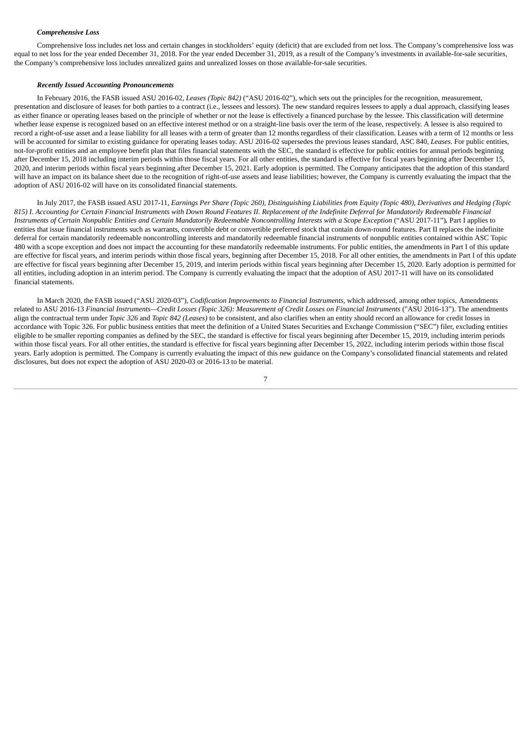***Comprehensive Loss***

Comprehensive loss includes net loss and certain changes in stockholders' equity (deficit) that are excluded from net loss. The Company's comprehensive loss was equal to net loss for the year ended December 31, 2018. For the year ended December 31, 2019, as a result of the Company's investments in available-for-sale securities, the Company's comprehensive loss includes unrealized gains and unrealized losses on those available-for-sale securities.

***Recently Issued Accounting Pronouncements***

In February 2016, the FASB issued ASU 2016-02, *Leases (Topic 842)* ("ASU 2016-02"), which sets out the principles for the recognition, measurement, presentation and disclosure of leases for both parties to a contract (i.e., lessees and lessors). The new standard requires lessees to apply a dual approach, classifying leases as either finance or operating leases based on the principle of whether or not the lease is effectively a financed purchase by the lessee. This classification will determine whether lease expense is recognized based on an effective interest method or on a straight-line basis over the term of the lease, respectively. A lessee is also required to record a right-of-use asset and a lease liability for all leases with a term of greater than 12 months regardless of their classification. Leases with a term of 12 months or less will be accounted for similar to existing guidance for operating leases today. ASU 2016-02 supersedes the previous leases standard, ASC 840, *Leases*. For public entities, not-for-profit entities and an employee benefit plan that files financial statements with the SEC, the standard is effective for public entities for annual periods beginning after December 15, 2018 including interim periods within those fiscal years. For all other entities, the standard is effective for fiscal years beginning after December 15, 2020, and interim periods within fiscal years beginning after December 15, 2021. Early adoption is permitted. The Company anticipates that the adoption of this standard will have an impact on its balance sheet due to the recognition of right-of-use assets and lease liabilities; however, the Company is currently evaluating the impact that the adoption of ASU 2016-02 will have on its consolidated financial statements.

In July 2017, the FASB issued ASU 2017-11, *Earnings Per Share (Topic 260), Distinguishing Liabilities from Equity (Topic 480), Derivatives and Hedging (Topic 815) I. Accounting for Certain Financial Instruments with Down Round Features II. Replacement of the Indefinite Deferral for Mandatorily Redeemable Financial Instruments of Certain Nonpublic Entities and Certain Mandatorily Redeemable Noncontrolling Interests with a Scope Exception* ("ASU 2017-11")**.** Part I applies to entities that issue financial instruments such as warrants, convertible debt or convertible preferred stock that contain down-round features. Part II replaces the indefinite deferral for certain mandatorily redeemable noncontrolling interests and mandatorily redeemable financial instruments of nonpublic entities contained within ASC Topic 480 with a scope exception and does not impact the accounting for these mandatorily redeemable instruments. For public entities, the amendments in Part I of this update are effective for fiscal years, and interim periods within those fiscal years, beginning after December 15, 2018. For all other entities, the amendments in Part I of this update are effective for fiscal years beginning after December 15, 2019, and interim periods within fiscal years beginning after December 15, 2020. Early adoption is permitted for all entities, including adoption in an interim period. The Company is currently evaluating the impact that the adoption of ASU 2017-11 will have on its consolidated financial statements.

In March 2020, the FASB issued ("ASU 2020-03"), *Codification Improvements to Financial Instruments*, which addressed, among other topics, Amendments related to ASU 2016-13 *Financial Instruments—Credit Losses (Topic 326): Measurement of Credit Losses on Financial Instruments* ("ASU 2016-13"). The amendments align the contractual term under *Topic 326* and *Topic 842 (Leases)* to be consistent, and also clarifies when an entity should record an allowance for credit losses in accordance with Topic 326. For public business entities that meet the definition of a United States Securities and Exchange Commission ("SEC") filer, excluding entities eligible to be smaller reporting companies as defined by the SEC, the standard is effective for fiscal years beginning after December 15, 2019, including interim periods within those fiscal years. For all other entities, the standard is effective for fiscal years beginning after December 15, 2022, including interim periods within those fiscal years. Early adoption is permitted. The Company is currently evaluating the impact of this new guidance on the Company's consolidated financial statements and related disclosures, but does not expect the adoption of ASU 2020-03 or 2016-13 to be material.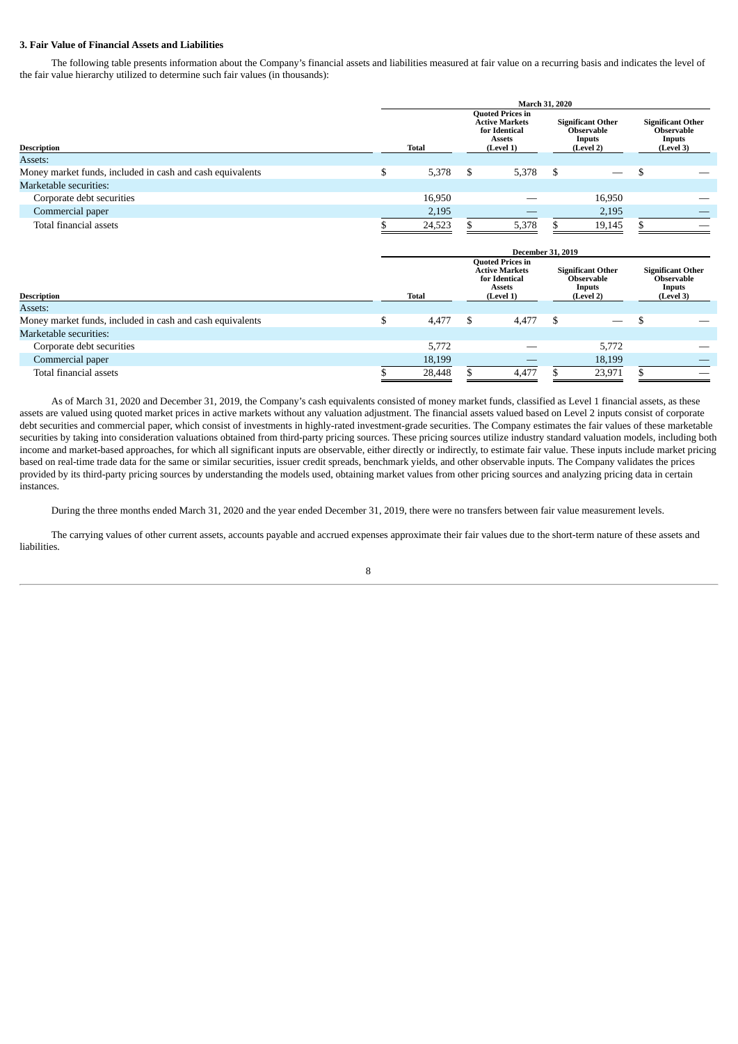### 3. Fair Value of Financial Assets and Liabilities

The following table presents information about the Company's financial assets and liabilities measured at fair value on a recurring basis and indicates the level of the fair value hierarchy utilized to determine such fair values (in thousands):

| | March 31, 2020 | | | |
|---|---|---|---|---|
| **Description** | **Total** | **Quoted Prices in Active Markets for Identical Assets (Level 1)** | **Significant Other Observable Inputs (Level 2)** | **Significant Other Observable Inputs (Level 3)** |
| Assets: | | | | |
| Money market funds, included in cash and cash equivalents | $ 5,378 | $ 5,378 | $ — | $ — |
| Marketable securities: | | | | |
| Corporate debt securities | 16,950 | — | 16,950 | — |
| Commercial paper | 2,195 | — | 2,195 | — |
| Total financial assets | $ 24,523 | $ 5,378 | $ 19,145 | $ — |

| | December 31, 2019 | | | |
|---|---|---|---|---|
| **Description** | **Total** | **Quoted Prices in Active Markets for Identical Assets (Level 1)** | **Significant Other Observable Inputs (Level 2)** | **Significant Other Observable Inputs (Level 3)** |
| Assets: | | | | |
| Money market funds, included in cash and cash equivalents | $ 4,477 | $ 4,477 | $ — | $ — |
| Marketable securities: | | | | |
| Corporate debt securities | 5,772 | — | 5,772 | — |
| Commercial paper | 18,199 | — | 18,199 | — |
| Total financial assets | $ 28,448 | $ 4,477 | $ 23,971 | $ — |

As of March 31, 2020 and December 31, 2019, the Company's cash equivalents consisted of money market funds, classified as Level 1 financial assets, as these assets are valued using quoted market prices in active markets without any valuation adjustment. The financial assets valued based on Level 2 inputs consist of corporate debt securities and commercial paper, which consist of investments in highly-rated investment-grade securities. The Company estimates the fair values of these marketable securities by taking into consideration valuations obtained from third-party pricing sources. These pricing sources utilize industry standard valuation models, including both income and market-based approaches, for which all significant inputs are observable, either directly or indirectly, to estimate fair value. These inputs include market pricing based on real-time trade data for the same or similar securities, issuer credit spreads, benchmark yields, and other observable inputs. The Company validates the prices provided by its third-party pricing sources by understanding the models used, obtaining market values from other pricing sources and analyzing pricing data in certain instances.

During the three months ended March 31, 2020 and the year ended December 31, 2019, there were no transfers between fair value measurement levels.

The carrying values of other current assets, accounts payable and accrued expenses approximate their fair values due to the short-term nature of these assets and liabilities.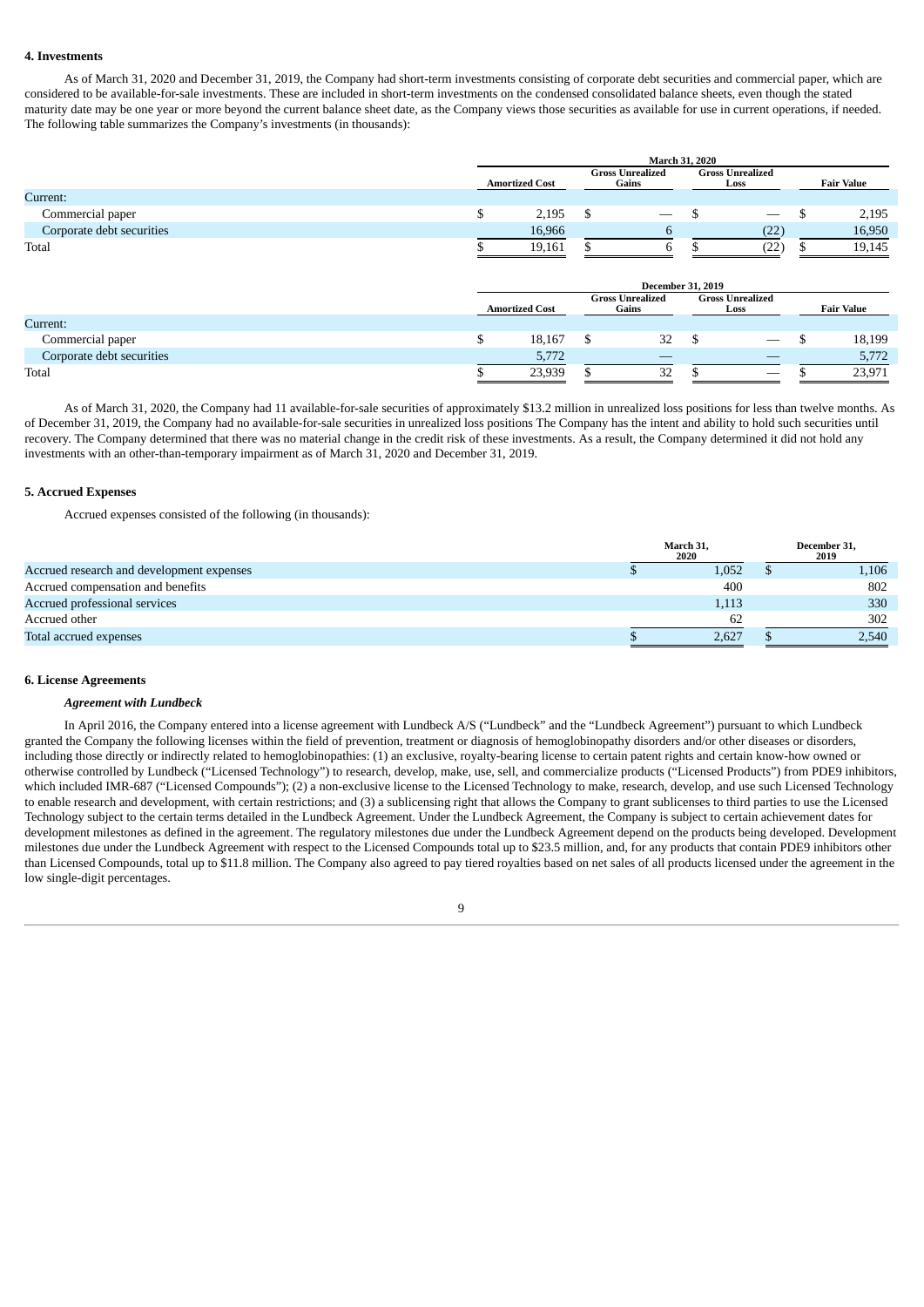### 4. Investments

As of March 31, 2020 and December 31, 2019, the Company had short-term investments consisting of corporate debt securities and commercial paper, which are considered to be available-for-sale investments. These are included in short-term investments on the condensed consolidated balance sheets, even though the stated maturity date may be one year or more beyond the current balance sheet date, as the Company views those securities as available for use in current operations, if needed. The following table summarizes the Company's investments (in thousands):

| | March 31, 2020 | | | |
|---|---|---|---|---|
| | Amortized Cost | Gross Unrealized Gains | Gross Unrealized Loss | Fair Value |
| Current: | | | | |
| Commercial paper | $ 2,195 | $ — | $ — | $ 2,195 |
| Corporate debt securities | 16,966 | 6 | (22) | 16,950 |
| Total | $ 19,161 | $ 6 | $ (22) | $ 19,145 |

| | December 31, 2019 | | | |
|---|---|---|---|---|
| | Amortized Cost | Gross Unrealized Gains | Gross Unrealized Loss | Fair Value |
| Current: | | | | |
| Commercial paper | $ 18,167 | $ 32 | $ — | $ 18,199 |
| Corporate debt securities | 5,772 | — | — | 5,772 |
| Total | $ 23,939 | $ 32 | $ — | $ 23,971 |

As of March 31, 2020, the Company had 11 available-for-sale securities of approximately $13.2 million in unrealized loss positions for less than twelve months. As of December 31, 2019, the Company had no available-for-sale securities in unrealized loss positions The Company has the intent and ability to hold such securities until recovery. The Company determined that there was no material change in the credit risk of these investments. As a result, the Company determined it did not hold any investments with an other-than-temporary impairment as of March 31, 2020 and December 31, 2019.

### 5. Accrued Expenses

Accrued expenses consisted of the following (in thousands):

| | March 31, 2020 | December 31, 2019 |
|---|---|---|
| Accrued research and development expenses | $ 1,052 | $ 1,106 |
| Accrued compensation and benefits | 400 | 802 |
| Accrued professional services | 1,113 | 330 |
| Accrued other | 62 | 302 |
| Total accrued expenses | $ 2,627 | $ 2,540 |

### 6. License Agreements

***Agreement with Lundbeck***

In April 2016, the Company entered into a license agreement with Lundbeck A/S ("Lundbeck" and the "Lundbeck Agreement") pursuant to which Lundbeck granted the Company the following licenses within the field of prevention, treatment or diagnosis of hemoglobinopathy disorders and/or other diseases or disorders, including those directly or indirectly related to hemoglobinopathies: (1) an exclusive, royalty-bearing license to certain patent rights and certain know-how owned or otherwise controlled by Lundbeck ("Licensed Technology") to research, develop, make, use, sell, and commercialize products ("Licensed Products") from PDE9 inhibitors, which included IMR-687 ("Licensed Compounds"); (2) a non-exclusive license to the Licensed Technology to make, research, develop, and use such Licensed Technology to enable research and development, with certain restrictions; and (3) a sublicensing right that allows the Company to grant sublicenses to third parties to use the Licensed Technology subject to the certain terms detailed in the Lundbeck Agreement. Under the Lundbeck Agreement, the Company is subject to certain achievement dates for development milestones as defined in the agreement. The regulatory milestones due under the Lundbeck Agreement depend on the products being developed. Development milestones due under the Lundbeck Agreement with respect to the Licensed Compounds total up to $23.5 million, and, for any products that contain PDE9 inhibitors other than Licensed Compounds, total up to $11.8 million. The Company also agreed to pay tiered royalties based on net sales of all products licensed under the agreement in the low single-digit percentages.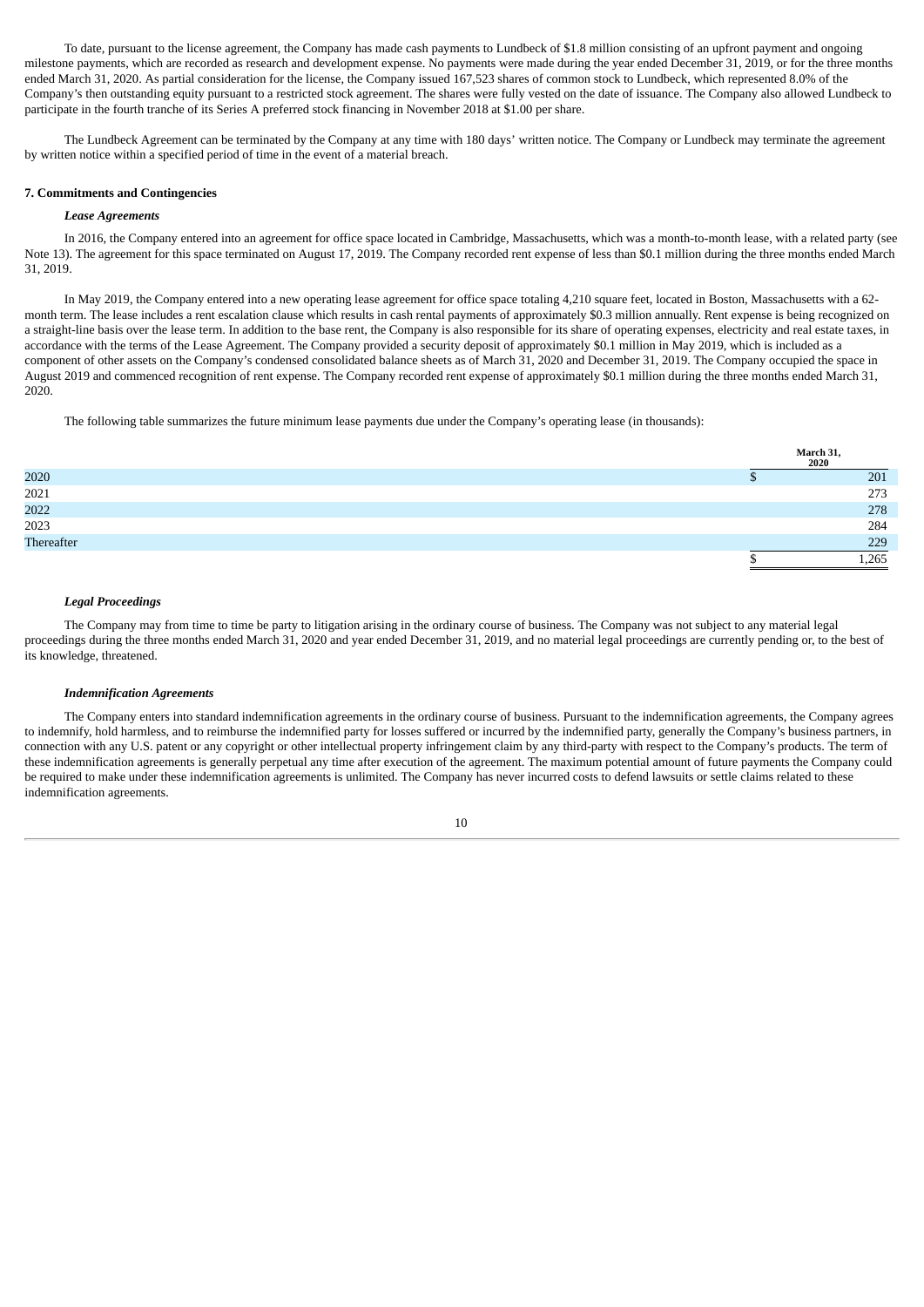To date, pursuant to the license agreement, the Company has made cash payments to Lundbeck of $1.8 million consisting of an upfront payment and ongoing milestone payments, which are recorded as research and development expense. No payments were made during the year ended December 31, 2019, or for the three months ended March 31, 2020. As partial consideration for the license, the Company issued 167,523 shares of common stock to Lundbeck, which represented 8.0% of the Company's then outstanding equity pursuant to a restricted stock agreement. The shares were fully vested on the date of issuance. The Company also allowed Lundbeck to participate in the fourth tranche of its Series A preferred stock financing in November 2018 at $1.00 per share.

The Lundbeck Agreement can be terminated by the Company at any time with 180 days' written notice. The Company or Lundbeck may terminate the agreement by written notice within a specified period of time in the event of a material breach.

## 7. Commitments and Contingencies

### *Lease Agreements*

In 2016, the Company entered into an agreement for office space located in Cambridge, Massachusetts, which was a month-to-month lease, with a related party (see Note 13). The agreement for this space terminated on August 17, 2019. The Company recorded rent expense of less than $0.1 million during the three months ended March 31, 2019.

In May 2019, the Company entered into a new operating lease agreement for office space totaling 4,210 square feet, located in Boston, Massachusetts with a 62-month term. The lease includes a rent escalation clause which results in cash rental payments of approximately $0.3 million annually. Rent expense is being recognized on a straight-line basis over the lease term. In addition to the base rent, the Company is also responsible for its share of operating expenses, electricity and real estate taxes, in accordance with the terms of the Lease Agreement. The Company provided a security deposit of approximately $0.1 million in May 2019, which is included as a component of other assets on the Company's condensed consolidated balance sheets as of March 31, 2020 and December 31, 2019. The Company occupied the space in August 2019 and commenced recognition of rent expense. The Company recorded rent expense of approximately $0.1 million during the three months ended March 31, 2020.

The following table summarizes the future minimum lease payments due under the Company's operating lease (in thousands):

| | March 31, 2020 |
|---|---|
| 2020 | $ 201 |
| 2021 | 273 |
| 2022 | 278 |
| 2023 | 284 |
| Thereafter | 229 |
| | $ 1,265 |

### *Legal Proceedings*

The Company may from time to time be party to litigation arising in the ordinary course of business. The Company was not subject to any material legal proceedings during the three months ended March 31, 2020 and year ended December 31, 2019, and no material legal proceedings are currently pending or, to the best of its knowledge, threatened.

### *Indemnification Agreements*

The Company enters into standard indemnification agreements in the ordinary course of business. Pursuant to the indemnification agreements, the Company agrees to indemnify, hold harmless, and to reimburse the indemnified party for losses suffered or incurred by the indemnified party, generally the Company's business partners, in connection with any U.S. patent or any copyright or other intellectual property infringement claim by any third-party with respect to the Company's products. The term of these indemnification agreements is generally perpetual any time after execution of the agreement. The maximum potential amount of future payments the Company could be required to make under these indemnification agreements is unlimited. The Company has never incurred costs to defend lawsuits or settle claims related to these indemnification agreements.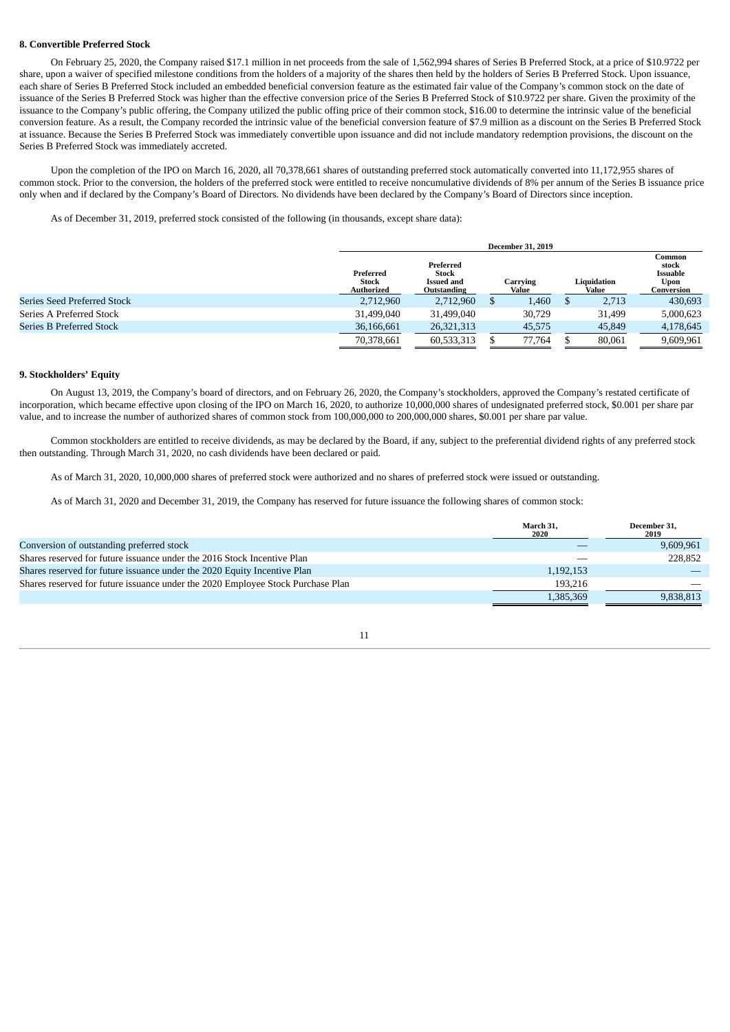### 8. Convertible Preferred Stock

On February 25, 2020, the Company raised $17.1 million in net proceeds from the sale of 1,562,994 shares of Series B Preferred Stock, at a price of $10.9722 per share, upon a waiver of specified milestone conditions from the holders of a majority of the shares then held by the holders of Series B Preferred Stock. Upon issuance, each share of Series B Preferred Stock included an embedded beneficial conversion feature as the estimated fair value of the Company's common stock on the date of issuance of the Series B Preferred Stock was higher than the effective conversion price of the Series B Preferred Stock of $10.9722 per share. Given the proximity of the issuance to the Company's public offering, the Company utilized the public offing price of their common stock, $16.00 to determine the intrinsic value of the beneficial conversion feature. As a result, the Company recorded the intrinsic value of the beneficial conversion feature of $7.9 million as a discount on the Series B Preferred Stock at issuance. Because the Series B Preferred Stock was immediately convertible upon issuance and did not include mandatory redemption provisions, the discount on the Series B Preferred Stock was immediately accreted.

Upon the completion of the IPO on March 16, 2020, all 70,378,661 shares of outstanding preferred stock automatically converted into 11,172,955 shares of common stock. Prior to the conversion, the holders of the preferred stock were entitled to receive noncumulative dividends of 8% per annum of the Series B issuance price only when and if declared by the Company's Board of Directors. No dividends have been declared by the Company's Board of Directors since inception.

As of December 31, 2019, preferred stock consisted of the following (in thousands, except share data):

| | December 31, 2019 | | | | |
|---|---|---|---|---|---|
| | Preferred Stock Authorized | Preferred Stock Issued and Outstanding | Carrying Value | Liquidation Value | Common stock Issuable Upon Conversion |
| Series Seed Preferred Stock | 2,712,960 | 2,712,960 | $ 1,460 | $ 2,713 | 430,693 |
| Series A Preferred Stock | 31,499,040 | 31,499,040 | 30,729 | 31,499 | 5,000,623 |
| Series B Preferred Stock | 36,166,661 | 26,321,313 | 45,575 | 45,849 | 4,178,645 |
| | 70,378,661 | 60,533,313 | $ 77,764 | $ 80,061 | 9,609,961 |

### 9. Stockholders' Equity

On August 13, 2019, the Company's board of directors, and on February 26, 2020, the Company's stockholders, approved the Company's restated certificate of incorporation, which became effective upon closing of the IPO on March 16, 2020, to authorize 10,000,000 shares of undesignated preferred stock, $0.001 per share par value, and to increase the number of authorized shares of common stock from 100,000,000 to 200,000,000 shares, $0.001 per share par value.

Common stockholders are entitled to receive dividends, as may be declared by the Board, if any, subject to the preferential dividend rights of any preferred stock then outstanding. Through March 31, 2020, no cash dividends have been declared or paid.

As of March 31, 2020, 10,000,000 shares of preferred stock were authorized and no shares of preferred stock were issued or outstanding.

As of March 31, 2020 and December 31, 2019, the Company has reserved for future issuance the following shares of common stock:

| | March 31, 2020 | December 31, 2019 |
|---|---|---|
| Conversion of outstanding preferred stock | — | 9,609,961 |
| Shares reserved for future issuance under the 2016 Stock Incentive Plan | — | 228,852 |
| Shares reserved for future issuance under the 2020 Equity Incentive Plan | 1,192,153 | — |
| Shares reserved for future issuance under the 2020 Employee Stock Purchase Plan | 193,216 | — |
| | 1,385,369 | 9,838,813 |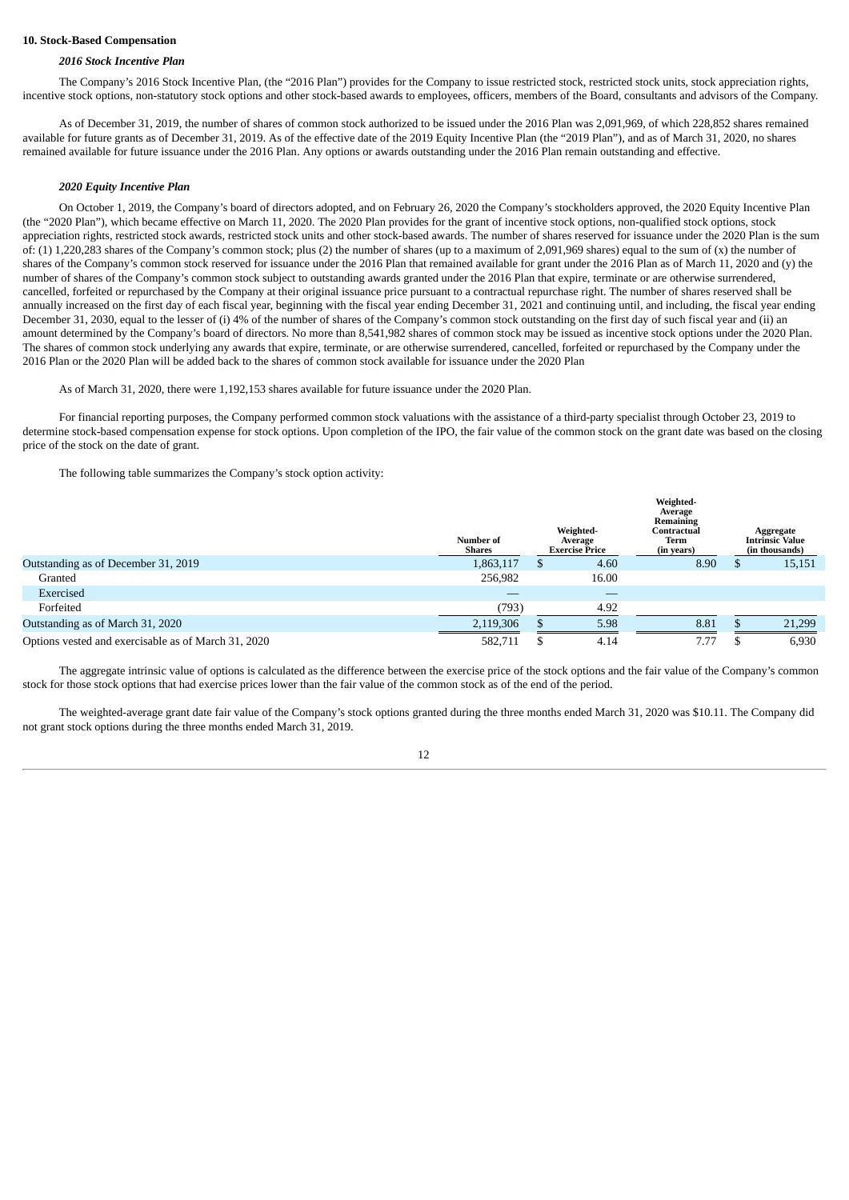## 10. Stock-Based Compensation

### *2016 Stock Incentive Plan*

The Company's 2016 Stock Incentive Plan, (the "2016 Plan") provides for the Company to issue restricted stock, restricted stock units, stock appreciation rights, incentive stock options, non-statutory stock options and other stock-based awards to employees, officers, members of the Board, consultants and advisors of the Company.

As of December 31, 2019, the number of shares of common stock authorized to be issued under the 2016 Plan was 2,091,969, of which 228,852 shares remained available for future grants as of December 31, 2019. As of the effective date of the 2019 Equity Incentive Plan (the "2019 Plan"), and as of March 31, 2020, no shares remained available for future issuance under the 2016 Plan. Any options or awards outstanding under the 2016 Plan remain outstanding and effective.

### *2020 Equity Incentive Plan*

On October 1, 2019, the Company's board of directors adopted, and on February 26, 2020 the Company's stockholders approved, the 2020 Equity Incentive Plan (the "2020 Plan"), which became effective on March 11, 2020. The 2020 Plan provides for the grant of incentive stock options, non-qualified stock options, stock appreciation rights, restricted stock awards, restricted stock units and other stock-based awards. The number of shares reserved for issuance under the 2020 Plan is the sum of: (1) 1,220,283 shares of the Company's common stock; plus (2) the number of shares (up to a maximum of 2,091,969 shares) equal to the sum of (x) the number of shares of the Company's common stock reserved for issuance under the 2016 Plan that remained available for grant under the 2016 Plan as of March 11, 2020 and (y) the number of shares of the Company's common stock subject to outstanding awards granted under the 2016 Plan that expire, terminate or are otherwise surrendered, cancelled, forfeited or repurchased by the Company at their original issuance price pursuant to a contractual repurchase right. The number of shares reserved shall be annually increased on the first day of each fiscal year, beginning with the fiscal year ending December 31, 2021 and continuing until, and including, the fiscal year ending December 31, 2030, equal to the lesser of (i) 4% of the number of shares of the Company's common stock outstanding on the first day of such fiscal year and (ii) an amount determined by the Company's board of directors. No more than 8,541,982 shares of common stock may be issued as incentive stock options under the 2020 Plan. The shares of common stock underlying any awards that expire, terminate, or are otherwise surrendered, cancelled, forfeited or repurchased by the Company under the 2016 Plan or the 2020 Plan will be added back to the shares of common stock available for issuance under the 2020 Plan

As of March 31, 2020, there were 1,192,153 shares available for future issuance under the 2020 Plan.

For financial reporting purposes, the Company performed common stock valuations with the assistance of a third-party specialist through October 23, 2019 to determine stock-based compensation expense for stock options. Upon completion of the IPO, the fair value of the common stock on the grant date was based on the closing price of the stock on the date of grant.

The following table summarizes the Company's stock option activity:

| | Number of Shares | Weighted-Average Exercise Price | Weighted-Average Remaining Contractual Term (in years) | Aggregate Intrinsic Value (in thousands) |
|---|---|---|---|---|
| Outstanding as of December 31, 2019 | 1,863,117 | $ 4.60 | 8.90 | $ 15,151 |
| Granted | 256,982 | 16.00 | | |
| Exercised | — | — | | |
| Forfeited | (793) | 4.92 | | |
| Outstanding as of March 31, 2020 | 2,119,306 | $ 5.98 | 8.81 | $ 21,299 |
| Options vested and exercisable as of March 31, 2020 | 582,711 | $ 4.14 | 7.77 | $ 6,930 |

The aggregate intrinsic value of options is calculated as the difference between the exercise price of the stock options and the fair value of the Company's common stock for those stock options that had exercise prices lower than the fair value of the common stock as of the end of the period.

The weighted-average grant date fair value of the Company's stock options granted during the three months ended March 31, 2020 was $10.11. The Company did not grant stock options during the three months ended March 31, 2019.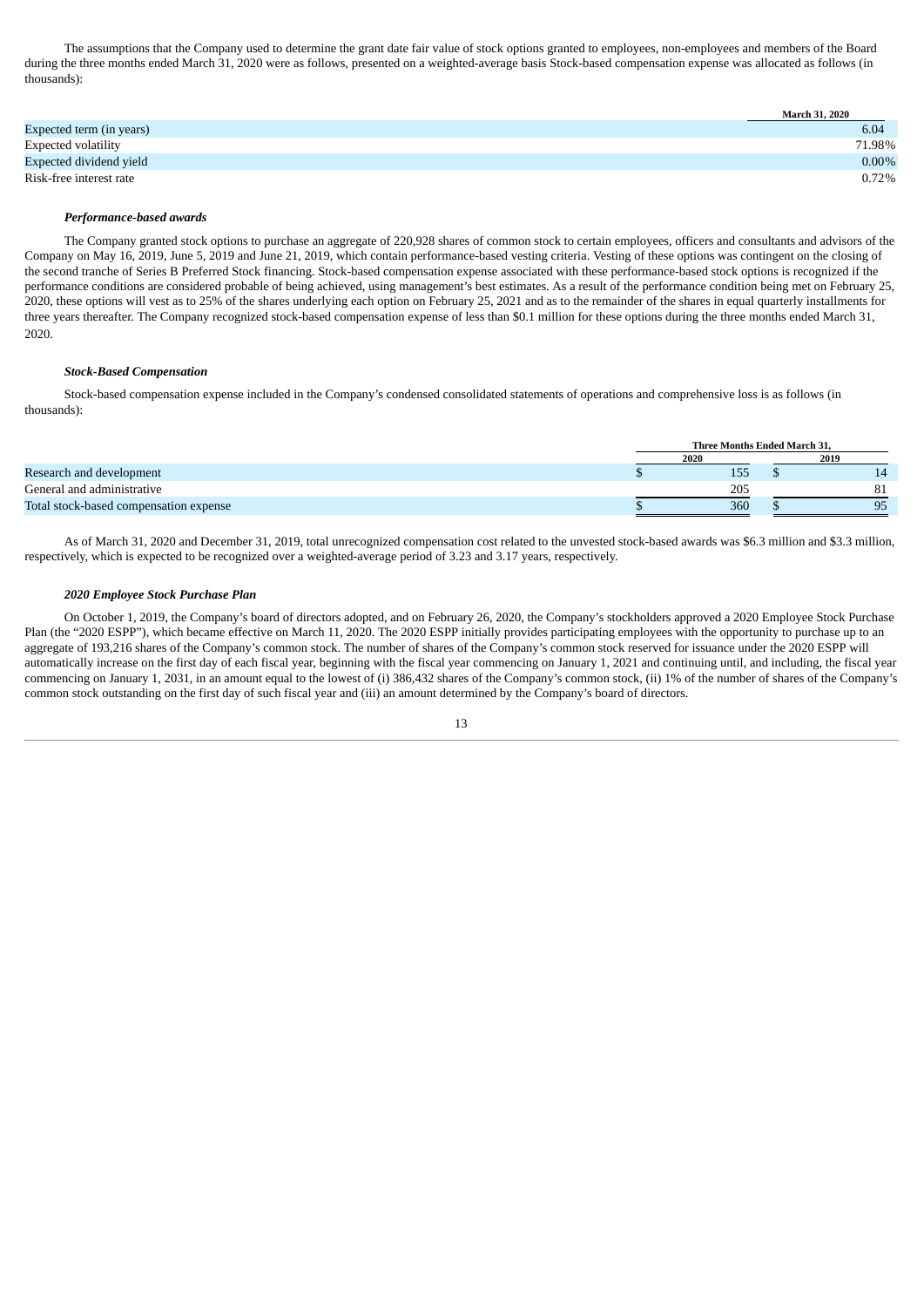The assumptions that the Company used to determine the grant date fair value of stock options granted to employees, non-employees and members of the Board during the three months ended March 31, 2020 were as follows, presented on a weighted-average basis Stock-based compensation expense was allocated as follows (in thousands):

| | March 31, 2020 |
|---|---|
| Expected term (in years) | 6.04 |
| Expected volatility | 71.98% |
| Expected dividend yield | 0.00% |
| Risk-free interest rate | 0.72% |

***Performance-based awards***

The Company granted stock options to purchase an aggregate of 220,928 shares of common stock to certain employees, officers and consultants and advisors of the Company on May 16, 2019, June 5, 2019 and June 21, 2019, which contain performance-based vesting criteria. Vesting of these options was contingent on the closing of the second tranche of Series B Preferred Stock financing. Stock-based compensation expense associated with these performance-based stock options is recognized if the performance conditions are considered probable of being achieved, using management's best estimates. As a result of the performance condition being met on February 25, 2020, these options will vest as to 25% of the shares underlying each option on February 25, 2021 and as to the remainder of the shares in equal quarterly installments for three years thereafter. The Company recognized stock-based compensation expense of less than $0.1 million for these options during the three months ended March 31, 2020.

***Stock-Based Compensation***

Stock-based compensation expense included in the Company's condensed consolidated statements of operations and comprehensive loss is as follows (in thousands):

| | Three Months Ended March 31, | |
|---|---|---|
| | 2020 | 2019 |
| Research and development | $ 155 | $ 14 |
| General and administrative | 205 | 81 |
| Total stock-based compensation expense | $ 360 | $ 95 |

As of March 31, 2020 and December 31, 2019, total unrecognized compensation cost related to the unvested stock-based awards was $6.3 million and $3.3 million, respectively, which is expected to be recognized over a weighted-average period of 3.23 and 3.17 years, respectively.

***2020 Employee Stock Purchase Plan***

On October 1, 2019, the Company's board of directors adopted, and on February 26, 2020, the Company's stockholders approved a 2020 Employee Stock Purchase Plan (the "2020 ESPP"), which became effective on March 11, 2020. The 2020 ESPP initially provides participating employees with the opportunity to purchase up to an aggregate of 193,216 shares of the Company's common stock. The number of shares of the Company's common stock reserved for issuance under the 2020 ESPP will automatically increase on the first day of each fiscal year, beginning with the fiscal year commencing on January 1, 2021 and continuing until, and including, the fiscal year commencing on January 1, 2031, in an amount equal to the lowest of (i) 386,432 shares of the Company's common stock, (ii) 1% of the number of shares of the Company's common stock outstanding on the first day of such fiscal year and (iii) an amount determined by the Company's board of directors.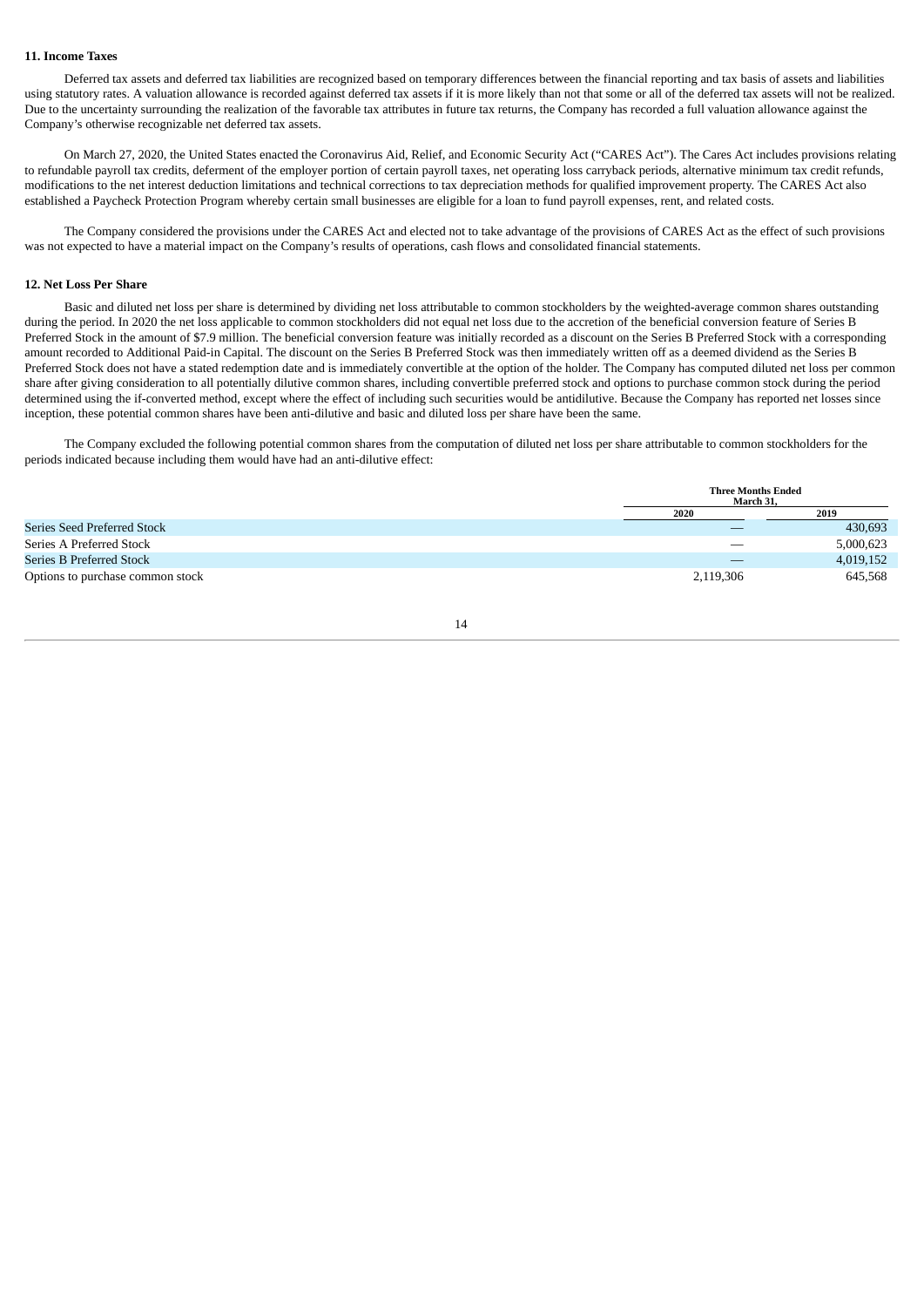**11. Income Taxes**

Deferred tax assets and deferred tax liabilities are recognized based on temporary differences between the financial reporting and tax basis of assets and liabilities using statutory rates. A valuation allowance is recorded against deferred tax assets if it is more likely than not that some or all of the deferred tax assets will not be realized. Due to the uncertainty surrounding the realization of the favorable tax attributes in future tax returns, the Company has recorded a full valuation allowance against the Company's otherwise recognizable net deferred tax assets.

On March 27, 2020, the United States enacted the Coronavirus Aid, Relief, and Economic Security Act ("CARES Act"). The Cares Act includes provisions relating to refundable payroll tax credits, deferment of the employer portion of certain payroll taxes, net operating loss carryback periods, alternative minimum tax credit refunds, modifications to the net interest deduction limitations and technical corrections to tax depreciation methods for qualified improvement property. The CARES Act also established a Paycheck Protection Program whereby certain small businesses are eligible for a loan to fund payroll expenses, rent, and related costs.

The Company considered the provisions under the CARES Act and elected not to take advantage of the provisions of CARES Act as the effect of such provisions was not expected to have a material impact on the Company's results of operations, cash flows and consolidated financial statements.

**12. Net Loss Per Share**

Basic and diluted net loss per share is determined by dividing net loss attributable to common stockholders by the weighted-average common shares outstanding during the period. In 2020 the net loss applicable to common stockholders did not equal net loss due to the accretion of the beneficial conversion feature of Series B Preferred Stock in the amount of $7.9 million. The beneficial conversion feature was initially recorded as a discount on the Series B Preferred Stock with a corresponding amount recorded to Additional Paid-in Capital. The discount on the Series B Preferred Stock was then immediately written off as a deemed dividend as the Series B Preferred Stock does not have a stated redemption date and is immediately convertible at the option of the holder. The Company has computed diluted net loss per common share after giving consideration to all potentially dilutive common shares, including convertible preferred stock and options to purchase common stock during the period determined using the if-converted method, except where the effect of including such securities would be antidilutive. Because the Company has reported net losses since inception, these potential common shares have been anti-dilutive and basic and diluted loss per share have been the same.

The Company excluded the following potential common shares from the computation of diluted net loss per share attributable to common stockholders for the periods indicated because including them would have had an anti-dilutive effect:

| | Three Months Ended March 31, | |
|---|---|---|
| | 2020 | 2019 |
| Series Seed Preferred Stock | — | 430,693 |
| Series A Preferred Stock | — | 5,000,623 |
| Series B Preferred Stock | — | 4,019,152 |
| Options to purchase common stock | 2,119,306 | 645,568 |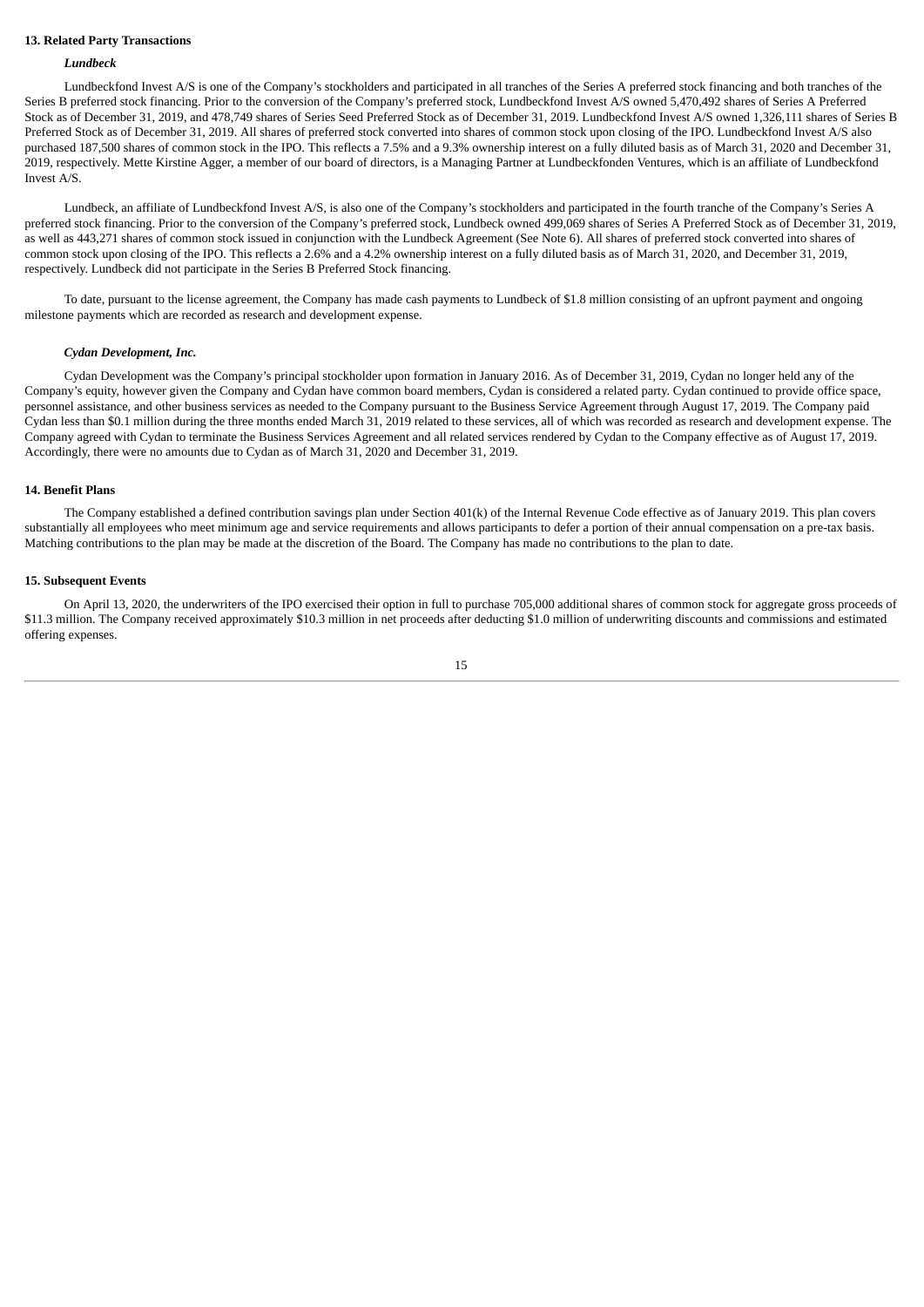## 13. Related Party Transactions

### *Lundbeck*

Lundbeckfond Invest A/S is one of the Company's stockholders and participated in all tranches of the Series A preferred stock financing and both tranches of the Series B preferred stock financing. Prior to the conversion of the Company's preferred stock, Lundbeckfond Invest A/S owned 5,470,492 shares of Series A Preferred Stock as of December 31, 2019, and 478,749 shares of Series Seed Preferred Stock as of December 31, 2019. Lundbeckfond Invest A/S owned 1,326,111 shares of Series B Preferred Stock as of December 31, 2019. All shares of preferred stock converted into shares of common stock upon closing of the IPO. Lundbeckfond Invest A/S also purchased 187,500 shares of common stock in the IPO. This reflects a 7.5% and a 9.3% ownership interest on a fully diluted basis as of March 31, 2020 and December 31, 2019, respectively. Mette Kirstine Agger, a member of our board of directors, is a Managing Partner at Lundbeckfonden Ventures, which is an affiliate of Lundbeckfond Invest A/S.

Lundbeck, an affiliate of Lundbeckfond Invest A/S, is also one of the Company's stockholders and participated in the fourth tranche of the Company's Series A preferred stock financing. Prior to the conversion of the Company's preferred stock, Lundbeck owned 499,069 shares of Series A Preferred Stock as of December 31, 2019, as well as 443,271 shares of common stock issued in conjunction with the Lundbeck Agreement (See Note 6). All shares of preferred stock converted into shares of common stock upon closing of the IPO. This reflects a 2.6% and a 4.2% ownership interest on a fully diluted basis as of March 31, 2020, and December 31, 2019, respectively. Lundbeck did not participate in the Series B Preferred Stock financing.

To date, pursuant to the license agreement, the Company has made cash payments to Lundbeck of $1.8 million consisting of an upfront payment and ongoing milestone payments which are recorded as research and development expense.

### *Cydan Development, Inc.*

Cydan Development was the Company's principal stockholder upon formation in January 2016. As of December 31, 2019, Cydan no longer held any of the Company's equity, however given the Company and Cydan have common board members, Cydan is considered a related party. Cydan continued to provide office space, personnel assistance, and other business services as needed to the Company pursuant to the Business Service Agreement through August 17, 2019. The Company paid Cydan less than $0.1 million during the three months ended March 31, 2019 related to these services, all of which was recorded as research and development expense. The Company agreed with Cydan to terminate the Business Services Agreement and all related services rendered by Cydan to the Company effective as of August 17, 2019. Accordingly, there were no amounts due to Cydan as of March 31, 2020 and December 31, 2019.

## 14. Benefit Plans

The Company established a defined contribution savings plan under Section 401(k) of the Internal Revenue Code effective as of January 2019. This plan covers substantially all employees who meet minimum age and service requirements and allows participants to defer a portion of their annual compensation on a pre-tax basis. Matching contributions to the plan may be made at the discretion of the Board. The Company has made no contributions to the plan to date.

## 15. Subsequent Events

On April 13, 2020, the underwriters of the IPO exercised their option in full to purchase 705,000 additional shares of common stock for aggregate gross proceeds of $11.3 million. The Company received approximately $10.3 million in net proceeds after deducting $1.0 million of underwriting discounts and commissions and estimated offering expenses.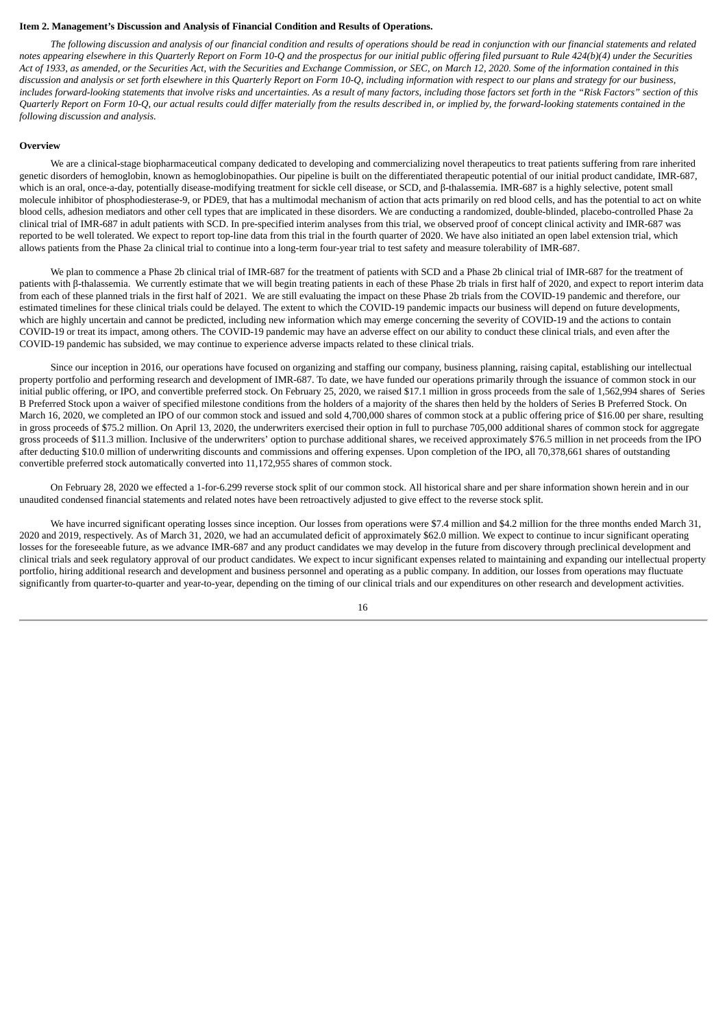**Item 2. Management's Discussion and Analysis of Financial Condition and Results of Operations.**

*The following discussion and analysis of our financial condition and results of operations should be read in conjunction with our financial statements and related notes appearing elsewhere in this Quarterly Report on Form 10-Q and the prospectus for our initial public offering filed pursuant to Rule 424(b)(4) under the Securities Act of 1933, as amended, or the Securities Act, with the Securities and Exchange Commission, or SEC, on March 12, 2020. Some of the information contained in this discussion and analysis or set forth elsewhere in this Quarterly Report on Form 10-Q, including information with respect to our plans and strategy for our business, includes forward-looking statements that involve risks and uncertainties. As a result of many factors, including those factors set forth in the "Risk Factors" section of this Quarterly Report on Form 10-Q, our actual results could differ materially from the results described in, or implied by, the forward-looking statements contained in the following discussion and analysis.*

**Overview**

We are a clinical-stage biopharmaceutical company dedicated to developing and commercializing novel therapeutics to treat patients suffering from rare inherited genetic disorders of hemoglobin, known as hemoglobinopathies. Our pipeline is built on the differentiated therapeutic potential of our initial product candidate, IMR-687, which is an oral, once-a-day, potentially disease-modifying treatment for sickle cell disease, or SCD, and β-thalassemia. IMR-687 is a highly selective, potent small molecule inhibitor of phosphodiesterase-9, or PDE9, that has a multimodal mechanism of action that acts primarily on red blood cells, and has the potential to act on white blood cells, adhesion mediators and other cell types that are implicated in these disorders. We are conducting a randomized, double-blinded, placebo-controlled Phase 2a clinical trial of IMR-687 in adult patients with SCD. In pre-specified interim analyses from this trial, we observed proof of concept clinical activity and IMR-687 was reported to be well tolerated. We expect to report top-line data from this trial in the fourth quarter of 2020. We have also initiated an open label extension trial, which allows patients from the Phase 2a clinical trial to continue into a long-term four-year trial to test safety and measure tolerability of IMR-687.

We plan to commence a Phase 2b clinical trial of IMR-687 for the treatment of patients with SCD and a Phase 2b clinical trial of IMR-687 for the treatment of patients with β-thalassemia. We currently estimate that we will begin treating patients in each of these Phase 2b trials in first half of 2020, and expect to report interim data from each of these planned trials in the first half of 2021. We are still evaluating the impact on these Phase 2b trials from the COVID-19 pandemic and therefore, our estimated timelines for these clinical trials could be delayed. The extent to which the COVID-19 pandemic impacts our business will depend on future developments, which are highly uncertain and cannot be predicted, including new information which may emerge concerning the severity of COVID-19 and the actions to contain COVID-19 or treat its impact, among others. The COVID-19 pandemic may have an adverse effect on our ability to conduct these clinical trials, and even after the COVID-19 pandemic has subsided, we may continue to experience adverse impacts related to these clinical trials.

Since our inception in 2016, our operations have focused on organizing and staffing our company, business planning, raising capital, establishing our intellectual property portfolio and performing research and development of IMR-687. To date, we have funded our operations primarily through the issuance of common stock in our initial public offering, or IPO, and convertible preferred stock. On February 25, 2020, we raised $17.1 million in gross proceeds from the sale of 1,562,994 shares of Series B Preferred Stock upon a waiver of specified milestone conditions from the holders of a majority of the shares then held by the holders of Series B Preferred Stock. On March 16, 2020, we completed an IPO of our common stock and issued and sold 4,700,000 shares of common stock at a public offering price of $16.00 per share, resulting in gross proceeds of $75.2 million. On April 13, 2020, the underwriters exercised their option in full to purchase 705,000 additional shares of common stock for aggregate gross proceeds of $11.3 million. Inclusive of the underwriters' option to purchase additional shares, we received approximately $76.5 million in net proceeds from the IPO after deducting $10.0 million of underwriting discounts and commissions and offering expenses. Upon completion of the IPO, all 70,378,661 shares of outstanding convertible preferred stock automatically converted into 11,172,955 shares of common stock.

On February 28, 2020 we effected a 1-for-6.299 reverse stock split of our common stock. All historical share and per share information shown herein and in our unaudited condensed financial statements and related notes have been retroactively adjusted to give effect to the reverse stock split.

We have incurred significant operating losses since inception. Our losses from operations were $7.4 million and $4.2 million for the three months ended March 31, 2020 and 2019, respectively. As of March 31, 2020, we had an accumulated deficit of approximately $62.0 million. We expect to continue to incur significant operating losses for the foreseeable future, as we advance IMR-687 and any product candidates we may develop in the future from discovery through preclinical development and clinical trials and seek regulatory approval of our product candidates. We expect to incur significant expenses related to maintaining and expanding our intellectual property portfolio, hiring additional research and development and business personnel and operating as a public company. In addition, our losses from operations may fluctuate significantly from quarter-to-quarter and year-to-year, depending on the timing of our clinical trials and our expenditures on other research and development activities.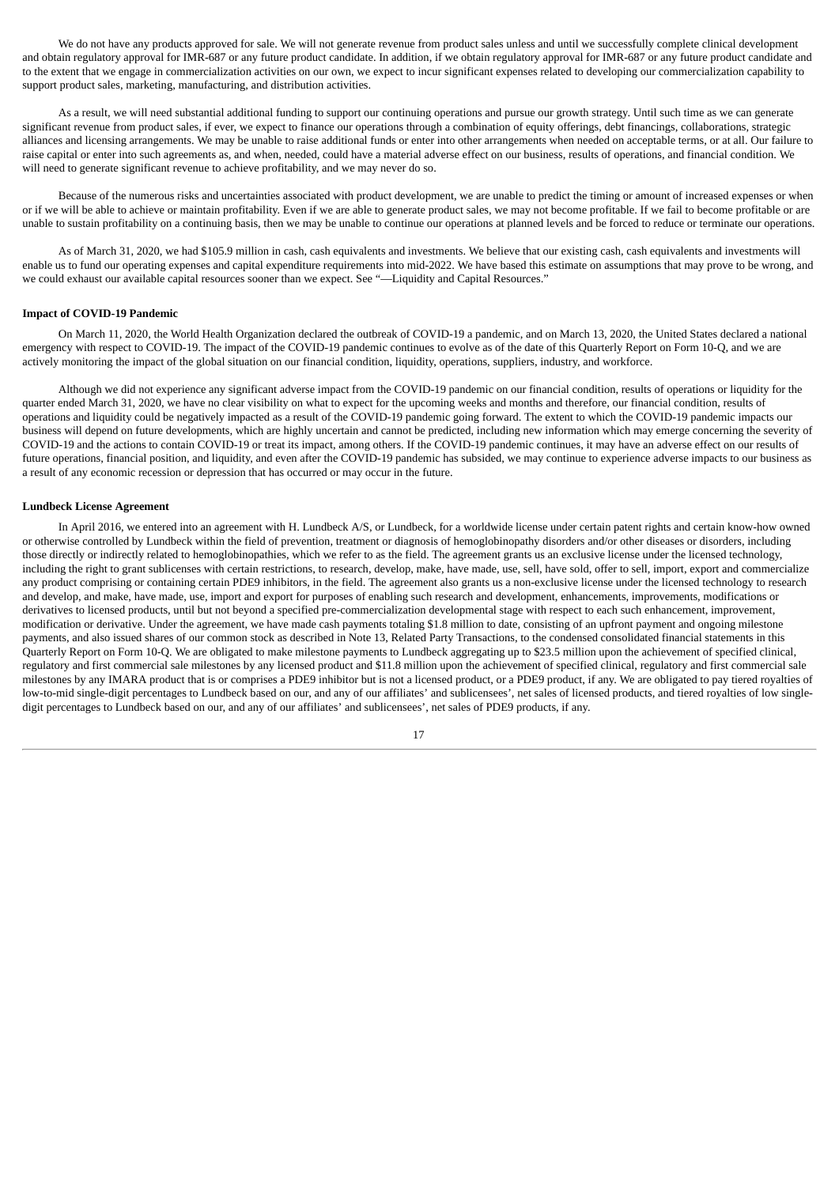We do not have any products approved for sale. We will not generate revenue from product sales unless and until we successfully complete clinical development and obtain regulatory approval for IMR-687 or any future product candidate. In addition, if we obtain regulatory approval for IMR-687 or any future product candidate and to the extent that we engage in commercialization activities on our own, we expect to incur significant expenses related to developing our commercialization capability to support product sales, marketing, manufacturing, and distribution activities.

As a result, we will need substantial additional funding to support our continuing operations and pursue our growth strategy. Until such time as we can generate significant revenue from product sales, if ever, we expect to finance our operations through a combination of equity offerings, debt financings, collaborations, strategic alliances and licensing arrangements. We may be unable to raise additional funds or enter into other arrangements when needed on acceptable terms, or at all. Our failure to raise capital or enter into such agreements as, and when, needed, could have a material adverse effect on our business, results of operations, and financial condition. We will need to generate significant revenue to achieve profitability, and we may never do so.

Because of the numerous risks and uncertainties associated with product development, we are unable to predict the timing or amount of increased expenses or when or if we will be able to achieve or maintain profitability. Even if we are able to generate product sales, we may not become profitable. If we fail to become profitable or are unable to sustain profitability on a continuing basis, then we may be unable to continue our operations at planned levels and be forced to reduce or terminate our operations.

As of March 31, 2020, we had $105.9 million in cash, cash equivalents and investments. We believe that our existing cash, cash equivalents and investments will enable us to fund our operating expenses and capital expenditure requirements into mid-2022. We have based this estimate on assumptions that may prove to be wrong, and we could exhaust our available capital resources sooner than we expect. See "—Liquidity and Capital Resources."

**Impact of COVID-19 Pandemic**

On March 11, 2020, the World Health Organization declared the outbreak of COVID-19 a pandemic, and on March 13, 2020, the United States declared a national emergency with respect to COVID-19. The impact of the COVID-19 pandemic continues to evolve as of the date of this Quarterly Report on Form 10-Q, and we are actively monitoring the impact of the global situation on our financial condition, liquidity, operations, suppliers, industry, and workforce.

Although we did not experience any significant adverse impact from the COVID-19 pandemic on our financial condition, results of operations or liquidity for the quarter ended March 31, 2020, we have no clear visibility on what to expect for the upcoming weeks and months and therefore, our financial condition, results of operations and liquidity could be negatively impacted as a result of the COVID-19 pandemic going forward. The extent to which the COVID-19 pandemic impacts our business will depend on future developments, which are highly uncertain and cannot be predicted, including new information which may emerge concerning the severity of COVID-19 and the actions to contain COVID-19 or treat its impact, among others. If the COVID-19 pandemic continues, it may have an adverse effect on our results of future operations, financial position, and liquidity, and even after the COVID-19 pandemic has subsided, we may continue to experience adverse impacts to our business as a result of any economic recession or depression that has occurred or may occur in the future.

**Lundbeck License Agreement**

In April 2016, we entered into an agreement with H. Lundbeck A/S, or Lundbeck, for a worldwide license under certain patent rights and certain know-how owned or otherwise controlled by Lundbeck within the field of prevention, treatment or diagnosis of hemoglobinopathy disorders and/or other diseases or disorders, including those directly or indirectly related to hemoglobinopathies, which we refer to as the field. The agreement grants us an exclusive license under the licensed technology, including the right to grant sublicenses with certain restrictions, to research, develop, make, have made, use, sell, have sold, offer to sell, import, export and commercialize any product comprising or containing certain PDE9 inhibitors, in the field. The agreement also grants us a non-exclusive license under the licensed technology to research and develop, and make, have made, use, import and export for purposes of enabling such research and development, enhancements, improvements, modifications or derivatives to licensed products, until but not beyond a specified pre-commercialization developmental stage with respect to each such enhancement, improvement, modification or derivative. Under the agreement, we have made cash payments totaling $1.8 million to date, consisting of an upfront payment and ongoing milestone payments, and also issued shares of our common stock as described in Note 13, Related Party Transactions, to the condensed consolidated financial statements in this Quarterly Report on Form 10-Q. We are obligated to make milestone payments to Lundbeck aggregating up to $23.5 million upon the achievement of specified clinical, regulatory and first commercial sale milestones by any licensed product and $11.8 million upon the achievement of specified clinical, regulatory and first commercial sale milestones by any IMARA product that is or comprises a PDE9 inhibitor but is not a licensed product, or a PDE9 product, if any. We are obligated to pay tiered royalties of low-to-mid single-digit percentages to Lundbeck based on our, and any of our affiliates' and sublicensees', net sales of licensed products, and tiered royalties of low single-digit percentages to Lundbeck based on our, and any of our affiliates' and sublicensees', net sales of PDE9 products, if any.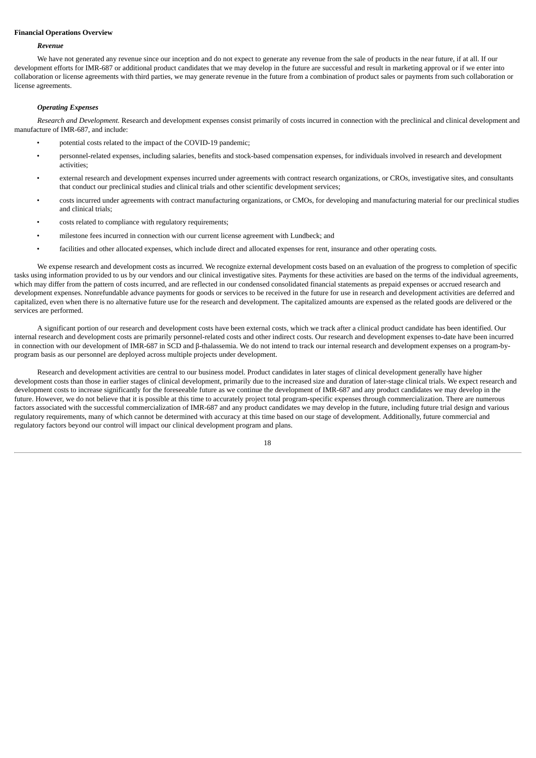**Financial Operations Overview**

***Revenue***

We have not generated any revenue since our inception and do not expect to generate any revenue from the sale of products in the near future, if at all. If our development efforts for IMR-687 or additional product candidates that we may develop in the future are successful and result in marketing approval or if we enter into collaboration or license agreements with third parties, we may generate revenue in the future from a combination of product sales or payments from such collaboration or license agreements.

***Operating Expenses***

*Research and Development.* Research and development expenses consist primarily of costs incurred in connection with the preclinical and clinical development and manufacture of IMR-687, and include:

- potential costs related to the impact of the COVID-19 pandemic;
- personnel-related expenses, including salaries, benefits and stock-based compensation expenses, for individuals involved in research and development activities;
- external research and development expenses incurred under agreements with contract research organizations, or CROs, investigative sites, and consultants that conduct our preclinical studies and clinical trials and other scientific development services;
- costs incurred under agreements with contract manufacturing organizations, or CMOs, for developing and manufacturing material for our preclinical studies and clinical trials;
- costs related to compliance with regulatory requirements;
- milestone fees incurred in connection with our current license agreement with Lundbeck; and
- facilities and other allocated expenses, which include direct and allocated expenses for rent, insurance and other operating costs.

We expense research and development costs as incurred. We recognize external development costs based on an evaluation of the progress to completion of specific tasks using information provided to us by our vendors and our clinical investigative sites. Payments for these activities are based on the terms of the individual agreements, which may differ from the pattern of costs incurred, and are reflected in our condensed consolidated financial statements as prepaid expenses or accrued research and development expenses. Nonrefundable advance payments for goods or services to be received in the future for use in research and development activities are deferred and capitalized, even when there is no alternative future use for the research and development. The capitalized amounts are expensed as the related goods are delivered or the services are performed.

A significant portion of our research and development costs have been external costs, which we track after a clinical product candidate has been identified. Our internal research and development costs are primarily personnel-related costs and other indirect costs. Our research and development expenses to-date have been incurred in connection with our development of IMR-687 in SCD and β-thalassemia. We do not intend to track our internal research and development expenses on a program-by-program basis as our personnel are deployed across multiple projects under development.

Research and development activities are central to our business model. Product candidates in later stages of clinical development generally have higher development costs than those in earlier stages of clinical development, primarily due to the increased size and duration of later-stage clinical trials. We expect research and development costs to increase significantly for the foreseeable future as we continue the development of IMR-687 and any product candidates we may develop in the future. However, we do not believe that it is possible at this time to accurately project total program-specific expenses through commercialization. There are numerous factors associated with the successful commercialization of IMR-687 and any product candidates we may develop in the future, including future trial design and various regulatory requirements, many of which cannot be determined with accuracy at this time based on our stage of development. Additionally, future commercial and regulatory factors beyond our control will impact our clinical development program and plans.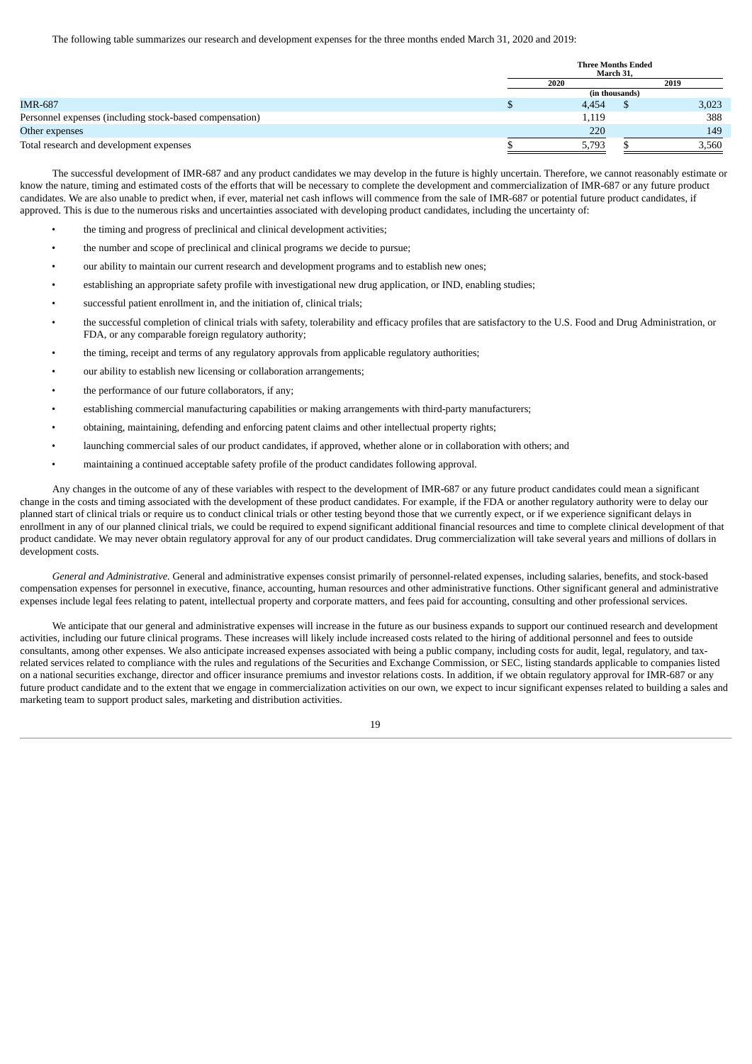The following table summarizes our research and development expenses for the three months ended March 31, 2020 and 2019:

| | Three Months Ended March 31, | |
|---|---|---|
| | 2020 | 2019 |
| | (in thousands) | |
| IMR-687 | $ 4,454 | $ 3,023 |
| Personnel expenses (including stock-based compensation) | 1,119 | 388 |
| Other expenses | 220 | 149 |
| Total research and development expenses | $ 5,793 | $ 3,560 |

The successful development of IMR-687 and any product candidates we may develop in the future is highly uncertain. Therefore, we cannot reasonably estimate or know the nature, timing and estimated costs of the efforts that will be necessary to complete the development and commercialization of IMR-687 or any future product candidates. We are also unable to predict when, if ever, material net cash inflows will commence from the sale of IMR-687 or potential future product candidates, if approved. This is due to the numerous risks and uncertainties associated with developing product candidates, including the uncertainty of:

- the timing and progress of preclinical and clinical development activities;
- the number and scope of preclinical and clinical programs we decide to pursue;
- our ability to maintain our current research and development programs and to establish new ones;
- establishing an appropriate safety profile with investigational new drug application, or IND, enabling studies;
- successful patient enrollment in, and the initiation of, clinical trials;
- the successful completion of clinical trials with safety, tolerability and efficacy profiles that are satisfactory to the U.S. Food and Drug Administration, or FDA, or any comparable foreign regulatory authority;
- the timing, receipt and terms of any regulatory approvals from applicable regulatory authorities;
- our ability to establish new licensing or collaboration arrangements;
- the performance of our future collaborators, if any;
- establishing commercial manufacturing capabilities or making arrangements with third-party manufacturers;
- obtaining, maintaining, defending and enforcing patent claims and other intellectual property rights;
- launching commercial sales of our product candidates, if approved, whether alone or in collaboration with others; and
- maintaining a continued acceptable safety profile of the product candidates following approval.

Any changes in the outcome of any of these variables with respect to the development of IMR-687 or any future product candidates could mean a significant change in the costs and timing associated with the development of these product candidates. For example, if the FDA or another regulatory authority were to delay our planned start of clinical trials or require us to conduct clinical trials or other testing beyond those that we currently expect, or if we experience significant delays in enrollment in any of our planned clinical trials, we could be required to expend significant additional financial resources and time to complete clinical development of that product candidate. We may never obtain regulatory approval for any of our product candidates. Drug commercialization will take several years and millions of dollars in development costs.

*General and Administrative.* General and administrative expenses consist primarily of personnel-related expenses, including salaries, benefits, and stock-based compensation expenses for personnel in executive, finance, accounting, human resources and other administrative functions. Other significant general and administrative expenses include legal fees relating to patent, intellectual property and corporate matters, and fees paid for accounting, consulting and other professional services.

We anticipate that our general and administrative expenses will increase in the future as our business expands to support our continued research and development activities, including our future clinical programs. These increases will likely include increased costs related to the hiring of additional personnel and fees to outside consultants, among other expenses. We also anticipate increased expenses associated with being a public company, including costs for audit, legal, regulatory, and tax-related services related to compliance with the rules and regulations of the Securities and Exchange Commission, or SEC, listing standards applicable to companies listed on a national securities exchange, director and officer insurance premiums and investor relations costs. In addition, if we obtain regulatory approval for IMR-687 or any future product candidate and to the extent that we engage in commercialization activities on our own, we expect to incur significant expenses related to building a sales and marketing team to support product sales, marketing and distribution activities.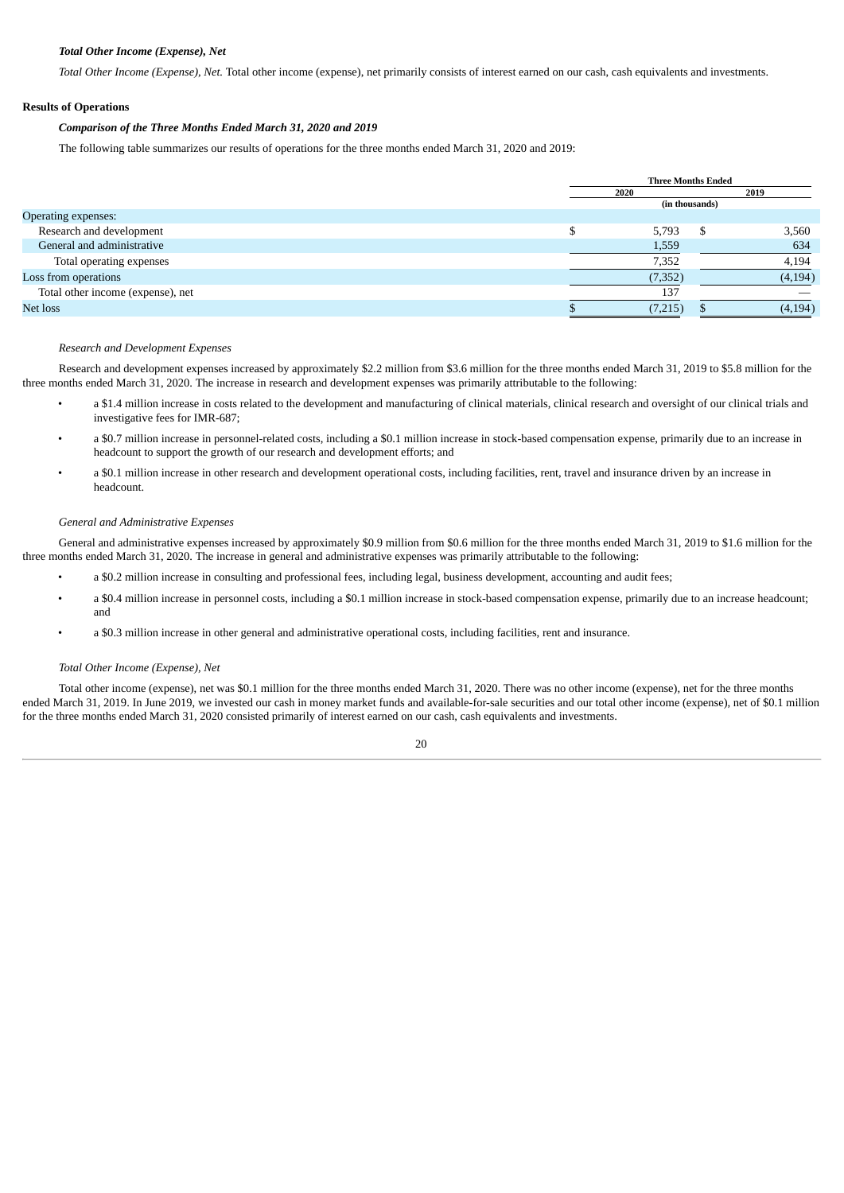***Total Other Income (Expense), Net***

*Total Other Income (Expense), Net.* Total other income (expense), net primarily consists of interest earned on our cash, cash equivalents and investments.

**Results of Operations**

***Comparison of the Three Months Ended March 31, 2020 and 2019***

The following table summarizes our results of operations for the three months ended March 31, 2020 and 2019:

| | Three Months Ended | |
|---|---|---|
| | 2020 | 2019 |
| | (in thousands) | |
| Operating expenses: | | |
| Research and development | $ 5,793 | $ 3,560 |
| General and administrative | 1,559 | 634 |
| Total operating expenses | 7,352 | 4,194 |
| Loss from operations | (7,352) | (4,194) |
| Total other income (expense), net | 137 | — |
| Net loss | $ (7,215) | $ (4,194) |

*Research and Development Expenses*

Research and development expenses increased by approximately $2.2 million from $3.6 million for the three months ended March 31, 2019 to $5.8 million for the three months ended March 31, 2020. The increase in research and development expenses was primarily attributable to the following:

- a $1.4 million increase in costs related to the development and manufacturing of clinical materials, clinical research and oversight of our clinical trials and investigative fees for IMR-687;
- a $0.7 million increase in personnel-related costs, including a $0.1 million increase in stock-based compensation expense, primarily due to an increase in headcount to support the growth of our research and development efforts; and
- a $0.1 million increase in other research and development operational costs, including facilities, rent, travel and insurance driven by an increase in headcount.

*General and Administrative Expenses*

General and administrative expenses increased by approximately $0.9 million from $0.6 million for the three months ended March 31, 2019 to $1.6 million for the three months ended March 31, 2020. The increase in general and administrative expenses was primarily attributable to the following:

- a $0.2 million increase in consulting and professional fees, including legal, business development, accounting and audit fees;
- a $0.4 million increase in personnel costs, including a $0.1 million increase in stock-based compensation expense, primarily due to an increase headcount; and
- a $0.3 million increase in other general and administrative operational costs, including facilities, rent and insurance.

*Total Other Income (Expense), Net*

Total other income (expense), net was $0.1 million for the three months ended March 31, 2020. There was no other income (expense), net for the three months ended March 31, 2019. In June 2019, we invested our cash in money market funds and available-for-sale securities and our total other income (expense), net of $0.1 million for the three months ended March 31, 2020 consisted primarily of interest earned on our cash, cash equivalents and investments.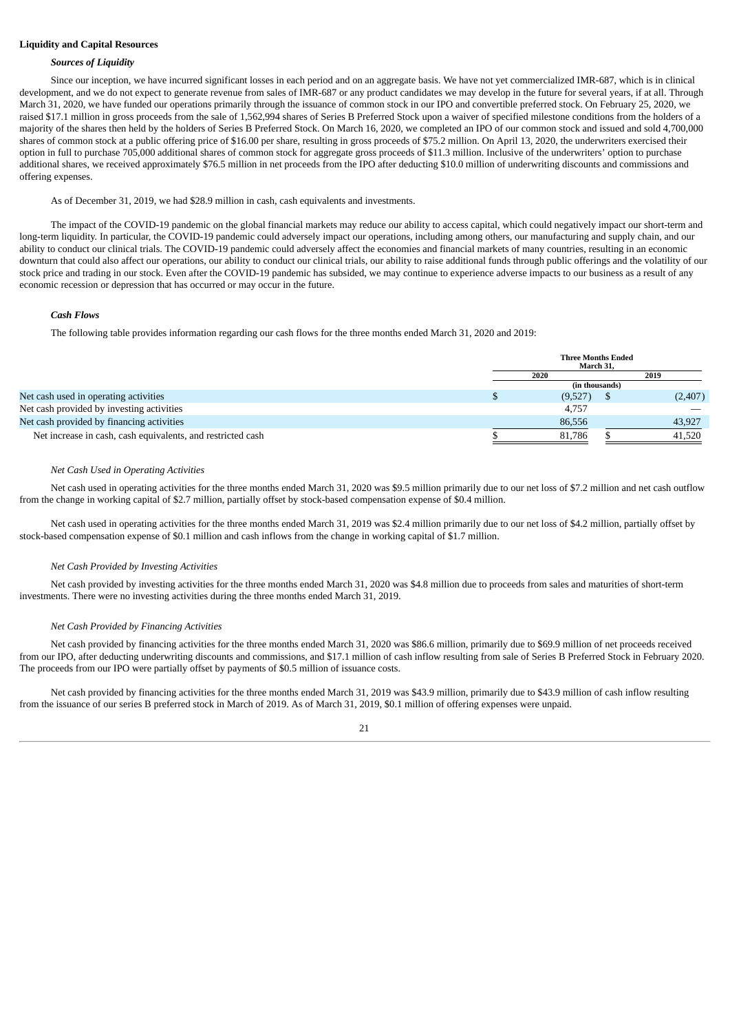**Liquidity and Capital Resources**

***Sources of Liquidity***

Since our inception, we have incurred significant losses in each period and on an aggregate basis. We have not yet commercialized IMR-687, which is in clinical development, and we do not expect to generate revenue from sales of IMR-687 or any product candidates we may develop in the future for several years, if at all. Through March 31, 2020, we have funded our operations primarily through the issuance of common stock in our IPO and convertible preferred stock. On February 25, 2020, we raised $17.1 million in gross proceeds from the sale of 1,562,994 shares of Series B Preferred Stock upon a waiver of specified milestone conditions from the holders of a majority of the shares then held by the holders of Series B Preferred Stock. On March 16, 2020, we completed an IPO of our common stock and issued and sold 4,700,000 shares of common stock at a public offering price of $16.00 per share, resulting in gross proceeds of $75.2 million. On April 13, 2020, the underwriters exercised their option in full to purchase 705,000 additional shares of common stock for aggregate gross proceeds of $11.3 million. Inclusive of the underwriters' option to purchase additional shares, we received approximately $76.5 million in net proceeds from the IPO after deducting $10.0 million of underwriting discounts and commissions and offering expenses.

As of December 31, 2019, we had $28.9 million in cash, cash equivalents and investments.

The impact of the COVID-19 pandemic on the global financial markets may reduce our ability to access capital, which could negatively impact our short-term and long-term liquidity. In particular, the COVID-19 pandemic could adversely impact our operations, including among others, our manufacturing and supply chain, and our ability to conduct our clinical trials. The COVID-19 pandemic could adversely affect the economies and financial markets of many countries, resulting in an economic downturn that could also affect our operations, our ability to conduct our clinical trials, our ability to raise additional funds through public offerings and the volatility of our stock price and trading in our stock. Even after the COVID-19 pandemic has subsided, we may continue to experience adverse impacts to our business as a result of any economic recession or depression that has occurred or may occur in the future.

***Cash Flows***

The following table provides information regarding our cash flows for the three months ended March 31, 2020 and 2019:

| | Three Months Ended March 31, | |
|---|---|---|
| | 2020 | 2019 |
| | (in thousands) | |
| Net cash used in operating activities | $ (9,527) | $ (2,407) |
| Net cash provided by investing activities | 4,757 | — |
| Net cash provided by financing activities | 86,556 | 43,927 |
| Net increase in cash, cash equivalents, and restricted cash | $ 81,786 | $ 41,520 |

*Net Cash Used in Operating Activities*

Net cash used in operating activities for the three months ended March 31, 2020 was $9.5 million primarily due to our net loss of $7.2 million and net cash outflow from the change in working capital of $2.7 million, partially offset by stock-based compensation expense of $0.4 million.

Net cash used in operating activities for the three months ended March 31, 2019 was $2.4 million primarily due to our net loss of $4.2 million, partially offset by stock-based compensation expense of $0.1 million and cash inflows from the change in working capital of $1.7 million.

*Net Cash Provided by Investing Activities*

Net cash provided by investing activities for the three months ended March 31, 2020 was $4.8 million due to proceeds from sales and maturities of short-term investments. There were no investing activities during the three months ended March 31, 2019.

*Net Cash Provided by Financing Activities*

Net cash provided by financing activities for the three months ended March 31, 2020 was $86.6 million, primarily due to $69.9 million of net proceeds received from our IPO, after deducting underwriting discounts and commissions, and $17.1 million of cash inflow resulting from sale of Series B Preferred Stock in February 2020. The proceeds from our IPO were partially offset by payments of $0.5 million of issuance costs.

Net cash provided by financing activities for the three months ended March 31, 2019 was $43.9 million, primarily due to $43.9 million of cash inflow resulting from the issuance of our series B preferred stock in March of 2019. As of March 31, 2019, $0.1 million of offering expenses were unpaid.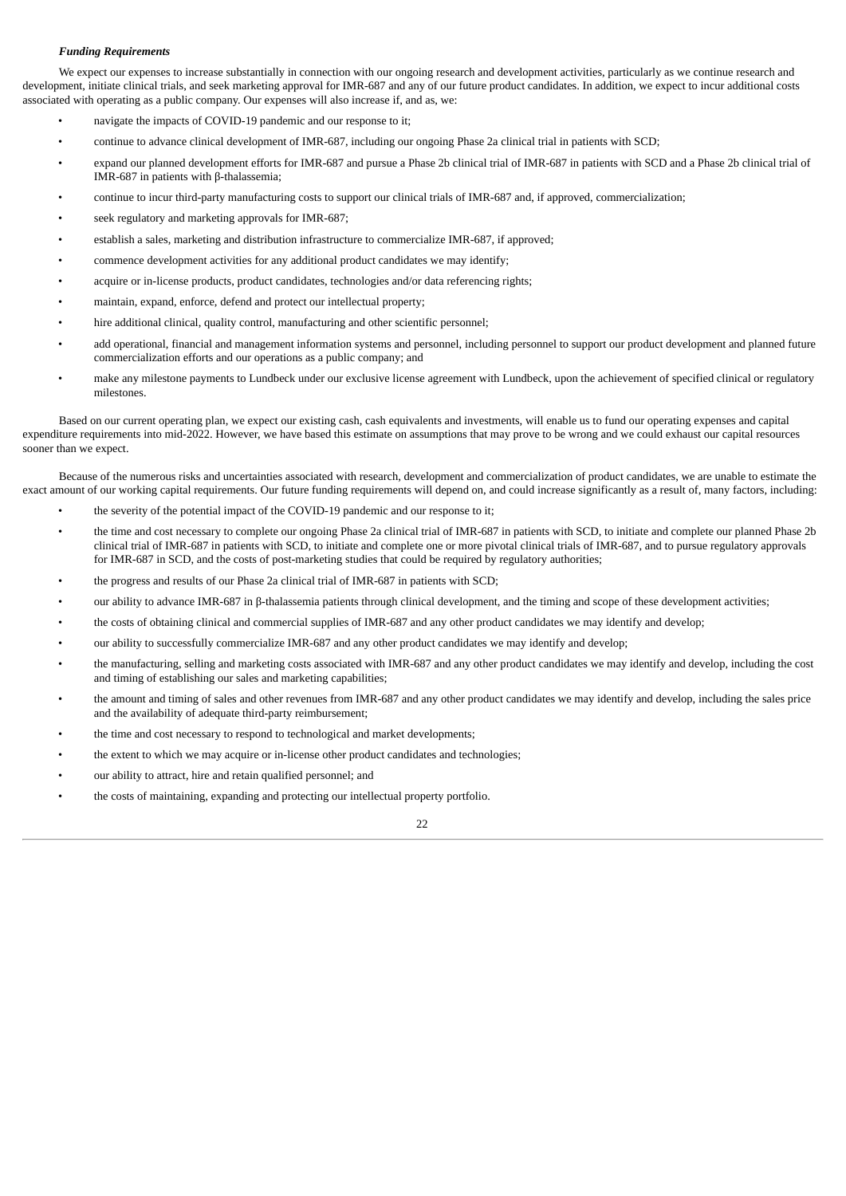***Funding Requirements***

We expect our expenses to increase substantially in connection with our ongoing research and development activities, particularly as we continue research and development, initiate clinical trials, and seek marketing approval for IMR-687 and any of our future product candidates. In addition, we expect to incur additional costs associated with operating as a public company. Our expenses will also increase if, and as, we:

- navigate the impacts of COVID-19 pandemic and our response to it;
- continue to advance clinical development of IMR-687, including our ongoing Phase 2a clinical trial in patients with SCD;
- expand our planned development efforts for IMR-687 and pursue a Phase 2b clinical trial of IMR-687 in patients with SCD and a Phase 2b clinical trial of IMR-687 in patients with β-thalassemia;
- continue to incur third-party manufacturing costs to support our clinical trials of IMR-687 and, if approved, commercialization;
- seek regulatory and marketing approvals for IMR-687;
- establish a sales, marketing and distribution infrastructure to commercialize IMR-687, if approved;
- commence development activities for any additional product candidates we may identify;
- acquire or in-license products, product candidates, technologies and/or data referencing rights;
- maintain, expand, enforce, defend and protect our intellectual property;
- hire additional clinical, quality control, manufacturing and other scientific personnel;
- add operational, financial and management information systems and personnel, including personnel to support our product development and planned future commercialization efforts and our operations as a public company; and
- make any milestone payments to Lundbeck under our exclusive license agreement with Lundbeck, upon the achievement of specified clinical or regulatory milestones.

Based on our current operating plan, we expect our existing cash, cash equivalents and investments, will enable us to fund our operating expenses and capital expenditure requirements into mid-2022. However, we have based this estimate on assumptions that may prove to be wrong and we could exhaust our capital resources sooner than we expect.

Because of the numerous risks and uncertainties associated with research, development and commercialization of product candidates, we are unable to estimate the exact amount of our working capital requirements. Our future funding requirements will depend on, and could increase significantly as a result of, many factors, including:

- the severity of the potential impact of the COVID-19 pandemic and our response to it;
- the time and cost necessary to complete our ongoing Phase 2a clinical trial of IMR-687 in patients with SCD, to initiate and complete our planned Phase 2b clinical trial of IMR-687 in patients with SCD, to initiate and complete one or more pivotal clinical trials of IMR-687, and to pursue regulatory approvals for IMR-687 in SCD, and the costs of post-marketing studies that could be required by regulatory authorities;
- the progress and results of our Phase 2a clinical trial of IMR-687 in patients with SCD;
- our ability to advance IMR-687 in β-thalassemia patients through clinical development, and the timing and scope of these development activities;
- the costs of obtaining clinical and commercial supplies of IMR-687 and any other product candidates we may identify and develop;
- our ability to successfully commercialize IMR-687 and any other product candidates we may identify and develop;
- the manufacturing, selling and marketing costs associated with IMR-687 and any other product candidates we may identify and develop, including the cost and timing of establishing our sales and marketing capabilities;
- the amount and timing of sales and other revenues from IMR-687 and any other product candidates we may identify and develop, including the sales price and the availability of adequate third-party reimbursement;
- the time and cost necessary to respond to technological and market developments;
- the extent to which we may acquire or in-license other product candidates and technologies;
- our ability to attract, hire and retain qualified personnel; and
- the costs of maintaining, expanding and protecting our intellectual property portfolio.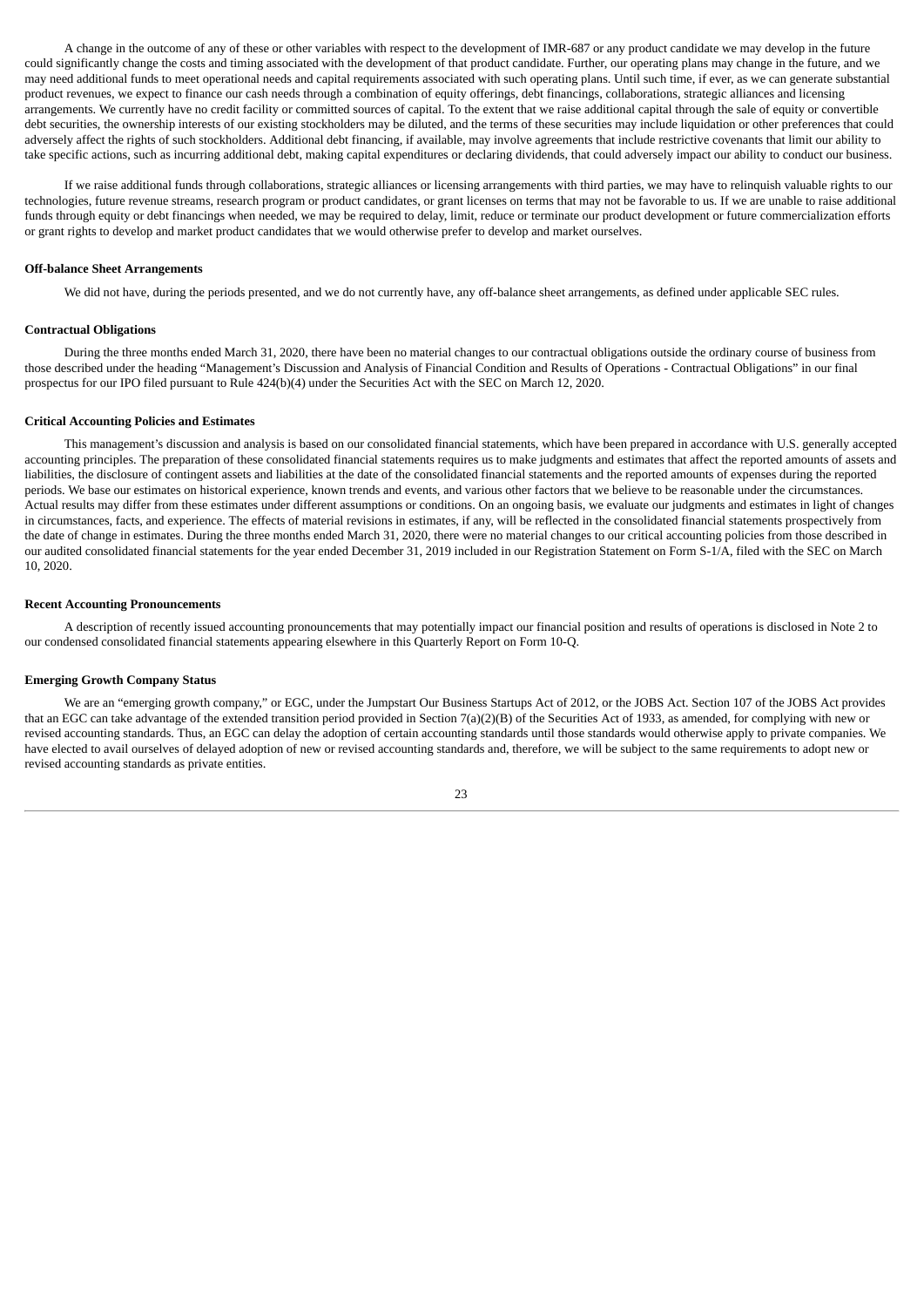A change in the outcome of any of these or other variables with respect to the development of IMR-687 or any product candidate we may develop in the future could significantly change the costs and timing associated with the development of that product candidate. Further, our operating plans may change in the future, and we may need additional funds to meet operational needs and capital requirements associated with such operating plans. Until such time, if ever, as we can generate substantial product revenues, we expect to finance our cash needs through a combination of equity offerings, debt financings, collaborations, strategic alliances and licensing arrangements. We currently have no credit facility or committed sources of capital. To the extent that we raise additional capital through the sale of equity or convertible debt securities, the ownership interests of our existing stockholders may be diluted, and the terms of these securities may include liquidation or other preferences that could adversely affect the rights of such stockholders. Additional debt financing, if available, may involve agreements that include restrictive covenants that limit our ability to take specific actions, such as incurring additional debt, making capital expenditures or declaring dividends, that could adversely impact our ability to conduct our business.

If we raise additional funds through collaborations, strategic alliances or licensing arrangements with third parties, we may have to relinquish valuable rights to our technologies, future revenue streams, research program or product candidates, or grant licenses on terms that may not be favorable to us. If we are unable to raise additional funds through equity or debt financings when needed, we may be required to delay, limit, reduce or terminate our product development or future commercialization efforts or grant rights to develop and market product candidates that we would otherwise prefer to develop and market ourselves.

**Off-balance Sheet Arrangements**

We did not have, during the periods presented, and we do not currently have, any off-balance sheet arrangements, as defined under applicable SEC rules.

**Contractual Obligations**

During the three months ended March 31, 2020, there have been no material changes to our contractual obligations outside the ordinary course of business from those described under the heading "Management's Discussion and Analysis of Financial Condition and Results of Operations - Contractual Obligations" in our final prospectus for our IPO filed pursuant to Rule 424(b)(4) under the Securities Act with the SEC on March 12, 2020.

**Critical Accounting Policies and Estimates**

This management's discussion and analysis is based on our consolidated financial statements, which have been prepared in accordance with U.S. generally accepted accounting principles. The preparation of these consolidated financial statements requires us to make judgments and estimates that affect the reported amounts of assets and liabilities, the disclosure of contingent assets and liabilities at the date of the consolidated financial statements and the reported amounts of expenses during the reported periods. We base our estimates on historical experience, known trends and events, and various other factors that we believe to be reasonable under the circumstances. Actual results may differ from these estimates under different assumptions or conditions. On an ongoing basis, we evaluate our judgments and estimates in light of changes in circumstances, facts, and experience. The effects of material revisions in estimates, if any, will be reflected in the consolidated financial statements prospectively from the date of change in estimates. During the three months ended March 31, 2020, there were no material changes to our critical accounting policies from those described in our audited consolidated financial statements for the year ended December 31, 2019 included in our Registration Statement on Form S-1/A, filed with the SEC on March 10, 2020.

**Recent Accounting Pronouncements**

A description of recently issued accounting pronouncements that may potentially impact our financial position and results of operations is disclosed in Note 2 to our condensed consolidated financial statements appearing elsewhere in this Quarterly Report on Form 10-Q.

**Emerging Growth Company Status**

We are an "emerging growth company," or EGC, under the Jumpstart Our Business Startups Act of 2012, or the JOBS Act. Section 107 of the JOBS Act provides that an EGC can take advantage of the extended transition period provided in Section 7(a)(2)(B) of the Securities Act of 1933, as amended, for complying with new or revised accounting standards. Thus, an EGC can delay the adoption of certain accounting standards until those standards would otherwise apply to private companies. We have elected to avail ourselves of delayed adoption of new or revised accounting standards and, therefore, we will be subject to the same requirements to adopt new or revised accounting standards as private entities.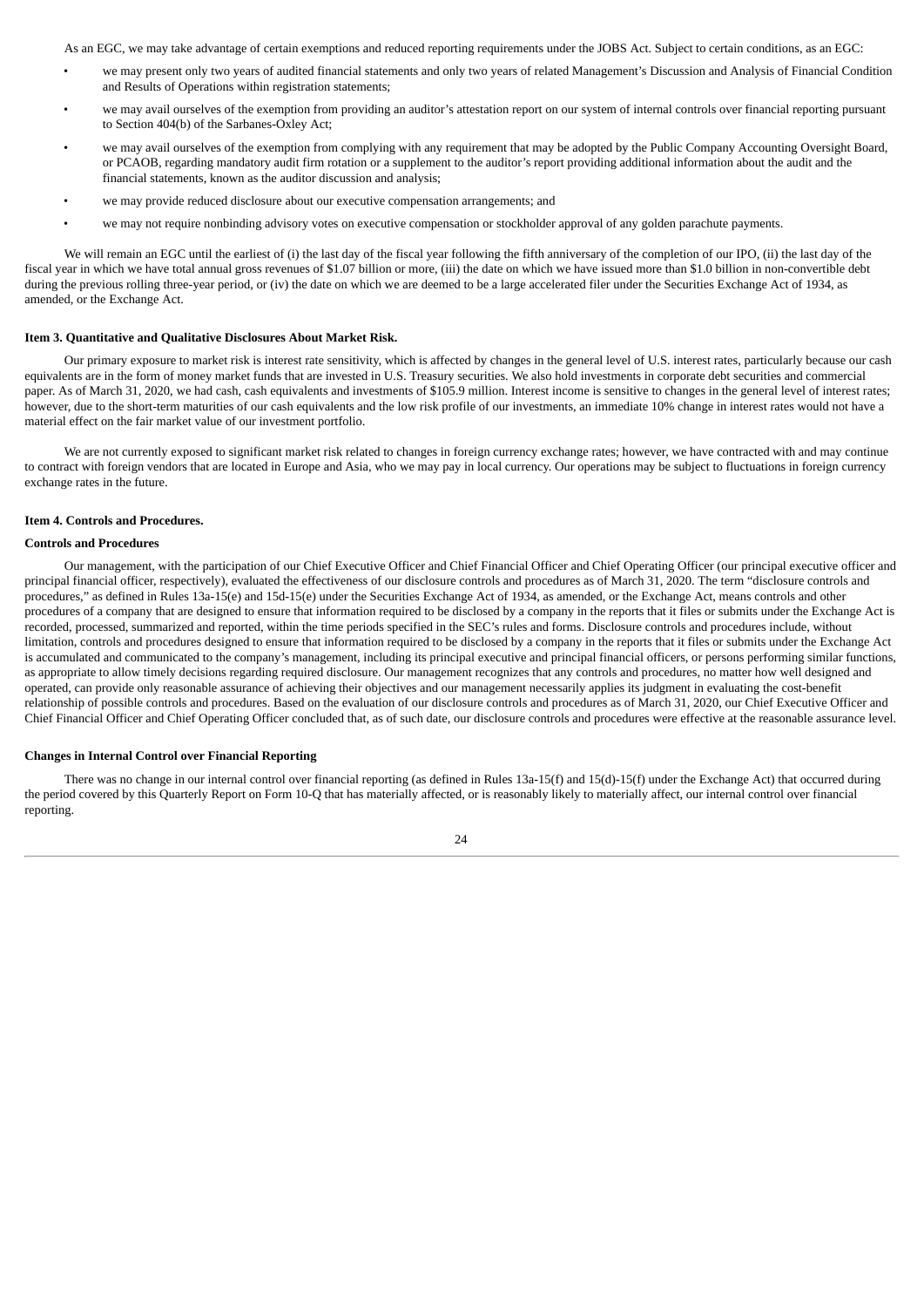As an EGC, we may take advantage of certain exemptions and reduced reporting requirements under the JOBS Act. Subject to certain conditions, as an EGC:

- we may present only two years of audited financial statements and only two years of related Management's Discussion and Analysis of Financial Condition and Results of Operations within registration statements;
- we may avail ourselves of the exemption from providing an auditor's attestation report on our system of internal controls over financial reporting pursuant to Section 404(b) of the Sarbanes-Oxley Act;
- we may avail ourselves of the exemption from complying with any requirement that may be adopted by the Public Company Accounting Oversight Board, or PCAOB, regarding mandatory audit firm rotation or a supplement to the auditor's report providing additional information about the audit and the financial statements, known as the auditor discussion and analysis;
- we may provide reduced disclosure about our executive compensation arrangements; and
- we may not require nonbinding advisory votes on executive compensation or stockholder approval of any golden parachute payments.

We will remain an EGC until the earliest of (i) the last day of the fiscal year following the fifth anniversary of the completion of our IPO, (ii) the last day of the fiscal year in which we have total annual gross revenues of $1.07 billion or more, (iii) the date on which we have issued more than $1.0 billion in non-convertible debt during the previous rolling three-year period, or (iv) the date on which we are deemed to be a large accelerated filer under the Securities Exchange Act of 1934, as amended, or the Exchange Act.

### Item 3. Quantitative and Qualitative Disclosures About Market Risk.

Our primary exposure to market risk is interest rate sensitivity, which is affected by changes in the general level of U.S. interest rates, particularly because our cash equivalents are in the form of money market funds that are invested in U.S. Treasury securities. We also hold investments in corporate debt securities and commercial paper. As of March 31, 2020, we had cash, cash equivalents and investments of $105.9 million. Interest income is sensitive to changes in the general level of interest rates; however, due to the short-term maturities of our cash equivalents and the low risk profile of our investments, an immediate 10% change in interest rates would not have a material effect on the fair market value of our investment portfolio.

We are not currently exposed to significant market risk related to changes in foreign currency exchange rates; however, we have contracted with and may continue to contract with foreign vendors that are located in Europe and Asia, who we may pay in local currency. Our operations may be subject to fluctuations in foreign currency exchange rates in the future.

### Item 4. Controls and Procedures.

#### Controls and Procedures

Our management, with the participation of our Chief Executive Officer and Chief Financial Officer and Chief Operating Officer (our principal executive officer and principal financial officer, respectively), evaluated the effectiveness of our disclosure controls and procedures as of March 31, 2020. The term "disclosure controls and procedures," as defined in Rules 13a-15(e) and 15d-15(e) under the Securities Exchange Act of 1934, as amended, or the Exchange Act, means controls and other procedures of a company that are designed to ensure that information required to be disclosed by a company in the reports that it files or submits under the Exchange Act is recorded, processed, summarized and reported, within the time periods specified in the SEC's rules and forms. Disclosure controls and procedures include, without limitation, controls and procedures designed to ensure that information required to be disclosed by a company in the reports that it files or submits under the Exchange Act is accumulated and communicated to the company's management, including its principal executive and principal financial officers, or persons performing similar functions, as appropriate to allow timely decisions regarding required disclosure. Our management recognizes that any controls and procedures, no matter how well designed and operated, can provide only reasonable assurance of achieving their objectives and our management necessarily applies its judgment in evaluating the cost-benefit relationship of possible controls and procedures. Based on the evaluation of our disclosure controls and procedures as of March 31, 2020, our Chief Executive Officer and Chief Financial Officer and Chief Operating Officer concluded that, as of such date, our disclosure controls and procedures were effective at the reasonable assurance level.

#### Changes in Internal Control over Financial Reporting

There was no change in our internal control over financial reporting (as defined in Rules 13a-15(f) and 15(d)-15(f) under the Exchange Act) that occurred during the period covered by this Quarterly Report on Form 10-Q that has materially affected, or is reasonably likely to materially affect, our internal control over financial reporting.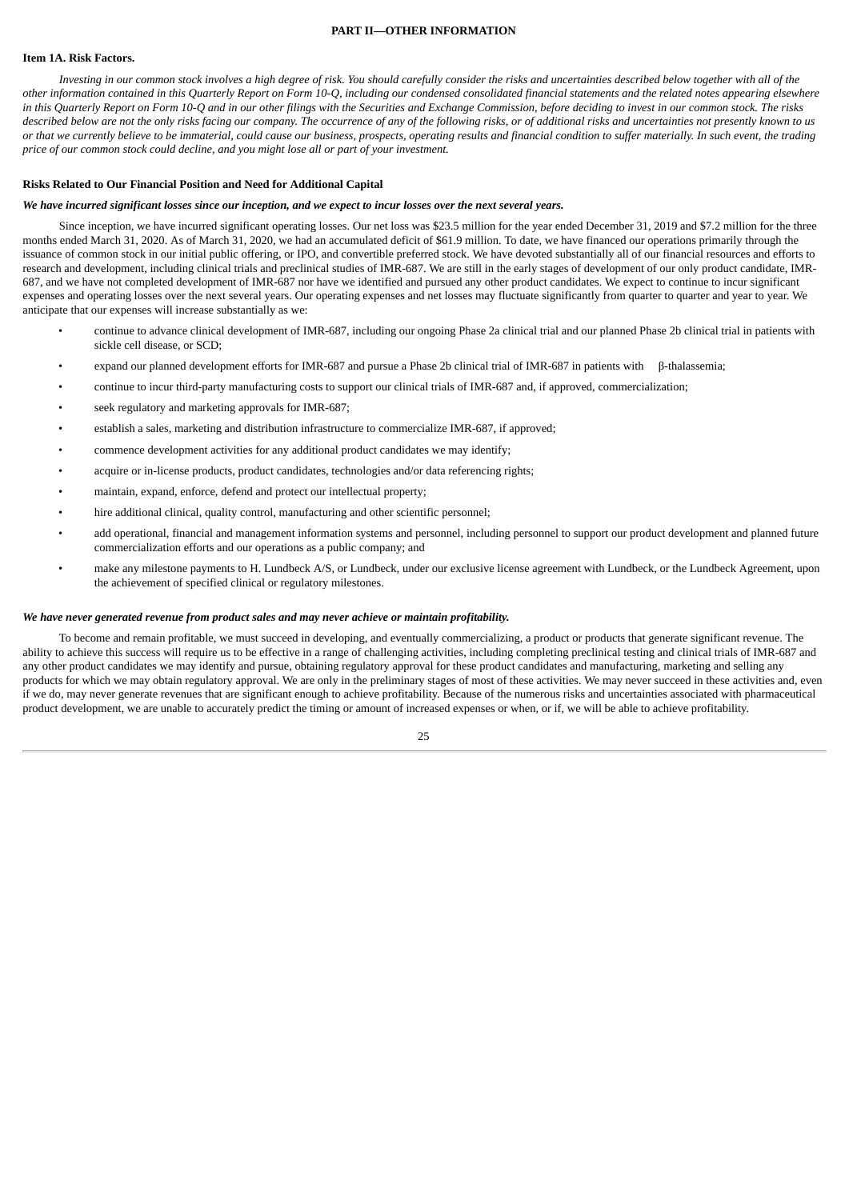## PART II—OTHER INFORMATION

### Item 1A. Risk Factors.

*Investing in our common stock involves a high degree of risk. You should carefully consider the risks and uncertainties described below together with all of the other information contained in this Quarterly Report on Form 10-Q, including our condensed consolidated financial statements and the related notes appearing elsewhere in this Quarterly Report on Form 10-Q and in our other filings with the Securities and Exchange Commission, before deciding to invest in our common stock. The risks described below are not the only risks facing our company. The occurrence of any of the following risks, or of additional risks and uncertainties not presently known to us or that we currently believe to be immaterial, could cause our business, prospects, operating results and financial condition to suffer materially. In such event, the trading price of our common stock could decline, and you might lose all or part of your investment.*

#### Risks Related to Our Financial Position and Need for Additional Capital

***We have incurred significant losses since our inception, and we expect to incur losses over the next several years.***

Since inception, we have incurred significant operating losses. Our net loss was $23.5 million for the year ended December 31, 2019 and $7.2 million for the three months ended March 31, 2020. As of March 31, 2020, we had an accumulated deficit of $61.9 million. To date, we have financed our operations primarily through the issuance of common stock in our initial public offering, or IPO, and convertible preferred stock. We have devoted substantially all of our financial resources and efforts to research and development, including clinical trials and preclinical studies of IMR-687. We are still in the early stages of development of our only product candidate, IMR-687, and we have not completed development of IMR-687 nor have we identified and pursued any other product candidates. We expect to continue to incur significant expenses and operating losses over the next several years. Our operating expenses and net losses may fluctuate significantly from quarter to quarter and year to year. We anticipate that our expenses will increase substantially as we:

- continue to advance clinical development of IMR-687, including our ongoing Phase 2a clinical trial and our planned Phase 2b clinical trial in patients with sickle cell disease, or SCD;
- expand our planned development efforts for IMR-687 and pursue a Phase 2b clinical trial of IMR-687 in patients with β-thalassemia;
- continue to incur third-party manufacturing costs to support our clinical trials of IMR-687 and, if approved, commercialization;
- seek regulatory and marketing approvals for IMR-687;
- establish a sales, marketing and distribution infrastructure to commercialize IMR-687, if approved;
- commence development activities for any additional product candidates we may identify;
- acquire or in-license products, product candidates, technologies and/or data referencing rights;
- maintain, expand, enforce, defend and protect our intellectual property;
- hire additional clinical, quality control, manufacturing and other scientific personnel;
- add operational, financial and management information systems and personnel, including personnel to support our product development and planned future commercialization efforts and our operations as a public company; and
- make any milestone payments to H. Lundbeck A/S, or Lundbeck, under our exclusive license agreement with Lundbeck, or the Lundbeck Agreement, upon the achievement of specified clinical or regulatory milestones.

***We have never generated revenue from product sales and may never achieve or maintain profitability.***

To become and remain profitable, we must succeed in developing, and eventually commercializing, a product or products that generate significant revenue. The ability to achieve this success will require us to be effective in a range of challenging activities, including completing preclinical testing and clinical trials of IMR-687 and any other product candidates we may identify and pursue, obtaining regulatory approval for these product candidates and manufacturing, marketing and selling any products for which we may obtain regulatory approval. We are only in the preliminary stages of most of these activities. We may never succeed in these activities and, even if we do, may never generate revenues that are significant enough to achieve profitability. Because of the numerous risks and uncertainties associated with pharmaceutical product development, we are unable to accurately predict the timing or amount of increased expenses or when, or if, we will be able to achieve profitability.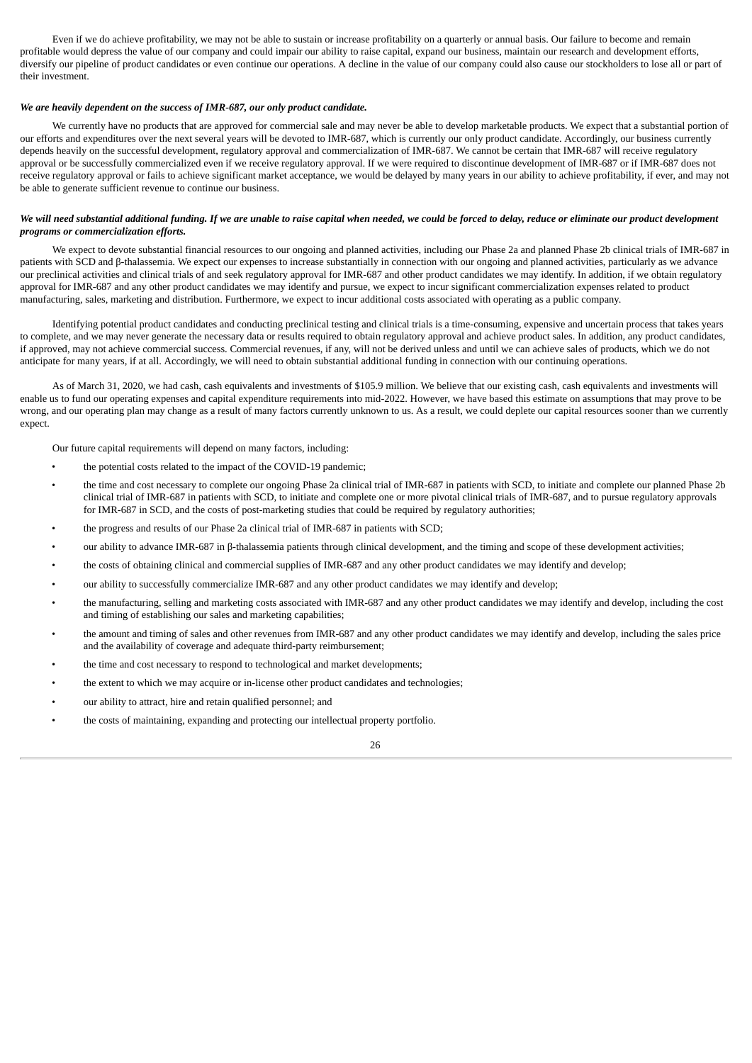Even if we do achieve profitability, we may not be able to sustain or increase profitability on a quarterly or annual basis. Our failure to become and remain profitable would depress the value of our company and could impair our ability to raise capital, expand our business, maintain our research and development efforts, diversify our pipeline of product candidates or even continue our operations. A decline in the value of our company could also cause our stockholders to lose all or part of their investment.

***We are heavily dependent on the success of IMR-687, our only product candidate.***

We currently have no products that are approved for commercial sale and may never be able to develop marketable products. We expect that a substantial portion of our efforts and expenditures over the next several years will be devoted to IMR-687, which is currently our only product candidate. Accordingly, our business currently depends heavily on the successful development, regulatory approval and commercialization of IMR-687. We cannot be certain that IMR-687 will receive regulatory approval or be successfully commercialized even if we receive regulatory approval. If we were required to discontinue development of IMR-687 or if IMR-687 does not receive regulatory approval or fails to achieve significant market acceptance, we would be delayed by many years in our ability to achieve profitability, if ever, and may not be able to generate sufficient revenue to continue our business.

***We will need substantial additional funding. If we are unable to raise capital when needed, we could be forced to delay, reduce or eliminate our product development programs or commercialization efforts.***

We expect to devote substantial financial resources to our ongoing and planned activities, including our Phase 2a and planned Phase 2b clinical trials of IMR-687 in patients with SCD and β-thalassemia. We expect our expenses to increase substantially in connection with our ongoing and planned activities, particularly as we advance our preclinical activities and clinical trials of and seek regulatory approval for IMR-687 and other product candidates we may identify. In addition, if we obtain regulatory approval for IMR-687 and any other product candidates we may identify and pursue, we expect to incur significant commercialization expenses related to product manufacturing, sales, marketing and distribution. Furthermore, we expect to incur additional costs associated with operating as a public company.

Identifying potential product candidates and conducting preclinical testing and clinical trials is a time-consuming, expensive and uncertain process that takes years to complete, and we may never generate the necessary data or results required to obtain regulatory approval and achieve product sales. In addition, any product candidates, if approved, may not achieve commercial success. Commercial revenues, if any, will not be derived unless and until we can achieve sales of products, which we do not anticipate for many years, if at all. Accordingly, we will need to obtain substantial additional funding in connection with our continuing operations.

As of March 31, 2020, we had cash, cash equivalents and investments of $105.9 million. We believe that our existing cash, cash equivalents and investments will enable us to fund our operating expenses and capital expenditure requirements into mid-2022. However, we have based this estimate on assumptions that may prove to be wrong, and our operating plan may change as a result of many factors currently unknown to us. As a result, we could deplete our capital resources sooner than we currently expect.

Our future capital requirements will depend on many factors, including:

- the potential costs related to the impact of the COVID-19 pandemic;
- the time and cost necessary to complete our ongoing Phase 2a clinical trial of IMR-687 in patients with SCD, to initiate and complete our planned Phase 2b clinical trial of IMR-687 in patients with SCD, to initiate and complete one or more pivotal clinical trials of IMR-687, and to pursue regulatory approvals for IMR-687 in SCD, and the costs of post-marketing studies that could be required by regulatory authorities;
- the progress and results of our Phase 2a clinical trial of IMR-687 in patients with SCD;
- our ability to advance IMR-687 in β-thalassemia patients through clinical development, and the timing and scope of these development activities;
- the costs of obtaining clinical and commercial supplies of IMR-687 and any other product candidates we may identify and develop;
- our ability to successfully commercialize IMR-687 and any other product candidates we may identify and develop;
- the manufacturing, selling and marketing costs associated with IMR-687 and any other product candidates we may identify and develop, including the cost and timing of establishing our sales and marketing capabilities;
- the amount and timing of sales and other revenues from IMR-687 and any other product candidates we may identify and develop, including the sales price and the availability of coverage and adequate third-party reimbursement;
- the time and cost necessary to respond to technological and market developments;
- the extent to which we may acquire or in-license other product candidates and technologies;
- our ability to attract, hire and retain qualified personnel; and
- the costs of maintaining, expanding and protecting our intellectual property portfolio.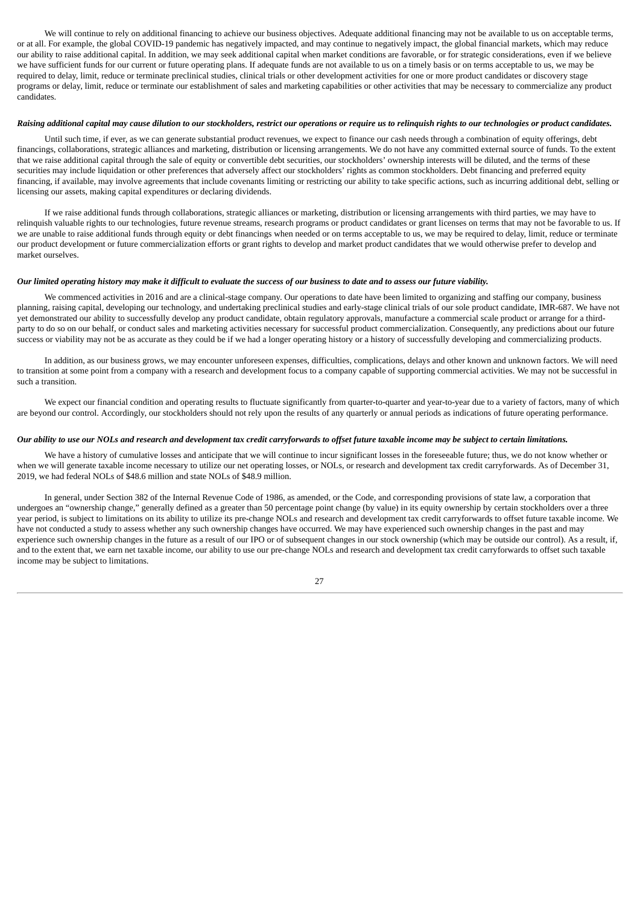We will continue to rely on additional financing to achieve our business objectives. Adequate additional financing may not be available to us on acceptable terms, or at all. For example, the global COVID-19 pandemic has negatively impacted, and may continue to negatively impact, the global financial markets, which may reduce our ability to raise additional capital. In addition, we may seek additional capital when market conditions are favorable, or for strategic considerations, even if we believe we have sufficient funds for our current or future operating plans. If adequate funds are not available to us on a timely basis or on terms acceptable to us, we may be required to delay, limit, reduce or terminate preclinical studies, clinical trials or other development activities for one or more product candidates or discovery stage programs or delay, limit, reduce or terminate our establishment of sales and marketing capabilities or other activities that may be necessary to commercialize any product candidates.

***Raising additional capital may cause dilution to our stockholders, restrict our operations or require us to relinquish rights to our technologies or product candidates.***

Until such time, if ever, as we can generate substantial product revenues, we expect to finance our cash needs through a combination of equity offerings, debt financings, collaborations, strategic alliances and marketing, distribution or licensing arrangements. We do not have any committed external source of funds. To the extent that we raise additional capital through the sale of equity or convertible debt securities, our stockholders' ownership interests will be diluted, and the terms of these securities may include liquidation or other preferences that adversely affect our stockholders' rights as common stockholders. Debt financing and preferred equity financing, if available, may involve agreements that include covenants limiting or restricting our ability to take specific actions, such as incurring additional debt, selling or licensing our assets, making capital expenditures or declaring dividends.

If we raise additional funds through collaborations, strategic alliances or marketing, distribution or licensing arrangements with third parties, we may have to relinquish valuable rights to our technologies, future revenue streams, research programs or product candidates or grant licenses on terms that may not be favorable to us. If we are unable to raise additional funds through equity or debt financings when needed or on terms acceptable to us, we may be required to delay, limit, reduce or terminate our product development or future commercialization efforts or grant rights to develop and market product candidates that we would otherwise prefer to develop and market ourselves.

***Our limited operating history may make it difficult to evaluate the success of our business to date and to assess our future viability.***

We commenced activities in 2016 and are a clinical-stage company. Our operations to date have been limited to organizing and staffing our company, business planning, raising capital, developing our technology, and undertaking preclinical studies and early-stage clinical trials of our sole product candidate, IMR-687. We have not yet demonstrated our ability to successfully develop any product candidate, obtain regulatory approvals, manufacture a commercial scale product or arrange for a third-party to do so on our behalf, or conduct sales and marketing activities necessary for successful product commercialization. Consequently, any predictions about our future success or viability may not be as accurate as they could be if we had a longer operating history or a history of successfully developing and commercializing products.

In addition, as our business grows, we may encounter unforeseen expenses, difficulties, complications, delays and other known and unknown factors. We will need to transition at some point from a company with a research and development focus to a company capable of supporting commercial activities. We may not be successful in such a transition.

We expect our financial condition and operating results to fluctuate significantly from quarter-to-quarter and year-to-year due to a variety of factors, many of which are beyond our control. Accordingly, our stockholders should not rely upon the results of any quarterly or annual periods as indications of future operating performance.

***Our ability to use our NOLs and research and development tax credit carryforwards to offset future taxable income may be subject to certain limitations.***

We have a history of cumulative losses and anticipate that we will continue to incur significant losses in the foreseeable future; thus, we do not know whether or when we will generate taxable income necessary to utilize our net operating losses, or NOLs, or research and development tax credit carryforwards. As of December 31, 2019, we had federal NOLs of $48.6 million and state NOLs of $48.9 million.

In general, under Section 382 of the Internal Revenue Code of 1986, as amended, or the Code, and corresponding provisions of state law, a corporation that undergoes an "ownership change," generally defined as a greater than 50 percentage point change (by value) in its equity ownership by certain stockholders over a three year period, is subject to limitations on its ability to utilize its pre-change NOLs and research and development tax credit carryforwards to offset future taxable income. We have not conducted a study to assess whether any such ownership changes have occurred. We may have experienced such ownership changes in the past and may experience such ownership changes in the future as a result of our IPO or of subsequent changes in our stock ownership (which may be outside our control). As a result, if, and to the extent that, we earn net taxable income, our ability to use our pre-change NOLs and research and development tax credit carryforwards to offset such taxable income may be subject to limitations.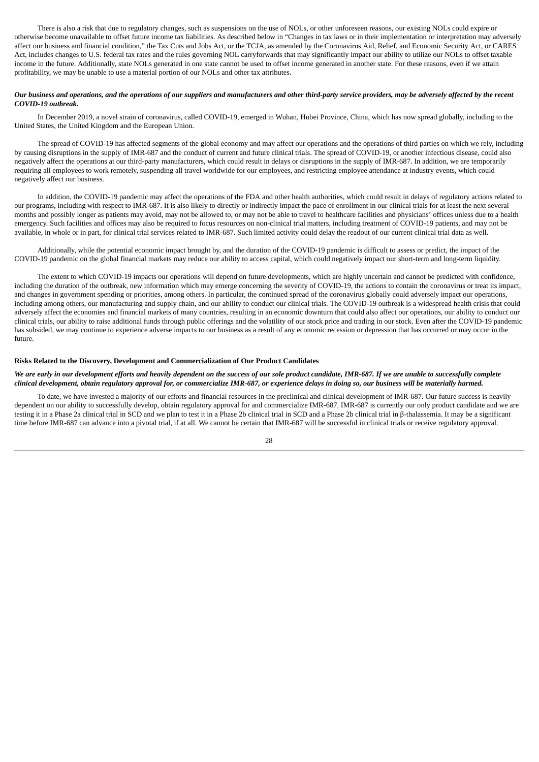There is also a risk that due to regulatory changes, such as suspensions on the use of NOLs, or other unforeseen reasons, our existing NOLs could expire or otherwise become unavailable to offset future income tax liabilities. As described below in "Changes in tax laws or in their implementation or interpretation may adversely affect our business and financial condition," the Tax Cuts and Jobs Act, or the TCJA, as amended by the Coronavirus Aid, Relief, and Economic Security Act, or CARES Act, includes changes to U.S. federal tax rates and the rules governing NOL carryforwards that may significantly impact our ability to utilize our NOLs to offset taxable income in the future. Additionally, state NOLs generated in one state cannot be used to offset income generated in another state. For these reasons, even if we attain profitability, we may be unable to use a material portion of our NOLs and other tax attributes.

***Our business and operations, and the operations of our suppliers and manufacturers and other third-party service providers, may be adversely affected by the recent COVID-19 outbreak.***

In December 2019, a novel strain of coronavirus, called COVID-19, emerged in Wuhan, Hubei Province, China, which has now spread globally, including to the United States, the United Kingdom and the European Union.

The spread of COVID-19 has affected segments of the global economy and may affect our operations and the operations of third parties on which we rely, including by causing disruptions in the supply of IMR-687 and the conduct of current and future clinical trials. The spread of COVID-19, or another infectious disease, could also negatively affect the operations at our third-party manufacturers, which could result in delays or disruptions in the supply of IMR-687. In addition, we are temporarily requiring all employees to work remotely, suspending all travel worldwide for our employees, and restricting employee attendance at industry events, which could negatively affect our business.

In addition, the COVID-19 pandemic may affect the operations of the FDA and other health authorities, which could result in delays of regulatory actions related to our programs, including with respect to IMR-687. It is also likely to directly or indirectly impact the pace of enrollment in our clinical trials for at least the next several months and possibly longer as patients may avoid, may not be allowed to, or may not be able to travel to healthcare facilities and physicians' offices unless due to a health emergency. Such facilities and offices may also be required to focus resources on non-clinical trial matters, including treatment of COVID-19 patients, and may not be available, in whole or in part, for clinical trial services related to IMR-687. Such limited activity could delay the readout of our current clinical trial data as well.

Additionally, while the potential economic impact brought by, and the duration of the COVID-19 pandemic is difficult to assess or predict, the impact of the COVID-19 pandemic on the global financial markets may reduce our ability to access capital, which could negatively impact our short-term and long-term liquidity.

The extent to which COVID-19 impacts our operations will depend on future developments, which are highly uncertain and cannot be predicted with confidence, including the duration of the outbreak, new information which may emerge concerning the severity of COVID-19, the actions to contain the coronavirus or treat its impact, and changes in government spending or priorities, among others. In particular, the continued spread of the coronavirus globally could adversely impact our operations, including among others, our manufacturing and supply chain, and our ability to conduct our clinical trials. The COVID-19 outbreak is a widespread health crisis that could adversely affect the economies and financial markets of many countries, resulting in an economic downturn that could also affect our operations, our ability to conduct our clinical trials, our ability to raise additional funds through public offerings and the volatility of our stock price and trading in our stock. Even after the COVID-19 pandemic has subsided, we may continue to experience adverse impacts to our business as a result of any economic recession or depression that has occurred or may occur in the future.

**Risks Related to the Discovery, Development and Commercialization of Our Product Candidates**

***We are early in our development efforts and heavily dependent on the success of our sole product candidate, IMR-687. If we are unable to successfully complete clinical development, obtain regulatory approval for, or commercialize IMR-687, or experience delays in doing so, our business will be materially harmed.***

To date, we have invested a majority of our efforts and financial resources in the preclinical and clinical development of IMR-687. Our future success is heavily dependent on our ability to successfully develop, obtain regulatory approval for and commercialize IMR-687. IMR-687 is currently our only product candidate and we are testing it in a Phase 2a clinical trial in SCD and we plan to test it in a Phase 2b clinical trial in SCD and a Phase 2b clinical trial in β-thalassemia. It may be a significant time before IMR-687 can advance into a pivotal trial, if at all. We cannot be certain that IMR-687 will be successful in clinical trials or receive regulatory approval.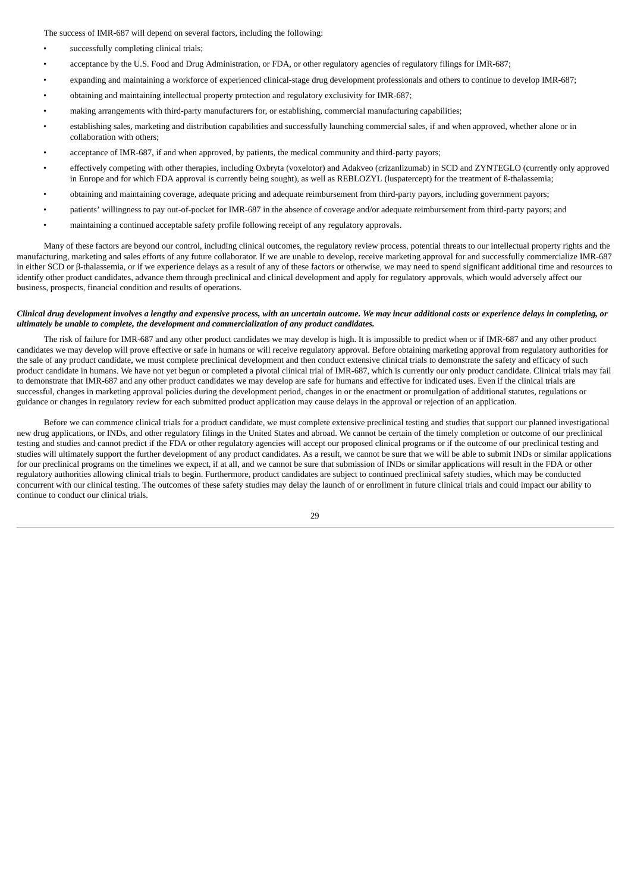The success of IMR-687 will depend on several factors, including the following:

- successfully completing clinical trials;
- acceptance by the U.S. Food and Drug Administration, or FDA, or other regulatory agencies of regulatory filings for IMR-687;
- expanding and maintaining a workforce of experienced clinical-stage drug development professionals and others to continue to develop IMR-687;
- obtaining and maintaining intellectual property protection and regulatory exclusivity for IMR-687;
- making arrangements with third-party manufacturers for, or establishing, commercial manufacturing capabilities;
- establishing sales, marketing and distribution capabilities and successfully launching commercial sales, if and when approved, whether alone or in collaboration with others;
- acceptance of IMR-687, if and when approved, by patients, the medical community and third-party payors;
- effectively competing with other therapies, including Oxbryta (voxelotor) and Adakveo (crizanlizumab) in SCD and ZYNTEGLO (currently only approved in Europe and for which FDA approval is currently being sought), as well as REBLOZYL (luspatercept) for the treatment of ß-thalassemia;
- obtaining and maintaining coverage, adequate pricing and adequate reimbursement from third-party payors, including government payors;
- patients' willingness to pay out-of-pocket for IMR-687 in the absence of coverage and/or adequate reimbursement from third-party payors; and
- maintaining a continued acceptable safety profile following receipt of any regulatory approvals.

Many of these factors are beyond our control, including clinical outcomes, the regulatory review process, potential threats to our intellectual property rights and the manufacturing, marketing and sales efforts of any future collaborator. If we are unable to develop, receive marketing approval for and successfully commercialize IMR-687 in either SCD or β-thalassemia, or if we experience delays as a result of any of these factors or otherwise, we may need to spend significant additional time and resources to identify other product candidates, advance them through preclinical and clinical development and apply for regulatory approvals, which would adversely affect our business, prospects, financial condition and results of operations.

***Clinical drug development involves a lengthy and expensive process, with an uncertain outcome. We may incur additional costs or experience delays in completing, or ultimately be unable to complete, the development and commercialization of any product candidates.***

The risk of failure for IMR-687 and any other product candidates we may develop is high. It is impossible to predict when or if IMR-687 and any other product candidates we may develop will prove effective or safe in humans or will receive regulatory approval. Before obtaining marketing approval from regulatory authorities for the sale of any product candidate, we must complete preclinical development and then conduct extensive clinical trials to demonstrate the safety and efficacy of such product candidate in humans. We have not yet begun or completed a pivotal clinical trial of IMR-687, which is currently our only product candidate. Clinical trials may fail to demonstrate that IMR-687 and any other product candidates we may develop are safe for humans and effective for indicated uses. Even if the clinical trials are successful, changes in marketing approval policies during the development period, changes in or the enactment or promulgation of additional statutes, regulations or guidance or changes in regulatory review for each submitted product application may cause delays in the approval or rejection of an application.

Before we can commence clinical trials for a product candidate, we must complete extensive preclinical testing and studies that support our planned investigational new drug applications, or INDs, and other regulatory filings in the United States and abroad. We cannot be certain of the timely completion or outcome of our preclinical testing and studies and cannot predict if the FDA or other regulatory agencies will accept our proposed clinical programs or if the outcome of our preclinical testing and studies will ultimately support the further development of any product candidates. As a result, we cannot be sure that we will be able to submit INDs or similar applications for our preclinical programs on the timelines we expect, if at all, and we cannot be sure that submission of INDs or similar applications will result in the FDA or other regulatory authorities allowing clinical trials to begin. Furthermore, product candidates are subject to continued preclinical safety studies, which may be conducted concurrent with our clinical testing. The outcomes of these safety studies may delay the launch of or enrollment in future clinical trials and could impact our ability to continue to conduct our clinical trials.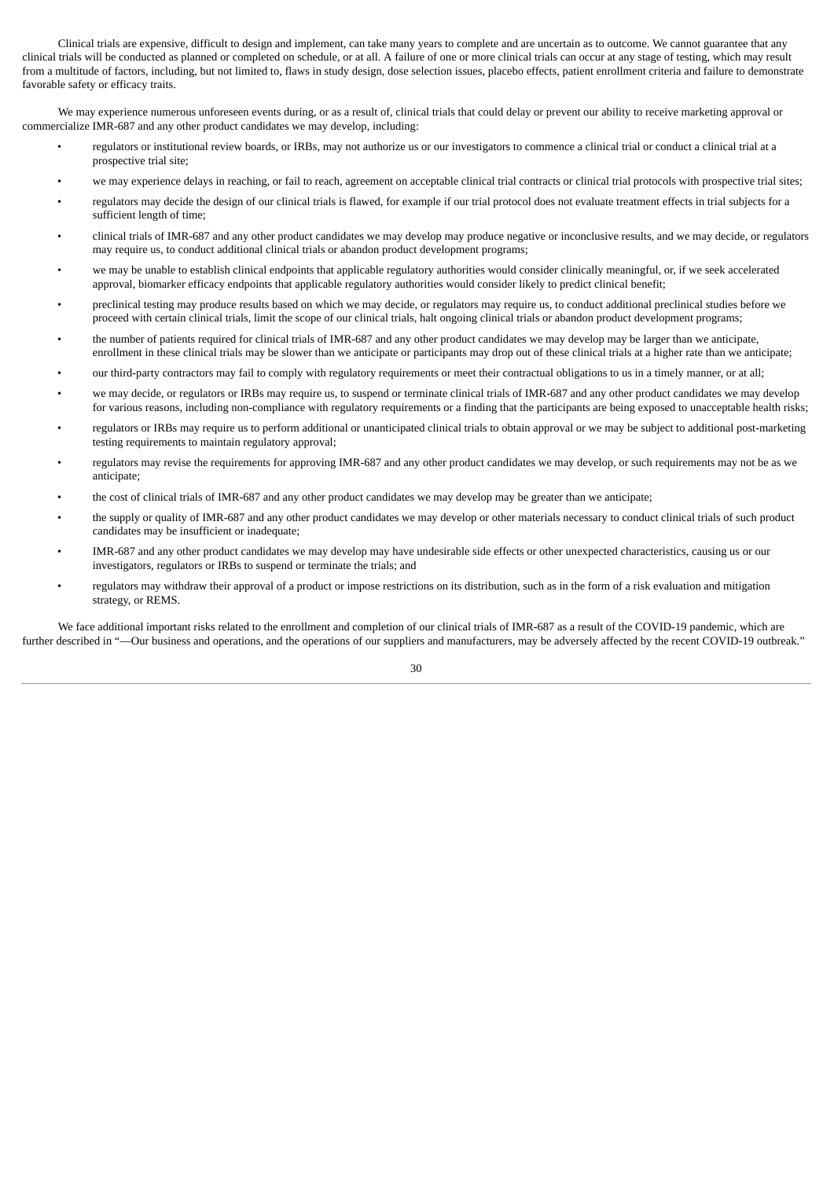Clinical trials are expensive, difficult to design and implement, can take many years to complete and are uncertain as to outcome. We cannot guarantee that any clinical trials will be conducted as planned or completed on schedule, or at all. A failure of one or more clinical trials can occur at any stage of testing, which may result from a multitude of factors, including, but not limited to, flaws in study design, dose selection issues, placebo effects, patient enrollment criteria and failure to demonstrate favorable safety or efficacy traits.

We may experience numerous unforeseen events during, or as a result of, clinical trials that could delay or prevent our ability to receive marketing approval or commercialize IMR-687 and any other product candidates we may develop, including:

- regulators or institutional review boards, or IRBs, may not authorize us or our investigators to commence a clinical trial or conduct a clinical trial at a prospective trial site;
- we may experience delays in reaching, or fail to reach, agreement on acceptable clinical trial contracts or clinical trial protocols with prospective trial sites;
- regulators may decide the design of our clinical trials is flawed, for example if our trial protocol does not evaluate treatment effects in trial subjects for a sufficient length of time;
- clinical trials of IMR-687 and any other product candidates we may develop may produce negative or inconclusive results, and we may decide, or regulators may require us, to conduct additional clinical trials or abandon product development programs;
- we may be unable to establish clinical endpoints that applicable regulatory authorities would consider clinically meaningful, or, if we seek accelerated approval, biomarker efficacy endpoints that applicable regulatory authorities would consider likely to predict clinical benefit;
- preclinical testing may produce results based on which we may decide, or regulators may require us, to conduct additional preclinical studies before we proceed with certain clinical trials, limit the scope of our clinical trials, halt ongoing clinical trials or abandon product development programs;
- the number of patients required for clinical trials of IMR-687 and any other product candidates we may develop may be larger than we anticipate, enrollment in these clinical trials may be slower than we anticipate or participants may drop out of these clinical trials at a higher rate than we anticipate;
- our third-party contractors may fail to comply with regulatory requirements or meet their contractual obligations to us in a timely manner, or at all;
- we may decide, or regulators or IRBs may require us, to suspend or terminate clinical trials of IMR-687 and any other product candidates we may develop for various reasons, including non-compliance with regulatory requirements or a finding that the participants are being exposed to unacceptable health risks;
- regulators or IRBs may require us to perform additional or unanticipated clinical trials to obtain approval or we may be subject to additional post-marketing testing requirements to maintain regulatory approval;
- regulators may revise the requirements for approving IMR-687 and any other product candidates we may develop, or such requirements may not be as we anticipate;
- the cost of clinical trials of IMR-687 and any other product candidates we may develop may be greater than we anticipate;
- the supply or quality of IMR-687 and any other product candidates we may develop or other materials necessary to conduct clinical trials of such product candidates may be insufficient or inadequate;
- IMR-687 and any other product candidates we may develop may have undesirable side effects or other unexpected characteristics, causing us or our investigators, regulators or IRBs to suspend or terminate the trials; and
- regulators may withdraw their approval of a product or impose restrictions on its distribution, such as in the form of a risk evaluation and mitigation strategy, or REMS.

We face additional important risks related to the enrollment and completion of our clinical trials of IMR-687 as a result of the COVID-19 pandemic, which are further described in "—Our business and operations, and the operations of our suppliers and manufacturers, may be adversely affected by the recent COVID-19 outbreak."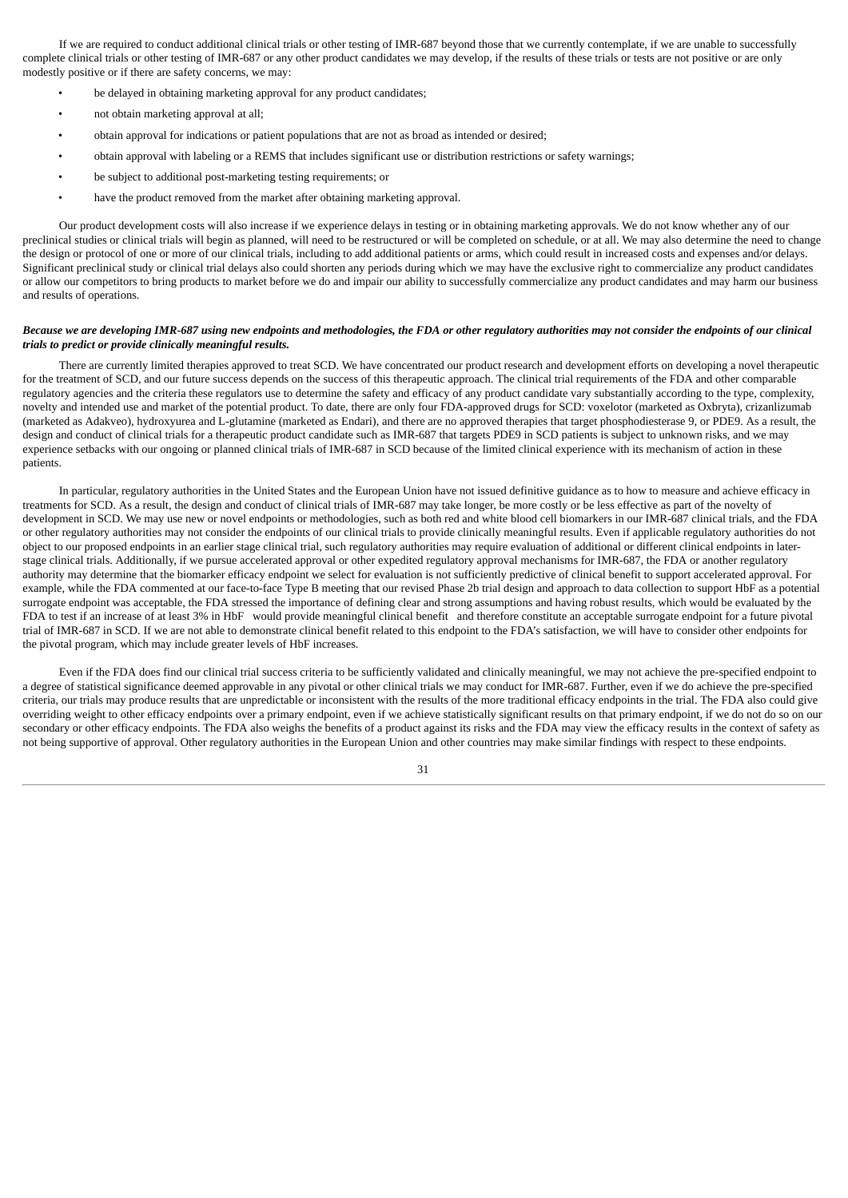If we are required to conduct additional clinical trials or other testing of IMR-687 beyond those that we currently contemplate, if we are unable to successfully complete clinical trials or other testing of IMR-687 or any other product candidates we may develop, if the results of these trials or tests are not positive or are only modestly positive or if there are safety concerns, we may:

- be delayed in obtaining marketing approval for any product candidates;
- not obtain marketing approval at all;
- obtain approval for indications or patient populations that are not as broad as intended or desired;
- obtain approval with labeling or a REMS that includes significant use or distribution restrictions or safety warnings;
- be subject to additional post-marketing testing requirements; or
- have the product removed from the market after obtaining marketing approval.

Our product development costs will also increase if we experience delays in testing or in obtaining marketing approvals. We do not know whether any of our preclinical studies or clinical trials will begin as planned, will need to be restructured or will be completed on schedule, or at all. We may also determine the need to change the design or protocol of one or more of our clinical trials, including to add additional patients or arms, which could result in increased costs and expenses and/or delays. Significant preclinical study or clinical trial delays also could shorten any periods during which we may have the exclusive right to commercialize any product candidates or allow our competitors to bring products to market before we do and impair our ability to successfully commercialize any product candidates and may harm our business and results of operations.

***Because we are developing IMR-687 using new endpoints and methodologies, the FDA or other regulatory authorities may not consider the endpoints of our clinical trials to predict or provide clinically meaningful results.***

There are currently limited therapies approved to treat SCD. We have concentrated our product research and development efforts on developing a novel therapeutic for the treatment of SCD, and our future success depends on the success of this therapeutic approach. The clinical trial requirements of the FDA and other comparable regulatory agencies and the criteria these regulators use to determine the safety and efficacy of any product candidate vary substantially according to the type, complexity, novelty and intended use and market of the potential product. To date, there are only four FDA-approved drugs for SCD: voxelotor (marketed as Oxbryta), crizanlizumab (marketed as Adakveo), hydroxyurea and L-glutamine (marketed as Endari), and there are no approved therapies that target phosphodiesterase 9, or PDE9. As a result, the design and conduct of clinical trials for a therapeutic product candidate such as IMR-687 that targets PDE9 in SCD patients is subject to unknown risks, and we may experience setbacks with our ongoing or planned clinical trials of IMR-687 in SCD because of the limited clinical experience with its mechanism of action in these patients.

In particular, regulatory authorities in the United States and the European Union have not issued definitive guidance as to how to measure and achieve efficacy in treatments for SCD. As a result, the design and conduct of clinical trials of IMR-687 may take longer, be more costly or be less effective as part of the novelty of development in SCD. We may use new or novel endpoints or methodologies, such as both red and white blood cell biomarkers in our IMR-687 clinical trials, and the FDA or other regulatory authorities may not consider the endpoints of our clinical trials to provide clinically meaningful results. Even if applicable regulatory authorities do not object to our proposed endpoints in an earlier stage clinical trial, such regulatory authorities may require evaluation of additional or different clinical endpoints in later-stage clinical trials. Additionally, if we pursue accelerated approval or other expedited regulatory approval mechanisms for IMR-687, the FDA or another regulatory authority may determine that the biomarker efficacy endpoint we select for evaluation is not sufficiently predictive of clinical benefit to support accelerated approval. For example, while the FDA commented at our face-to-face Type B meeting that our revised Phase 2b trial design and approach to data collection to support HbF as a potential surrogate endpoint was acceptable, the FDA stressed the importance of defining clear and strong assumptions and having robust results, which would be evaluated by the FDA to test if an increase of at least 3% in HbF would provide meaningful clinical benefit and therefore constitute an acceptable surrogate endpoint for a future pivotal trial of IMR-687 in SCD. If we are not able to demonstrate clinical benefit related to this endpoint to the FDA's satisfaction, we will have to consider other endpoints for the pivotal program, which may include greater levels of HbF increases.

Even if the FDA does find our clinical trial success criteria to be sufficiently validated and clinically meaningful, we may not achieve the pre-specified endpoint to a degree of statistical significance deemed approvable in any pivotal or other clinical trials we may conduct for IMR-687. Further, even if we do achieve the pre-specified criteria, our trials may produce results that are unpredictable or inconsistent with the results of the more traditional efficacy endpoints in the trial. The FDA also could give overriding weight to other efficacy endpoints over a primary endpoint, even if we achieve statistically significant results on that primary endpoint, if we do not do so on our secondary or other efficacy endpoints. The FDA also weighs the benefits of a product against its risks and the FDA may view the efficacy results in the context of safety as not being supportive of approval. Other regulatory authorities in the European Union and other countries may make similar findings with respect to these endpoints.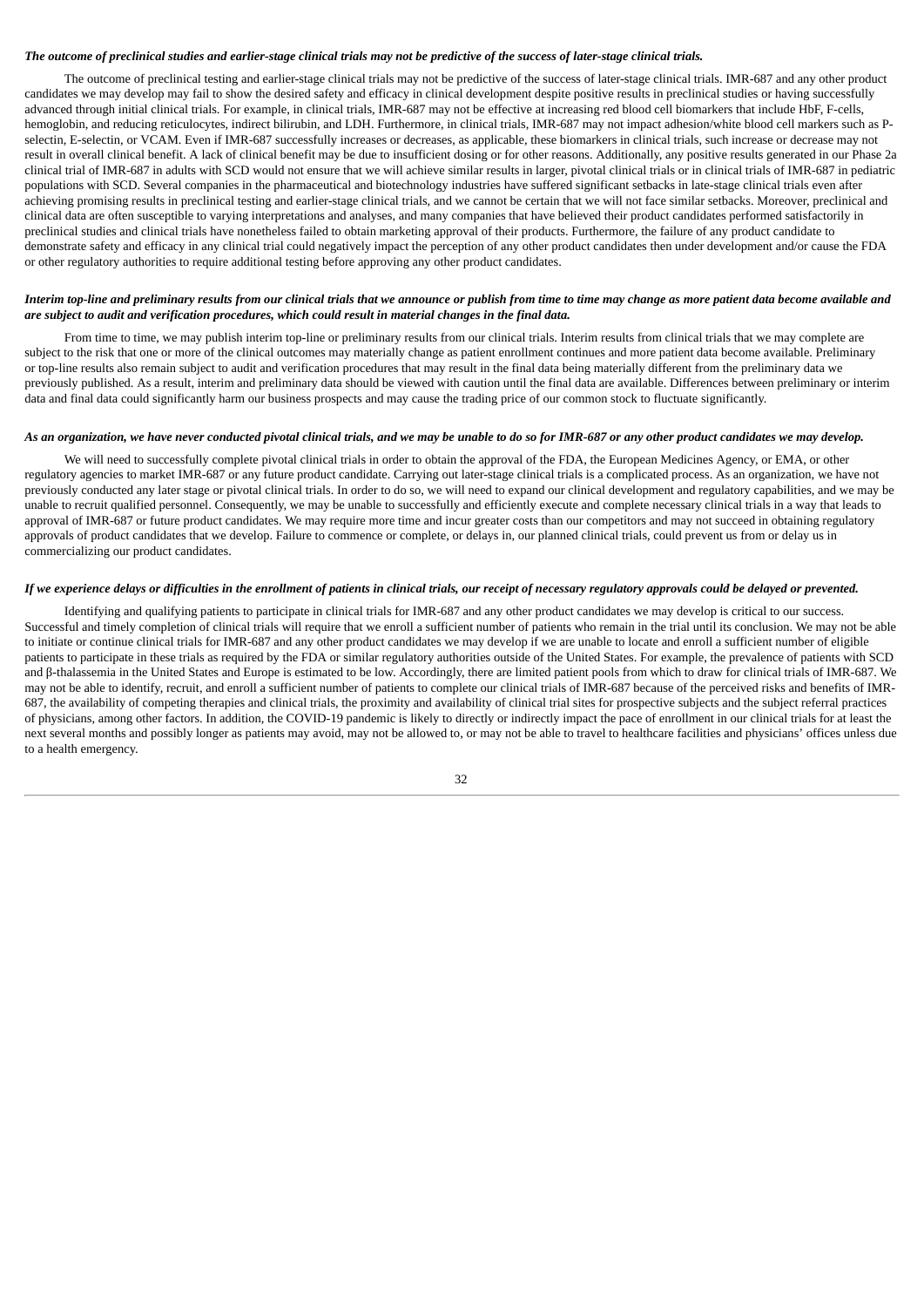***The outcome of preclinical studies and earlier-stage clinical trials may not be predictive of the success of later-stage clinical trials.***

The outcome of preclinical testing and earlier-stage clinical trials may not be predictive of the success of later-stage clinical trials. IMR-687 and any other product candidates we may develop may fail to show the desired safety and efficacy in clinical development despite positive results in preclinical studies or having successfully advanced through initial clinical trials. For example, in clinical trials, IMR-687 may not be effective at increasing red blood cell biomarkers that include HbF, F-cells, hemoglobin, and reducing reticulocytes, indirect bilirubin, and LDH. Furthermore, in clinical trials, IMR-687 may not impact adhesion/white blood cell markers such as P-selectin, E-selectin, or VCAM. Even if IMR-687 successfully increases or decreases, as applicable, these biomarkers in clinical trials, such increase or decrease may not result in overall clinical benefit. A lack of clinical benefit may be due to insufficient dosing or for other reasons. Additionally, any positive results generated in our Phase 2a clinical trial of IMR-687 in adults with SCD would not ensure that we will achieve similar results in larger, pivotal clinical trials or in clinical trials of IMR-687 in pediatric populations with SCD. Several companies in the pharmaceutical and biotechnology industries have suffered significant setbacks in late-stage clinical trials even after achieving promising results in preclinical testing and earlier-stage clinical trials, and we cannot be certain that we will not face similar setbacks. Moreover, preclinical and clinical data are often susceptible to varying interpretations and analyses, and many companies that have believed their product candidates performed satisfactorily in preclinical studies and clinical trials have nonetheless failed to obtain marketing approval of their products. Furthermore, the failure of any product candidate to demonstrate safety and efficacy in any clinical trial could negatively impact the perception of any other product candidates then under development and/or cause the FDA or other regulatory authorities to require additional testing before approving any other product candidates.

***Interim top-line and preliminary results from our clinical trials that we announce or publish from time to time may change as more patient data become available and are subject to audit and verification procedures, which could result in material changes in the final data.***

From time to time, we may publish interim top-line or preliminary results from our clinical trials. Interim results from clinical trials that we may complete are subject to the risk that one or more of the clinical outcomes may materially change as patient enrollment continues and more patient data become available. Preliminary or top-line results also remain subject to audit and verification procedures that may result in the final data being materially different from the preliminary data we previously published. As a result, interim and preliminary data should be viewed with caution until the final data are available. Differences between preliminary or interim data and final data could significantly harm our business prospects and may cause the trading price of our common stock to fluctuate significantly.

***As an organization, we have never conducted pivotal clinical trials, and we may be unable to do so for IMR-687 or any other product candidates we may develop.***

We will need to successfully complete pivotal clinical trials in order to obtain the approval of the FDA, the European Medicines Agency, or EMA, or other regulatory agencies to market IMR-687 or any future product candidate. Carrying out later-stage clinical trials is a complicated process. As an organization, we have not previously conducted any later stage or pivotal clinical trials. In order to do so, we will need to expand our clinical development and regulatory capabilities, and we may be unable to recruit qualified personnel. Consequently, we may be unable to successfully and efficiently execute and complete necessary clinical trials in a way that leads to approval of IMR-687 or future product candidates. We may require more time and incur greater costs than our competitors and may not succeed in obtaining regulatory approvals of product candidates that we develop. Failure to commence or complete, or delays in, our planned clinical trials, could prevent us from or delay us in commercializing our product candidates.

***If we experience delays or difficulties in the enrollment of patients in clinical trials, our receipt of necessary regulatory approvals could be delayed or prevented.***

Identifying and qualifying patients to participate in clinical trials for IMR-687 and any other product candidates we may develop is critical to our success. Successful and timely completion of clinical trials will require that we enroll a sufficient number of patients who remain in the trial until its conclusion. We may not be able to initiate or continue clinical trials for IMR-687 and any other product candidates we may develop if we are unable to locate and enroll a sufficient number of eligible patients to participate in these trials as required by the FDA or similar regulatory authorities outside of the United States. For example, the prevalence of patients with SCD and β-thalassemia in the United States and Europe is estimated to be low. Accordingly, there are limited patient pools from which to draw for clinical trials of IMR-687. We may not be able to identify, recruit, and enroll a sufficient number of patients to complete our clinical trials of IMR-687 because of the perceived risks and benefits of IMR-687, the availability of competing therapies and clinical trials, the proximity and availability of clinical trial sites for prospective subjects and the subject referral practices of physicians, among other factors. In addition, the COVID-19 pandemic is likely to directly or indirectly impact the pace of enrollment in our clinical trials for at least the next several months and possibly longer as patients may avoid, may not be allowed to, or may not be able to travel to healthcare facilities and physicians' offices unless due to a health emergency.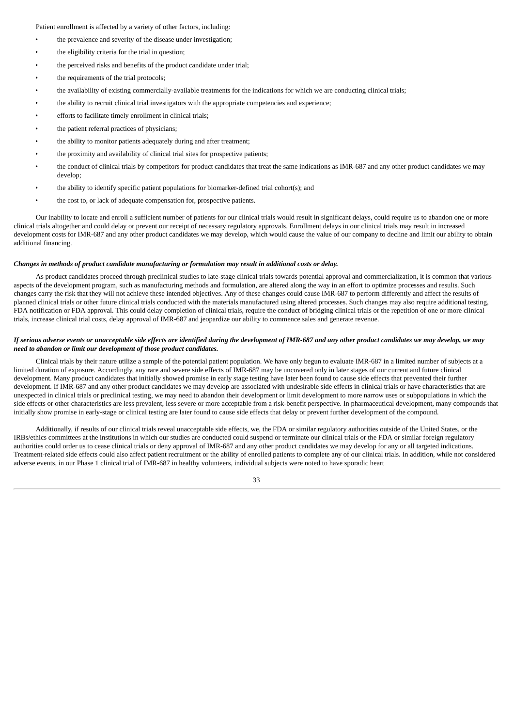Patient enrollment is affected by a variety of other factors, including:

- the prevalence and severity of the disease under investigation;
- the eligibility criteria for the trial in question;
- the perceived risks and benefits of the product candidate under trial;
- the requirements of the trial protocols;
- the availability of existing commercially-available treatments for the indications for which we are conducting clinical trials;
- the ability to recruit clinical trial investigators with the appropriate competencies and experience;
- efforts to facilitate timely enrollment in clinical trials;
- the patient referral practices of physicians;
- the ability to monitor patients adequately during and after treatment;
- the proximity and availability of clinical trial sites for prospective patients;
- the conduct of clinical trials by competitors for product candidates that treat the same indications as IMR-687 and any other product candidates we may develop;
- the ability to identify specific patient populations for biomarker-defined trial cohort(s); and
- the cost to, or lack of adequate compensation for, prospective patients.

Our inability to locate and enroll a sufficient number of patients for our clinical trials would result in significant delays, could require us to abandon one or more clinical trials altogether and could delay or prevent our receipt of necessary regulatory approvals. Enrollment delays in our clinical trials may result in increased development costs for IMR-687 and any other product candidates we may develop, which would cause the value of our company to decline and limit our ability to obtain additional financing.

***Changes in methods of product candidate manufacturing or formulation may result in additional costs or delay.***

As product candidates proceed through preclinical studies to late-stage clinical trials towards potential approval and commercialization, it is common that various aspects of the development program, such as manufacturing methods and formulation, are altered along the way in an effort to optimize processes and results. Such changes carry the risk that they will not achieve these intended objectives. Any of these changes could cause IMR-687 to perform differently and affect the results of planned clinical trials or other future clinical trials conducted with the materials manufactured using altered processes. Such changes may also require additional testing, FDA notification or FDA approval. This could delay completion of clinical trials, require the conduct of bridging clinical trials or the repetition of one or more clinical trials, increase clinical trial costs, delay approval of IMR-687 and jeopardize our ability to commence sales and generate revenue.

***If serious adverse events or unacceptable side effects are identified during the development of IMR-687 and any other product candidates we may develop, we may need to abandon or limit our development of those product candidates.***

Clinical trials by their nature utilize a sample of the potential patient population. We have only begun to evaluate IMR-687 in a limited number of subjects at a limited duration of exposure. Accordingly, any rare and severe side effects of IMR-687 may be uncovered only in later stages of our current and future clinical development. Many product candidates that initially showed promise in early stage testing have later been found to cause side effects that prevented their further development. If IMR-687 and any other product candidates we may develop are associated with undesirable side effects in clinical trials or have characteristics that are unexpected in clinical trials or preclinical testing, we may need to abandon their development or limit development to more narrow uses or subpopulations in which the side effects or other characteristics are less prevalent, less severe or more acceptable from a risk-benefit perspective. In pharmaceutical development, many compounds that initially show promise in early-stage or clinical testing are later found to cause side effects that delay or prevent further development of the compound.

Additionally, if results of our clinical trials reveal unacceptable side effects, we, the FDA or similar regulatory authorities outside of the United States, or the IRBs/ethics committees at the institutions in which our studies are conducted could suspend or terminate our clinical trials or the FDA or similar foreign regulatory authorities could order us to cease clinical trials or deny approval of IMR-687 and any other product candidates we may develop for any or all targeted indications. Treatment-related side effects could also affect patient recruitment or the ability of enrolled patients to complete any of our clinical trials. In addition, while not considered adverse events, in our Phase 1 clinical trial of IMR-687 in healthy volunteers, individual subjects were noted to have sporadic heart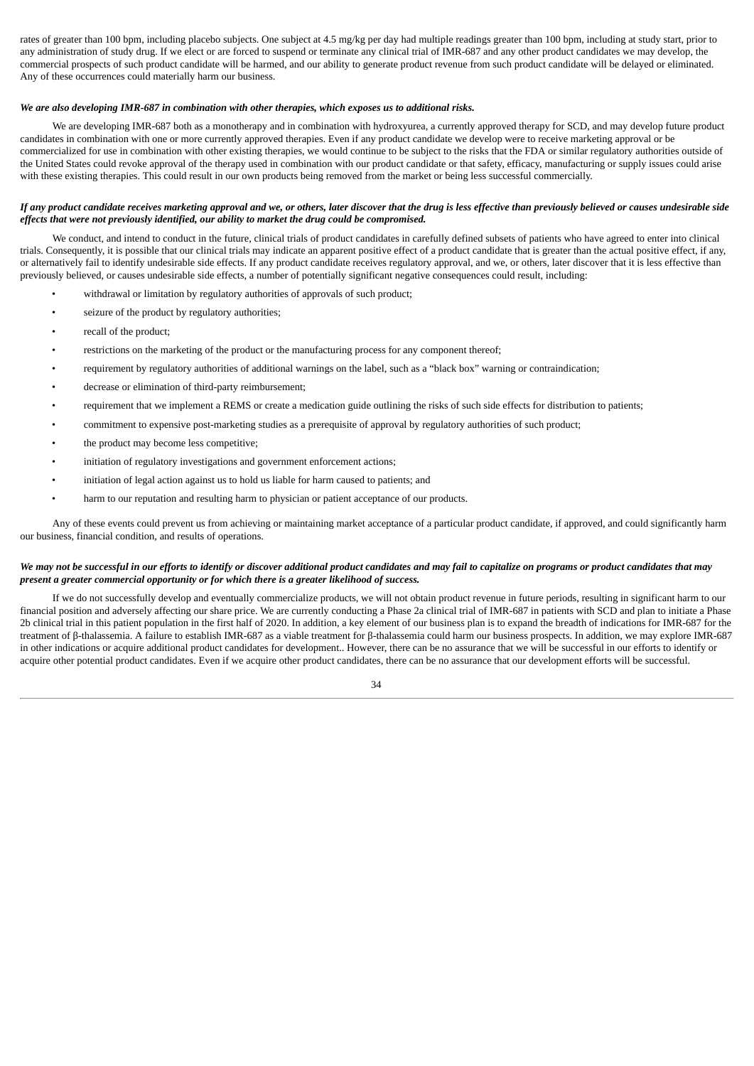rates of greater than 100 bpm, including placebo subjects. One subject at 4.5 mg/kg per day had multiple readings greater than 100 bpm, including at study start, prior to any administration of study drug. If we elect or are forced to suspend or terminate any clinical trial of IMR-687 and any other product candidates we may develop, the commercial prospects of such product candidate will be harmed, and our ability to generate product revenue from such product candidate will be delayed or eliminated. Any of these occurrences could materially harm our business.

***We are also developing IMR-687 in combination with other therapies, which exposes us to additional risks.***

We are developing IMR-687 both as a monotherapy and in combination with hydroxyurea, a currently approved therapy for SCD, and may develop future product candidates in combination with one or more currently approved therapies. Even if any product candidate we develop were to receive marketing approval or be commercialized for use in combination with other existing therapies, we would continue to be subject to the risks that the FDA or similar regulatory authorities outside of the United States could revoke approval of the therapy used in combination with our product candidate or that safety, efficacy, manufacturing or supply issues could arise with these existing therapies. This could result in our own products being removed from the market or being less successful commercially.

***If any product candidate receives marketing approval and we, or others, later discover that the drug is less effective than previously believed or causes undesirable side effects that were not previously identified, our ability to market the drug could be compromised.***

We conduct, and intend to conduct in the future, clinical trials of product candidates in carefully defined subsets of patients who have agreed to enter into clinical trials. Consequently, it is possible that our clinical trials may indicate an apparent positive effect of a product candidate that is greater than the actual positive effect, if any, or alternatively fail to identify undesirable side effects. If any product candidate receives regulatory approval, and we, or others, later discover that it is less effective than previously believed, or causes undesirable side effects, a number of potentially significant negative consequences could result, including:

- withdrawal or limitation by regulatory authorities of approvals of such product;
- seizure of the product by regulatory authorities;
- recall of the product;
- restrictions on the marketing of the product or the manufacturing process for any component thereof;
- requirement by regulatory authorities of additional warnings on the label, such as a "black box" warning or contraindication;
- decrease or elimination of third-party reimbursement;
- requirement that we implement a REMS or create a medication guide outlining the risks of such side effects for distribution to patients;
- commitment to expensive post-marketing studies as a prerequisite of approval by regulatory authorities of such product;
- the product may become less competitive;
- initiation of regulatory investigations and government enforcement actions;
- initiation of legal action against us to hold us liable for harm caused to patients; and
- harm to our reputation and resulting harm to physician or patient acceptance of our products.

Any of these events could prevent us from achieving or maintaining market acceptance of a particular product candidate, if approved, and could significantly harm our business, financial condition, and results of operations.

***We may not be successful in our efforts to identify or discover additional product candidates and may fail to capitalize on programs or product candidates that may present a greater commercial opportunity or for which there is a greater likelihood of success.***

If we do not successfully develop and eventually commercialize products, we will not obtain product revenue in future periods, resulting in significant harm to our financial position and adversely affecting our share price. We are currently conducting a Phase 2a clinical trial of IMR-687 in patients with SCD and plan to initiate a Phase 2b clinical trial in this patient population in the first half of 2020. In addition, a key element of our business plan is to expand the breadth of indications for IMR-687 for the treatment of β-thalassemia. A failure to establish IMR-687 as a viable treatment for β-thalassemia could harm our business prospects. In addition, we may explore IMR-687 in other indications or acquire additional product candidates for development.. However, there can be no assurance that we will be successful in our efforts to identify or acquire other potential product candidates. Even if we acquire other product candidates, there can be no assurance that our development efforts will be successful.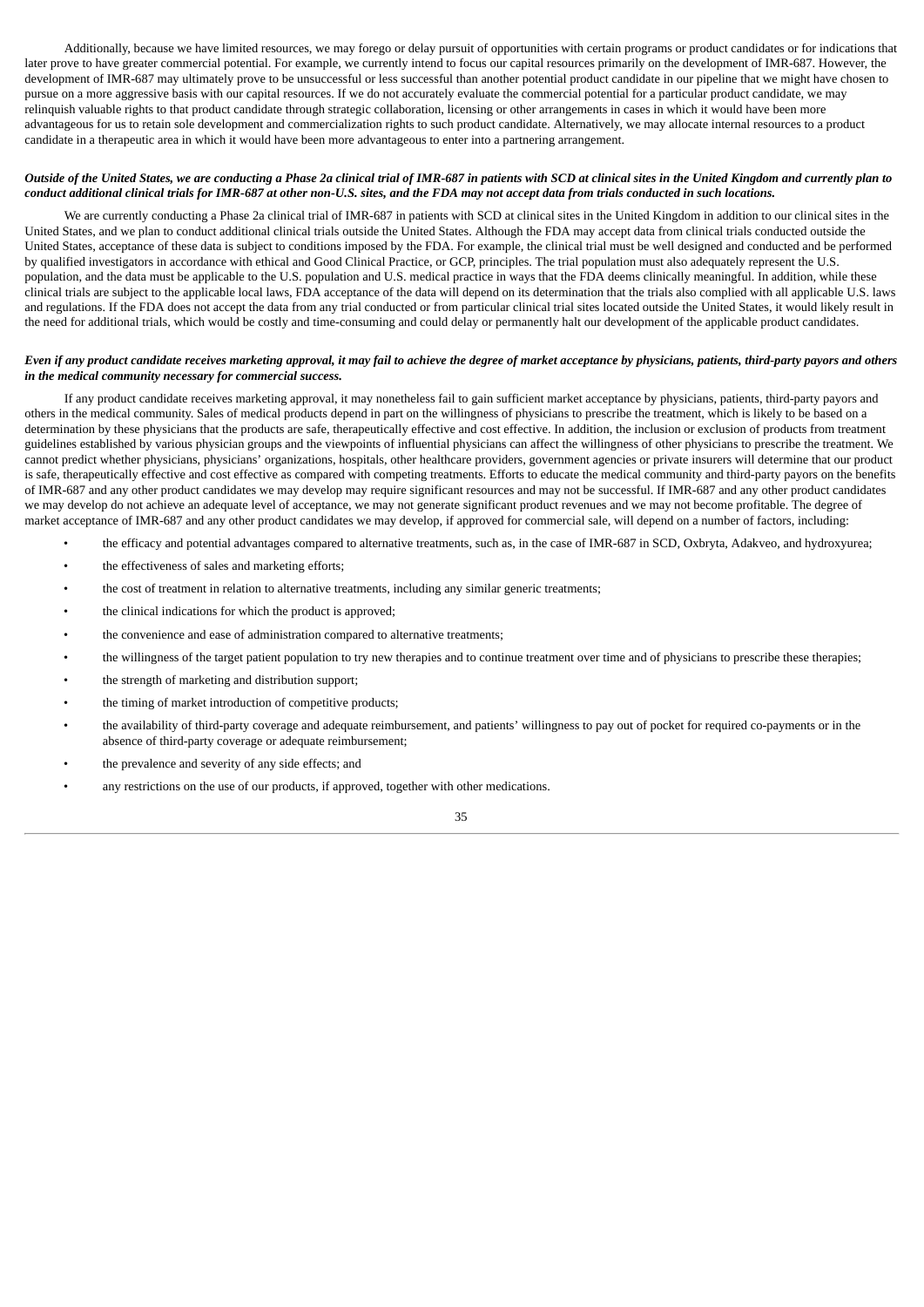Additionally, because we have limited resources, we may forego or delay pursuit of opportunities with certain programs or product candidates or for indications that later prove to have greater commercial potential. For example, we currently intend to focus our capital resources primarily on the development of IMR-687. However, the development of IMR-687 may ultimately prove to be unsuccessful or less successful than another potential product candidate in our pipeline that we might have chosen to pursue on a more aggressive basis with our capital resources. If we do not accurately evaluate the commercial potential for a particular product candidate, we may relinquish valuable rights to that product candidate through strategic collaboration, licensing or other arrangements in cases in which it would have been more advantageous for us to retain sole development and commercialization rights to such product candidate. Alternatively, we may allocate internal resources to a product candidate in a therapeutic area in which it would have been more advantageous to enter into a partnering arrangement.

***Outside of the United States, we are conducting a Phase 2a clinical trial of IMR-687 in patients with SCD at clinical sites in the United Kingdom and currently plan to conduct additional clinical trials for IMR-687 at other non-U.S. sites, and the FDA may not accept data from trials conducted in such locations.***

We are currently conducting a Phase 2a clinical trial of IMR-687 in patients with SCD at clinical sites in the United Kingdom in addition to our clinical sites in the United States, and we plan to conduct additional clinical trials outside the United States. Although the FDA may accept data from clinical trials conducted outside the United States, acceptance of these data is subject to conditions imposed by the FDA. For example, the clinical trial must be well designed and conducted and be performed by qualified investigators in accordance with ethical and Good Clinical Practice, or GCP, principles. The trial population must also adequately represent the U.S. population, and the data must be applicable to the U.S. population and U.S. medical practice in ways that the FDA deems clinically meaningful. In addition, while these clinical trials are subject to the applicable local laws, FDA acceptance of the data will depend on its determination that the trials also complied with all applicable U.S. laws and regulations. If the FDA does not accept the data from any trial conducted or from particular clinical trial sites located outside the United States, it would likely result in the need for additional trials, which would be costly and time-consuming and could delay or permanently halt our development of the applicable product candidates.

***Even if any product candidate receives marketing approval, it may fail to achieve the degree of market acceptance by physicians, patients, third-party payors and others in the medical community necessary for commercial success.***

If any product candidate receives marketing approval, it may nonetheless fail to gain sufficient market acceptance by physicians, patients, third-party payors and others in the medical community. Sales of medical products depend in part on the willingness of physicians to prescribe the treatment, which is likely to be based on a determination by these physicians that the products are safe, therapeutically effective and cost effective. In addition, the inclusion or exclusion of products from treatment guidelines established by various physician groups and the viewpoints of influential physicians can affect the willingness of other physicians to prescribe the treatment. We cannot predict whether physicians, physicians' organizations, hospitals, other healthcare providers, government agencies or private insurers will determine that our product is safe, therapeutically effective and cost effective as compared with competing treatments. Efforts to educate the medical community and third-party payors on the benefits of IMR-687 and any other product candidates we may develop may require significant resources and may not be successful. If IMR-687 and any other product candidates we may develop do not achieve an adequate level of acceptance, we may not generate significant product revenues and we may not become profitable. The degree of market acceptance of IMR-687 and any other product candidates we may develop, if approved for commercial sale, will depend on a number of factors, including:

- the efficacy and potential advantages compared to alternative treatments, such as, in the case of IMR-687 in SCD, Oxbryta, Adakveo, and hydroxyurea;
- the effectiveness of sales and marketing efforts;
- the cost of treatment in relation to alternative treatments, including any similar generic treatments;
- the clinical indications for which the product is approved;
- the convenience and ease of administration compared to alternative treatments;
- the willingness of the target patient population to try new therapies and to continue treatment over time and of physicians to prescribe these therapies;
- the strength of marketing and distribution support;
- the timing of market introduction of competitive products;
- the availability of third-party coverage and adequate reimbursement, and patients' willingness to pay out of pocket for required co-payments or in the absence of third-party coverage or adequate reimbursement;
- the prevalence and severity of any side effects; and
- any restrictions on the use of our products, if approved, together with other medications.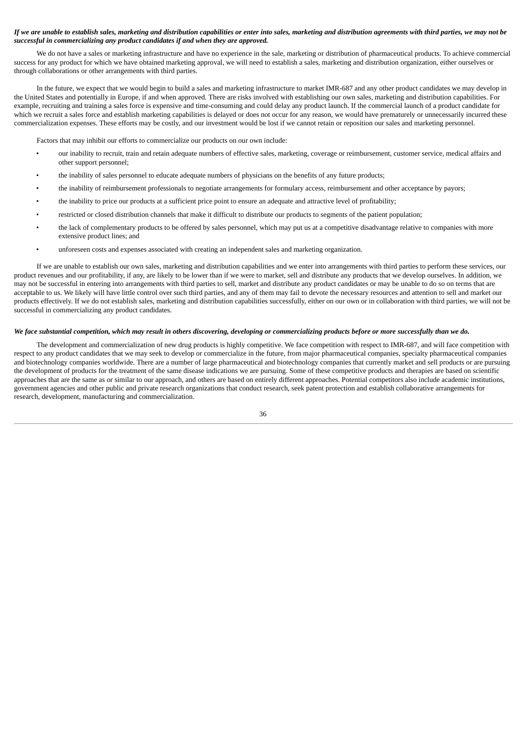***If we are unable to establish sales, marketing and distribution capabilities or enter into sales, marketing and distribution agreements with third parties, we may not be successful in commercializing any product candidates if and when they are approved.***

We do not have a sales or marketing infrastructure and have no experience in the sale, marketing or distribution of pharmaceutical products. To achieve commercial success for any product for which we have obtained marketing approval, we will need to establish a sales, marketing and distribution organization, either ourselves or through collaborations or other arrangements with third parties.

In the future, we expect that we would begin to build a sales and marketing infrastructure to market IMR-687 and any other product candidates we may develop in the United States and potentially in Europe, if and when approved. There are risks involved with establishing our own sales, marketing and distribution capabilities. For example, recruiting and training a sales force is expensive and time-consuming and could delay any product launch. If the commercial launch of a product candidate for which we recruit a sales force and establish marketing capabilities is delayed or does not occur for any reason, we would have prematurely or unnecessarily incurred these commercialization expenses. These efforts may be costly, and our investment would be lost if we cannot retain or reposition our sales and marketing personnel.

Factors that may inhibit our efforts to commercialize our products on our own include:

- our inability to recruit, train and retain adequate numbers of effective sales, marketing, coverage or reimbursement, customer service, medical affairs and other support personnel;
- the inability of sales personnel to educate adequate numbers of physicians on the benefits of any future products;
- the inability of reimbursement professionals to negotiate arrangements for formulary access, reimbursement and other acceptance by payors;
- the inability to price our products at a sufficient price point to ensure an adequate and attractive level of profitability;
- restricted or closed distribution channels that make it difficult to distribute our products to segments of the patient population;
- the lack of complementary products to be offered by sales personnel, which may put us at a competitive disadvantage relative to companies with more extensive product lines; and
- unforeseen costs and expenses associated with creating an independent sales and marketing organization.

If we are unable to establish our own sales, marketing and distribution capabilities and we enter into arrangements with third parties to perform these services, our product revenues and our profitability, if any, are likely to be lower than if we were to market, sell and distribute any products that we develop ourselves. In addition, we may not be successful in entering into arrangements with third parties to sell, market and distribute any product candidates or may be unable to do so on terms that are acceptable to us. We likely will have little control over such third parties, and any of them may fail to devote the necessary resources and attention to sell and market our products effectively. If we do not establish sales, marketing and distribution capabilities successfully, either on our own or in collaboration with third parties, we will not be successful in commercializing any product candidates.

***We face substantial competition, which may result in others discovering, developing or commercializing products before or more successfully than we do.***

The development and commercialization of new drug products is highly competitive. We face competition with respect to IMR-687, and will face competition with respect to any product candidates that we may seek to develop or commercialize in the future, from major pharmaceutical companies, specialty pharmaceutical companies and biotechnology companies worldwide. There are a number of large pharmaceutical and biotechnology companies that currently market and sell products or are pursuing the development of products for the treatment of the same disease indications we are pursuing. Some of these competitive products and therapies are based on scientific approaches that are the same as or similar to our approach, and others are based on entirely different approaches. Potential competitors also include academic institutions, government agencies and other public and private research organizations that conduct research, seek patent protection and establish collaborative arrangements for research, development, manufacturing and commercialization.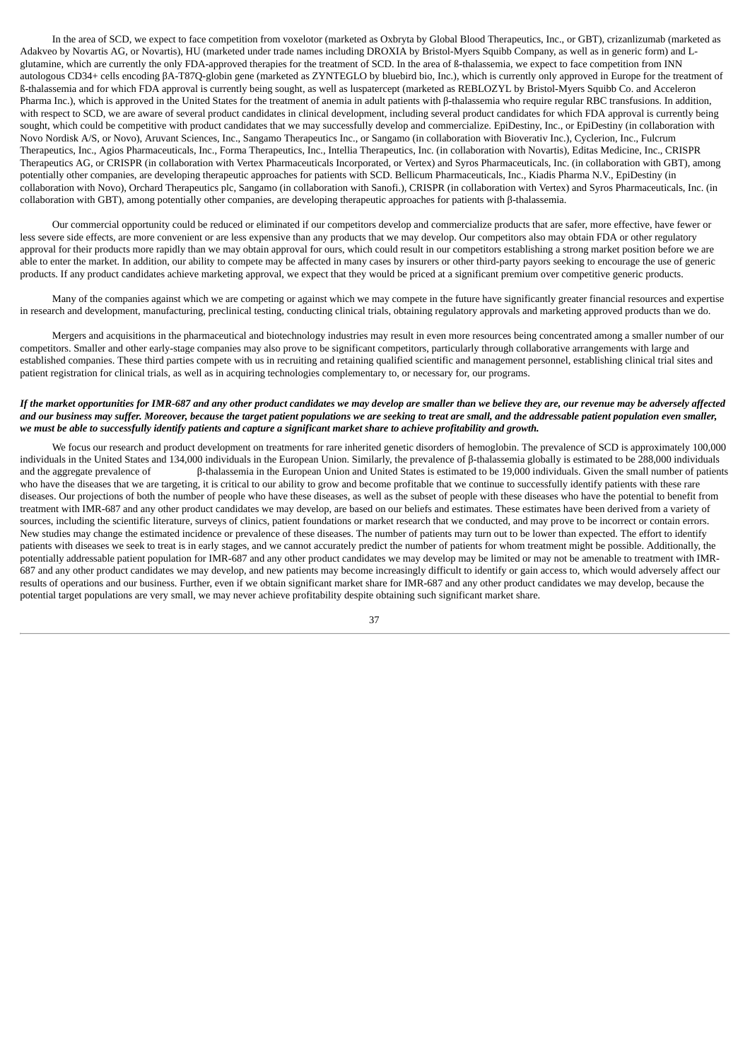In the area of SCD, we expect to face competition from voxelotor (marketed as Oxbryta by Global Blood Therapeutics, Inc., or GBT), crizanlizumab (marketed as Adakveo by Novartis AG, or Novartis), HU (marketed under trade names including DROXIA by Bristol-Myers Squibb Company, as well as in generic form) and L-glutamine, which are currently the only FDA-approved therapies for the treatment of SCD. In the area of ß-thalassemia, we expect to face competition from INN autologous CD34+ cells encoding βA-T87Q-globin gene (marketed as ZYNTEGLO by bluebird bio, Inc.), which is currently only approved in Europe for the treatment of ß-thalassemia and for which FDA approval is currently being sought, as well as luspatercept (marketed as REBLOZYL by Bristol-Myers Squibb Co. and Acceleron Pharma Inc.), which is approved in the United States for the treatment of anemia in adult patients with β-thalassemia who require regular RBC transfusions. In addition, with respect to SCD, we are aware of several product candidates in clinical development, including several product candidates for which FDA approval is currently being sought, which could be competitive with product candidates that we may successfully develop and commercialize. EpiDestiny, Inc., or EpiDestiny (in collaboration with Novo Nordisk A/S, or Novo), Aruvant Sciences, Inc., Sangamo Therapeutics Inc., or Sangamo (in collaboration with Bioverativ Inc.), Cyclerion, Inc., Fulcrum Therapeutics, Inc., Agios Pharmaceuticals, Inc., Forma Therapeutics, Inc., Intellia Therapeutics, Inc. (in collaboration with Novartis), Editas Medicine, Inc., CRISPR Therapeutics AG, or CRISPR (in collaboration with Vertex Pharmaceuticals Incorporated, or Vertex) and Syros Pharmaceuticals, Inc. (in collaboration with GBT), among potentially other companies, are developing therapeutic approaches for patients with SCD. Bellicum Pharmaceuticals, Inc., Kiadis Pharma N.V., EpiDestiny (in collaboration with Novo), Orchard Therapeutics plc, Sangamo (in collaboration with Sanofi.), CRISPR (in collaboration with Vertex) and Syros Pharmaceuticals, Inc. (in collaboration with GBT), among potentially other companies, are developing therapeutic approaches for patients with β-thalassemia.

Our commercial opportunity could be reduced or eliminated if our competitors develop and commercialize products that are safer, more effective, have fewer or less severe side effects, are more convenient or are less expensive than any products that we may develop. Our competitors also may obtain FDA or other regulatory approval for their products more rapidly than we may obtain approval for ours, which could result in our competitors establishing a strong market position before we are able to enter the market. In addition, our ability to compete may be affected in many cases by insurers or other third-party payors seeking to encourage the use of generic products. If any product candidates achieve marketing approval, we expect that they would be priced at a significant premium over competitive generic products.

Many of the companies against which we are competing or against which we may compete in the future have significantly greater financial resources and expertise in research and development, manufacturing, preclinical testing, conducting clinical trials, obtaining regulatory approvals and marketing approved products than we do.

Mergers and acquisitions in the pharmaceutical and biotechnology industries may result in even more resources being concentrated among a smaller number of our competitors. Smaller and other early-stage companies may also prove to be significant competitors, particularly through collaborative arrangements with large and established companies. These third parties compete with us in recruiting and retaining qualified scientific and management personnel, establishing clinical trial sites and patient registration for clinical trials, as well as in acquiring technologies complementary to, or necessary for, our programs.

***If the market opportunities for IMR-687 and any other product candidates we may develop are smaller than we believe they are, our revenue may be adversely affected and our business may suffer. Moreover, because the target patient populations we are seeking to treat are small, and the addressable patient population even smaller, we must be able to successfully identify patients and capture a significant market share to achieve profitability and growth.***

We focus our research and product development on treatments for rare inherited genetic disorders of hemoglobin. The prevalence of SCD is approximately 100,000 individuals in the United States and 134,000 individuals in the European Union. Similarly, the prevalence of β-thalassemia globally is estimated to be 288,000 individuals and the aggregate prevalence of β-thalassemia in the European Union and United States is estimated to be 19,000 individuals. Given the small number of patients who have the diseases that we are targeting, it is critical to our ability to grow and become profitable that we continue to successfully identify patients with these rare diseases. Our projections of both the number of people who have these diseases, as well as the subset of people with these diseases who have the potential to benefit from treatment with IMR-687 and any other product candidates we may develop, are based on our beliefs and estimates. These estimates have been derived from a variety of sources, including the scientific literature, surveys of clinics, patient foundations or market research that we conducted, and may prove to be incorrect or contain errors. New studies may change the estimated incidence or prevalence of these diseases. The number of patients may turn out to be lower than expected. The effort to identify patients with diseases we seek to treat is in early stages, and we cannot accurately predict the number of patients for whom treatment might be possible. Additionally, the potentially addressable patient population for IMR-687 and any other product candidates we may develop may be limited or may not be amenable to treatment with IMR-687 and any other product candidates we may develop, and new patients may become increasingly difficult to identify or gain access to, which would adversely affect our results of operations and our business. Further, even if we obtain significant market share for IMR-687 and any other product candidates we may develop, because the potential target populations are very small, we may never achieve profitability despite obtaining such significant market share.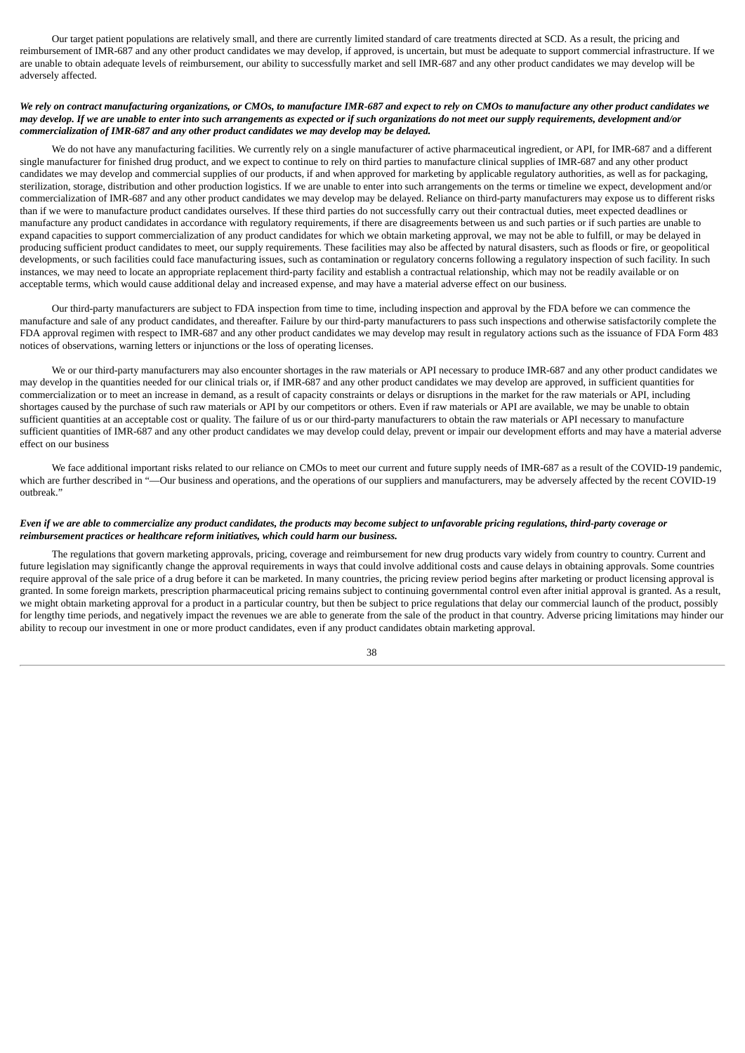Our target patient populations are relatively small, and there are currently limited standard of care treatments directed at SCD. As a result, the pricing and reimbursement of IMR-687 and any other product candidates we may develop, if approved, is uncertain, but must be adequate to support commercial infrastructure. If we are unable to obtain adequate levels of reimbursement, our ability to successfully market and sell IMR-687 and any other product candidates we may develop will be adversely affected.

***We rely on contract manufacturing organizations, or CMOs, to manufacture IMR-687 and expect to rely on CMOs to manufacture any other product candidates we may develop. If we are unable to enter into such arrangements as expected or if such organizations do not meet our supply requirements, development and/or commercialization of IMR-687 and any other product candidates we may develop may be delayed.***

We do not have any manufacturing facilities. We currently rely on a single manufacturer of active pharmaceutical ingredient, or API, for IMR-687 and a different single manufacturer for finished drug product, and we expect to continue to rely on third parties to manufacture clinical supplies of IMR-687 and any other product candidates we may develop and commercial supplies of our products, if and when approved for marketing by applicable regulatory authorities, as well as for packaging, sterilization, storage, distribution and other production logistics. If we are unable to enter into such arrangements on the terms or timeline we expect, development and/or commercialization of IMR-687 and any other product candidates we may develop may be delayed. Reliance on third-party manufacturers may expose us to different risks than if we were to manufacture product candidates ourselves. If these third parties do not successfully carry out their contractual duties, meet expected deadlines or manufacture any product candidates in accordance with regulatory requirements, if there are disagreements between us and such parties or if such parties are unable to expand capacities to support commercialization of any product candidates for which we obtain marketing approval, we may not be able to fulfill, or may be delayed in producing sufficient product candidates to meet, our supply requirements. These facilities may also be affected by natural disasters, such as floods or fire, or geopolitical developments, or such facilities could face manufacturing issues, such as contamination or regulatory concerns following a regulatory inspection of such facility. In such instances, we may need to locate an appropriate replacement third-party facility and establish a contractual relationship, which may not be readily available or on acceptable terms, which would cause additional delay and increased expense, and may have a material adverse effect on our business.

Our third-party manufacturers are subject to FDA inspection from time to time, including inspection and approval by the FDA before we can commence the manufacture and sale of any product candidates, and thereafter. Failure by our third-party manufacturers to pass such inspections and otherwise satisfactorily complete the FDA approval regimen with respect to IMR-687 and any other product candidates we may develop may result in regulatory actions such as the issuance of FDA Form 483 notices of observations, warning letters or injunctions or the loss of operating licenses.

We or our third-party manufacturers may also encounter shortages in the raw materials or API necessary to produce IMR-687 and any other product candidates we may develop in the quantities needed for our clinical trials or, if IMR-687 and any other product candidates we may develop are approved, in sufficient quantities for commercialization or to meet an increase in demand, as a result of capacity constraints or delays or disruptions in the market for the raw materials or API, including shortages caused by the purchase of such raw materials or API by our competitors or others. Even if raw materials or API are available, we may be unable to obtain sufficient quantities at an acceptable cost or quality. The failure of us or our third-party manufacturers to obtain the raw materials or API necessary to manufacture sufficient quantities of IMR-687 and any other product candidates we may develop could delay, prevent or impair our development efforts and may have a material adverse effect on our business

We face additional important risks related to our reliance on CMOs to meet our current and future supply needs of IMR-687 as a result of the COVID-19 pandemic, which are further described in "—Our business and operations, and the operations of our suppliers and manufacturers, may be adversely affected by the recent COVID-19 outbreak."

***Even if we are able to commercialize any product candidates, the products may become subject to unfavorable pricing regulations, third-party coverage or reimbursement practices or healthcare reform initiatives, which could harm our business.***

The regulations that govern marketing approvals, pricing, coverage and reimbursement for new drug products vary widely from country to country. Current and future legislation may significantly change the approval requirements in ways that could involve additional costs and cause delays in obtaining approvals. Some countries require approval of the sale price of a drug before it can be marketed. In many countries, the pricing review period begins after marketing or product licensing approval is granted. In some foreign markets, prescription pharmaceutical pricing remains subject to continuing governmental control even after initial approval is granted. As a result, we might obtain marketing approval for a product in a particular country, but then be subject to price regulations that delay our commercial launch of the product, possibly for lengthy time periods, and negatively impact the revenues we are able to generate from the sale of the product in that country. Adverse pricing limitations may hinder our ability to recoup our investment in one or more product candidates, even if any product candidates obtain marketing approval.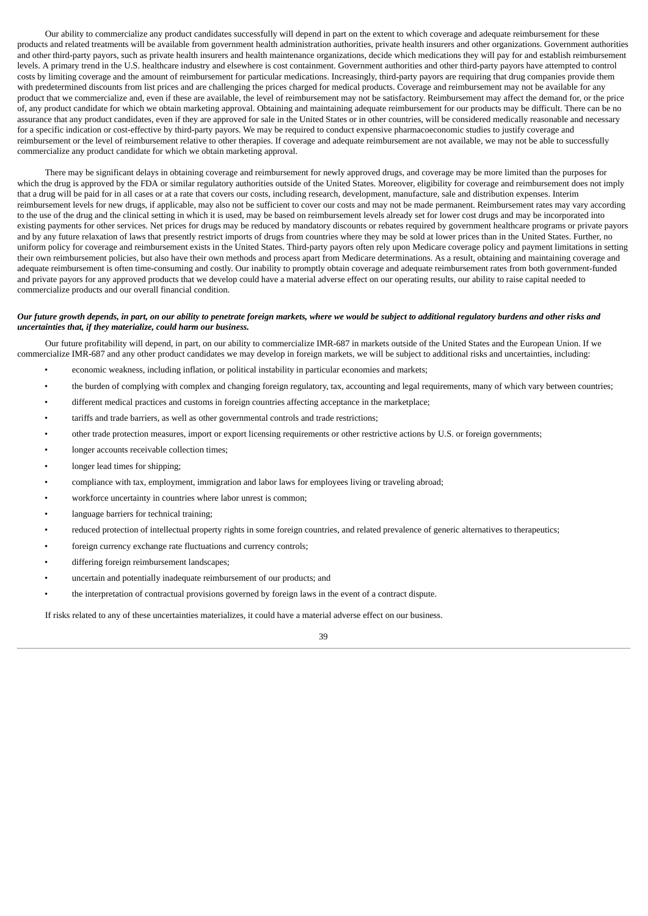Our ability to commercialize any product candidates successfully will depend in part on the extent to which coverage and adequate reimbursement for these products and related treatments will be available from government health administration authorities, private health insurers and other organizations. Government authorities and other third-party payors, such as private health insurers and health maintenance organizations, decide which medications they will pay for and establish reimbursement levels. A primary trend in the U.S. healthcare industry and elsewhere is cost containment. Government authorities and other third-party payors have attempted to control costs by limiting coverage and the amount of reimbursement for particular medications. Increasingly, third-party payors are requiring that drug companies provide them with predetermined discounts from list prices and are challenging the prices charged for medical products. Coverage and reimbursement may not be available for any product that we commercialize and, even if these are available, the level of reimbursement may not be satisfactory. Reimbursement may affect the demand for, or the price of, any product candidate for which we obtain marketing approval. Obtaining and maintaining adequate reimbursement for our products may be difficult. There can be no assurance that any product candidates, even if they are approved for sale in the United States or in other countries, will be considered medically reasonable and necessary for a specific indication or cost-effective by third-party payors. We may be required to conduct expensive pharmacoeconomic studies to justify coverage and reimbursement or the level of reimbursement relative to other therapies. If coverage and adequate reimbursement are not available, we may not be able to successfully commercialize any product candidate for which we obtain marketing approval.

There may be significant delays in obtaining coverage and reimbursement for newly approved drugs, and coverage may be more limited than the purposes for which the drug is approved by the FDA or similar regulatory authorities outside of the United States. Moreover, eligibility for coverage and reimbursement does not imply that a drug will be paid for in all cases or at a rate that covers our costs, including research, development, manufacture, sale and distribution expenses. Interim reimbursement levels for new drugs, if applicable, may also not be sufficient to cover our costs and may not be made permanent. Reimbursement rates may vary according to the use of the drug and the clinical setting in which it is used, may be based on reimbursement levels already set for lower cost drugs and may be incorporated into existing payments for other services. Net prices for drugs may be reduced by mandatory discounts or rebates required by government healthcare programs or private payors and by any future relaxation of laws that presently restrict imports of drugs from countries where they may be sold at lower prices than in the United States. Further, no uniform policy for coverage and reimbursement exists in the United States. Third-party payors often rely upon Medicare coverage policy and payment limitations in setting their own reimbursement policies, but also have their own methods and process apart from Medicare determinations. As a result, obtaining and maintaining coverage and adequate reimbursement is often time-consuming and costly. Our inability to promptly obtain coverage and adequate reimbursement rates from both government-funded and private payors for any approved products that we develop could have a material adverse effect on our operating results, our ability to raise capital needed to commercialize products and our overall financial condition.

***Our future growth depends, in part, on our ability to penetrate foreign markets, where we would be subject to additional regulatory burdens and other risks and uncertainties that, if they materialize, could harm our business.***

Our future profitability will depend, in part, on our ability to commercialize IMR-687 in markets outside of the United States and the European Union. If we commercialize IMR-687 and any other product candidates we may develop in foreign markets, we will be subject to additional risks and uncertainties, including:

- economic weakness, including inflation, or political instability in particular economies and markets;
- the burden of complying with complex and changing foreign regulatory, tax, accounting and legal requirements, many of which vary between countries;
- different medical practices and customs in foreign countries affecting acceptance in the marketplace;
- tariffs and trade barriers, as well as other governmental controls and trade restrictions;
- other trade protection measures, import or export licensing requirements or other restrictive actions by U.S. or foreign governments;
- longer accounts receivable collection times;
- longer lead times for shipping;
- compliance with tax, employment, immigration and labor laws for employees living or traveling abroad;
- workforce uncertainty in countries where labor unrest is common;
- language barriers for technical training;
- reduced protection of intellectual property rights in some foreign countries, and related prevalence of generic alternatives to therapeutics;
- foreign currency exchange rate fluctuations and currency controls;
- differing foreign reimbursement landscapes;
- uncertain and potentially inadequate reimbursement of our products; and
- the interpretation of contractual provisions governed by foreign laws in the event of a contract dispute.

If risks related to any of these uncertainties materializes, it could have a material adverse effect on our business.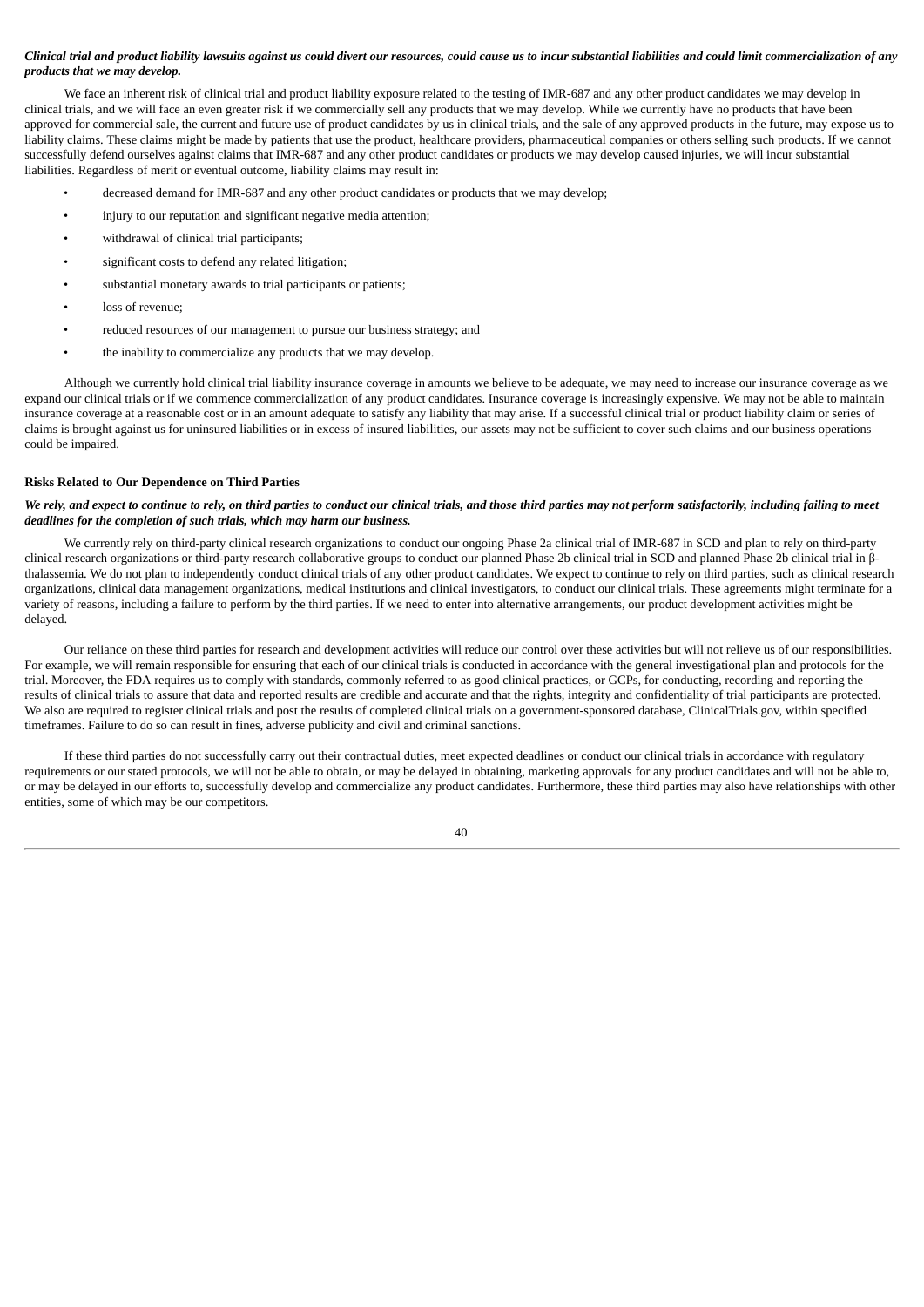***Clinical trial and product liability lawsuits against us could divert our resources, could cause us to incur substantial liabilities and could limit commercialization of any products that we may develop.***

We face an inherent risk of clinical trial and product liability exposure related to the testing of IMR-687 and any other product candidates we may develop in clinical trials, and we will face an even greater risk if we commercially sell any products that we may develop. While we currently have no products that have been approved for commercial sale, the current and future use of product candidates by us in clinical trials, and the sale of any approved products in the future, may expose us to liability claims. These claims might be made by patients that use the product, healthcare providers, pharmaceutical companies or others selling such products. If we cannot successfully defend ourselves against claims that IMR-687 and any other product candidates or products we may develop caused injuries, we will incur substantial liabilities. Regardless of merit or eventual outcome, liability claims may result in:

- decreased demand for IMR-687 and any other product candidates or products that we may develop;
- injury to our reputation and significant negative media attention;
- withdrawal of clinical trial participants;
- significant costs to defend any related litigation;
- substantial monetary awards to trial participants or patients;
- loss of revenue;
- reduced resources of our management to pursue our business strategy; and
- the inability to commercialize any products that we may develop.

Although we currently hold clinical trial liability insurance coverage in amounts we believe to be adequate, we may need to increase our insurance coverage as we expand our clinical trials or if we commence commercialization of any product candidates. Insurance coverage is increasingly expensive. We may not be able to maintain insurance coverage at a reasonable cost or in an amount adequate to satisfy any liability that may arise. If a successful clinical trial or product liability claim or series of claims is brought against us for uninsured liabilities or in excess of insured liabilities, our assets may not be sufficient to cover such claims and our business operations could be impaired.

**Risks Related to Our Dependence on Third Parties**

***We rely, and expect to continue to rely, on third parties to conduct our clinical trials, and those third parties may not perform satisfactorily, including failing to meet deadlines for the completion of such trials, which may harm our business.***

We currently rely on third-party clinical research organizations to conduct our ongoing Phase 2a clinical trial of IMR-687 in SCD and plan to rely on third-party clinical research organizations or third-party research collaborative groups to conduct our planned Phase 2b clinical trial in SCD and planned Phase 2b clinical trial in β-thalassemia. We do not plan to independently conduct clinical trials of any other product candidates. We expect to continue to rely on third parties, such as clinical research organizations, clinical data management organizations, medical institutions and clinical investigators, to conduct our clinical trials. These agreements might terminate for a variety of reasons, including a failure to perform by the third parties. If we need to enter into alternative arrangements, our product development activities might be delayed.

Our reliance on these third parties for research and development activities will reduce our control over these activities but will not relieve us of our responsibilities. For example, we will remain responsible for ensuring that each of our clinical trials is conducted in accordance with the general investigational plan and protocols for the trial. Moreover, the FDA requires us to comply with standards, commonly referred to as good clinical practices, or GCPs, for conducting, recording and reporting the results of clinical trials to assure that data and reported results are credible and accurate and that the rights, integrity and confidentiality of trial participants are protected. We also are required to register clinical trials and post the results of completed clinical trials on a government-sponsored database, ClinicalTrials.gov, within specified timeframes. Failure to do so can result in fines, adverse publicity and civil and criminal sanctions.

If these third parties do not successfully carry out their contractual duties, meet expected deadlines or conduct our clinical trials in accordance with regulatory requirements or our stated protocols, we will not be able to obtain, or may be delayed in obtaining, marketing approvals for any product candidates and will not be able to, or may be delayed in our efforts to, successfully develop and commercialize any product candidates. Furthermore, these third parties may also have relationships with other entities, some of which may be our competitors.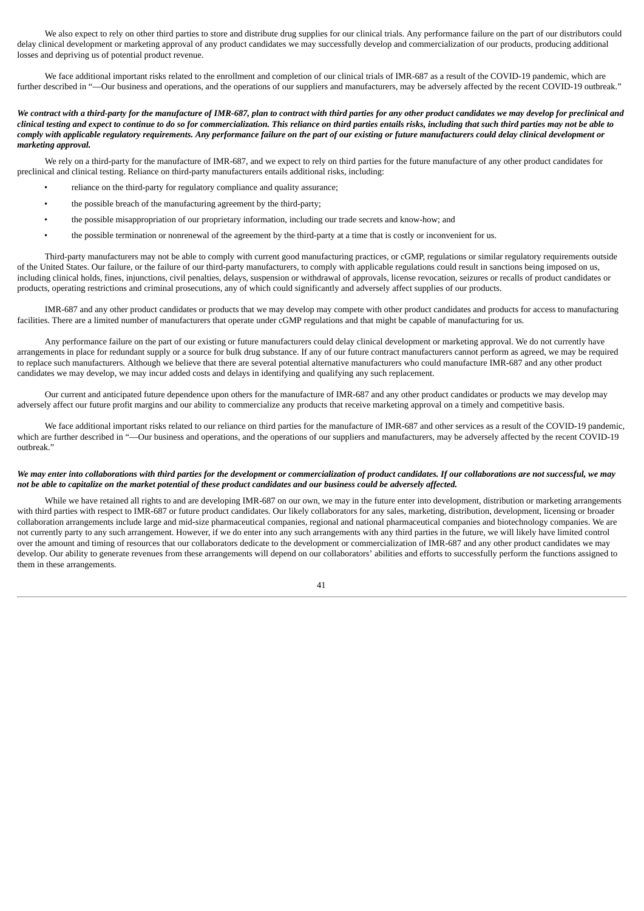We also expect to rely on other third parties to store and distribute drug supplies for our clinical trials. Any performance failure on the part of our distributors could delay clinical development or marketing approval of any product candidates we may successfully develop and commercialization of our products, producing additional losses and depriving us of potential product revenue.

We face additional important risks related to the enrollment and completion of our clinical trials of IMR-687 as a result of the COVID-19 pandemic, which are further described in "—Our business and operations, and the operations of our suppliers and manufacturers, may be adversely affected by the recent COVID-19 outbreak."

***We contract with a third-party for the manufacture of IMR-687, plan to contract with third parties for any other product candidates we may develop for preclinical and clinical testing and expect to continue to do so for commercialization. This reliance on third parties entails risks, including that such third parties may not be able to comply with applicable regulatory requirements. Any performance failure on the part of our existing or future manufacturers could delay clinical development or marketing approval.***

We rely on a third-party for the manufacture of IMR-687, and we expect to rely on third parties for the future manufacture of any other product candidates for preclinical and clinical testing. Reliance on third-party manufacturers entails additional risks, including:

- reliance on the third-party for regulatory compliance and quality assurance;
- the possible breach of the manufacturing agreement by the third-party;
- the possible misappropriation of our proprietary information, including our trade secrets and know-how; and
- the possible termination or nonrenewal of the agreement by the third-party at a time that is costly or inconvenient for us.

Third-party manufacturers may not be able to comply with current good manufacturing practices, or cGMP, regulations or similar regulatory requirements outside of the United States. Our failure, or the failure of our third-party manufacturers, to comply with applicable regulations could result in sanctions being imposed on us, including clinical holds, fines, injunctions, civil penalties, delays, suspension or withdrawal of approvals, license revocation, seizures or recalls of product candidates or products, operating restrictions and criminal prosecutions, any of which could significantly and adversely affect supplies of our products.

IMR-687 and any other product candidates or products that we may develop may compete with other product candidates and products for access to manufacturing facilities. There are a limited number of manufacturers that operate under cGMP regulations and that might be capable of manufacturing for us.

Any performance failure on the part of our existing or future manufacturers could delay clinical development or marketing approval. We do not currently have arrangements in place for redundant supply or a source for bulk drug substance. If any of our future contract manufacturers cannot perform as agreed, we may be required to replace such manufacturers. Although we believe that there are several potential alternative manufacturers who could manufacture IMR-687 and any other product candidates we may develop, we may incur added costs and delays in identifying and qualifying any such replacement.

Our current and anticipated future dependence upon others for the manufacture of IMR-687 and any other product candidates or products we may develop may adversely affect our future profit margins and our ability to commercialize any products that receive marketing approval on a timely and competitive basis.

We face additional important risks related to our reliance on third parties for the manufacture of IMR-687 and other services as a result of the COVID-19 pandemic, which are further described in "—Our business and operations, and the operations of our suppliers and manufacturers, may be adversely affected by the recent COVID-19 outbreak."

***We may enter into collaborations with third parties for the development or commercialization of product candidates. If our collaborations are not successful, we may not be able to capitalize on the market potential of these product candidates and our business could be adversely affected.***

While we have retained all rights to and are developing IMR-687 on our own, we may in the future enter into development, distribution or marketing arrangements with third parties with respect to IMR-687 or future product candidates. Our likely collaborators for any sales, marketing, distribution, development, licensing or broader collaboration arrangements include large and mid-size pharmaceutical companies, regional and national pharmaceutical companies and biotechnology companies. We are not currently party to any such arrangement. However, if we do enter into any such arrangements with any third parties in the future, we will likely have limited control over the amount and timing of resources that our collaborators dedicate to the development or commercialization of IMR-687 and any other product candidates we may develop. Our ability to generate revenues from these arrangements will depend on our collaborators' abilities and efforts to successfully perform the functions assigned to them in these arrangements.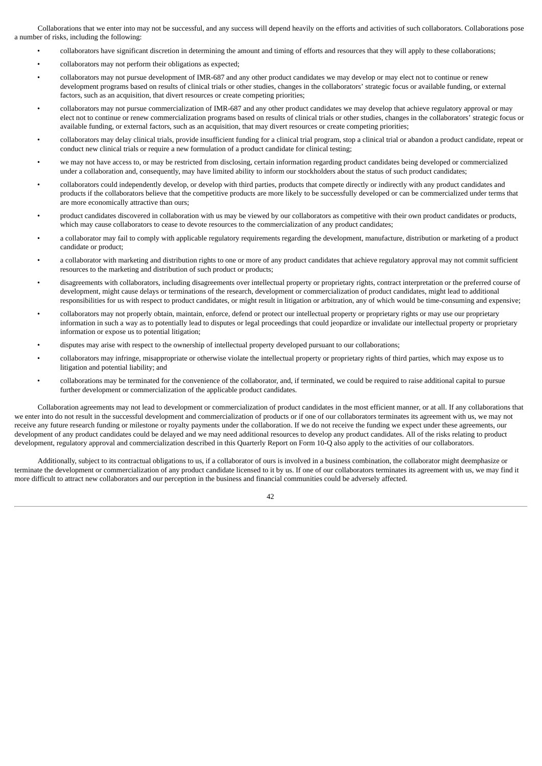Collaborations that we enter into may not be successful, and any success will depend heavily on the efforts and activities of such collaborators. Collaborations pose a number of risks, including the following:

- collaborators have significant discretion in determining the amount and timing of efforts and resources that they will apply to these collaborations;
- collaborators may not perform their obligations as expected;
- collaborators may not pursue development of IMR-687 and any other product candidates we may develop or may elect not to continue or renew development programs based on results of clinical trials or other studies, changes in the collaborators' strategic focus or available funding, or external factors, such as an acquisition, that divert resources or create competing priorities;
- collaborators may not pursue commercialization of IMR-687 and any other product candidates we may develop that achieve regulatory approval or may elect not to continue or renew commercialization programs based on results of clinical trials or other studies, changes in the collaborators' strategic focus or available funding, or external factors, such as an acquisition, that may divert resources or create competing priorities;
- collaborators may delay clinical trials, provide insufficient funding for a clinical trial program, stop a clinical trial or abandon a product candidate, repeat or conduct new clinical trials or require a new formulation of a product candidate for clinical testing;
- we may not have access to, or may be restricted from disclosing, certain information regarding product candidates being developed or commercialized under a collaboration and, consequently, may have limited ability to inform our stockholders about the status of such product candidates;
- collaborators could independently develop, or develop with third parties, products that compete directly or indirectly with any product candidates and products if the collaborators believe that the competitive products are more likely to be successfully developed or can be commercialized under terms that are more economically attractive than ours;
- product candidates discovered in collaboration with us may be viewed by our collaborators as competitive with their own product candidates or products, which may cause collaborators to cease to devote resources to the commercialization of any product candidates;
- a collaborator may fail to comply with applicable regulatory requirements regarding the development, manufacture, distribution or marketing of a product candidate or product;
- a collaborator with marketing and distribution rights to one or more of any product candidates that achieve regulatory approval may not commit sufficient resources to the marketing and distribution of such product or products;
- disagreements with collaborators, including disagreements over intellectual property or proprietary rights, contract interpretation or the preferred course of development, might cause delays or terminations of the research, development or commercialization of product candidates, might lead to additional responsibilities for us with respect to product candidates, or might result in litigation or arbitration, any of which would be time-consuming and expensive;
- collaborators may not properly obtain, maintain, enforce, defend or protect our intellectual property or proprietary rights or may use our proprietary information in such a way as to potentially lead to disputes or legal proceedings that could jeopardize or invalidate our intellectual property or proprietary information or expose us to potential litigation;
- disputes may arise with respect to the ownership of intellectual property developed pursuant to our collaborations;
- collaborators may infringe, misappropriate or otherwise violate the intellectual property or proprietary rights of third parties, which may expose us to litigation and potential liability; and
- collaborations may be terminated for the convenience of the collaborator, and, if terminated, we could be required to raise additional capital to pursue further development or commercialization of the applicable product candidates.

Collaboration agreements may not lead to development or commercialization of product candidates in the most efficient manner, or at all. If any collaborations that we enter into do not result in the successful development and commercialization of products or if one of our collaborators terminates its agreement with us, we may not receive any future research funding or milestone or royalty payments under the collaboration. If we do not receive the funding we expect under these agreements, our development of any product candidates could be delayed and we may need additional resources to develop any product candidates. All of the risks relating to product development, regulatory approval and commercialization described in this Quarterly Report on Form 10-Q also apply to the activities of our collaborators.

Additionally, subject to its contractual obligations to us, if a collaborator of ours is involved in a business combination, the collaborator might deemphasize or terminate the development or commercialization of any product candidate licensed to it by us. If one of our collaborators terminates its agreement with us, we may find it more difficult to attract new collaborators and our perception in the business and financial communities could be adversely affected.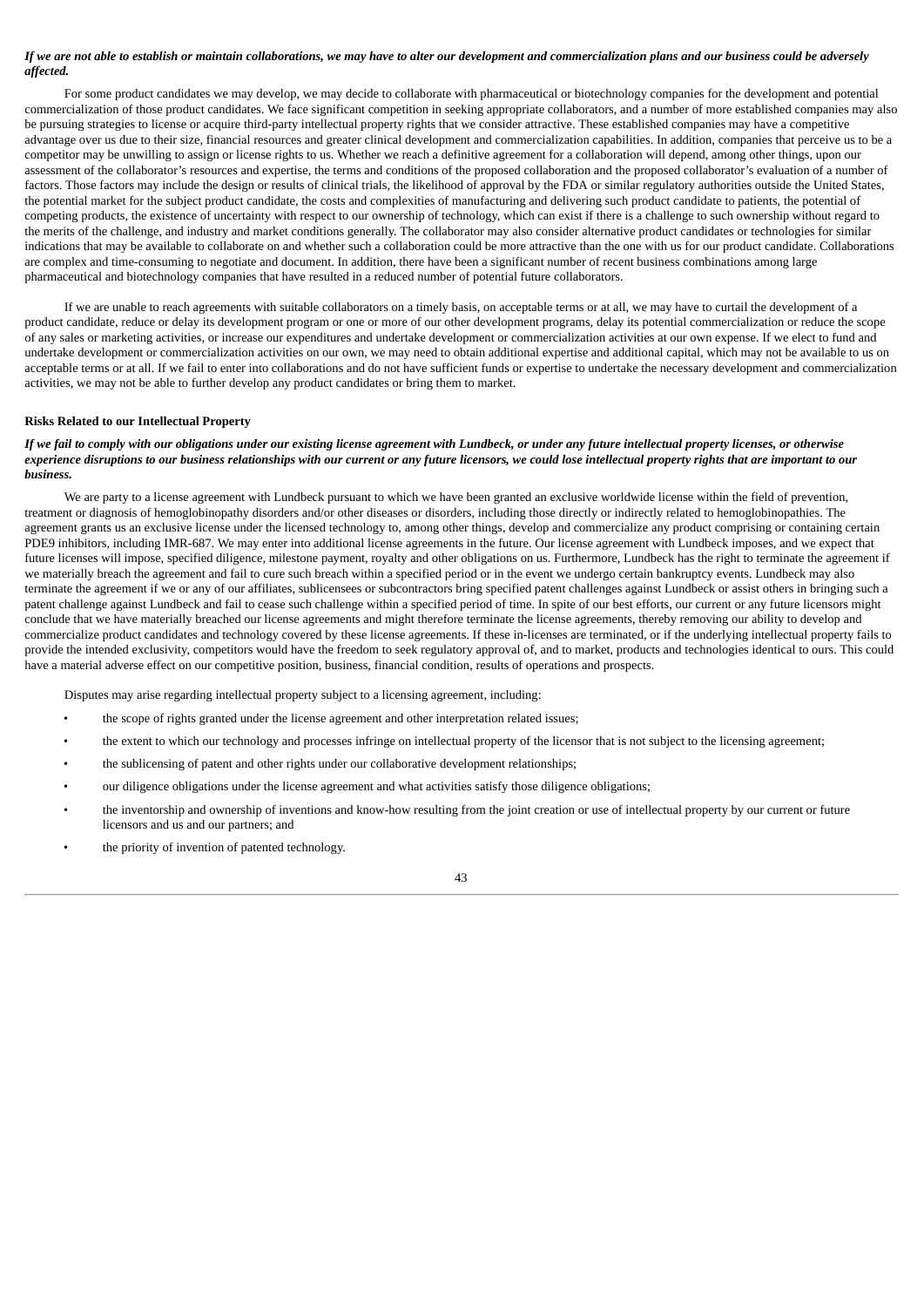***If we are not able to establish or maintain collaborations, we may have to alter our development and commercialization plans and our business could be adversely affected.***

For some product candidates we may develop, we may decide to collaborate with pharmaceutical or biotechnology companies for the development and potential commercialization of those product candidates. We face significant competition in seeking appropriate collaborators, and a number of more established companies may also be pursuing strategies to license or acquire third-party intellectual property rights that we consider attractive. These established companies may have a competitive advantage over us due to their size, financial resources and greater clinical development and commercialization capabilities. In addition, companies that perceive us to be a competitor may be unwilling to assign or license rights to us. Whether we reach a definitive agreement for a collaboration will depend, among other things, upon our assessment of the collaborator's resources and expertise, the terms and conditions of the proposed collaboration and the proposed collaborator's evaluation of a number of factors. Those factors may include the design or results of clinical trials, the likelihood of approval by the FDA or similar regulatory authorities outside the United States, the potential market for the subject product candidate, the costs and complexities of manufacturing and delivering such product candidate to patients, the potential of competing products, the existence of uncertainty with respect to our ownership of technology, which can exist if there is a challenge to such ownership without regard to the merits of the challenge, and industry and market conditions generally. The collaborator may also consider alternative product candidates or technologies for similar indications that may be available to collaborate on and whether such a collaboration could be more attractive than the one with us for our product candidate. Collaborations are complex and time-consuming to negotiate and document. In addition, there have been a significant number of recent business combinations among large pharmaceutical and biotechnology companies that have resulted in a reduced number of potential future collaborators.

If we are unable to reach agreements with suitable collaborators on a timely basis, on acceptable terms or at all, we may have to curtail the development of a product candidate, reduce or delay its development program or one or more of our other development programs, delay its potential commercialization or reduce the scope of any sales or marketing activities, or increase our expenditures and undertake development or commercialization activities at our own expense. If we elect to fund and undertake development or commercialization activities on our own, we may need to obtain additional expertise and additional capital, which may not be available to us on acceptable terms or at all. If we fail to enter into collaborations and do not have sufficient funds or expertise to undertake the necessary development and commercialization activities, we may not be able to further develop any product candidates or bring them to market.

**Risks Related to our Intellectual Property**

***If we fail to comply with our obligations under our existing license agreement with Lundbeck, or under any future intellectual property licenses, or otherwise experience disruptions to our business relationships with our current or any future licensors, we could lose intellectual property rights that are important to our business.***

We are party to a license agreement with Lundbeck pursuant to which we have been granted an exclusive worldwide license within the field of prevention, treatment or diagnosis of hemoglobinopathy disorders and/or other diseases or disorders, including those directly or indirectly related to hemoglobinopathies. The agreement grants us an exclusive license under the licensed technology to, among other things, develop and commercialize any product comprising or containing certain PDE9 inhibitors, including IMR-687. We may enter into additional license agreements in the future. Our license agreement with Lundbeck imposes, and we expect that future licenses will impose, specified diligence, milestone payment, royalty and other obligations on us. Furthermore, Lundbeck has the right to terminate the agreement if we materially breach the agreement and fail to cure such breach within a specified period or in the event we undergo certain bankruptcy events. Lundbeck may also terminate the agreement if we or any of our affiliates, sublicensees or subcontractors bring specified patent challenges against Lundbeck or assist others in bringing such a patent challenge against Lundbeck and fail to cease such challenge within a specified period of time. In spite of our best efforts, our current or any future licensors might conclude that we have materially breached our license agreements and might therefore terminate the license agreements, thereby removing our ability to develop and commercialize product candidates and technology covered by these license agreements. If these in-licenses are terminated, or if the underlying intellectual property fails to provide the intended exclusivity, competitors would have the freedom to seek regulatory approval of, and to market, products and technologies identical to ours. This could have a material adverse effect on our competitive position, business, financial condition, results of operations and prospects.

Disputes may arise regarding intellectual property subject to a licensing agreement, including:

- the scope of rights granted under the license agreement and other interpretation related issues;
- the extent to which our technology and processes infringe on intellectual property of the licensor that is not subject to the licensing agreement;
- the sublicensing of patent and other rights under our collaborative development relationships;
- our diligence obligations under the license agreement and what activities satisfy those diligence obligations;
- the inventorship and ownership of inventions and know-how resulting from the joint creation or use of intellectual property by our current or future licensors and us and our partners; and
- the priority of invention of patented technology.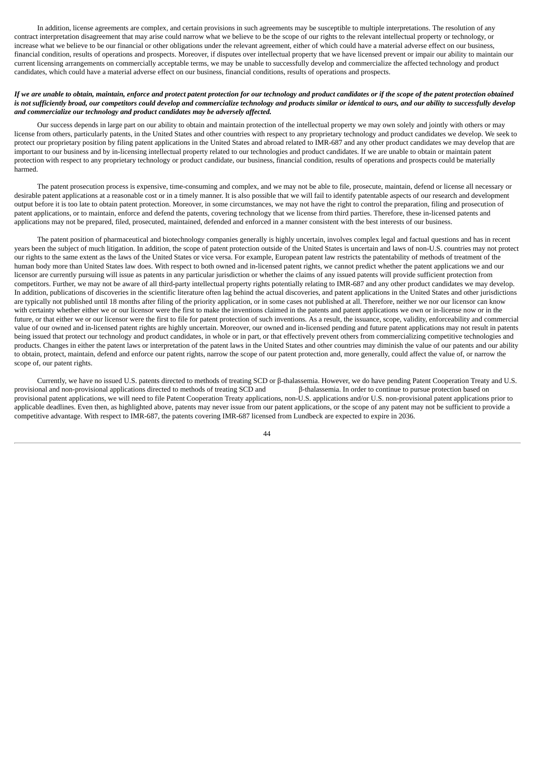In addition, license agreements are complex, and certain provisions in such agreements may be susceptible to multiple interpretations. The resolution of any contract interpretation disagreement that may arise could narrow what we believe to be the scope of our rights to the relevant intellectual property or technology, or increase what we believe to be our financial or other obligations under the relevant agreement, either of which could have a material adverse effect on our business, financial condition, results of operations and prospects. Moreover, if disputes over intellectual property that we have licensed prevent or impair our ability to maintain our current licensing arrangements on commercially acceptable terms, we may be unable to successfully develop and commercialize the affected technology and product candidates, which could have a material adverse effect on our business, financial conditions, results of operations and prospects.

***If we are unable to obtain, maintain, enforce and protect patent protection for our technology and product candidates or if the scope of the patent protection obtained is not sufficiently broad, our competitors could develop and commercialize technology and products similar or identical to ours, and our ability to successfully develop and commercialize our technology and product candidates may be adversely affected.***

Our success depends in large part on our ability to obtain and maintain protection of the intellectual property we may own solely and jointly with others or may license from others, particularly patents, in the United States and other countries with respect to any proprietary technology and product candidates we develop. We seek to protect our proprietary position by filing patent applications in the United States and abroad related to IMR-687 and any other product candidates we may develop that are important to our business and by in-licensing intellectual property related to our technologies and product candidates. If we are unable to obtain or maintain patent protection with respect to any proprietary technology or product candidate, our business, financial condition, results of operations and prospects could be materially harmed.

The patent prosecution process is expensive, time-consuming and complex, and we may not be able to file, prosecute, maintain, defend or license all necessary or desirable patent applications at a reasonable cost or in a timely manner. It is also possible that we will fail to identify patentable aspects of our research and development output before it is too late to obtain patent protection. Moreover, in some circumstances, we may not have the right to control the preparation, filing and prosecution of patent applications, or to maintain, enforce and defend the patents, covering technology that we license from third parties. Therefore, these in-licensed patents and applications may not be prepared, filed, prosecuted, maintained, defended and enforced in a manner consistent with the best interests of our business.

The patent position of pharmaceutical and biotechnology companies generally is highly uncertain, involves complex legal and factual questions and has in recent years been the subject of much litigation. In addition, the scope of patent protection outside of the United States is uncertain and laws of non-U.S. countries may not protect our rights to the same extent as the laws of the United States or vice versa. For example, European patent law restricts the patentability of methods of treatment of the human body more than United States law does. With respect to both owned and in-licensed patent rights, we cannot predict whether the patent applications we and our licensor are currently pursuing will issue as patents in any particular jurisdiction or whether the claims of any issued patents will provide sufficient protection from competitors. Further, we may not be aware of all third-party intellectual property rights potentially relating to IMR-687 and any other product candidates we may develop. In addition, publications of discoveries in the scientific literature often lag behind the actual discoveries, and patent applications in the United States and other jurisdictions are typically not published until 18 months after filing of the priority application, or in some cases not published at all. Therefore, neither we nor our licensor can know with certainty whether either we or our licensor were the first to make the inventions claimed in the patents and patent applications we own or in-license now or in the future, or that either we or our licensor were the first to file for patent protection of such inventions. As a result, the issuance, scope, validity, enforceability and commercial value of our owned and in-licensed patent rights are highly uncertain. Moreover, our owned and in-licensed pending and future patent applications may not result in patents being issued that protect our technology and product candidates, in whole or in part, or that effectively prevent others from commercializing competitive technologies and products. Changes in either the patent laws or interpretation of the patent laws in the United States and other countries may diminish the value of our patents and our ability to obtain, protect, maintain, defend and enforce our patent rights, narrow the scope of our patent protection and, more generally, could affect the value of, or narrow the scope of, our patent rights.

Currently, we have no issued U.S. patents directed to methods of treating SCD or β-thalassemia. However, we do have pending Patent Cooperation Treaty and U.S. provisional and non-provisional applications directed to methods of treating SCD and β-thalassemia. In order to continue to pursue protection based on provisional patent applications, we will need to file Patent Cooperation Treaty applications, non-U.S. applications and/or U.S. non-provisional patent applications prior to applicable deadlines. Even then, as highlighted above, patents may never issue from our patent applications, or the scope of any patent may not be sufficient to provide a competitive advantage. With respect to IMR-687, the patents covering IMR-687 licensed from Lundbeck are expected to expire in 2036.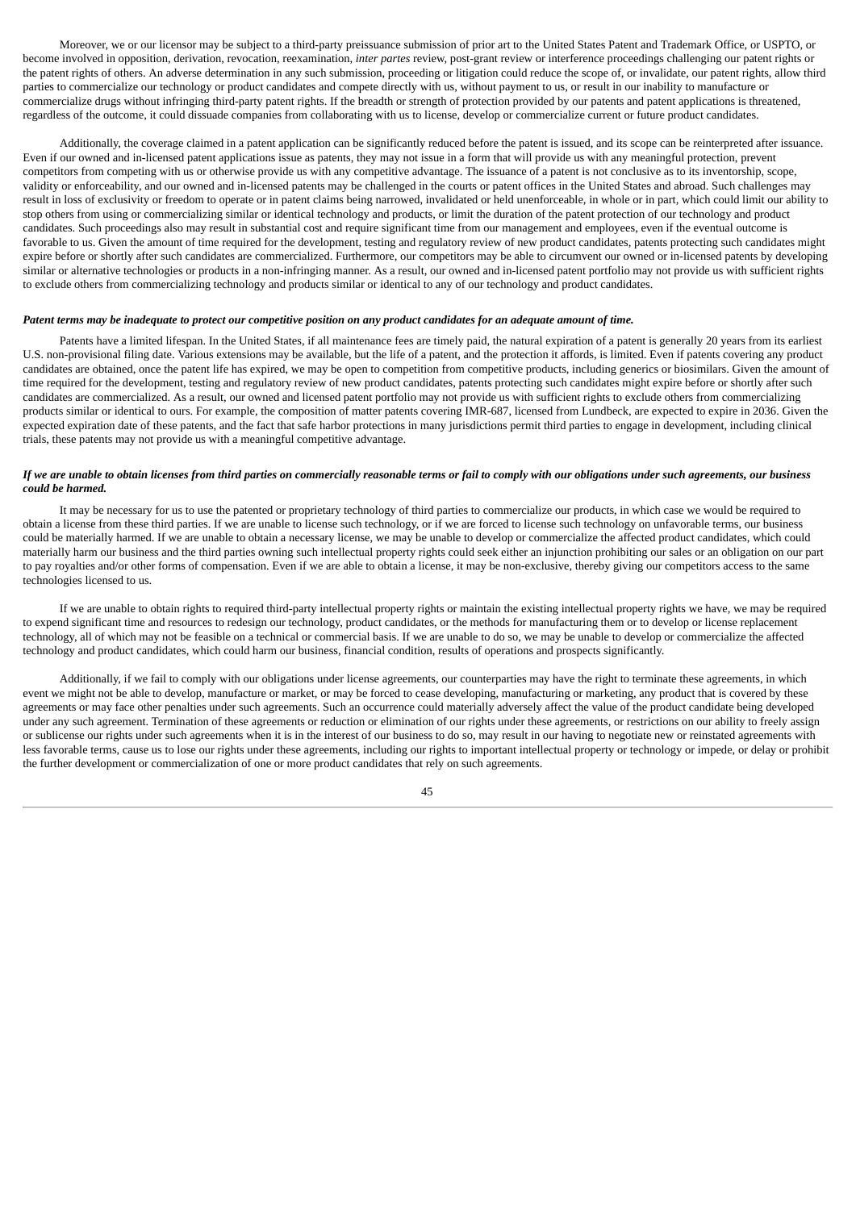Moreover, we or our licensor may be subject to a third-party preissuance submission of prior art to the United States Patent and Trademark Office, or USPTO, or become involved in opposition, derivation, revocation, reexamination, *inter partes* review, post-grant review or interference proceedings challenging our patent rights or the patent rights of others. An adverse determination in any such submission, proceeding or litigation could reduce the scope of, or invalidate, our patent rights, allow third parties to commercialize our technology or product candidates and compete directly with us, without payment to us, or result in our inability to manufacture or commercialize drugs without infringing third-party patent rights. If the breadth or strength of protection provided by our patents and patent applications is threatened, regardless of the outcome, it could dissuade companies from collaborating with us to license, develop or commercialize current or future product candidates.

Additionally, the coverage claimed in a patent application can be significantly reduced before the patent is issued, and its scope can be reinterpreted after issuance. Even if our owned and in-licensed patent applications issue as patents, they may not issue in a form that will provide us with any meaningful protection, prevent competitors from competing with us or otherwise provide us with any competitive advantage. The issuance of a patent is not conclusive as to its inventorship, scope, validity or enforceability, and our owned and in-licensed patents may be challenged in the courts or patent offices in the United States and abroad. Such challenges may result in loss of exclusivity or freedom to operate or in patent claims being narrowed, invalidated or held unenforceable, in whole or in part, which could limit our ability to stop others from using or commercializing similar or identical technology and products, or limit the duration of the patent protection of our technology and product candidates. Such proceedings also may result in substantial cost and require significant time from our management and employees, even if the eventual outcome is favorable to us. Given the amount of time required for the development, testing and regulatory review of new product candidates, patents protecting such candidates might expire before or shortly after such candidates are commercialized. Furthermore, our competitors may be able to circumvent our owned or in-licensed patents by developing similar or alternative technologies or products in a non-infringing manner. As a result, our owned and in-licensed patent portfolio may not provide us with sufficient rights to exclude others from commercializing technology and products similar or identical to any of our technology and product candidates.

***Patent terms may be inadequate to protect our competitive position on any product candidates for an adequate amount of time.***

Patents have a limited lifespan. In the United States, if all maintenance fees are timely paid, the natural expiration of a patent is generally 20 years from its earliest U.S. non-provisional filing date. Various extensions may be available, but the life of a patent, and the protection it affords, is limited. Even if patents covering any product candidates are obtained, once the patent life has expired, we may be open to competition from competitive products, including generics or biosimilars. Given the amount of time required for the development, testing and regulatory review of new product candidates, patents protecting such candidates might expire before or shortly after such candidates are commercialized. As a result, our owned and licensed patent portfolio may not provide us with sufficient rights to exclude others from commercializing products similar or identical to ours. For example, the composition of matter patents covering IMR-687, licensed from Lundbeck, are expected to expire in 2036. Given the expected expiration date of these patents, and the fact that safe harbor protections in many jurisdictions permit third parties to engage in development, including clinical trials, these patents may not provide us with a meaningful competitive advantage.

***If we are unable to obtain licenses from third parties on commercially reasonable terms or fail to comply with our obligations under such agreements, our business could be harmed.***

It may be necessary for us to use the patented or proprietary technology of third parties to commercialize our products, in which case we would be required to obtain a license from these third parties. If we are unable to license such technology, or if we are forced to license such technology on unfavorable terms, our business could be materially harmed. If we are unable to obtain a necessary license, we may be unable to develop or commercialize the affected product candidates, which could materially harm our business and the third parties owning such intellectual property rights could seek either an injunction prohibiting our sales or an obligation on our part to pay royalties and/or other forms of compensation. Even if we are able to obtain a license, it may be non-exclusive, thereby giving our competitors access to the same technologies licensed to us.

If we are unable to obtain rights to required third-party intellectual property rights or maintain the existing intellectual property rights we have, we may be required to expend significant time and resources to redesign our technology, product candidates, or the methods for manufacturing them or to develop or license replacement technology, all of which may not be feasible on a technical or commercial basis. If we are unable to do so, we may be unable to develop or commercialize the affected technology and product candidates, which could harm our business, financial condition, results of operations and prospects significantly.

Additionally, if we fail to comply with our obligations under license agreements, our counterparties may have the right to terminate these agreements, in which event we might not be able to develop, manufacture or market, or may be forced to cease developing, manufacturing or marketing, any product that is covered by these agreements or may face other penalties under such agreements. Such an occurrence could materially adversely affect the value of the product candidate being developed under any such agreement. Termination of these agreements or reduction or elimination of our rights under these agreements, or restrictions on our ability to freely assign or sublicense our rights under such agreements when it is in the interest of our business to do so, may result in our having to negotiate new or reinstated agreements with less favorable terms, cause us to lose our rights under these agreements, including our rights to important intellectual property or technology or impede, or delay or prohibit the further development or commercialization of one or more product candidates that rely on such agreements.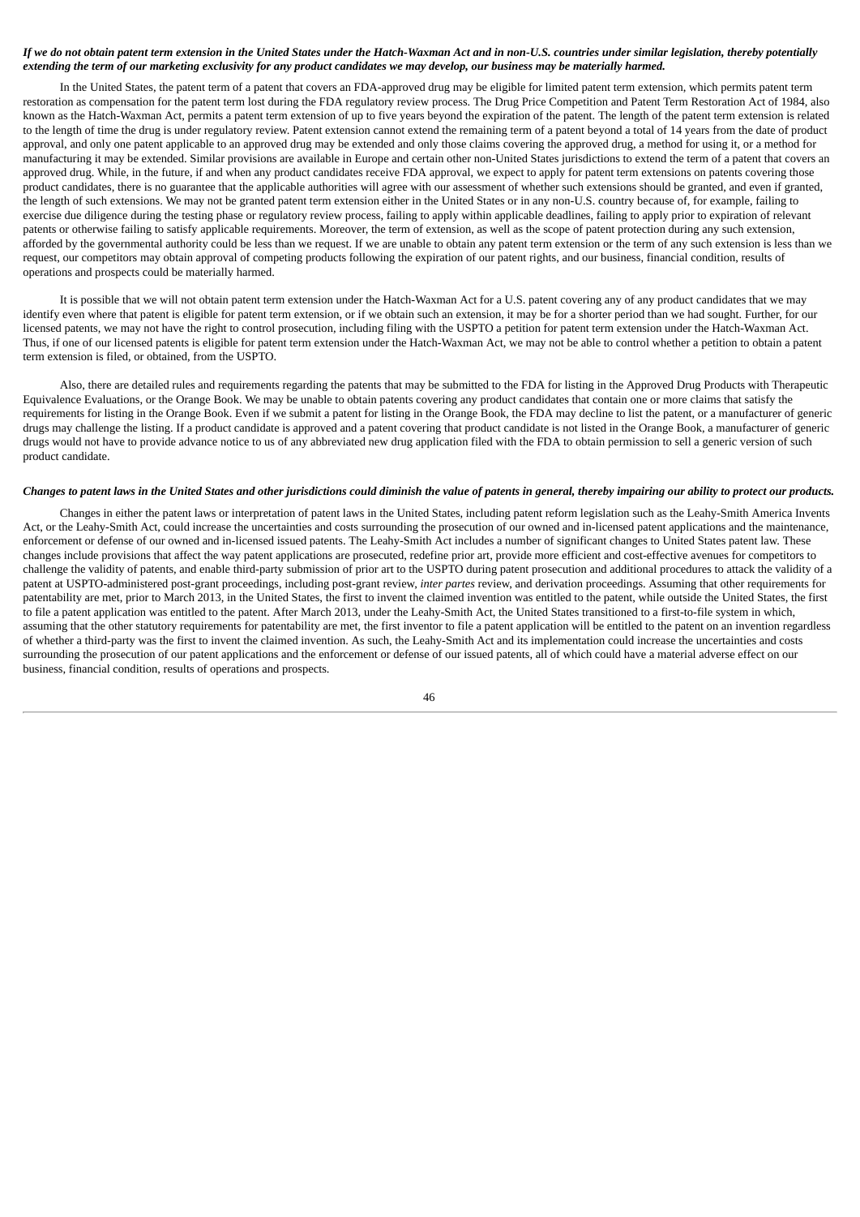***If we do not obtain patent term extension in the United States under the Hatch-Waxman Act and in non-U.S. countries under similar legislation, thereby potentially extending the term of our marketing exclusivity for any product candidates we may develop, our business may be materially harmed.***

In the United States, the patent term of a patent that covers an FDA-approved drug may be eligible for limited patent term extension, which permits patent term restoration as compensation for the patent term lost during the FDA regulatory review process. The Drug Price Competition and Patent Term Restoration Act of 1984, also known as the Hatch-Waxman Act, permits a patent term extension of up to five years beyond the expiration of the patent. The length of the patent term extension is related to the length of time the drug is under regulatory review. Patent extension cannot extend the remaining term of a patent beyond a total of 14 years from the date of product approval, and only one patent applicable to an approved drug may be extended and only those claims covering the approved drug, a method for using it, or a method for manufacturing it may be extended. Similar provisions are available in Europe and certain other non-United States jurisdictions to extend the term of a patent that covers an approved drug. While, in the future, if and when any product candidates receive FDA approval, we expect to apply for patent term extensions on patents covering those product candidates, there is no guarantee that the applicable authorities will agree with our assessment of whether such extensions should be granted, and even if granted, the length of such extensions. We may not be granted patent term extension either in the United States or in any non-U.S. country because of, for example, failing to exercise due diligence during the testing phase or regulatory review process, failing to apply within applicable deadlines, failing to apply prior to expiration of relevant patents or otherwise failing to satisfy applicable requirements. Moreover, the term of extension, as well as the scope of patent protection during any such extension, afforded by the governmental authority could be less than we request. If we are unable to obtain any patent term extension or the term of any such extension is less than we request, our competitors may obtain approval of competing products following the expiration of our patent rights, and our business, financial condition, results of operations and prospects could be materially harmed.

It is possible that we will not obtain patent term extension under the Hatch-Waxman Act for a U.S. patent covering any of any product candidates that we may identify even where that patent is eligible for patent term extension, or if we obtain such an extension, it may be for a shorter period than we had sought. Further, for our licensed patents, we may not have the right to control prosecution, including filing with the USPTO a petition for patent term extension under the Hatch-Waxman Act. Thus, if one of our licensed patents is eligible for patent term extension under the Hatch-Waxman Act, we may not be able to control whether a petition to obtain a patent term extension is filed, or obtained, from the USPTO.

Also, there are detailed rules and requirements regarding the patents that may be submitted to the FDA for listing in the Approved Drug Products with Therapeutic Equivalence Evaluations, or the Orange Book. We may be unable to obtain patents covering any product candidates that contain one or more claims that satisfy the requirements for listing in the Orange Book. Even if we submit a patent for listing in the Orange Book, the FDA may decline to list the patent, or a manufacturer of generic drugs may challenge the listing. If a product candidate is approved and a patent covering that product candidate is not listed in the Orange Book, a manufacturer of generic drugs would not have to provide advance notice to us of any abbreviated new drug application filed with the FDA to obtain permission to sell a generic version of such product candidate.

***Changes to patent laws in the United States and other jurisdictions could diminish the value of patents in general, thereby impairing our ability to protect our products.***

Changes in either the patent laws or interpretation of patent laws in the United States, including patent reform legislation such as the Leahy-Smith America Invents Act, or the Leahy-Smith Act, could increase the uncertainties and costs surrounding the prosecution of our owned and in-licensed patent applications and the maintenance, enforcement or defense of our owned and in-licensed issued patents. The Leahy-Smith Act includes a number of significant changes to United States patent law. These changes include provisions that affect the way patent applications are prosecuted, redefine prior art, provide more efficient and cost-effective avenues for competitors to challenge the validity of patents, and enable third-party submission of prior art to the USPTO during patent prosecution and additional procedures to attack the validity of a patent at USPTO-administered post-grant proceedings, including post-grant review, *inter partes* review, and derivation proceedings. Assuming that other requirements for patentability are met, prior to March 2013, in the United States, the first to invent the claimed invention was entitled to the patent, while outside the United States, the first to file a patent application was entitled to the patent. After March 2013, under the Leahy-Smith Act, the United States transitioned to a first-to-file system in which, assuming that the other statutory requirements for patentability are met, the first inventor to file a patent application will be entitled to the patent on an invention regardless of whether a third-party was the first to invent the claimed invention. As such, the Leahy-Smith Act and its implementation could increase the uncertainties and costs surrounding the prosecution of our patent applications and the enforcement or defense of our issued patents, all of which could have a material adverse effect on our business, financial condition, results of operations and prospects.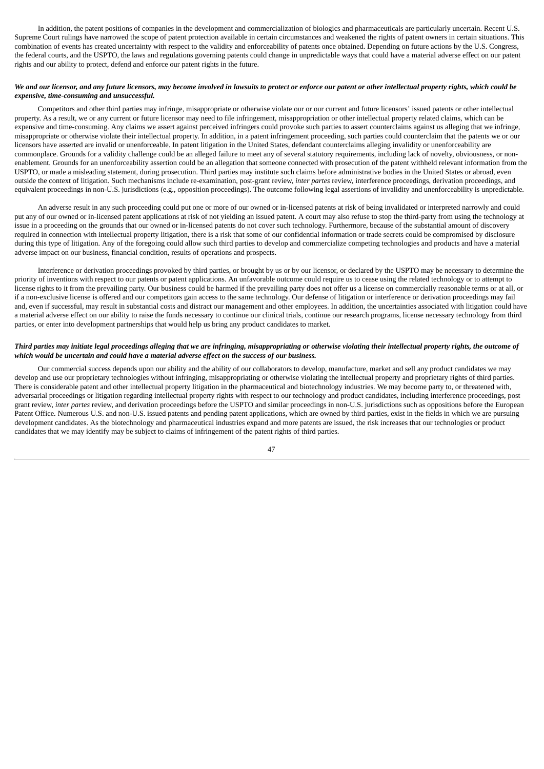In addition, the patent positions of companies in the development and commercialization of biologics and pharmaceuticals are particularly uncertain. Recent U.S. Supreme Court rulings have narrowed the scope of patent protection available in certain circumstances and weakened the rights of patent owners in certain situations. This combination of events has created uncertainty with respect to the validity and enforceability of patents once obtained. Depending on future actions by the U.S. Congress, the federal courts, and the USPTO, the laws and regulations governing patents could change in unpredictable ways that could have a material adverse effect on our patent rights and our ability to protect, defend and enforce our patent rights in the future.

***We and our licensor, and any future licensors, may become involved in lawsuits to protect or enforce our patent or other intellectual property rights, which could be expensive, time-consuming and unsuccessful.***

Competitors and other third parties may infringe, misappropriate or otherwise violate our or our current and future licensors' issued patents or other intellectual property. As a result, we or any current or future licensor may need to file infringement, misappropriation or other intellectual property related claims, which can be expensive and time-consuming. Any claims we assert against perceived infringers could provoke such parties to assert counterclaims against us alleging that we infringe, misappropriate or otherwise violate their intellectual property. In addition, in a patent infringement proceeding, such parties could counterclaim that the patents we or our licensors have asserted are invalid or unenforceable. In patent litigation in the United States, defendant counterclaims alleging invalidity or unenforceability are commonplace. Grounds for a validity challenge could be an alleged failure to meet any of several statutory requirements, including lack of novelty, obviousness, or non-enablement. Grounds for an unenforceability assertion could be an allegation that someone connected with prosecution of the patent withheld relevant information from the USPTO, or made a misleading statement, during prosecution. Third parties may institute such claims before administrative bodies in the United States or abroad, even outside the context of litigation. Such mechanisms include re-examination, post-grant review, *inter partes* review, interference proceedings, derivation proceedings, and equivalent proceedings in non-U.S. jurisdictions (e.g., opposition proceedings). The outcome following legal assertions of invalidity and unenforceability is unpredictable.

An adverse result in any such proceeding could put one or more of our owned or in-licensed patents at risk of being invalidated or interpreted narrowly and could put any of our owned or in-licensed patent applications at risk of not yielding an issued patent. A court may also refuse to stop the third-party from using the technology at issue in a proceeding on the grounds that our owned or in-licensed patents do not cover such technology. Furthermore, because of the substantial amount of discovery required in connection with intellectual property litigation, there is a risk that some of our confidential information or trade secrets could be compromised by disclosure during this type of litigation. Any of the foregoing could allow such third parties to develop and commercialize competing technologies and products and have a material adverse impact on our business, financial condition, results of operations and prospects.

Interference or derivation proceedings provoked by third parties, or brought by us or by our licensor, or declared by the USPTO may be necessary to determine the priority of inventions with respect to our patents or patent applications. An unfavorable outcome could require us to cease using the related technology or to attempt to license rights to it from the prevailing party. Our business could be harmed if the prevailing party does not offer us a license on commercially reasonable terms or at all, or if a non-exclusive license is offered and our competitors gain access to the same technology. Our defense of litigation or interference or derivation proceedings may fail and, even if successful, may result in substantial costs and distract our management and other employees. In addition, the uncertainties associated with litigation could have a material adverse effect on our ability to raise the funds necessary to continue our clinical trials, continue our research programs, license necessary technology from third parties, or enter into development partnerships that would help us bring any product candidates to market.

***Third parties may initiate legal proceedings alleging that we are infringing, misappropriating or otherwise violating their intellectual property rights, the outcome of which would be uncertain and could have a material adverse effect on the success of our business.***

Our commercial success depends upon our ability and the ability of our collaborators to develop, manufacture, market and sell any product candidates we may develop and use our proprietary technologies without infringing, misappropriating or otherwise violating the intellectual property and proprietary rights of third parties. There is considerable patent and other intellectual property litigation in the pharmaceutical and biotechnology industries. We may become party to, or threatened with, adversarial proceedings or litigation regarding intellectual property rights with respect to our technology and product candidates, including interference proceedings, post grant review, *inter partes* review, and derivation proceedings before the USPTO and similar proceedings in non-U.S. jurisdictions such as oppositions before the European Patent Office. Numerous U.S. and non-U.S. issued patents and pending patent applications, which are owned by third parties, exist in the fields in which we are pursuing development candidates. As the biotechnology and pharmaceutical industries expand and more patents are issued, the risk increases that our technologies or product candidates that we may identify may be subject to claims of infringement of the patent rights of third parties.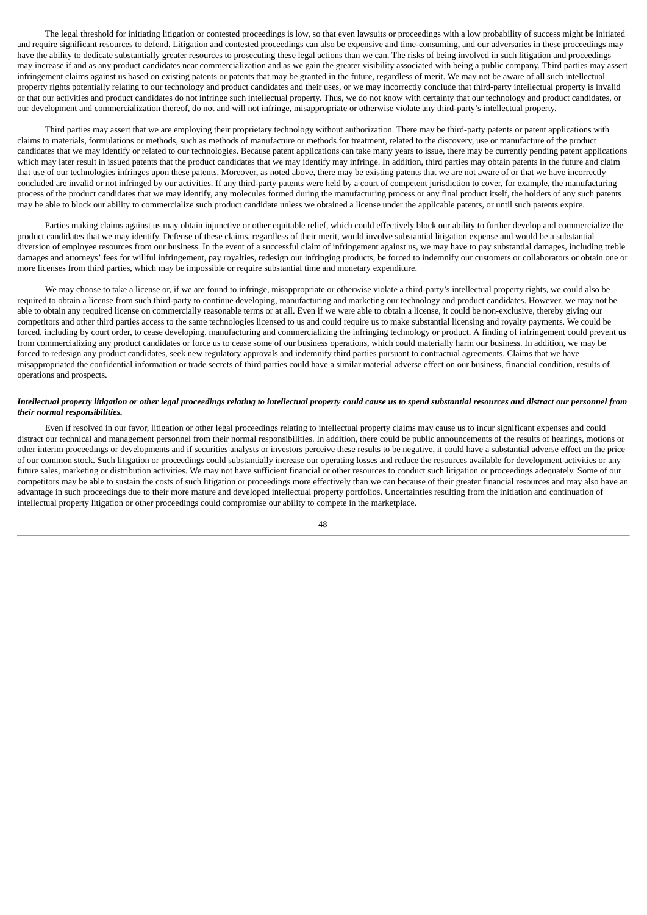The legal threshold for initiating litigation or contested proceedings is low, so that even lawsuits or proceedings with a low probability of success might be initiated and require significant resources to defend. Litigation and contested proceedings can also be expensive and time-consuming, and our adversaries in these proceedings may have the ability to dedicate substantially greater resources to prosecuting these legal actions than we can. The risks of being involved in such litigation and proceedings may increase if and as any product candidates near commercialization and as we gain the greater visibility associated with being a public company. Third parties may assert infringement claims against us based on existing patents or patents that may be granted in the future, regardless of merit. We may not be aware of all such intellectual property rights potentially relating to our technology and product candidates and their uses, or we may incorrectly conclude that third-party intellectual property is invalid or that our activities and product candidates do not infringe such intellectual property. Thus, we do not know with certainty that our technology and product candidates, or our development and commercialization thereof, do not and will not infringe, misappropriate or otherwise violate any third-party's intellectual property.

Third parties may assert that we are employing their proprietary technology without authorization. There may be third-party patents or patent applications with claims to materials, formulations or methods, such as methods of manufacture or methods for treatment, related to the discovery, use or manufacture of the product candidates that we may identify or related to our technologies. Because patent applications can take many years to issue, there may be currently pending patent applications which may later result in issued patents that the product candidates that we may identify may infringe. In addition, third parties may obtain patents in the future and claim that use of our technologies infringes upon these patents. Moreover, as noted above, there may be existing patents that we are not aware of or that we have incorrectly concluded are invalid or not infringed by our activities. If any third-party patents were held by a court of competent jurisdiction to cover, for example, the manufacturing process of the product candidates that we may identify, any molecules formed during the manufacturing process or any final product itself, the holders of any such patents may be able to block our ability to commercialize such product candidate unless we obtained a license under the applicable patents, or until such patents expire.

Parties making claims against us may obtain injunctive or other equitable relief, which could effectively block our ability to further develop and commercialize the product candidates that we may identify. Defense of these claims, regardless of their merit, would involve substantial litigation expense and would be a substantial diversion of employee resources from our business. In the event of a successful claim of infringement against us, we may have to pay substantial damages, including treble damages and attorneys' fees for willful infringement, pay royalties, redesign our infringing products, be forced to indemnify our customers or collaborators or obtain one or more licenses from third parties, which may be impossible or require substantial time and monetary expenditure.

We may choose to take a license or, if we are found to infringe, misappropriate or otherwise violate a third-party's intellectual property rights, we could also be required to obtain a license from such third-party to continue developing, manufacturing and marketing our technology and product candidates. However, we may not be able to obtain any required license on commercially reasonable terms or at all. Even if we were able to obtain a license, it could be non-exclusive, thereby giving our competitors and other third parties access to the same technologies licensed to us and could require us to make substantial licensing and royalty payments. We could be forced, including by court order, to cease developing, manufacturing and commercializing the infringing technology or product. A finding of infringement could prevent us from commercializing any product candidates or force us to cease some of our business operations, which could materially harm our business. In addition, we may be forced to redesign any product candidates, seek new regulatory approvals and indemnify third parties pursuant to contractual agreements. Claims that we have misappropriated the confidential information or trade secrets of third parties could have a similar material adverse effect on our business, financial condition, results of operations and prospects.

***Intellectual property litigation or other legal proceedings relating to intellectual property could cause us to spend substantial resources and distract our personnel from their normal responsibilities.***

Even if resolved in our favor, litigation or other legal proceedings relating to intellectual property claims may cause us to incur significant expenses and could distract our technical and management personnel from their normal responsibilities. In addition, there could be public announcements of the results of hearings, motions or other interim proceedings or developments and if securities analysts or investors perceive these results to be negative, it could have a substantial adverse effect on the price of our common stock. Such litigation or proceedings could substantially increase our operating losses and reduce the resources available for development activities or any future sales, marketing or distribution activities. We may not have sufficient financial or other resources to conduct such litigation or proceedings adequately. Some of our competitors may be able to sustain the costs of such litigation or proceedings more effectively than we can because of their greater financial resources and may also have an advantage in such proceedings due to their more mature and developed intellectual property portfolios. Uncertainties resulting from the initiation and continuation of intellectual property litigation or other proceedings could compromise our ability to compete in the marketplace.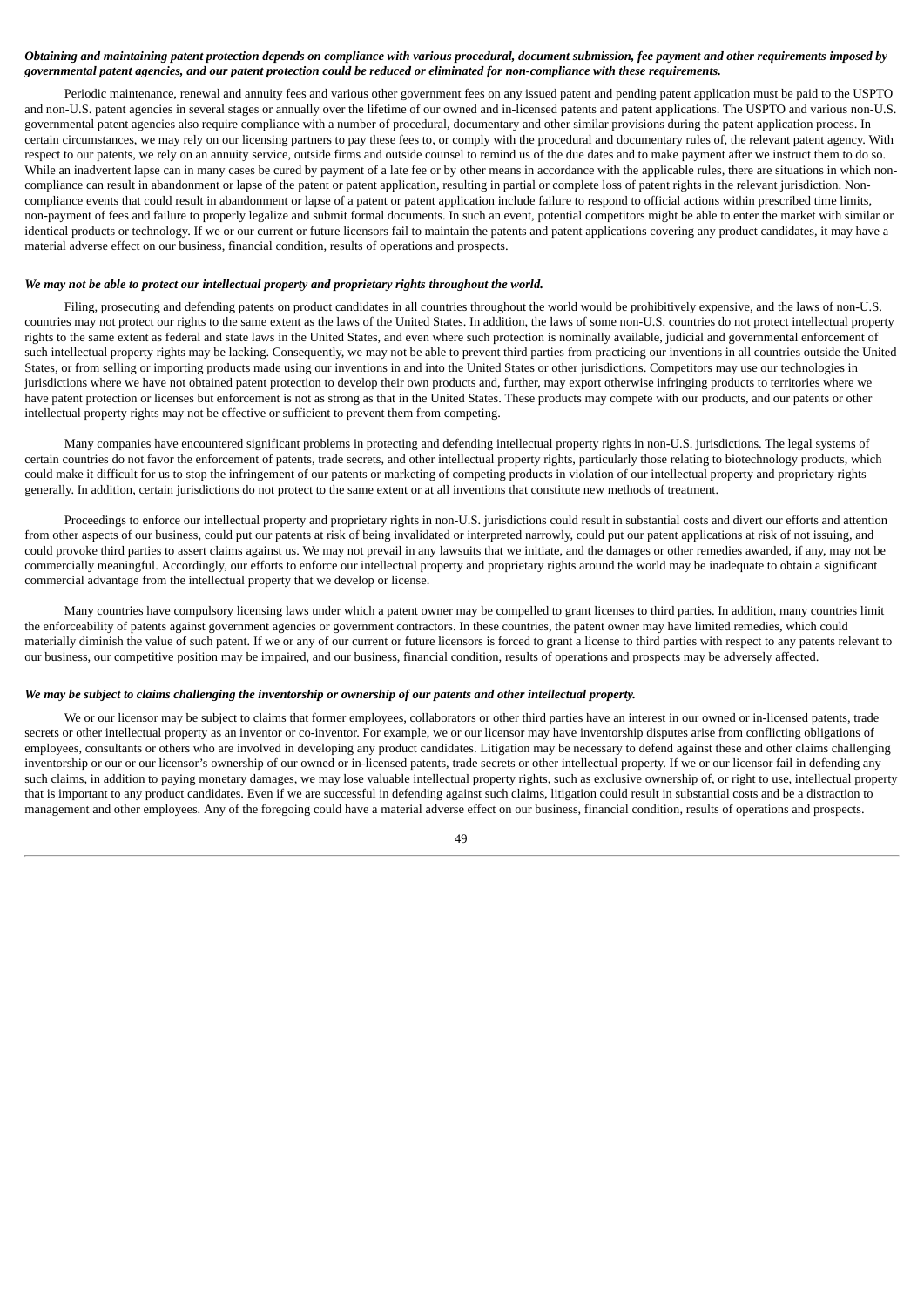***Obtaining and maintaining patent protection depends on compliance with various procedural, document submission, fee payment and other requirements imposed by governmental patent agencies, and our patent protection could be reduced or eliminated for non-compliance with these requirements.***

Periodic maintenance, renewal and annuity fees and various other government fees on any issued patent and pending patent application must be paid to the USPTO and non-U.S. patent agencies in several stages or annually over the lifetime of our owned and in-licensed patents and patent applications. The USPTO and various non-U.S. governmental patent agencies also require compliance with a number of procedural, documentary and other similar provisions during the patent application process. In certain circumstances, we may rely on our licensing partners to pay these fees to, or comply with the procedural and documentary rules of, the relevant patent agency. With respect to our patents, we rely on an annuity service, outside firms and outside counsel to remind us of the due dates and to make payment after we instruct them to do so. While an inadvertent lapse can in many cases be cured by payment of a late fee or by other means in accordance with the applicable rules, there are situations in which non-compliance can result in abandonment or lapse of the patent or patent application, resulting in partial or complete loss of patent rights in the relevant jurisdiction. Non-compliance events that could result in abandonment or lapse of a patent or patent application include failure to respond to official actions within prescribed time limits, non-payment of fees and failure to properly legalize and submit formal documents. In such an event, potential competitors might be able to enter the market with similar or identical products or technology. If we or our current or future licensors fail to maintain the patents and patent applications covering any product candidates, it may have a material adverse effect on our business, financial condition, results of operations and prospects.

***We may not be able to protect our intellectual property and proprietary rights throughout the world.***

Filing, prosecuting and defending patents on product candidates in all countries throughout the world would be prohibitively expensive, and the laws of non-U.S. countries may not protect our rights to the same extent as the laws of the United States. In addition, the laws of some non-U.S. countries do not protect intellectual property rights to the same extent as federal and state laws in the United States, and even where such protection is nominally available, judicial and governmental enforcement of such intellectual property rights may be lacking. Consequently, we may not be able to prevent third parties from practicing our inventions in all countries outside the United States, or from selling or importing products made using our inventions in and into the United States or other jurisdictions. Competitors may use our technologies in jurisdictions where we have not obtained patent protection to develop their own products and, further, may export otherwise infringing products to territories where we have patent protection or licenses but enforcement is not as strong as that in the United States. These products may compete with our products, and our patents or other intellectual property rights may not be effective or sufficient to prevent them from competing.

Many companies have encountered significant problems in protecting and defending intellectual property rights in non-U.S. jurisdictions. The legal systems of certain countries do not favor the enforcement of patents, trade secrets, and other intellectual property rights, particularly those relating to biotechnology products, which could make it difficult for us to stop the infringement of our patents or marketing of competing products in violation of our intellectual property and proprietary rights generally. In addition, certain jurisdictions do not protect to the same extent or at all inventions that constitute new methods of treatment.

Proceedings to enforce our intellectual property and proprietary rights in non-U.S. jurisdictions could result in substantial costs and divert our efforts and attention from other aspects of our business, could put our patents at risk of being invalidated or interpreted narrowly, could put our patent applications at risk of not issuing, and could provoke third parties to assert claims against us. We may not prevail in any lawsuits that we initiate, and the damages or other remedies awarded, if any, may not be commercially meaningful. Accordingly, our efforts to enforce our intellectual property and proprietary rights around the world may be inadequate to obtain a significant commercial advantage from the intellectual property that we develop or license.

Many countries have compulsory licensing laws under which a patent owner may be compelled to grant licenses to third parties. In addition, many countries limit the enforceability of patents against government agencies or government contractors. In these countries, the patent owner may have limited remedies, which could materially diminish the value of such patent. If we or any of our current or future licensors is forced to grant a license to third parties with respect to any patents relevant to our business, our competitive position may be impaired, and our business, financial condition, results of operations and prospects may be adversely affected.

***We may be subject to claims challenging the inventorship or ownership of our patents and other intellectual property.***

We or our licensor may be subject to claims that former employees, collaborators or other third parties have an interest in our owned or in-licensed patents, trade secrets or other intellectual property as an inventor or co-inventor. For example, we or our licensor may have inventorship disputes arise from conflicting obligations of employees, consultants or others who are involved in developing any product candidates. Litigation may be necessary to defend against these and other claims challenging inventorship or our or our licensor's ownership of our owned or in-licensed patents, trade secrets or other intellectual property. If we or our licensor fail in defending any such claims, in addition to paying monetary damages, we may lose valuable intellectual property rights, such as exclusive ownership of, or right to use, intellectual property that is important to any product candidates. Even if we are successful in defending against such claims, litigation could result in substantial costs and be a distraction to management and other employees. Any of the foregoing could have a material adverse effect on our business, financial condition, results of operations and prospects.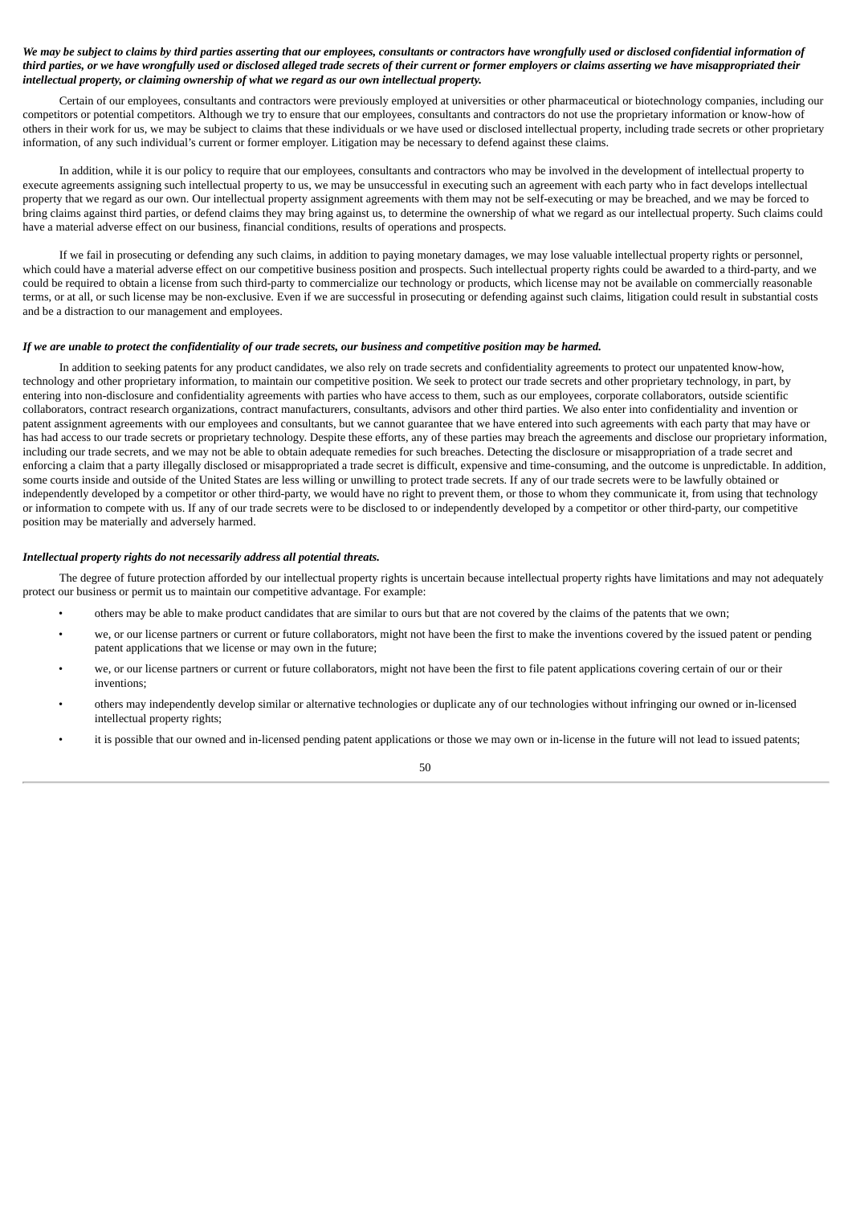***We may be subject to claims by third parties asserting that our employees, consultants or contractors have wrongfully used or disclosed confidential information of third parties, or we have wrongfully used or disclosed alleged trade secrets of their current or former employers or claims asserting we have misappropriated their intellectual property, or claiming ownership of what we regard as our own intellectual property.***

Certain of our employees, consultants and contractors were previously employed at universities or other pharmaceutical or biotechnology companies, including our competitors or potential competitors. Although we try to ensure that our employees, consultants and contractors do not use the proprietary information or know-how of others in their work for us, we may be subject to claims that these individuals or we have used or disclosed intellectual property, including trade secrets or other proprietary information, of any such individual's current or former employer. Litigation may be necessary to defend against these claims.

In addition, while it is our policy to require that our employees, consultants and contractors who may be involved in the development of intellectual property to execute agreements assigning such intellectual property to us, we may be unsuccessful in executing such an agreement with each party who in fact develops intellectual property that we regard as our own. Our intellectual property assignment agreements with them may not be self-executing or may be breached, and we may be forced to bring claims against third parties, or defend claims they may bring against us, to determine the ownership of what we regard as our intellectual property. Such claims could have a material adverse effect on our business, financial conditions, results of operations and prospects.

If we fail in prosecuting or defending any such claims, in addition to paying monetary damages, we may lose valuable intellectual property rights or personnel, which could have a material adverse effect on our competitive business position and prospects. Such intellectual property rights could be awarded to a third-party, and we could be required to obtain a license from such third-party to commercialize our technology or products, which license may not be available on commercially reasonable terms, or at all, or such license may be non-exclusive. Even if we are successful in prosecuting or defending against such claims, litigation could result in substantial costs and be a distraction to our management and employees.

***If we are unable to protect the confidentiality of our trade secrets, our business and competitive position may be harmed.***

In addition to seeking patents for any product candidates, we also rely on trade secrets and confidentiality agreements to protect our unpatented know-how, technology and other proprietary information, to maintain our competitive position. We seek to protect our trade secrets and other proprietary technology, in part, by entering into non-disclosure and confidentiality agreements with parties who have access to them, such as our employees, corporate collaborators, outside scientific collaborators, contract research organizations, contract manufacturers, consultants, advisors and other third parties. We also enter into confidentiality and invention or patent assignment agreements with our employees and consultants, but we cannot guarantee that we have entered into such agreements with each party that may have or has had access to our trade secrets or proprietary technology. Despite these efforts, any of these parties may breach the agreements and disclose our proprietary information, including our trade secrets, and we may not be able to obtain adequate remedies for such breaches. Detecting the disclosure or misappropriation of a trade secret and enforcing a claim that a party illegally disclosed or misappropriated a trade secret is difficult, expensive and time-consuming, and the outcome is unpredictable. In addition, some courts inside and outside of the United States are less willing or unwilling to protect trade secrets. If any of our trade secrets were to be lawfully obtained or independently developed by a competitor or other third-party, we would have no right to prevent them, or those to whom they communicate it, from using that technology or information to compete with us. If any of our trade secrets were to be disclosed to or independently developed by a competitor or other third-party, our competitive position may be materially and adversely harmed.

***Intellectual property rights do not necessarily address all potential threats.***

The degree of future protection afforded by our intellectual property rights is uncertain because intellectual property rights have limitations and may not adequately protect our business or permit us to maintain our competitive advantage. For example:

- others may be able to make product candidates that are similar to ours but that are not covered by the claims of the patents that we own;
- we, or our license partners or current or future collaborators, might not have been the first to make the inventions covered by the issued patent or pending patent applications that we license or may own in the future;
- we, or our license partners or current or future collaborators, might not have been the first to file patent applications covering certain of our or their inventions;
- others may independently develop similar or alternative technologies or duplicate any of our technologies without infringing our owned or in-licensed intellectual property rights;
- it is possible that our owned and in-licensed pending patent applications or those we may own or in-license in the future will not lead to issued patents;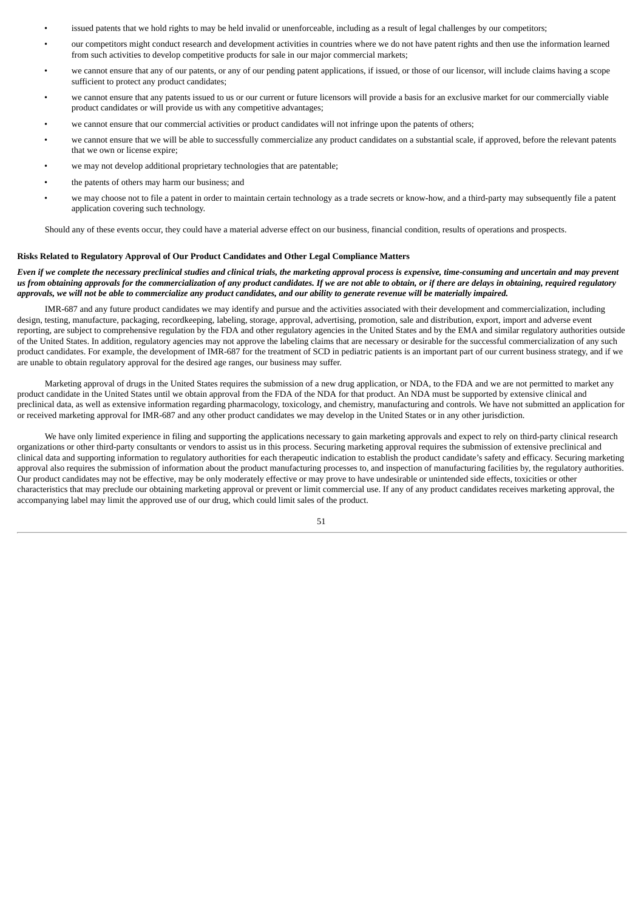- issued patents that we hold rights to may be held invalid or unenforceable, including as a result of legal challenges by our competitors;
- our competitors might conduct research and development activities in countries where we do not have patent rights and then use the information learned from such activities to develop competitive products for sale in our major commercial markets;
- we cannot ensure that any of our patents, or any of our pending patent applications, if issued, or those of our licensor, will include claims having a scope sufficient to protect any product candidates;
- we cannot ensure that any patents issued to us or our current or future licensors will provide a basis for an exclusive market for our commercially viable product candidates or will provide us with any competitive advantages;
- we cannot ensure that our commercial activities or product candidates will not infringe upon the patents of others;
- we cannot ensure that we will be able to successfully commercialize any product candidates on a substantial scale, if approved, before the relevant patents that we own or license expire;
- we may not develop additional proprietary technologies that are patentable;
- the patents of others may harm our business; and
- we may choose not to file a patent in order to maintain certain technology as a trade secrets or know-how, and a third-party may subsequently file a patent application covering such technology.

Should any of these events occur, they could have a material adverse effect on our business, financial condition, results of operations and prospects.

**Risks Related to Regulatory Approval of Our Product Candidates and Other Legal Compliance Matters**

***Even if we complete the necessary preclinical studies and clinical trials, the marketing approval process is expensive, time-consuming and uncertain and may prevent us from obtaining approvals for the commercialization of any product candidates. If we are not able to obtain, or if there are delays in obtaining, required regulatory approvals, we will not be able to commercialize any product candidates, and our ability to generate revenue will be materially impaired.***

IMR-687 and any future product candidates we may identify and pursue and the activities associated with their development and commercialization, including design, testing, manufacture, packaging, recordkeeping, labeling, storage, approval, advertising, promotion, sale and distribution, export, import and adverse event reporting, are subject to comprehensive regulation by the FDA and other regulatory agencies in the United States and by the EMA and similar regulatory authorities outside of the United States. In addition, regulatory agencies may not approve the labeling claims that are necessary or desirable for the successful commercialization of any such product candidates. For example, the development of IMR-687 for the treatment of SCD in pediatric patients is an important part of our current business strategy, and if we are unable to obtain regulatory approval for the desired age ranges, our business may suffer.

Marketing approval of drugs in the United States requires the submission of a new drug application, or NDA, to the FDA and we are not permitted to market any product candidate in the United States until we obtain approval from the FDA of the NDA for that product. An NDA must be supported by extensive clinical and preclinical data, as well as extensive information regarding pharmacology, toxicology, and chemistry, manufacturing and controls. We have not submitted an application for or received marketing approval for IMR-687 and any other product candidates we may develop in the United States or in any other jurisdiction.

We have only limited experience in filing and supporting the applications necessary to gain marketing approvals and expect to rely on third-party clinical research organizations or other third-party consultants or vendors to assist us in this process. Securing marketing approval requires the submission of extensive preclinical and clinical data and supporting information to regulatory authorities for each therapeutic indication to establish the product candidate's safety and efficacy. Securing marketing approval also requires the submission of information about the product manufacturing processes to, and inspection of manufacturing facilities by, the regulatory authorities. Our product candidates may not be effective, may be only moderately effective or may prove to have undesirable or unintended side effects, toxicities or other characteristics that may preclude our obtaining marketing approval or prevent or limit commercial use. If any of any product candidates receives marketing approval, the accompanying label may limit the approved use of our drug, which could limit sales of the product.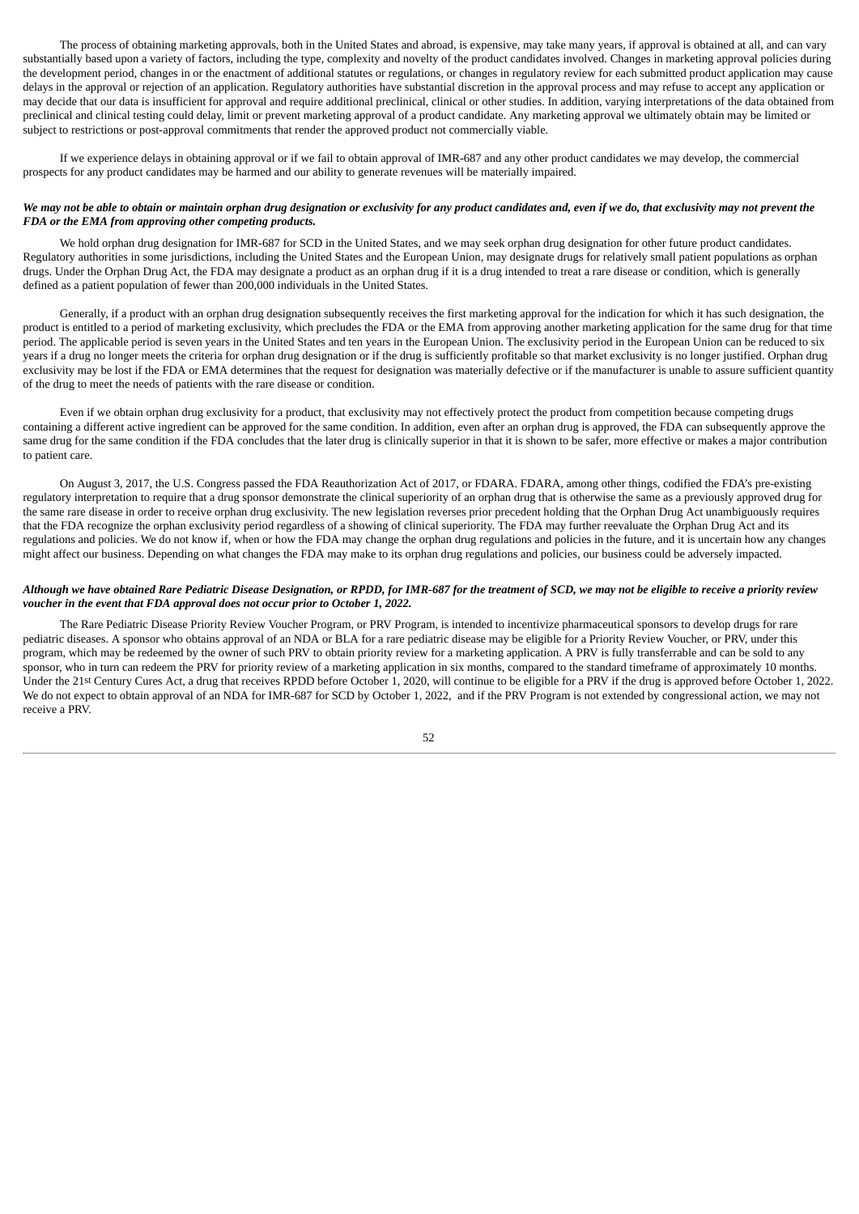The process of obtaining marketing approvals, both in the United States and abroad, is expensive, may take many years, if approval is obtained at all, and can vary substantially based upon a variety of factors, including the type, complexity and novelty of the product candidates involved. Changes in marketing approval policies during the development period, changes in or the enactment of additional statutes or regulations, or changes in regulatory review for each submitted product application may cause delays in the approval or rejection of an application. Regulatory authorities have substantial discretion in the approval process and may refuse to accept any application or may decide that our data is insufficient for approval and require additional preclinical, clinical or other studies. In addition, varying interpretations of the data obtained from preclinical and clinical testing could delay, limit or prevent marketing approval of a product candidate. Any marketing approval we ultimately obtain may be limited or subject to restrictions or post-approval commitments that render the approved product not commercially viable.

If we experience delays in obtaining approval or if we fail to obtain approval of IMR-687 and any other product candidates we may develop, the commercial prospects for any product candidates may be harmed and our ability to generate revenues will be materially impaired.

***We may not be able to obtain or maintain orphan drug designation or exclusivity for any product candidates and, even if we do, that exclusivity may not prevent the FDA or the EMA from approving other competing products.***

We hold orphan drug designation for IMR-687 for SCD in the United States, and we may seek orphan drug designation for other future product candidates. Regulatory authorities in some jurisdictions, including the United States and the European Union, may designate drugs for relatively small patient populations as orphan drugs. Under the Orphan Drug Act, the FDA may designate a product as an orphan drug if it is a drug intended to treat a rare disease or condition, which is generally defined as a patient population of fewer than 200,000 individuals in the United States.

Generally, if a product with an orphan drug designation subsequently receives the first marketing approval for the indication for which it has such designation, the product is entitled to a period of marketing exclusivity, which precludes the FDA or the EMA from approving another marketing application for the same drug for that time period. The applicable period is seven years in the United States and ten years in the European Union. The exclusivity period in the European Union can be reduced to six years if a drug no longer meets the criteria for orphan drug designation or if the drug is sufficiently profitable so that market exclusivity is no longer justified. Orphan drug exclusivity may be lost if the FDA or EMA determines that the request for designation was materially defective or if the manufacturer is unable to assure sufficient quantity of the drug to meet the needs of patients with the rare disease or condition.

Even if we obtain orphan drug exclusivity for a product, that exclusivity may not effectively protect the product from competition because competing drugs containing a different active ingredient can be approved for the same condition. In addition, even after an orphan drug is approved, the FDA can subsequently approve the same drug for the same condition if the FDA concludes that the later drug is clinically superior in that it is shown to be safer, more effective or makes a major contribution to patient care.

On August 3, 2017, the U.S. Congress passed the FDA Reauthorization Act of 2017, or FDARA. FDARA, among other things, codified the FDA's pre-existing regulatory interpretation to require that a drug sponsor demonstrate the clinical superiority of an orphan drug that is otherwise the same as a previously approved drug for the same rare disease in order to receive orphan drug exclusivity. The new legislation reverses prior precedent holding that the Orphan Drug Act unambiguously requires that the FDA recognize the orphan exclusivity period regardless of a showing of clinical superiority. The FDA may further reevaluate the Orphan Drug Act and its regulations and policies. We do not know if, when or how the FDA may change the orphan drug regulations and policies in the future, and it is uncertain how any changes might affect our business. Depending on what changes the FDA may make to its orphan drug regulations and policies, our business could be adversely impacted.

***Although we have obtained Rare Pediatric Disease Designation, or RPDD, for IMR-687 for the treatment of SCD, we may not be eligible to receive a priority review voucher in the event that FDA approval does not occur prior to October 1, 2022.***

The Rare Pediatric Disease Priority Review Voucher Program, or PRV Program, is intended to incentivize pharmaceutical sponsors to develop drugs for rare pediatric diseases. A sponsor who obtains approval of an NDA or BLA for a rare pediatric disease may be eligible for a Priority Review Voucher, or PRV, under this program, which may be redeemed by the owner of such PRV to obtain priority review for a marketing application. A PRV is fully transferrable and can be sold to any sponsor, who in turn can redeem the PRV for priority review of a marketing application in six months, compared to the standard timeframe of approximately 10 months. Under the 21st Century Cures Act, a drug that receives RPDD before October 1, 2020, will continue to be eligible for a PRV if the drug is approved before October 1, 2022. We do not expect to obtain approval of an NDA for IMR-687 for SCD by October 1, 2022, and if the PRV Program is not extended by congressional action, we may not receive a PRV.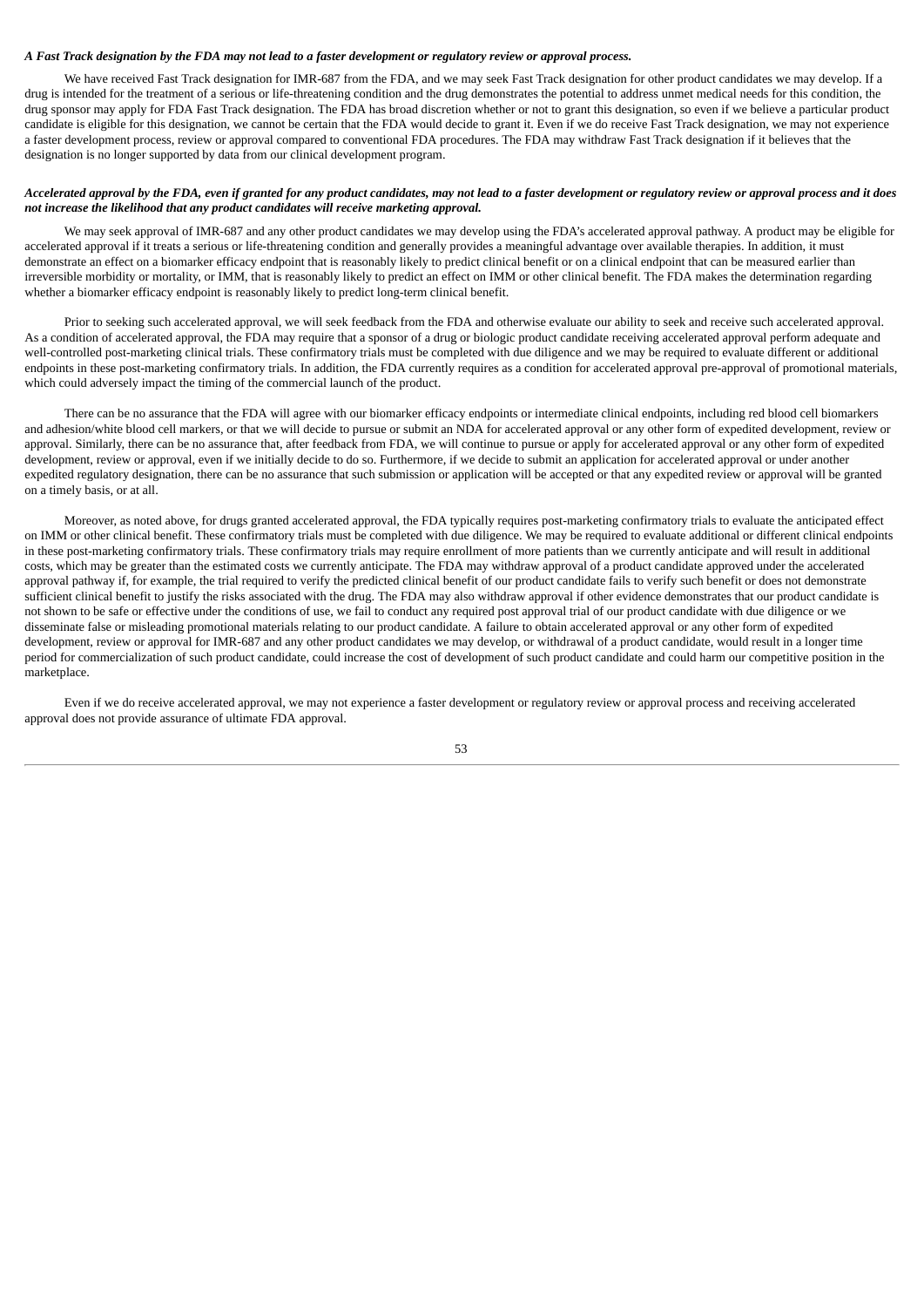***A Fast Track designation by the FDA may not lead to a faster development or regulatory review or approval process.***

We have received Fast Track designation for IMR-687 from the FDA, and we may seek Fast Track designation for other product candidates we may develop. If a drug is intended for the treatment of a serious or life-threatening condition and the drug demonstrates the potential to address unmet medical needs for this condition, the drug sponsor may apply for FDA Fast Track designation. The FDA has broad discretion whether or not to grant this designation, so even if we believe a particular product candidate is eligible for this designation, we cannot be certain that the FDA would decide to grant it. Even if we do receive Fast Track designation, we may not experience a faster development process, review or approval compared to conventional FDA procedures. The FDA may withdraw Fast Track designation if it believes that the designation is no longer supported by data from our clinical development program.

***Accelerated approval by the FDA, even if granted for any product candidates, may not lead to a faster development or regulatory review or approval process and it does not increase the likelihood that any product candidates will receive marketing approval.***

We may seek approval of IMR-687 and any other product candidates we may develop using the FDA's accelerated approval pathway. A product may be eligible for accelerated approval if it treats a serious or life-threatening condition and generally provides a meaningful advantage over available therapies. In addition, it must demonstrate an effect on a biomarker efficacy endpoint that is reasonably likely to predict clinical benefit or on a clinical endpoint that can be measured earlier than irreversible morbidity or mortality, or IMM, that is reasonably likely to predict an effect on IMM or other clinical benefit. The FDA makes the determination regarding whether a biomarker efficacy endpoint is reasonably likely to predict long-term clinical benefit.

Prior to seeking such accelerated approval, we will seek feedback from the FDA and otherwise evaluate our ability to seek and receive such accelerated approval. As a condition of accelerated approval, the FDA may require that a sponsor of a drug or biologic product candidate receiving accelerated approval perform adequate and well-controlled post-marketing clinical trials. These confirmatory trials must be completed with due diligence and we may be required to evaluate different or additional endpoints in these post-marketing confirmatory trials. In addition, the FDA currently requires as a condition for accelerated approval pre-approval of promotional materials, which could adversely impact the timing of the commercial launch of the product.

There can be no assurance that the FDA will agree with our biomarker efficacy endpoints or intermediate clinical endpoints, including red blood cell biomarkers and adhesion/white blood cell markers, or that we will decide to pursue or submit an NDA for accelerated approval or any other form of expedited development, review or approval. Similarly, there can be no assurance that, after feedback from FDA, we will continue to pursue or apply for accelerated approval or any other form of expedited development, review or approval, even if we initially decide to do so. Furthermore, if we decide to submit an application for accelerated approval or under another expedited regulatory designation, there can be no assurance that such submission or application will be accepted or that any expedited review or approval will be granted on a timely basis, or at all.

Moreover, as noted above, for drugs granted accelerated approval, the FDA typically requires post-marketing confirmatory trials to evaluate the anticipated effect on IMM or other clinical benefit. These confirmatory trials must be completed with due diligence. We may be required to evaluate additional or different clinical endpoints in these post-marketing confirmatory trials. These confirmatory trials may require enrollment of more patients than we currently anticipate and will result in additional costs, which may be greater than the estimated costs we currently anticipate. The FDA may withdraw approval of a product candidate approved under the accelerated approval pathway if, for example, the trial required to verify the predicted clinical benefit of our product candidate fails to verify such benefit or does not demonstrate sufficient clinical benefit to justify the risks associated with the drug. The FDA may also withdraw approval if other evidence demonstrates that our product candidate is not shown to be safe or effective under the conditions of use, we fail to conduct any required post approval trial of our product candidate with due diligence or we disseminate false or misleading promotional materials relating to our product candidate. A failure to obtain accelerated approval or any other form of expedited development, review or approval for IMR-687 and any other product candidates we may develop, or withdrawal of a product candidate, would result in a longer time period for commercialization of such product candidate, could increase the cost of development of such product candidate and could harm our competitive position in the marketplace.

Even if we do receive accelerated approval, we may not experience a faster development or regulatory review or approval process and receiving accelerated approval does not provide assurance of ultimate FDA approval.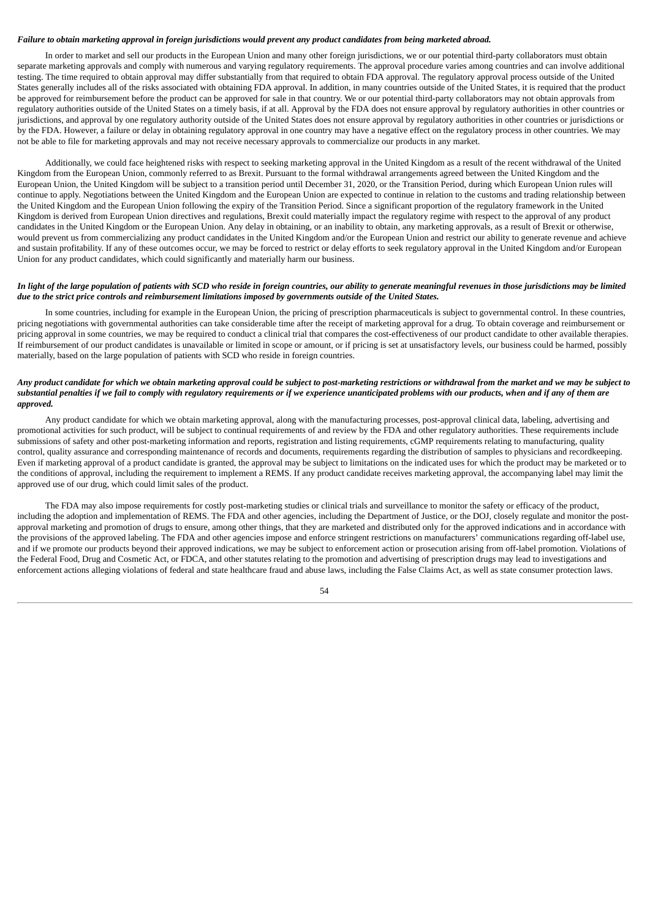***Failure to obtain marketing approval in foreign jurisdictions would prevent any product candidates from being marketed abroad.***

In order to market and sell our products in the European Union and many other foreign jurisdictions, we or our potential third-party collaborators must obtain separate marketing approvals and comply with numerous and varying regulatory requirements. The approval procedure varies among countries and can involve additional testing. The time required to obtain approval may differ substantially from that required to obtain FDA approval. The regulatory approval process outside of the United States generally includes all of the risks associated with obtaining FDA approval. In addition, in many countries outside of the United States, it is required that the product be approved for reimbursement before the product can be approved for sale in that country. We or our potential third-party collaborators may not obtain approvals from regulatory authorities outside of the United States on a timely basis, if at all. Approval by the FDA does not ensure approval by regulatory authorities in other countries or jurisdictions, and approval by one regulatory authority outside of the United States does not ensure approval by regulatory authorities in other countries or jurisdictions or by the FDA. However, a failure or delay in obtaining regulatory approval in one country may have a negative effect on the regulatory process in other countries. We may not be able to file for marketing approvals and may not receive necessary approvals to commercialize our products in any market.

Additionally, we could face heightened risks with respect to seeking marketing approval in the United Kingdom as a result of the recent withdrawal of the United Kingdom from the European Union, commonly referred to as Brexit. Pursuant to the formal withdrawal arrangements agreed between the United Kingdom and the European Union, the United Kingdom will be subject to a transition period until December 31, 2020, or the Transition Period, during which European Union rules will continue to apply. Negotiations between the United Kingdom and the European Union are expected to continue in relation to the customs and trading relationship between the United Kingdom and the European Union following the expiry of the Transition Period. Since a significant proportion of the regulatory framework in the United Kingdom is derived from European Union directives and regulations, Brexit could materially impact the regulatory regime with respect to the approval of any product candidates in the United Kingdom or the European Union. Any delay in obtaining, or an inability to obtain, any marketing approvals, as a result of Brexit or otherwise, would prevent us from commercializing any product candidates in the United Kingdom and/or the European Union and restrict our ability to generate revenue and achieve and sustain profitability. If any of these outcomes occur, we may be forced to restrict or delay efforts to seek regulatory approval in the United Kingdom and/or European Union for any product candidates, which could significantly and materially harm our business.

***In light of the large population of patients with SCD who reside in foreign countries, our ability to generate meaningful revenues in those jurisdictions may be limited due to the strict price controls and reimbursement limitations imposed by governments outside of the United States.***

In some countries, including for example in the European Union, the pricing of prescription pharmaceuticals is subject to governmental control. In these countries, pricing negotiations with governmental authorities can take considerable time after the receipt of marketing approval for a drug. To obtain coverage and reimbursement or pricing approval in some countries, we may be required to conduct a clinical trial that compares the cost-effectiveness of our product candidate to other available therapies. If reimbursement of our product candidates is unavailable or limited in scope or amount, or if pricing is set at unsatisfactory levels, our business could be harmed, possibly materially, based on the large population of patients with SCD who reside in foreign countries.

***Any product candidate for which we obtain marketing approval could be subject to post-marketing restrictions or withdrawal from the market and we may be subject to substantial penalties if we fail to comply with regulatory requirements or if we experience unanticipated problems with our products, when and if any of them are approved.***

Any product candidate for which we obtain marketing approval, along with the manufacturing processes, post-approval clinical data, labeling, advertising and promotional activities for such product, will be subject to continual requirements of and review by the FDA and other regulatory authorities. These requirements include submissions of safety and other post-marketing information and reports, registration and listing requirements, cGMP requirements relating to manufacturing, quality control, quality assurance and corresponding maintenance of records and documents, requirements regarding the distribution of samples to physicians and recordkeeping. Even if marketing approval of a product candidate is granted, the approval may be subject to limitations on the indicated uses for which the product may be marketed or to the conditions of approval, including the requirement to implement a REMS. If any product candidate receives marketing approval, the accompanying label may limit the approved use of our drug, which could limit sales of the product.

The FDA may also impose requirements for costly post-marketing studies or clinical trials and surveillance to monitor the safety or efficacy of the product, including the adoption and implementation of REMS. The FDA and other agencies, including the Department of Justice, or the DOJ, closely regulate and monitor the post-approval marketing and promotion of drugs to ensure, among other things, that they are marketed and distributed only for the approved indications and in accordance with the provisions of the approved labeling. The FDA and other agencies impose and enforce stringent restrictions on manufacturers' communications regarding off-label use, and if we promote our products beyond their approved indications, we may be subject to enforcement action or prosecution arising from off-label promotion. Violations of the Federal Food, Drug and Cosmetic Act, or FDCA, and other statutes relating to the promotion and advertising of prescription drugs may lead to investigations and enforcement actions alleging violations of federal and state healthcare fraud and abuse laws, including the False Claims Act, as well as state consumer protection laws.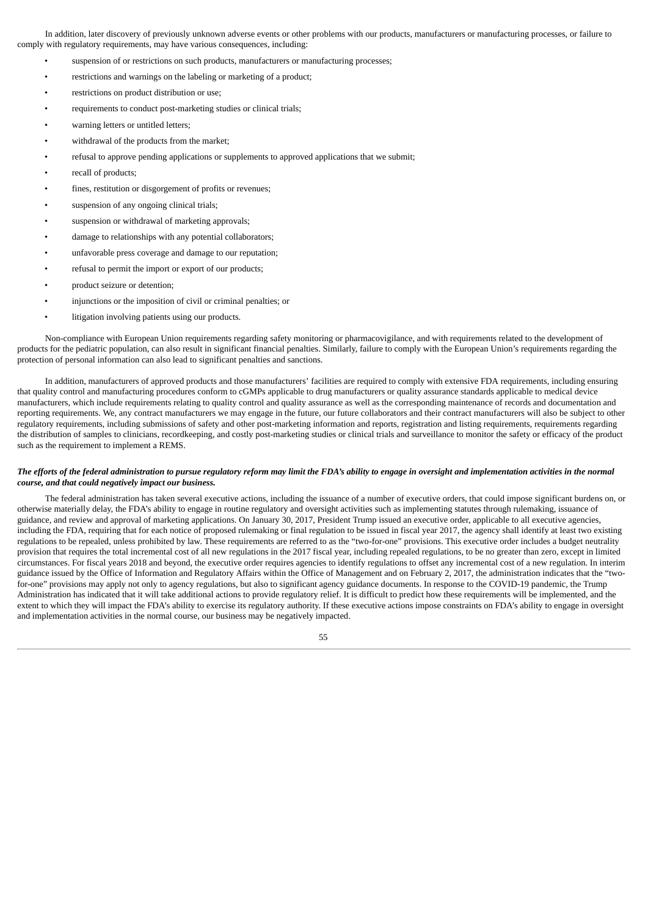In addition, later discovery of previously unknown adverse events or other problems with our products, manufacturers or manufacturing processes, or failure to comply with regulatory requirements, may have various consequences, including:

- suspension of or restrictions on such products, manufacturers or manufacturing processes;
- restrictions and warnings on the labeling or marketing of a product;
- restrictions on product distribution or use;
- requirements to conduct post-marketing studies or clinical trials;
- warning letters or untitled letters;
- withdrawal of the products from the market;
- refusal to approve pending applications or supplements to approved applications that we submit;
- recall of products;
- fines, restitution or disgorgement of profits or revenues;
- suspension of any ongoing clinical trials;
- suspension or withdrawal of marketing approvals;
- damage to relationships with any potential collaborators;
- unfavorable press coverage and damage to our reputation;
- refusal to permit the import or export of our products;
- product seizure or detention;
- injunctions or the imposition of civil or criminal penalties; or
- litigation involving patients using our products.

Non-compliance with European Union requirements regarding safety monitoring or pharmacovigilance, and with requirements related to the development of products for the pediatric population, can also result in significant financial penalties. Similarly, failure to comply with the European Union's requirements regarding the protection of personal information can also lead to significant penalties and sanctions.

In addition, manufacturers of approved products and those manufacturers' facilities are required to comply with extensive FDA requirements, including ensuring that quality control and manufacturing procedures conform to cGMPs applicable to drug manufacturers or quality assurance standards applicable to medical device manufacturers, which include requirements relating to quality control and quality assurance as well as the corresponding maintenance of records and documentation and reporting requirements. We, any contract manufacturers we may engage in the future, our future collaborators and their contract manufacturers will also be subject to other regulatory requirements, including submissions of safety and other post-marketing information and reports, registration and listing requirements, requirements regarding the distribution of samples to clinicians, recordkeeping, and costly post-marketing studies or clinical trials and surveillance to monitor the safety or efficacy of the product such as the requirement to implement a REMS.

***The efforts of the federal administration to pursue regulatory reform may limit the FDA's ability to engage in oversight and implementation activities in the normal course, and that could negatively impact our business.***

The federal administration has taken several executive actions, including the issuance of a number of executive orders, that could impose significant burdens on, or otherwise materially delay, the FDA's ability to engage in routine regulatory and oversight activities such as implementing statutes through rulemaking, issuance of guidance, and review and approval of marketing applications. On January 30, 2017, President Trump issued an executive order, applicable to all executive agencies, including the FDA, requiring that for each notice of proposed rulemaking or final regulation to be issued in fiscal year 2017, the agency shall identify at least two existing regulations to be repealed, unless prohibited by law. These requirements are referred to as the "two-for-one" provisions. This executive order includes a budget neutrality provision that requires the total incremental cost of all new regulations in the 2017 fiscal year, including repealed regulations, to be no greater than zero, except in limited circumstances. For fiscal years 2018 and beyond, the executive order requires agencies to identify regulations to offset any incremental cost of a new regulation. In interim guidance issued by the Office of Information and Regulatory Affairs within the Office of Management and on February 2, 2017, the administration indicates that the "two-for-one" provisions may apply not only to agency regulations, but also to significant agency guidance documents. In response to the COVID-19 pandemic, the Trump Administration has indicated that it will take additional actions to provide regulatory relief. It is difficult to predict how these requirements will be implemented, and the extent to which they will impact the FDA's ability to exercise its regulatory authority. If these executive actions impose constraints on FDA's ability to engage in oversight and implementation activities in the normal course, our business may be negatively impacted.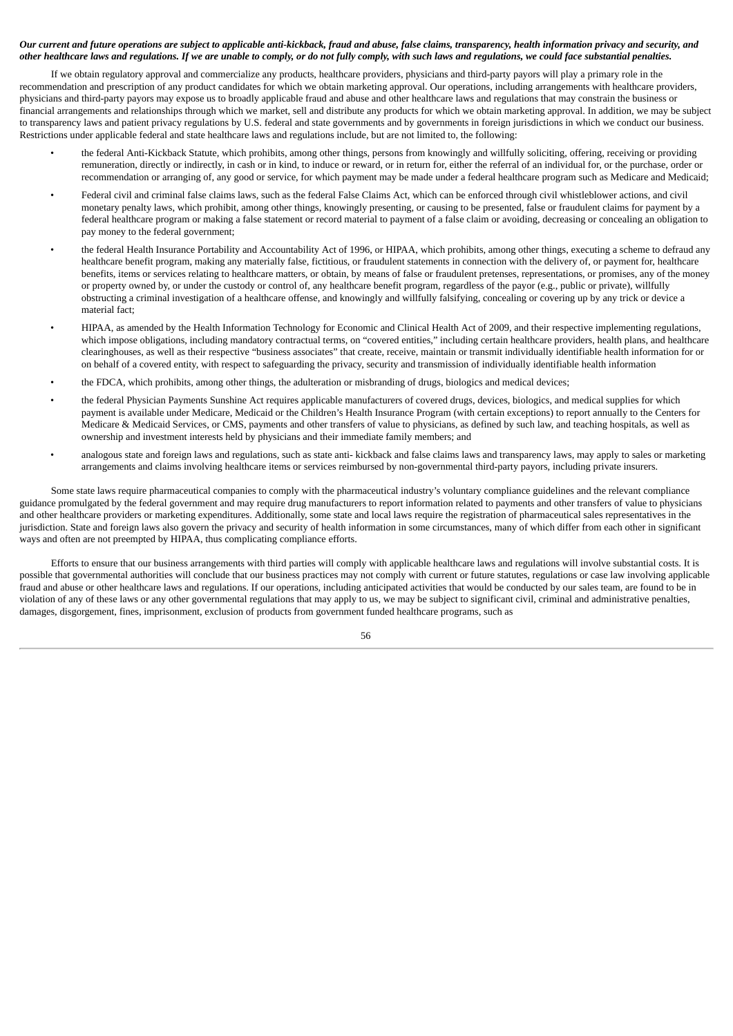***Our current and future operations are subject to applicable anti-kickback, fraud and abuse, false claims, transparency, health information privacy and security, and other healthcare laws and regulations. If we are unable to comply, or do not fully comply, with such laws and regulations, we could face substantial penalties.***

If we obtain regulatory approval and commercialize any products, healthcare providers, physicians and third-party payors will play a primary role in the recommendation and prescription of any product candidates for which we obtain marketing approval. Our operations, including arrangements with healthcare providers, physicians and third-party payors may expose us to broadly applicable fraud and abuse and other healthcare laws and regulations that may constrain the business or financial arrangements and relationships through which we market, sell and distribute any products for which we obtain marketing approval. In addition, we may be subject to transparency laws and patient privacy regulations by U.S. federal and state governments and by governments in foreign jurisdictions in which we conduct our business. Restrictions under applicable federal and state healthcare laws and regulations include, but are not limited to, the following:

- the federal Anti-Kickback Statute, which prohibits, among other things, persons from knowingly and willfully soliciting, offering, receiving or providing remuneration, directly or indirectly, in cash or in kind, to induce or reward, or in return for, either the referral of an individual for, or the purchase, order or recommendation or arranging of, any good or service, for which payment may be made under a federal healthcare program such as Medicare and Medicaid;
- Federal civil and criminal false claims laws, such as the federal False Claims Act, which can be enforced through civil whistleblower actions, and civil monetary penalty laws, which prohibit, among other things, knowingly presenting, or causing to be presented, false or fraudulent claims for payment by a federal healthcare program or making a false statement or record material to payment of a false claim or avoiding, decreasing or concealing an obligation to pay money to the federal government;
- the federal Health Insurance Portability and Accountability Act of 1996, or HIPAA, which prohibits, among other things, executing a scheme to defraud any healthcare benefit program, making any materially false, fictitious, or fraudulent statements in connection with the delivery of, or payment for, healthcare benefits, items or services relating to healthcare matters, or obtain, by means of false or fraudulent pretenses, representations, or promises, any of the money or property owned by, or under the custody or control of, any healthcare benefit program, regardless of the payor (e.g., public or private), willfully obstructing a criminal investigation of a healthcare offense, and knowingly and willfully falsifying, concealing or covering up by any trick or device a material fact;
- HIPAA, as amended by the Health Information Technology for Economic and Clinical Health Act of 2009, and their respective implementing regulations, which impose obligations, including mandatory contractual terms, on "covered entities," including certain healthcare providers, health plans, and healthcare clearinghouses, as well as their respective "business associates" that create, receive, maintain or transmit individually identifiable health information for or on behalf of a covered entity, with respect to safeguarding the privacy, security and transmission of individually identifiable health information
- the FDCA, which prohibits, among other things, the adulteration or misbranding of drugs, biologics and medical devices;
- the federal Physician Payments Sunshine Act requires applicable manufacturers of covered drugs, devices, biologics, and medical supplies for which payment is available under Medicare, Medicaid or the Children's Health Insurance Program (with certain exceptions) to report annually to the Centers for Medicare & Medicaid Services, or CMS, payments and other transfers of value to physicians, as defined by such law, and teaching hospitals, as well as ownership and investment interests held by physicians and their immediate family members; and
- analogous state and foreign laws and regulations, such as state anti- kickback and false claims laws and transparency laws, may apply to sales or marketing arrangements and claims involving healthcare items or services reimbursed by non-governmental third-party payors, including private insurers.

Some state laws require pharmaceutical companies to comply with the pharmaceutical industry's voluntary compliance guidelines and the relevant compliance guidance promulgated by the federal government and may require drug manufacturers to report information related to payments and other transfers of value to physicians and other healthcare providers or marketing expenditures. Additionally, some state and local laws require the registration of pharmaceutical sales representatives in the jurisdiction. State and foreign laws also govern the privacy and security of health information in some circumstances, many of which differ from each other in significant ways and often are not preempted by HIPAA, thus complicating compliance efforts.

Efforts to ensure that our business arrangements with third parties will comply with applicable healthcare laws and regulations will involve substantial costs. It is possible that governmental authorities will conclude that our business practices may not comply with current or future statutes, regulations or case law involving applicable fraud and abuse or other healthcare laws and regulations. If our operations, including anticipated activities that would be conducted by our sales team, are found to be in violation of any of these laws or any other governmental regulations that may apply to us, we may be subject to significant civil, criminal and administrative penalties, damages, disgorgement, fines, imprisonment, exclusion of products from government funded healthcare programs, such as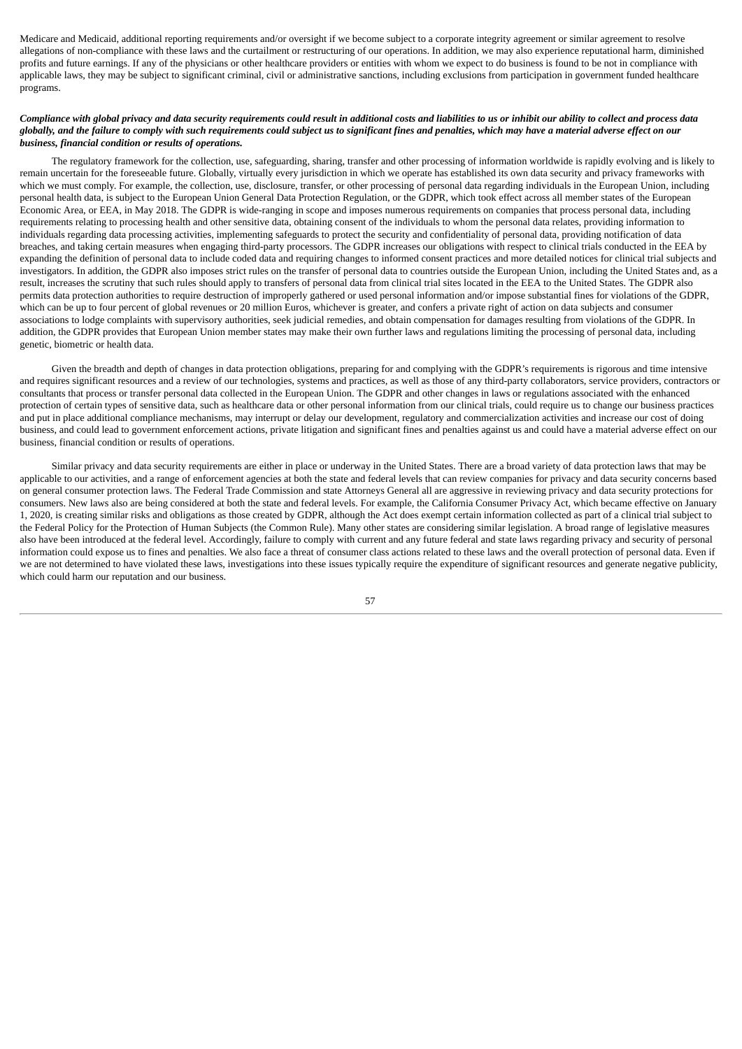Medicare and Medicaid, additional reporting requirements and/or oversight if we become subject to a corporate integrity agreement or similar agreement to resolve allegations of non-compliance with these laws and the curtailment or restructuring of our operations. In addition, we may also experience reputational harm, diminished profits and future earnings. If any of the physicians or other healthcare providers or entities with whom we expect to do business is found to be not in compliance with applicable laws, they may be subject to significant criminal, civil or administrative sanctions, including exclusions from participation in government funded healthcare programs.

***Compliance with global privacy and data security requirements could result in additional costs and liabilities to us or inhibit our ability to collect and process data globally, and the failure to comply with such requirements could subject us to significant fines and penalties, which may have a material adverse effect on our business, financial condition or results of operations.***

The regulatory framework for the collection, use, safeguarding, sharing, transfer and other processing of information worldwide is rapidly evolving and is likely to remain uncertain for the foreseeable future. Globally, virtually every jurisdiction in which we operate has established its own data security and privacy frameworks with which we must comply. For example, the collection, use, disclosure, transfer, or other processing of personal data regarding individuals in the European Union, including personal health data, is subject to the European Union General Data Protection Regulation, or the GDPR, which took effect across all member states of the European Economic Area, or EEA, in May 2018. The GDPR is wide-ranging in scope and imposes numerous requirements on companies that process personal data, including requirements relating to processing health and other sensitive data, obtaining consent of the individuals to whom the personal data relates, providing information to individuals regarding data processing activities, implementing safeguards to protect the security and confidentiality of personal data, providing notification of data breaches, and taking certain measures when engaging third-party processors. The GDPR increases our obligations with respect to clinical trials conducted in the EEA by expanding the definition of personal data to include coded data and requiring changes to informed consent practices and more detailed notices for clinical trial subjects and investigators. In addition, the GDPR also imposes strict rules on the transfer of personal data to countries outside the European Union, including the United States and, as a result, increases the scrutiny that such rules should apply to transfers of personal data from clinical trial sites located in the EEA to the United States. The GDPR also permits data protection authorities to require destruction of improperly gathered or used personal information and/or impose substantial fines for violations of the GDPR, which can be up to four percent of global revenues or 20 million Euros, whichever is greater, and confers a private right of action on data subjects and consumer associations to lodge complaints with supervisory authorities, seek judicial remedies, and obtain compensation for damages resulting from violations of the GDPR. In addition, the GDPR provides that European Union member states may make their own further laws and regulations limiting the processing of personal data, including genetic, biometric or health data.

Given the breadth and depth of changes in data protection obligations, preparing for and complying with the GDPR's requirements is rigorous and time intensive and requires significant resources and a review of our technologies, systems and practices, as well as those of any third-party collaborators, service providers, contractors or consultants that process or transfer personal data collected in the European Union. The GDPR and other changes in laws or regulations associated with the enhanced protection of certain types of sensitive data, such as healthcare data or other personal information from our clinical trials, could require us to change our business practices and put in place additional compliance mechanisms, may interrupt or delay our development, regulatory and commercialization activities and increase our cost of doing business, and could lead to government enforcement actions, private litigation and significant fines and penalties against us and could have a material adverse effect on our business, financial condition or results of operations.

Similar privacy and data security requirements are either in place or underway in the United States. There are a broad variety of data protection laws that may be applicable to our activities, and a range of enforcement agencies at both the state and federal levels that can review companies for privacy and data security concerns based on general consumer protection laws. The Federal Trade Commission and state Attorneys General all are aggressive in reviewing privacy and data security protections for consumers. New laws also are being considered at both the state and federal levels. For example, the California Consumer Privacy Act, which became effective on January 1, 2020, is creating similar risks and obligations as those created by GDPR, although the Act does exempt certain information collected as part of a clinical trial subject to the Federal Policy for the Protection of Human Subjects (the Common Rule). Many other states are considering similar legislation. A broad range of legislative measures also have been introduced at the federal level. Accordingly, failure to comply with current and any future federal and state laws regarding privacy and security of personal information could expose us to fines and penalties. We also face a threat of consumer class actions related to these laws and the overall protection of personal data. Even if we are not determined to have violated these laws, investigations into these issues typically require the expenditure of significant resources and generate negative publicity, which could harm our reputation and our business.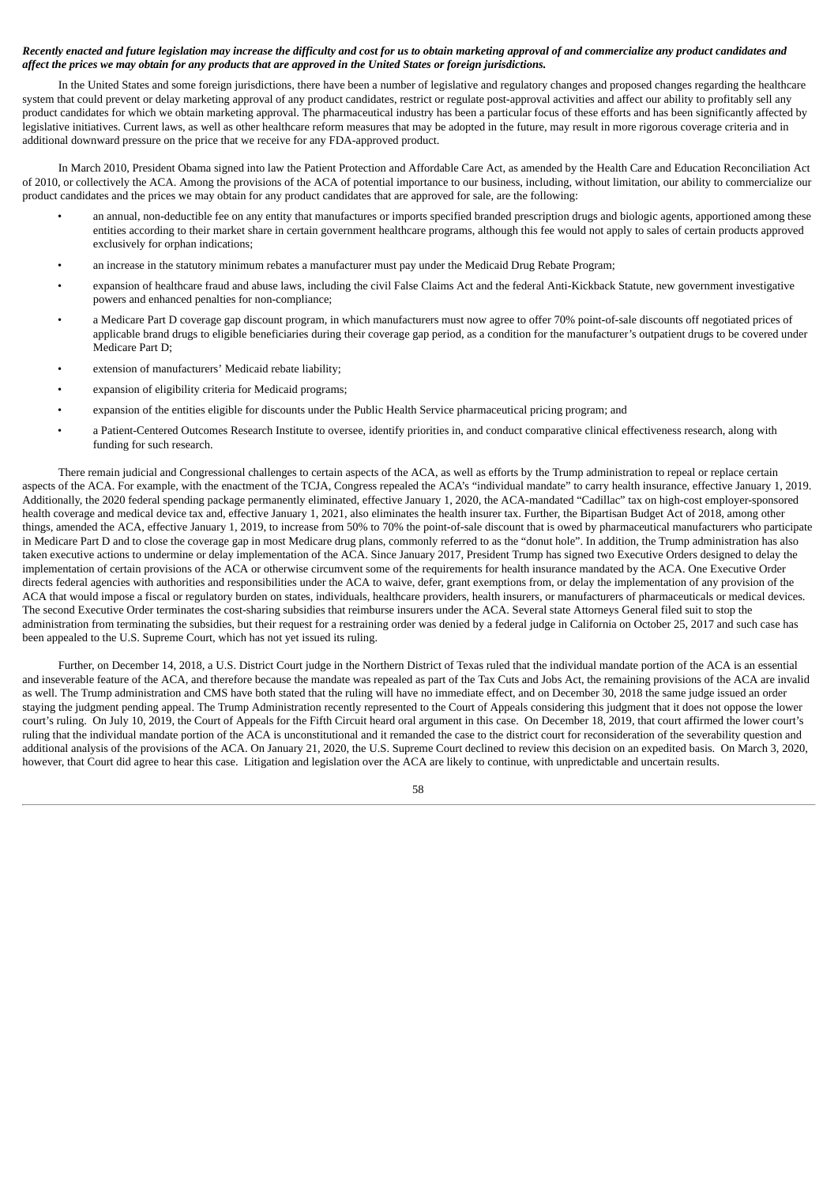***Recently enacted and future legislation may increase the difficulty and cost for us to obtain marketing approval of and commercialize any product candidates and affect the prices we may obtain for any products that are approved in the United States or foreign jurisdictions.***

In the United States and some foreign jurisdictions, there have been a number of legislative and regulatory changes and proposed changes regarding the healthcare system that could prevent or delay marketing approval of any product candidates, restrict or regulate post-approval activities and affect our ability to profitably sell any product candidates for which we obtain marketing approval. The pharmaceutical industry has been a particular focus of these efforts and has been significantly affected by legislative initiatives. Current laws, as well as other healthcare reform measures that may be adopted in the future, may result in more rigorous coverage criteria and in additional downward pressure on the price that we receive for any FDA-approved product.

In March 2010, President Obama signed into law the Patient Protection and Affordable Care Act, as amended by the Health Care and Education Reconciliation Act of 2010, or collectively the ACA. Among the provisions of the ACA of potential importance to our business, including, without limitation, our ability to commercialize our product candidates and the prices we may obtain for any product candidates that are approved for sale, are the following:

- an annual, non-deductible fee on any entity that manufactures or imports specified branded prescription drugs and biologic agents, apportioned among these entities according to their market share in certain government healthcare programs, although this fee would not apply to sales of certain products approved exclusively for orphan indications;
- an increase in the statutory minimum rebates a manufacturer must pay under the Medicaid Drug Rebate Program;
- expansion of healthcare fraud and abuse laws, including the civil False Claims Act and the federal Anti-Kickback Statute, new government investigative powers and enhanced penalties for non-compliance;
- a Medicare Part D coverage gap discount program, in which manufacturers must now agree to offer 70% point-of-sale discounts off negotiated prices of applicable brand drugs to eligible beneficiaries during their coverage gap period, as a condition for the manufacturer's outpatient drugs to be covered under Medicare Part D;
- extension of manufacturers' Medicaid rebate liability;
- expansion of eligibility criteria for Medicaid programs;
- expansion of the entities eligible for discounts under the Public Health Service pharmaceutical pricing program; and
- a Patient-Centered Outcomes Research Institute to oversee, identify priorities in, and conduct comparative clinical effectiveness research, along with funding for such research.

There remain judicial and Congressional challenges to certain aspects of the ACA, as well as efforts by the Trump administration to repeal or replace certain aspects of the ACA. For example, with the enactment of the TCJA, Congress repealed the ACA's "individual mandate" to carry health insurance, effective January 1, 2019. Additionally, the 2020 federal spending package permanently eliminated, effective January 1, 2020, the ACA-mandated "Cadillac" tax on high-cost employer-sponsored health coverage and medical device tax and, effective January 1, 2021, also eliminates the health insurer tax. Further, the Bipartisan Budget Act of 2018, among other things, amended the ACA, effective January 1, 2019, to increase from 50% to 70% the point-of-sale discount that is owed by pharmaceutical manufacturers who participate in Medicare Part D and to close the coverage gap in most Medicare drug plans, commonly referred to as the "donut hole". In addition, the Trump administration has also taken executive actions to undermine or delay implementation of the ACA. Since January 2017, President Trump has signed two Executive Orders designed to delay the implementation of certain provisions of the ACA or otherwise circumvent some of the requirements for health insurance mandated by the ACA. One Executive Order directs federal agencies with authorities and responsibilities under the ACA to waive, defer, grant exemptions from, or delay the implementation of any provision of the ACA that would impose a fiscal or regulatory burden on states, individuals, healthcare providers, health insurers, or manufacturers of pharmaceuticals or medical devices. The second Executive Order terminates the cost-sharing subsidies that reimburse insurers under the ACA. Several state Attorneys General filed suit to stop the administration from terminating the subsidies, but their request for a restraining order was denied by a federal judge in California on October 25, 2017 and such case has been appealed to the U.S. Supreme Court, which has not yet issued its ruling.

Further, on December 14, 2018, a U.S. District Court judge in the Northern District of Texas ruled that the individual mandate portion of the ACA is an essential and inseverable feature of the ACA, and therefore because the mandate was repealed as part of the Tax Cuts and Jobs Act, the remaining provisions of the ACA are invalid as well. The Trump administration and CMS have both stated that the ruling will have no immediate effect, and on December 30, 2018 the same judge issued an order staying the judgment pending appeal. The Trump Administration recently represented to the Court of Appeals considering this judgment that it does not oppose the lower court's ruling. On July 10, 2019, the Court of Appeals for the Fifth Circuit heard oral argument in this case. On December 18, 2019, that court affirmed the lower court's ruling that the individual mandate portion of the ACA is unconstitutional and it remanded the case to the district court for reconsideration of the severability question and additional analysis of the provisions of the ACA. On January 21, 2020, the U.S. Supreme Court declined to review this decision on an expedited basis. On March 3, 2020, however, that Court did agree to hear this case. Litigation and legislation over the ACA are likely to continue, with unpredictable and uncertain results.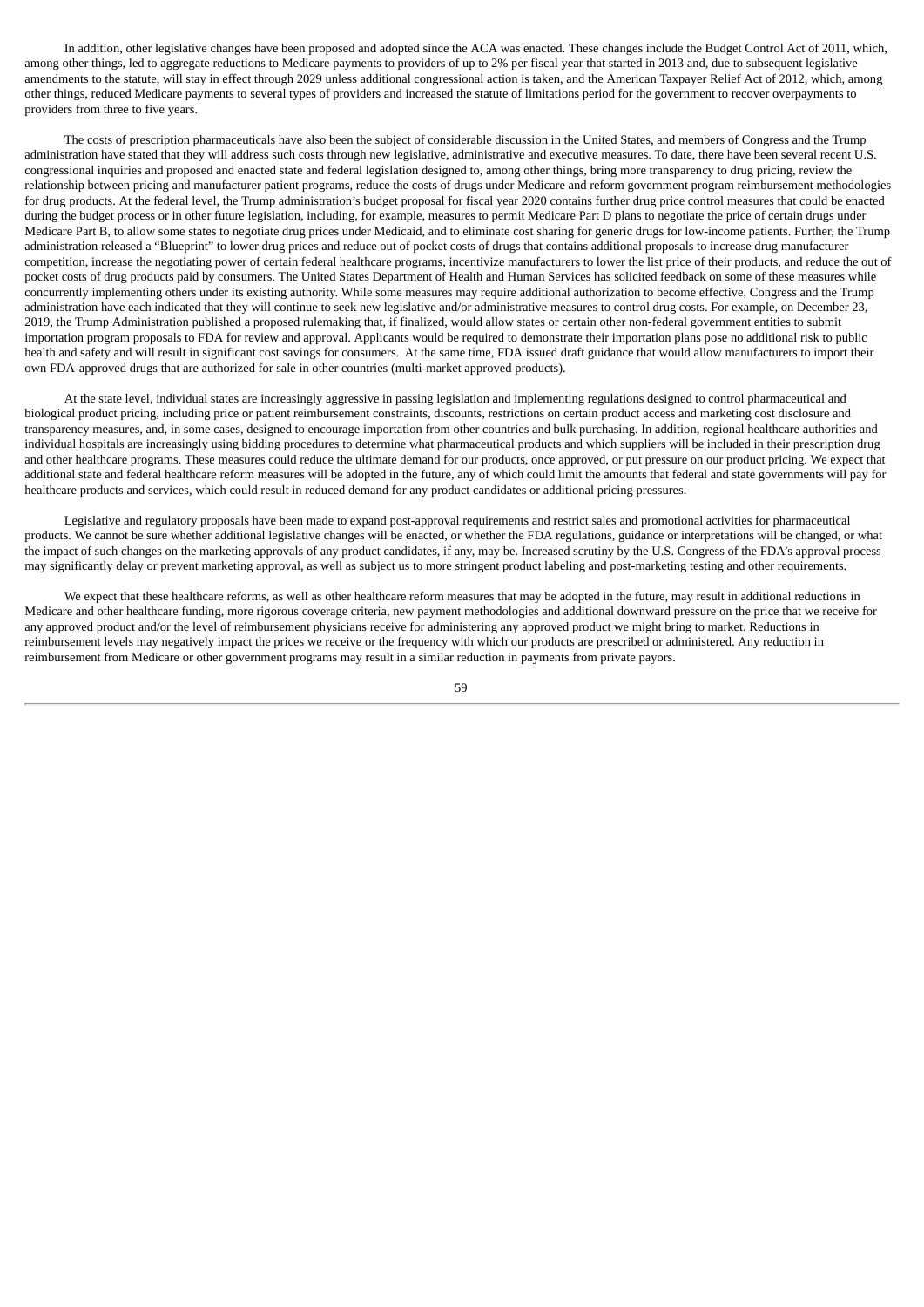In addition, other legislative changes have been proposed and adopted since the ACA was enacted. These changes include the Budget Control Act of 2011, which, among other things, led to aggregate reductions to Medicare payments to providers of up to 2% per fiscal year that started in 2013 and, due to subsequent legislative amendments to the statute, will stay in effect through 2029 unless additional congressional action is taken, and the American Taxpayer Relief Act of 2012, which, among other things, reduced Medicare payments to several types of providers and increased the statute of limitations period for the government to recover overpayments to providers from three to five years.

The costs of prescription pharmaceuticals have also been the subject of considerable discussion in the United States, and members of Congress and the Trump administration have stated that they will address such costs through new legislative, administrative and executive measures. To date, there have been several recent U.S. congressional inquiries and proposed and enacted state and federal legislation designed to, among other things, bring more transparency to drug pricing, review the relationship between pricing and manufacturer patient programs, reduce the costs of drugs under Medicare and reform government program reimbursement methodologies for drug products. At the federal level, the Trump administration's budget proposal for fiscal year 2020 contains further drug price control measures that could be enacted during the budget process or in other future legislation, including, for example, measures to permit Medicare Part D plans to negotiate the price of certain drugs under Medicare Part B, to allow some states to negotiate drug prices under Medicaid, and to eliminate cost sharing for generic drugs for low-income patients. Further, the Trump administration released a "Blueprint" to lower drug prices and reduce out of pocket costs of drugs that contains additional proposals to increase drug manufacturer competition, increase the negotiating power of certain federal healthcare programs, incentivize manufacturers to lower the list price of their products, and reduce the out of pocket costs of drug products paid by consumers. The United States Department of Health and Human Services has solicited feedback on some of these measures while concurrently implementing others under its existing authority. While some measures may require additional authorization to become effective, Congress and the Trump administration have each indicated that they will continue to seek new legislative and/or administrative measures to control drug costs. For example, on December 23, 2019, the Trump Administration published a proposed rulemaking that, if finalized, would allow states or certain other non-federal government entities to submit importation program proposals to FDA for review and approval. Applicants would be required to demonstrate their importation plans pose no additional risk to public health and safety and will result in significant cost savings for consumers. At the same time, FDA issued draft guidance that would allow manufacturers to import their own FDA-approved drugs that are authorized for sale in other countries (multi-market approved products).

At the state level, individual states are increasingly aggressive in passing legislation and implementing regulations designed to control pharmaceutical and biological product pricing, including price or patient reimbursement constraints, discounts, restrictions on certain product access and marketing cost disclosure and transparency measures, and, in some cases, designed to encourage importation from other countries and bulk purchasing. In addition, regional healthcare authorities and individual hospitals are increasingly using bidding procedures to determine what pharmaceutical products and which suppliers will be included in their prescription drug and other healthcare programs. These measures could reduce the ultimate demand for our products, once approved, or put pressure on our product pricing. We expect that additional state and federal healthcare reform measures will be adopted in the future, any of which could limit the amounts that federal and state governments will pay for healthcare products and services, which could result in reduced demand for any product candidates or additional pricing pressures.

Legislative and regulatory proposals have been made to expand post-approval requirements and restrict sales and promotional activities for pharmaceutical products. We cannot be sure whether additional legislative changes will be enacted, or whether the FDA regulations, guidance or interpretations will be changed, or what the impact of such changes on the marketing approvals of any product candidates, if any, may be. Increased scrutiny by the U.S. Congress of the FDA's approval process may significantly delay or prevent marketing approval, as well as subject us to more stringent product labeling and post-marketing testing and other requirements.

We expect that these healthcare reforms, as well as other healthcare reform measures that may be adopted in the future, may result in additional reductions in Medicare and other healthcare funding, more rigorous coverage criteria, new payment methodologies and additional downward pressure on the price that we receive for any approved product and/or the level of reimbursement physicians receive for administering any approved product we might bring to market. Reductions in reimbursement levels may negatively impact the prices we receive or the frequency with which our products are prescribed or administered. Any reduction in reimbursement from Medicare or other government programs may result in a similar reduction in payments from private payors.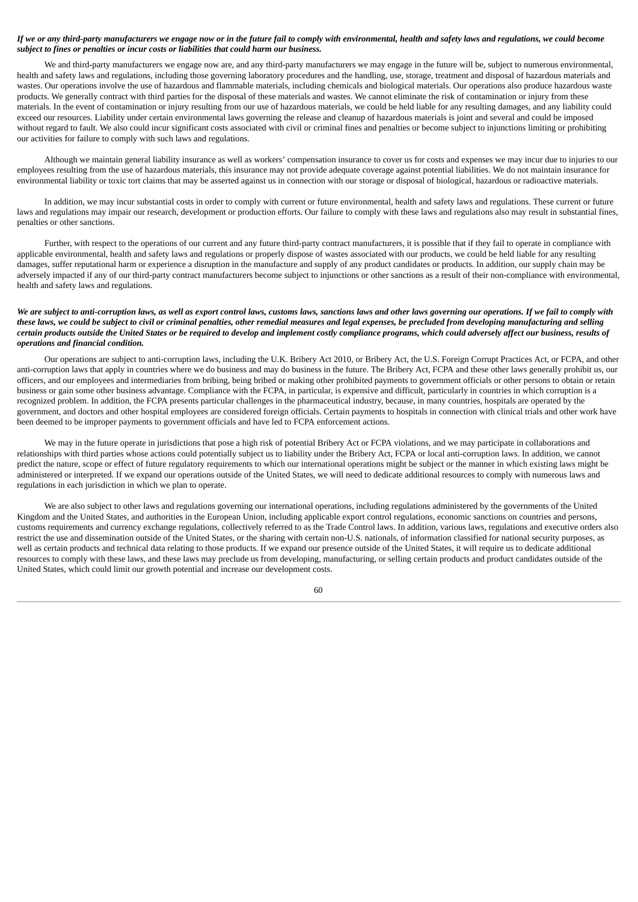***If we or any third-party manufacturers we engage now or in the future fail to comply with environmental, health and safety laws and regulations, we could become subject to fines or penalties or incur costs or liabilities that could harm our business.***

We and third-party manufacturers we engage now are, and any third-party manufacturers we may engage in the future will be, subject to numerous environmental, health and safety laws and regulations, including those governing laboratory procedures and the handling, use, storage, treatment and disposal of hazardous materials and wastes. Our operations involve the use of hazardous and flammable materials, including chemicals and biological materials. Our operations also produce hazardous waste products. We generally contract with third parties for the disposal of these materials and wastes. We cannot eliminate the risk of contamination or injury from these materials. In the event of contamination or injury resulting from our use of hazardous materials, we could be held liable for any resulting damages, and any liability could exceed our resources. Liability under certain environmental laws governing the release and cleanup of hazardous materials is joint and several and could be imposed without regard to fault. We also could incur significant costs associated with civil or criminal fines and penalties or become subject to injunctions limiting or prohibiting our activities for failure to comply with such laws and regulations.

Although we maintain general liability insurance as well as workers' compensation insurance to cover us for costs and expenses we may incur due to injuries to our employees resulting from the use of hazardous materials, this insurance may not provide adequate coverage against potential liabilities. We do not maintain insurance for environmental liability or toxic tort claims that may be asserted against us in connection with our storage or disposal of biological, hazardous or radioactive materials.

In addition, we may incur substantial costs in order to comply with current or future environmental, health and safety laws and regulations. These current or future laws and regulations may impair our research, development or production efforts. Our failure to comply with these laws and regulations also may result in substantial fines, penalties or other sanctions.

Further, with respect to the operations of our current and any future third-party contract manufacturers, it is possible that if they fail to operate in compliance with applicable environmental, health and safety laws and regulations or properly dispose of wastes associated with our products, we could be held liable for any resulting damages, suffer reputational harm or experience a disruption in the manufacture and supply of any product candidates or products. In addition, our supply chain may be adversely impacted if any of our third-party contract manufacturers become subject to injunctions or other sanctions as a result of their non-compliance with environmental, health and safety laws and regulations.

***We are subject to anti-corruption laws, as well as export control laws, customs laws, sanctions laws and other laws governing our operations. If we fail to comply with these laws, we could be subject to civil or criminal penalties, other remedial measures and legal expenses, be precluded from developing manufacturing and selling certain products outside the United States or be required to develop and implement costly compliance programs, which could adversely affect our business, results of operations and financial condition.***

Our operations are subject to anti-corruption laws, including the U.K. Bribery Act 2010, or Bribery Act, the U.S. Foreign Corrupt Practices Act, or FCPA, and other anti-corruption laws that apply in countries where we do business and may do business in the future. The Bribery Act, FCPA and these other laws generally prohibit us, our officers, and our employees and intermediaries from bribing, being bribed or making other prohibited payments to government officials or other persons to obtain or retain business or gain some other business advantage. Compliance with the FCPA, in particular, is expensive and difficult, particularly in countries in which corruption is a recognized problem. In addition, the FCPA presents particular challenges in the pharmaceutical industry, because, in many countries, hospitals are operated by the government, and doctors and other hospital employees are considered foreign officials. Certain payments to hospitals in connection with clinical trials and other work have been deemed to be improper payments to government officials and have led to FCPA enforcement actions.

We may in the future operate in jurisdictions that pose a high risk of potential Bribery Act or FCPA violations, and we may participate in collaborations and relationships with third parties whose actions could potentially subject us to liability under the Bribery Act, FCPA or local anti-corruption laws. In addition, we cannot predict the nature, scope or effect of future regulatory requirements to which our international operations might be subject or the manner in which existing laws might be administered or interpreted. If we expand our operations outside of the United States, we will need to dedicate additional resources to comply with numerous laws and regulations in each jurisdiction in which we plan to operate.

We are also subject to other laws and regulations governing our international operations, including regulations administered by the governments of the United Kingdom and the United States, and authorities in the European Union, including applicable export control regulations, economic sanctions on countries and persons, customs requirements and currency exchange regulations, collectively referred to as the Trade Control laws. In addition, various laws, regulations and executive orders also restrict the use and dissemination outside of the United States, or the sharing with certain non-U.S. nationals, of information classified for national security purposes, as well as certain products and technical data relating to those products. If we expand our presence outside of the United States, it will require us to dedicate additional resources to comply with these laws, and these laws may preclude us from developing, manufacturing, or selling certain products and product candidates outside of the United States, which could limit our growth potential and increase our development costs.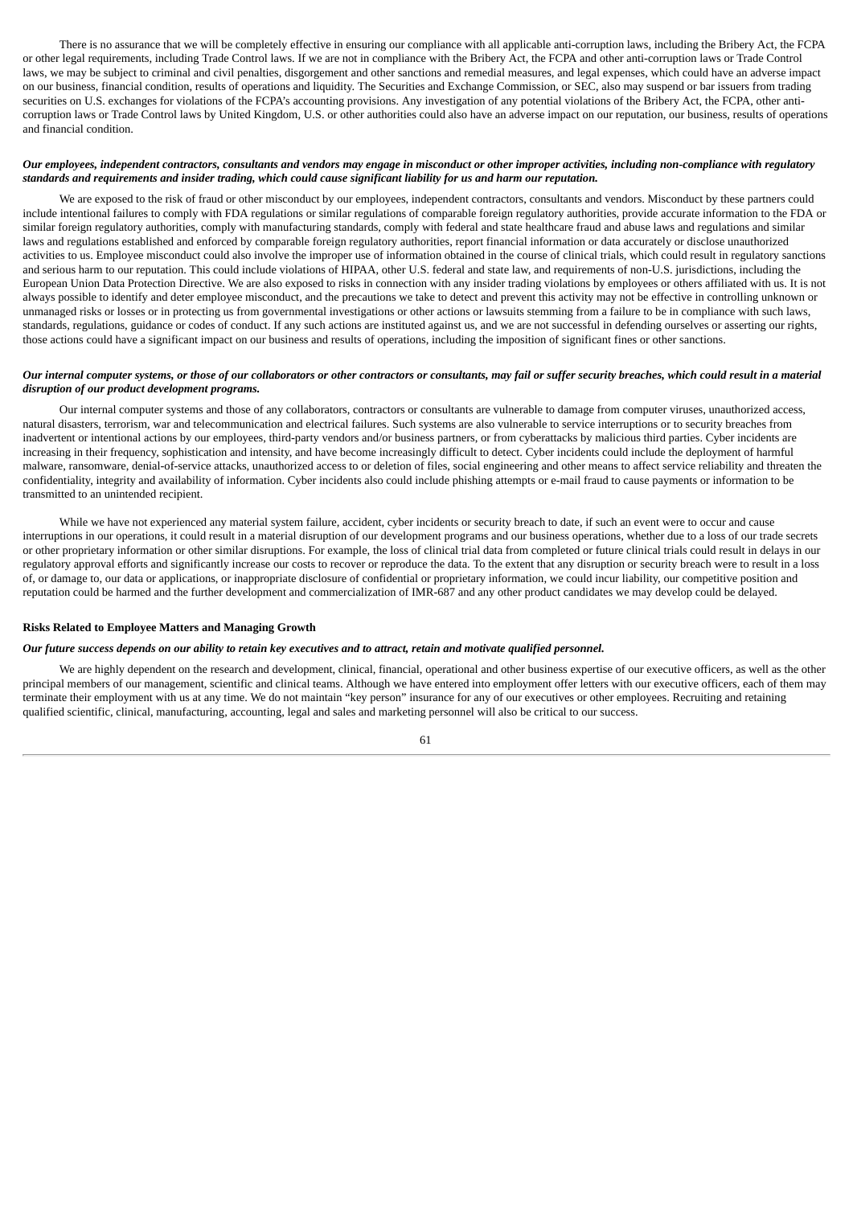There is no assurance that we will be completely effective in ensuring our compliance with all applicable anti-corruption laws, including the Bribery Act, the FCPA or other legal requirements, including Trade Control laws. If we are not in compliance with the Bribery Act, the FCPA and other anti-corruption laws or Trade Control laws, we may be subject to criminal and civil penalties, disgorgement and other sanctions and remedial measures, and legal expenses, which could have an adverse impact on our business, financial condition, results of operations and liquidity. The Securities and Exchange Commission, or SEC, also may suspend or bar issuers from trading securities on U.S. exchanges for violations of the FCPA's accounting provisions. Any investigation of any potential violations of the Bribery Act, the FCPA, other anti-corruption laws or Trade Control laws by United Kingdom, U.S. or other authorities could also have an adverse impact on our reputation, our business, results of operations and financial condition.

***Our employees, independent contractors, consultants and vendors may engage in misconduct or other improper activities, including non-compliance with regulatory standards and requirements and insider trading, which could cause significant liability for us and harm our reputation.***

We are exposed to the risk of fraud or other misconduct by our employees, independent contractors, consultants and vendors. Misconduct by these partners could include intentional failures to comply with FDA regulations or similar regulations of comparable foreign regulatory authorities, provide accurate information to the FDA or similar foreign regulatory authorities, comply with manufacturing standards, comply with federal and state healthcare fraud and abuse laws and regulations and similar laws and regulations established and enforced by comparable foreign regulatory authorities, report financial information or data accurately or disclose unauthorized activities to us. Employee misconduct could also involve the improper use of information obtained in the course of clinical trials, which could result in regulatory sanctions and serious harm to our reputation. This could include violations of HIPAA, other U.S. federal and state law, and requirements of non-U.S. jurisdictions, including the European Union Data Protection Directive. We are also exposed to risks in connection with any insider trading violations by employees or others affiliated with us. It is not always possible to identify and deter employee misconduct, and the precautions we take to detect and prevent this activity may not be effective in controlling unknown or unmanaged risks or losses or in protecting us from governmental investigations or other actions or lawsuits stemming from a failure to be in compliance with such laws, standards, regulations, guidance or codes of conduct. If any such actions are instituted against us, and we are not successful in defending ourselves or asserting our rights, those actions could have a significant impact on our business and results of operations, including the imposition of significant fines or other sanctions.

***Our internal computer systems, or those of our collaborators or other contractors or consultants, may fail or suffer security breaches, which could result in a material disruption of our product development programs.***

Our internal computer systems and those of any collaborators, contractors or consultants are vulnerable to damage from computer viruses, unauthorized access, natural disasters, terrorism, war and telecommunication and electrical failures. Such systems are also vulnerable to service interruptions or to security breaches from inadvertent or intentional actions by our employees, third-party vendors and/or business partners, or from cyberattacks by malicious third parties. Cyber incidents are increasing in their frequency, sophistication and intensity, and have become increasingly difficult to detect. Cyber incidents could include the deployment of harmful malware, ransomware, denial-of-service attacks, unauthorized access to or deletion of files, social engineering and other means to affect service reliability and threaten the confidentiality, integrity and availability of information. Cyber incidents also could include phishing attempts or e-mail fraud to cause payments or information to be transmitted to an unintended recipient.

While we have not experienced any material system failure, accident, cyber incidents or security breach to date, if such an event were to occur and cause interruptions in our operations, it could result in a material disruption of our development programs and our business operations, whether due to a loss of our trade secrets or other proprietary information or other similar disruptions. For example, the loss of clinical trial data from completed or future clinical trials could result in delays in our regulatory approval efforts and significantly increase our costs to recover or reproduce the data. To the extent that any disruption or security breach were to result in a loss of, or damage to, our data or applications, or inappropriate disclosure of confidential or proprietary information, we could incur liability, our competitive position and reputation could be harmed and the further development and commercialization of IMR-687 and any other product candidates we may develop could be delayed.

**Risks Related to Employee Matters and Managing Growth**

***Our future success depends on our ability to retain key executives and to attract, retain and motivate qualified personnel.***

We are highly dependent on the research and development, clinical, financial, operational and other business expertise of our executive officers, as well as the other principal members of our management, scientific and clinical teams. Although we have entered into employment offer letters with our executive officers, each of them may terminate their employment with us at any time. We do not maintain "key person" insurance for any of our executives or other employees. Recruiting and retaining qualified scientific, clinical, manufacturing, accounting, legal and sales and marketing personnel will also be critical to our success.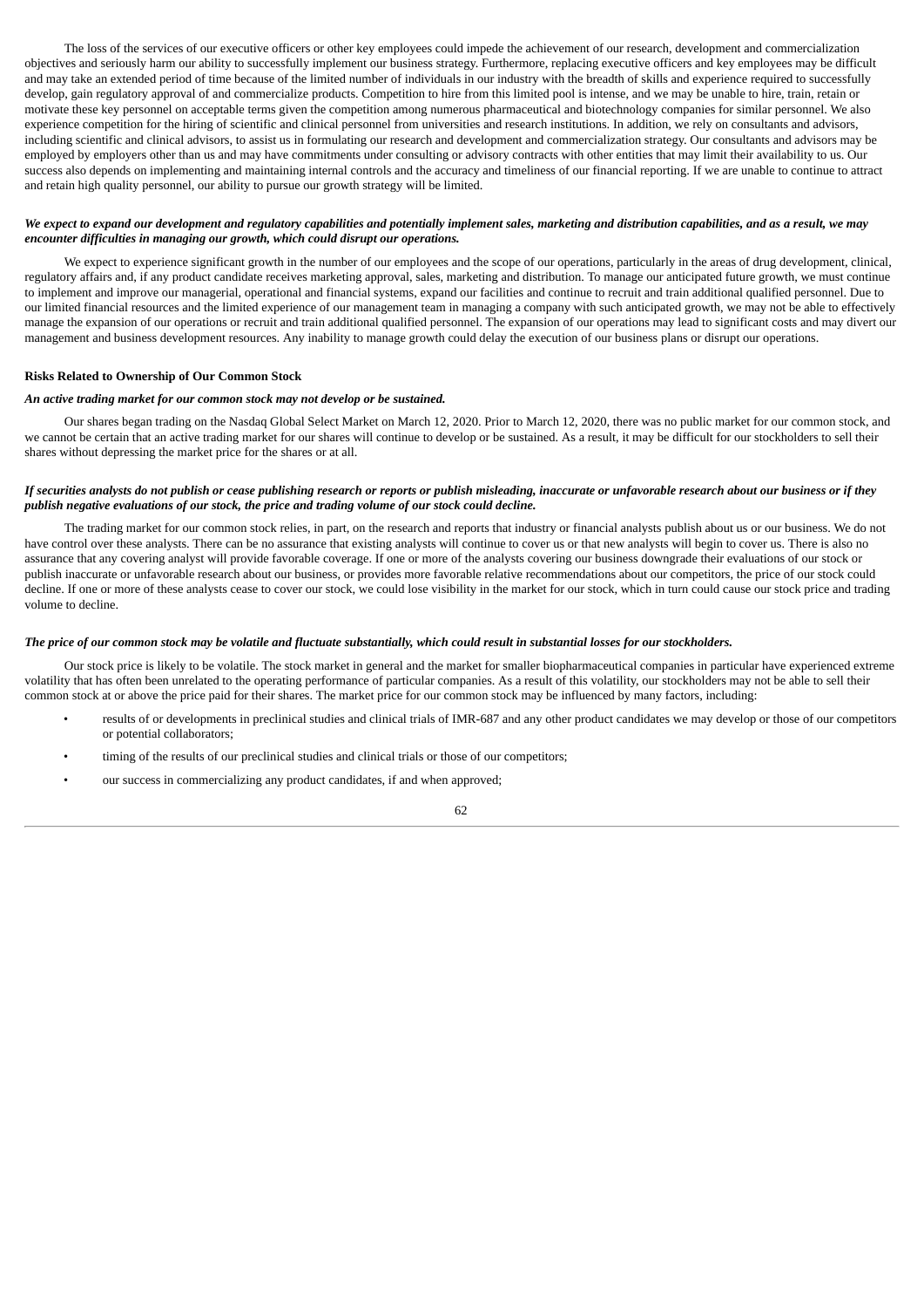The loss of the services of our executive officers or other key employees could impede the achievement of our research, development and commercialization objectives and seriously harm our ability to successfully implement our business strategy. Furthermore, replacing executive officers and key employees may be difficult and may take an extended period of time because of the limited number of individuals in our industry with the breadth of skills and experience required to successfully develop, gain regulatory approval of and commercialize products. Competition to hire from this limited pool is intense, and we may be unable to hire, train, retain or motivate these key personnel on acceptable terms given the competition among numerous pharmaceutical and biotechnology companies for similar personnel. We also experience competition for the hiring of scientific and clinical personnel from universities and research institutions. In addition, we rely on consultants and advisors, including scientific and clinical advisors, to assist us in formulating our research and development and commercialization strategy. Our consultants and advisors may be employed by employers other than us and may have commitments under consulting or advisory contracts with other entities that may limit their availability to us. Our success also depends on implementing and maintaining internal controls and the accuracy and timeliness of our financial reporting. If we are unable to continue to attract and retain high quality personnel, our ability to pursue our growth strategy will be limited.

***We expect to expand our development and regulatory capabilities and potentially implement sales, marketing and distribution capabilities, and as a result, we may encounter difficulties in managing our growth, which could disrupt our operations.***

We expect to experience significant growth in the number of our employees and the scope of our operations, particularly in the areas of drug development, clinical, regulatory affairs and, if any product candidate receives marketing approval, sales, marketing and distribution. To manage our anticipated future growth, we must continue to implement and improve our managerial, operational and financial systems, expand our facilities and continue to recruit and train additional qualified personnel. Due to our limited financial resources and the limited experience of our management team in managing a company with such anticipated growth, we may not be able to effectively manage the expansion of our operations or recruit and train additional qualified personnel. The expansion of our operations may lead to significant costs and may divert our management and business development resources. Any inability to manage growth could delay the execution of our business plans or disrupt our operations.

**Risks Related to Ownership of Our Common Stock**

***An active trading market for our common stock may not develop or be sustained.***

Our shares began trading on the Nasdaq Global Select Market on March 12, 2020. Prior to March 12, 2020, there was no public market for our common stock, and we cannot be certain that an active trading market for our shares will continue to develop or be sustained. As a result, it may be difficult for our stockholders to sell their shares without depressing the market price for the shares or at all.

***If securities analysts do not publish or cease publishing research or reports or publish misleading, inaccurate or unfavorable research about our business or if they publish negative evaluations of our stock, the price and trading volume of our stock could decline.***

The trading market for our common stock relies, in part, on the research and reports that industry or financial analysts publish about us or our business. We do not have control over these analysts. There can be no assurance that existing analysts will continue to cover us or that new analysts will begin to cover us. There is also no assurance that any covering analyst will provide favorable coverage. If one or more of the analysts covering our business downgrade their evaluations of our stock or publish inaccurate or unfavorable research about our business, or provides more favorable relative recommendations about our competitors, the price of our stock could decline. If one or more of these analysts cease to cover our stock, we could lose visibility in the market for our stock, which in turn could cause our stock price and trading volume to decline.

***The price of our common stock may be volatile and fluctuate substantially, which could result in substantial losses for our stockholders.***

Our stock price is likely to be volatile. The stock market in general and the market for smaller biopharmaceutical companies in particular have experienced extreme volatility that has often been unrelated to the operating performance of particular companies. As a result of this volatility, our stockholders may not be able to sell their common stock at or above the price paid for their shares. The market price for our common stock may be influenced by many factors, including:

- results of or developments in preclinical studies and clinical trials of IMR-687 and any other product candidates we may develop or those of our competitors or potential collaborators;
- timing of the results of our preclinical studies and clinical trials or those of our competitors;
- our success in commercializing any product candidates, if and when approved;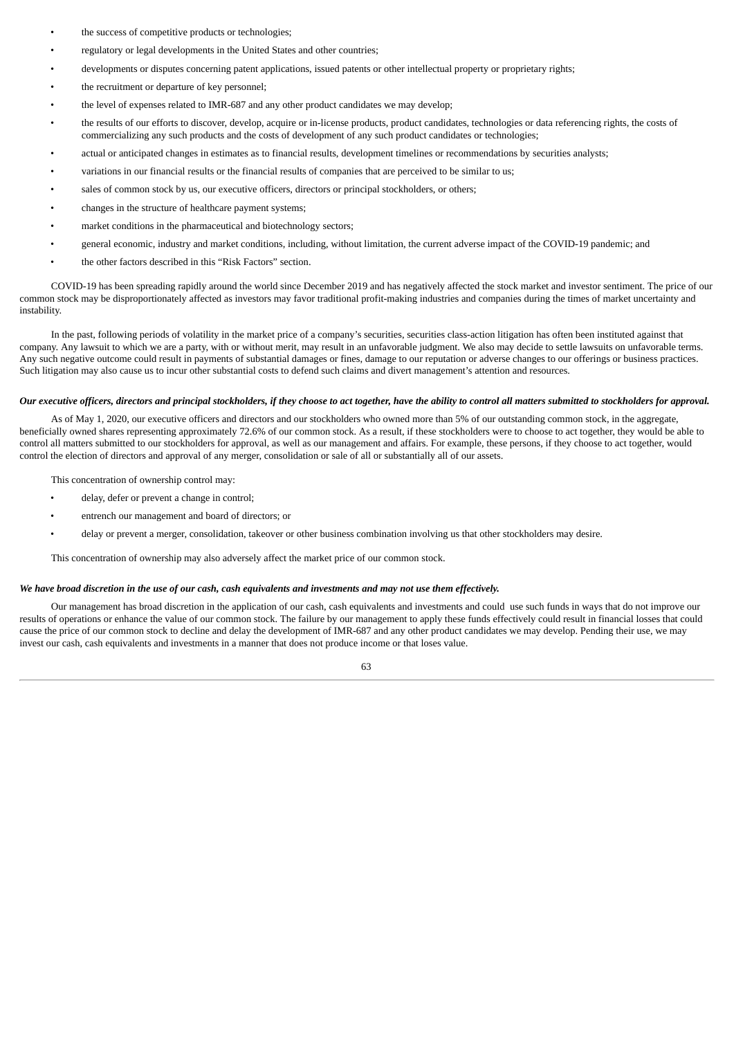- the success of competitive products or technologies;
- regulatory or legal developments in the United States and other countries;
- developments or disputes concerning patent applications, issued patents or other intellectual property or proprietary rights;
- the recruitment or departure of key personnel;
- the level of expenses related to IMR-687 and any other product candidates we may develop;
- the results of our efforts to discover, develop, acquire or in-license products, product candidates, technologies or data referencing rights, the costs of commercializing any such products and the costs of development of any such product candidates or technologies;
- actual or anticipated changes in estimates as to financial results, development timelines or recommendations by securities analysts;
- variations in our financial results or the financial results of companies that are perceived to be similar to us;
- sales of common stock by us, our executive officers, directors or principal stockholders, or others;
- changes in the structure of healthcare payment systems;
- market conditions in the pharmaceutical and biotechnology sectors;
- general economic, industry and market conditions, including, without limitation, the current adverse impact of the COVID-19 pandemic; and
- the other factors described in this "Risk Factors" section.

COVID-19 has been spreading rapidly around the world since December 2019 and has negatively affected the stock market and investor sentiment. The price of our common stock may be disproportionately affected as investors may favor traditional profit-making industries and companies during the times of market uncertainty and instability.

In the past, following periods of volatility in the market price of a company's securities, securities class-action litigation has often been instituted against that company. Any lawsuit to which we are a party, with or without merit, may result in an unfavorable judgment. We also may decide to settle lawsuits on unfavorable terms. Any such negative outcome could result in payments of substantial damages or fines, damage to our reputation or adverse changes to our offerings or business practices. Such litigation may also cause us to incur other substantial costs to defend such claims and divert management's attention and resources.

***Our executive officers, directors and principal stockholders, if they choose to act together, have the ability to control all matters submitted to stockholders for approval.***

As of May 1, 2020, our executive officers and directors and our stockholders who owned more than 5% of our outstanding common stock, in the aggregate, beneficially owned shares representing approximately 72.6% of our common stock. As a result, if these stockholders were to choose to act together, they would be able to control all matters submitted to our stockholders for approval, as well as our management and affairs. For example, these persons, if they choose to act together, would control the election of directors and approval of any merger, consolidation or sale of all or substantially all of our assets.

This concentration of ownership control may:

- delay, defer or prevent a change in control;
- entrench our management and board of directors; or
- delay or prevent a merger, consolidation, takeover or other business combination involving us that other stockholders may desire.

This concentration of ownership may also adversely affect the market price of our common stock.

***We have broad discretion in the use of our cash, cash equivalents and investments and may not use them effectively.***

Our management has broad discretion in the application of our cash, cash equivalents and investments and could use such funds in ways that do not improve our results of operations or enhance the value of our common stock. The failure by our management to apply these funds effectively could result in financial losses that could cause the price of our common stock to decline and delay the development of IMR-687 and any other product candidates we may develop. Pending their use, we may invest our cash, cash equivalents and investments in a manner that does not produce income or that loses value.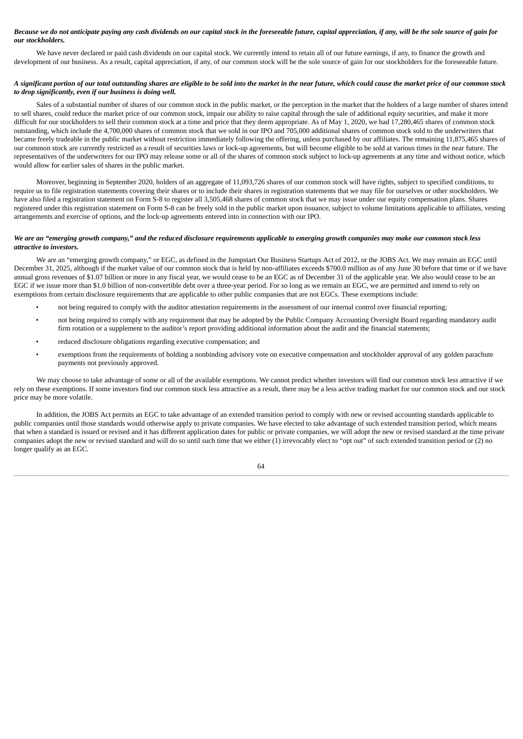***Because we do not anticipate paying any cash dividends on our capital stock in the foreseeable future, capital appreciation, if any, will be the sole source of gain for our stockholders.***

We have never declared or paid cash dividends on our capital stock. We currently intend to retain all of our future earnings, if any, to finance the growth and development of our business. As a result, capital appreciation, if any, of our common stock will be the sole source of gain for our stockholders for the foreseeable future.

***A significant portion of our total outstanding shares are eligible to be sold into the market in the near future, which could cause the market price of our common stock to drop significantly, even if our business is doing well.***

Sales of a substantial number of shares of our common stock in the public market, or the perception in the market that the holders of a large number of shares intend to sell shares, could reduce the market price of our common stock, impair our ability to raise capital through the sale of additional equity securities, and make it more difficult for our stockholders to sell their common stock at a time and price that they deem appropriate. As of May 1, 2020, we had 17,280,465 shares of common stock outstanding, which include the 4,700,000 shares of common stock that we sold in our IPO and 705,000 additional shares of common stock sold to the underwriters that became freely tradeable in the public market without restriction immediately following the offering, unless purchased by our affiliates. The remaining 11,875,465 shares of our common stock are currently restricted as a result of securities laws or lock-up agreements, but will become eligible to be sold at various times in the near future. The representatives of the underwriters for our IPO may release some or all of the shares of common stock subject to lock-up agreements at any time and without notice, which would allow for earlier sales of shares in the public market.

Moreover, beginning in September 2020, holders of an aggregate of 11,093,726 shares of our common stock will have rights, subject to specified conditions, to require us to file registration statements covering their shares or to include their shares in registration statements that we may file for ourselves or other stockholders. We have also filed a registration statement on Form S-8 to register all 3,505,468 shares of common stock that we may issue under our equity compensation plans. Shares registered under this registration statement on Form S-8 can be freely sold in the public market upon issuance, subject to volume limitations applicable to affiliates, vesting arrangements and exercise of options, and the lock-up agreements entered into in connection with our IPO.

***We are an "emerging growth company," and the reduced disclosure requirements applicable to emerging growth companies may make our common stock less attractive to investors.***

We are an "emerging growth company," or EGC, as defined in the Jumpstart Our Business Startups Act of 2012, or the JOBS Act. We may remain an EGC until December 31, 2025, although if the market value of our common stock that is held by non-affiliates exceeds $700.0 million as of any June 30 before that time or if we have annual gross revenues of $1.07 billion or more in any fiscal year, we would cease to be an EGC as of December 31 of the applicable year. We also would cease to be an EGC if we issue more than $1.0 billion of non-convertible debt over a three-year period. For so long as we remain an EGC, we are permitted and intend to rely on exemptions from certain disclosure requirements that are applicable to other public companies that are not EGCs. These exemptions include:

- not being required to comply with the auditor attestation requirements in the assessment of our internal control over financial reporting;
- not being required to comply with any requirement that may be adopted by the Public Company Accounting Oversight Board regarding mandatory audit firm rotation or a supplement to the auditor's report providing additional information about the audit and the financial statements;
- reduced disclosure obligations regarding executive compensation; and
- exemptions from the requirements of holding a nonbinding advisory vote on executive compensation and stockholder approval of any golden parachute payments not previously approved.

We may choose to take advantage of some or all of the available exemptions. We cannot predict whether investors will find our common stock less attractive if we rely on these exemptions. If some investors find our common stock less attractive as a result, there may be a less active trading market for our common stock and our stock price may be more volatile.

In addition, the JOBS Act permits an EGC to take advantage of an extended transition period to comply with new or revised accounting standards applicable to public companies until those standards would otherwise apply to private companies. We have elected to take advantage of such extended transition period, which means that when a standard is issued or revised and it has different application dates for public or private companies, we will adopt the new or revised standard at the time private companies adopt the new or revised standard and will do so until such time that we either (1) irrevocably elect to "opt out" of such extended transition period or (2) no longer qualify as an EGC.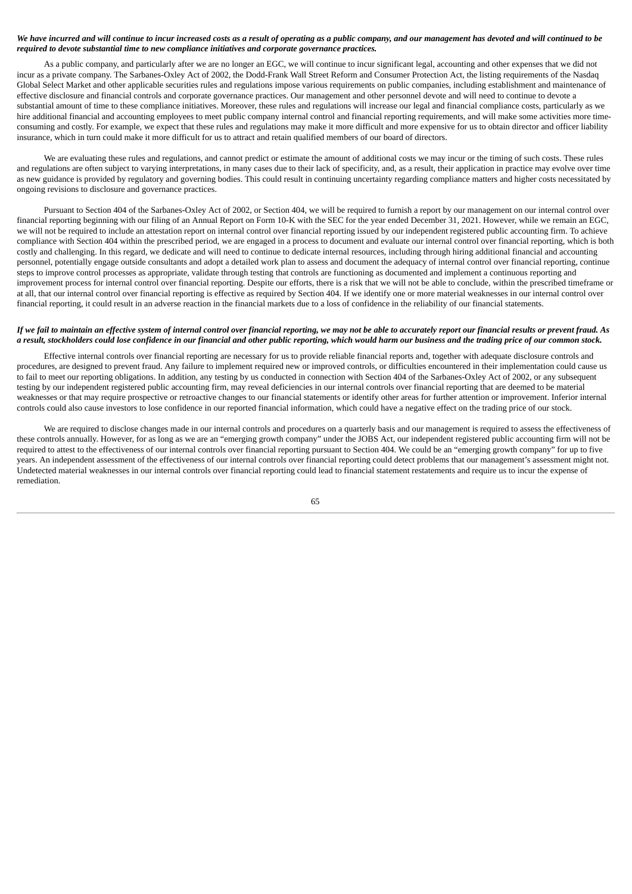***We have incurred and will continue to incur increased costs as a result of operating as a public company, and our management has devoted and will continued to be required to devote substantial time to new compliance initiatives and corporate governance practices.***

As a public company, and particularly after we are no longer an EGC, we will continue to incur significant legal, accounting and other expenses that we did not incur as a private company. The Sarbanes-Oxley Act of 2002, the Dodd-Frank Wall Street Reform and Consumer Protection Act, the listing requirements of the Nasdaq Global Select Market and other applicable securities rules and regulations impose various requirements on public companies, including establishment and maintenance of effective disclosure and financial controls and corporate governance practices. Our management and other personnel devote and will need to continue to devote a substantial amount of time to these compliance initiatives. Moreover, these rules and regulations will increase our legal and financial compliance costs, particularly as we hire additional financial and accounting employees to meet public company internal control and financial reporting requirements, and will make some activities more time-consuming and costly. For example, we expect that these rules and regulations may make it more difficult and more expensive for us to obtain director and officer liability insurance, which in turn could make it more difficult for us to attract and retain qualified members of our board of directors.

We are evaluating these rules and regulations, and cannot predict or estimate the amount of additional costs we may incur or the timing of such costs. These rules and regulations are often subject to varying interpretations, in many cases due to their lack of specificity, and, as a result, their application in practice may evolve over time as new guidance is provided by regulatory and governing bodies. This could result in continuing uncertainty regarding compliance matters and higher costs necessitated by ongoing revisions to disclosure and governance practices.

Pursuant to Section 404 of the Sarbanes-Oxley Act of 2002, or Section 404, we will be required to furnish a report by our management on our internal control over financial reporting beginning with our filing of an Annual Report on Form 10-K with the SEC for the year ended December 31, 2021. However, while we remain an EGC, we will not be required to include an attestation report on internal control over financial reporting issued by our independent registered public accounting firm. To achieve compliance with Section 404 within the prescribed period, we are engaged in a process to document and evaluate our internal control over financial reporting, which is both costly and challenging. In this regard, we dedicate and will need to continue to dedicate internal resources, including through hiring additional financial and accounting personnel, potentially engage outside consultants and adopt a detailed work plan to assess and document the adequacy of internal control over financial reporting, continue steps to improve control processes as appropriate, validate through testing that controls are functioning as documented and implement a continuous reporting and improvement process for internal control over financial reporting. Despite our efforts, there is a risk that we will not be able to conclude, within the prescribed timeframe or at all, that our internal control over financial reporting is effective as required by Section 404. If we identify one or more material weaknesses in our internal control over financial reporting, it could result in an adverse reaction in the financial markets due to a loss of confidence in the reliability of our financial statements.

***If we fail to maintain an effective system of internal control over financial reporting, we may not be able to accurately report our financial results or prevent fraud. As a result, stockholders could lose confidence in our financial and other public reporting, which would harm our business and the trading price of our common stock.***

Effective internal controls over financial reporting are necessary for us to provide reliable financial reports and, together with adequate disclosure controls and procedures, are designed to prevent fraud. Any failure to implement required new or improved controls, or difficulties encountered in their implementation could cause us to fail to meet our reporting obligations. In addition, any testing by us conducted in connection with Section 404 of the Sarbanes-Oxley Act of 2002, or any subsequent testing by our independent registered public accounting firm, may reveal deficiencies in our internal controls over financial reporting that are deemed to be material weaknesses or that may require prospective or retroactive changes to our financial statements or identify other areas for further attention or improvement. Inferior internal controls could also cause investors to lose confidence in our reported financial information, which could have a negative effect on the trading price of our stock.

We are required to disclose changes made in our internal controls and procedures on a quarterly basis and our management is required to assess the effectiveness of these controls annually. However, for as long as we are an "emerging growth company" under the JOBS Act, our independent registered public accounting firm will not be required to attest to the effectiveness of our internal controls over financial reporting pursuant to Section 404. We could be an "emerging growth company" for up to five years. An independent assessment of the effectiveness of our internal controls over financial reporting could detect problems that our management's assessment might not. Undetected material weaknesses in our internal controls over financial reporting could lead to financial statement restatements and require us to incur the expense of remediation.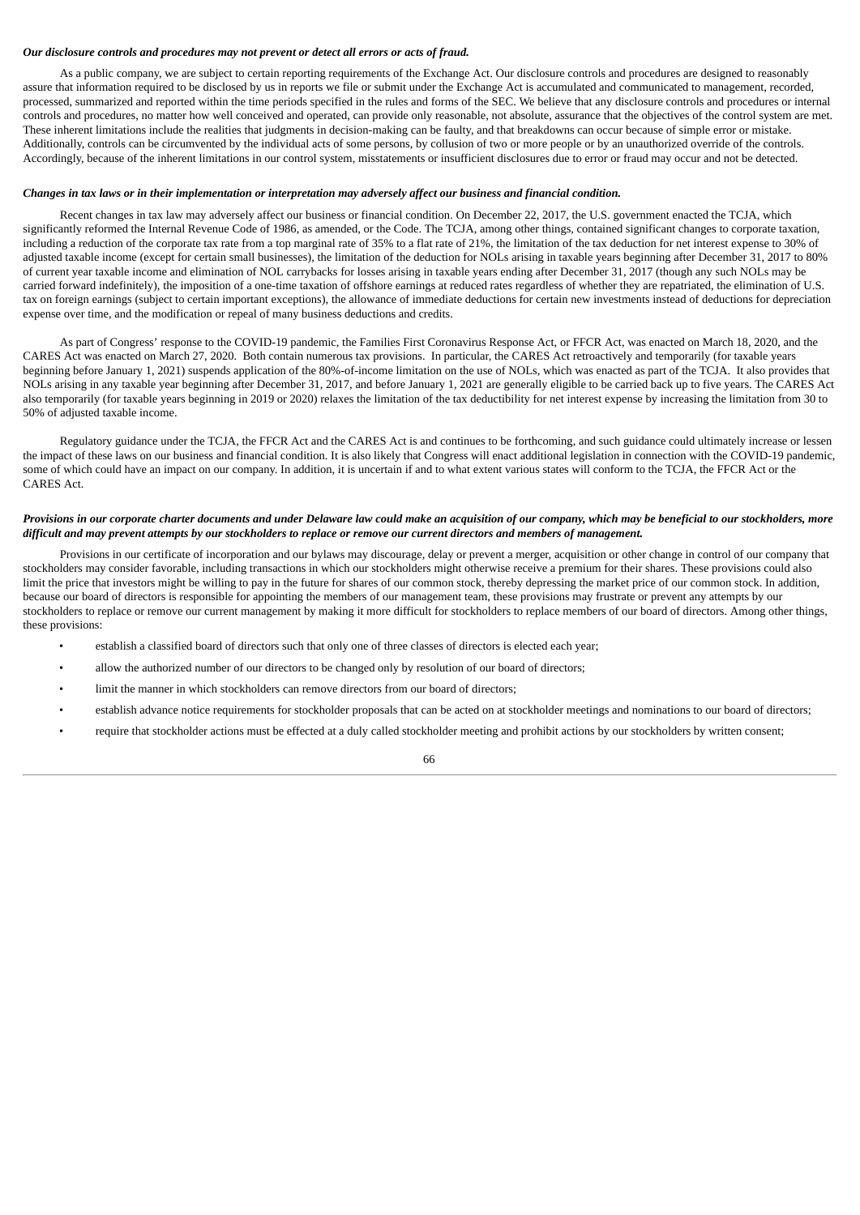***Our disclosure controls and procedures may not prevent or detect all errors or acts of fraud.***

As a public company, we are subject to certain reporting requirements of the Exchange Act. Our disclosure controls and procedures are designed to reasonably assure that information required to be disclosed by us in reports we file or submit under the Exchange Act is accumulated and communicated to management, recorded, processed, summarized and reported within the time periods specified in the rules and forms of the SEC. We believe that any disclosure controls and procedures or internal controls and procedures, no matter how well conceived and operated, can provide only reasonable, not absolute, assurance that the objectives of the control system are met. These inherent limitations include the realities that judgments in decision-making can be faulty, and that breakdowns can occur because of simple error or mistake. Additionally, controls can be circumvented by the individual acts of some persons, by collusion of two or more people or by an unauthorized override of the controls. Accordingly, because of the inherent limitations in our control system, misstatements or insufficient disclosures due to error or fraud may occur and not be detected.

***Changes in tax laws or in their implementation or interpretation may adversely affect our business and financial condition.***

Recent changes in tax law may adversely affect our business or financial condition. On December 22, 2017, the U.S. government enacted the TCJA, which significantly reformed the Internal Revenue Code of 1986, as amended, or the Code. The TCJA, among other things, contained significant changes to corporate taxation, including a reduction of the corporate tax rate from a top marginal rate of 35% to a flat rate of 21%, the limitation of the tax deduction for net interest expense to 30% of adjusted taxable income (except for certain small businesses), the limitation of the deduction for NOLs arising in taxable years beginning after December 31, 2017 to 80% of current year taxable income and elimination of NOL carrybacks for losses arising in taxable years ending after December 31, 2017 (though any such NOLs may be carried forward indefinitely), the imposition of a one-time taxation of offshore earnings at reduced rates regardless of whether they are repatriated, the elimination of U.S. tax on foreign earnings (subject to certain important exceptions), the allowance of immediate deductions for certain new investments instead of deductions for depreciation expense over time, and the modification or repeal of many business deductions and credits.

As part of Congress' response to the COVID-19 pandemic, the Families First Coronavirus Response Act, or FFCR Act, was enacted on March 18, 2020, and the CARES Act was enacted on March 27, 2020. Both contain numerous tax provisions. In particular, the CARES Act retroactively and temporarily (for taxable years beginning before January 1, 2021) suspends application of the 80%-of-income limitation on the use of NOLs, which was enacted as part of the TCJA. It also provides that NOLs arising in any taxable year beginning after December 31, 2017, and before January 1, 2021 are generally eligible to be carried back up to five years. The CARES Act also temporarily (for taxable years beginning in 2019 or 2020) relaxes the limitation of the tax deductibility for net interest expense by increasing the limitation from 30 to 50% of adjusted taxable income.

Regulatory guidance under the TCJA, the FFCR Act and the CARES Act is and continues to be forthcoming, and such guidance could ultimately increase or lessen the impact of these laws on our business and financial condition. It is also likely that Congress will enact additional legislation in connection with the COVID-19 pandemic, some of which could have an impact on our company. In addition, it is uncertain if and to what extent various states will conform to the TCJA, the FFCR Act or the CARES Act.

***Provisions in our corporate charter documents and under Delaware law could make an acquisition of our company, which may be beneficial to our stockholders, more difficult and may prevent attempts by our stockholders to replace or remove our current directors and members of management.***

Provisions in our certificate of incorporation and our bylaws may discourage, delay or prevent a merger, acquisition or other change in control of our company that stockholders may consider favorable, including transactions in which our stockholders might otherwise receive a premium for their shares. These provisions could also limit the price that investors might be willing to pay in the future for shares of our common stock, thereby depressing the market price of our common stock. In addition, because our board of directors is responsible for appointing the members of our management team, these provisions may frustrate or prevent any attempts by our stockholders to replace or remove our current management by making it more difficult for stockholders to replace members of our board of directors. Among other things, these provisions:

- establish a classified board of directors such that only one of three classes of directors is elected each year;
- allow the authorized number of our directors to be changed only by resolution of our board of directors;
- limit the manner in which stockholders can remove directors from our board of directors;
- establish advance notice requirements for stockholder proposals that can be acted on at stockholder meetings and nominations to our board of directors;
- require that stockholder actions must be effected at a duly called stockholder meeting and prohibit actions by our stockholders by written consent;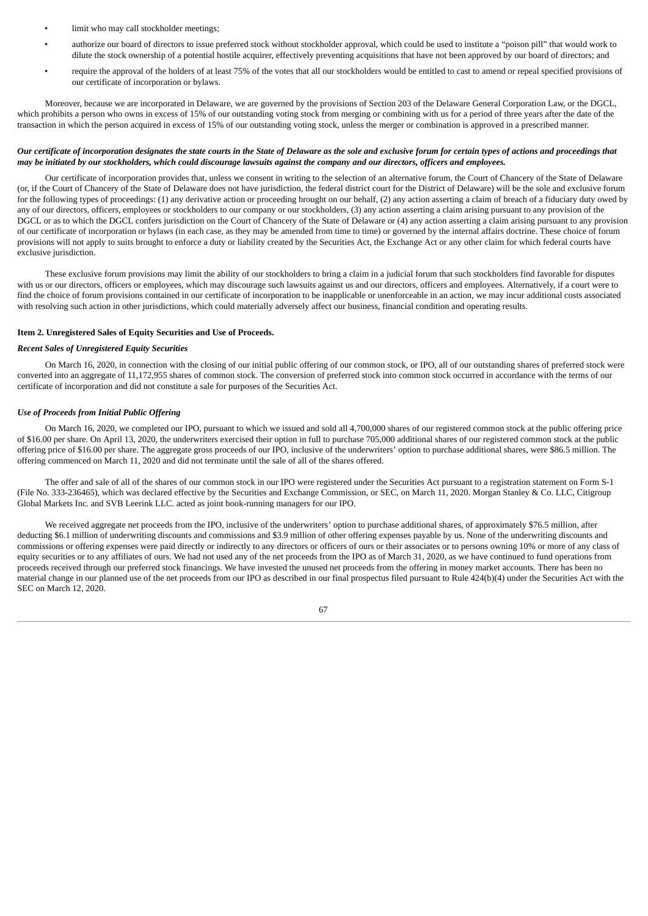- limit who may call stockholder meetings;
- authorize our board of directors to issue preferred stock without stockholder approval, which could be used to institute a "poison pill" that would work to dilute the stock ownership of a potential hostile acquirer, effectively preventing acquisitions that have not been approved by our board of directors; and
- require the approval of the holders of at least 75% of the votes that all our stockholders would be entitled to cast to amend or repeal specified provisions of our certificate of incorporation or bylaws.

Moreover, because we are incorporated in Delaware, we are governed by the provisions of Section 203 of the Delaware General Corporation Law, or the DGCL, which prohibits a person who owns in excess of 15% of our outstanding voting stock from merging or combining with us for a period of three years after the date of the transaction in which the person acquired in excess of 15% of our outstanding voting stock, unless the merger or combination is approved in a prescribed manner.

***Our certificate of incorporation designates the state courts in the State of Delaware as the sole and exclusive forum for certain types of actions and proceedings that may be initiated by our stockholders, which could discourage lawsuits against the company and our directors, officers and employees.***

Our certificate of incorporation provides that, unless we consent in writing to the selection of an alternative forum, the Court of Chancery of the State of Delaware (or, if the Court of Chancery of the State of Delaware does not have jurisdiction, the federal district court for the District of Delaware) will be the sole and exclusive forum for the following types of proceedings: (1) any derivative action or proceeding brought on our behalf, (2) any action asserting a claim of breach of a fiduciary duty owed by any of our directors, officers, employees or stockholders to our company or our stockholders, (3) any action asserting a claim arising pursuant to any provision of the DGCL or as to which the DGCL confers jurisdiction on the Court of Chancery of the State of Delaware or (4) any action asserting a claim arising pursuant to any provision of our certificate of incorporation or bylaws (in each case, as they may be amended from time to time) or governed by the internal affairs doctrine. These choice of forum provisions will not apply to suits brought to enforce a duty or liability created by the Securities Act, the Exchange Act or any other claim for which federal courts have exclusive jurisdiction.

These exclusive forum provisions may limit the ability of our stockholders to bring a claim in a judicial forum that such stockholders find favorable for disputes with us or our directors, officers or employees, which may discourage such lawsuits against us and our directors, officers and employees. Alternatively, if a court were to find the choice of forum provisions contained in our certificate of incorporation to be inapplicable or unenforceable in an action, we may incur additional costs associated with resolving such action in other jurisdictions, which could materially adversely affect our business, financial condition and operating results.

**Item 2. Unregistered Sales of Equity Securities and Use of Proceeds.**

***Recent Sales of Unregistered Equity Securities***

On March 16, 2020, in connection with the closing of our initial public offering of our common stock, or IPO, all of our outstanding shares of preferred stock were converted into an aggregate of 11,172,955 shares of common stock. The conversion of preferred stock into common stock occurred in accordance with the terms of our certificate of incorporation and did not constitute a sale for purposes of the Securities Act.

***Use of Proceeds from Initial Public Offering***

On March 16, 2020, we completed our IPO, pursuant to which we issued and sold all 4,700,000 shares of our registered common stock at the public offering price of $16.00 per share. On April 13, 2020, the underwriters exercised their option in full to purchase 705,000 additional shares of our registered common stock at the public offering price of $16.00 per share. The aggregate gross proceeds of our IPO, inclusive of the underwriters' option to purchase additional shares, were $86.5 million. The offering commenced on March 11, 2020 and did not terminate until the sale of all of the shares offered.

The offer and sale of all of the shares of our common stock in our IPO were registered under the Securities Act pursuant to a registration statement on Form S-1 (File No. 333-236465), which was declared effective by the Securities and Exchange Commission, or SEC, on March 11, 2020. Morgan Stanley & Co. LLC, Citigroup Global Markets Inc. and SVB Leerink LLC. acted as joint book-running managers for our IPO.

We received aggregate net proceeds from the IPO, inclusive of the underwriters' option to purchase additional shares, of approximately $76.5 million, after deducting $6.1 million of underwriting discounts and commissions and $3.9 million of other offering expenses payable by us. None of the underwriting discounts and commissions or offering expenses were paid directly or indirectly to any directors or officers of ours or their associates or to persons owning 10% or more of any class of equity securities or to any affiliates of ours. We had not used any of the net proceeds from the IPO as of March 31, 2020, as we have continued to fund operations from proceeds received through our preferred stock financings. We have invested the unused net proceeds from the offering in money market accounts. There has been no material change in our planned use of the net proceeds from our IPO as described in our final prospectus filed pursuant to Rule 424(b)(4) under the Securities Act with the SEC on March 12, 2020.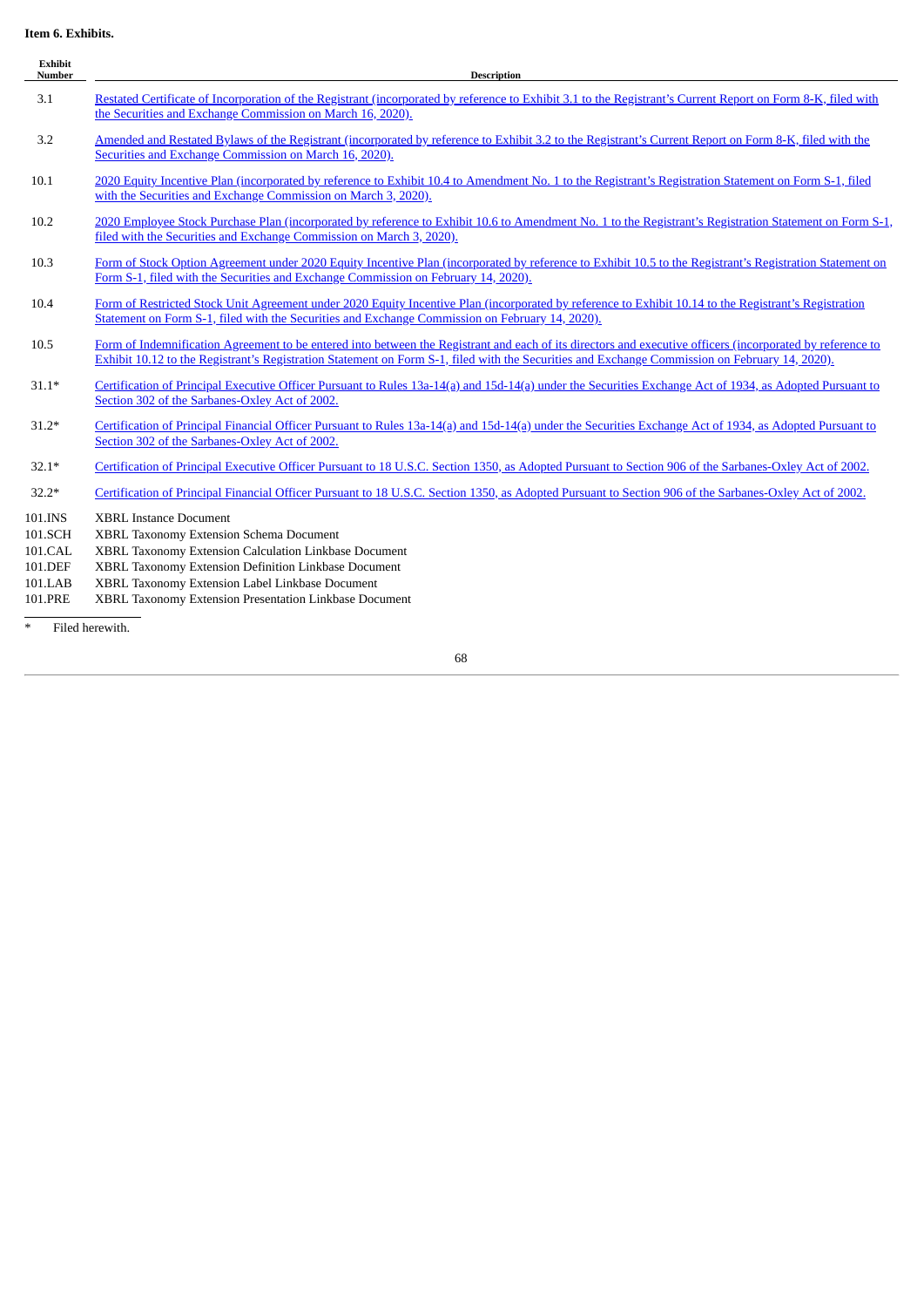**Item 6. Exhibits.**

| Exhibit Number | Description |
|---|---|
| 3.1 | Restated Certificate of Incorporation of the Registrant (incorporated by reference to Exhibit 3.1 to the Registrant's Current Report on Form 8-K, filed with the Securities and Exchange Commission on March 16, 2020). |
| 3.2 | Amended and Restated Bylaws of the Registrant (incorporated by reference to Exhibit 3.2 to the Registrant's Current Report on Form 8-K, filed with the Securities and Exchange Commission on March 16, 2020). |
| 10.1 | 2020 Equity Incentive Plan (incorporated by reference to Exhibit 10.4 to Amendment No. 1 to the Registrant's Registration Statement on Form S-1, filed with the Securities and Exchange Commission on March 3, 2020). |
| 10.2 | 2020 Employee Stock Purchase Plan (incorporated by reference to Exhibit 10.6 to Amendment No. 1 to the Registrant's Registration Statement on Form S-1, filed with the Securities and Exchange Commission on March 3, 2020). |
| 10.3 | Form of Stock Option Agreement under 2020 Equity Incentive Plan (incorporated by reference to Exhibit 10.5 to the Registrant's Registration Statement on Form S-1, filed with the Securities and Exchange Commission on February 14, 2020). |
| 10.4 | Form of Restricted Stock Unit Agreement under 2020 Equity Incentive Plan (incorporated by reference to Exhibit 10.14 to the Registrant's Registration Statement on Form S-1, filed with the Securities and Exchange Commission on February 14, 2020). |
| 10.5 | Form of Indemnification Agreement to be entered into between the Registrant and each of its directors and executive officers (incorporated by reference to Exhibit 10.12 to the Registrant's Registration Statement on Form S-1, filed with the Securities and Exchange Commission on February 14, 2020). |
| 31.1* | Certification of Principal Executive Officer Pursuant to Rules 13a-14(a) and 15d-14(a) under the Securities Exchange Act of 1934, as Adopted Pursuant to Section 302 of the Sarbanes-Oxley Act of 2002. |
| 31.2* | Certification of Principal Financial Officer Pursuant to Rules 13a-14(a) and 15d-14(a) under the Securities Exchange Act of 1934, as Adopted Pursuant to Section 302 of the Sarbanes-Oxley Act of 2002. |
| 32.1* | Certification of Principal Executive Officer Pursuant to 18 U.S.C. Section 1350, as Adopted Pursuant to Section 906 of the Sarbanes-Oxley Act of 2002. |
| 32.2* | Certification of Principal Financial Officer Pursuant to 18 U.S.C. Section 1350, as Adopted Pursuant to Section 906 of the Sarbanes-Oxley Act of 2002. |
| 101.INS | XBRL Instance Document |
| 101.SCH | XBRL Taxonomy Extension Schema Document |
| 101.CAL | XBRL Taxonomy Extension Calculation Linkbase Document |
| 101.DEF | XBRL Taxonomy Extension Definition Linkbase Document |
| 101.LAB | XBRL Taxonomy Extension Label Linkbase Document |
| 101.PRE | XBRL Taxonomy Extension Presentation Linkbase Document |

\* Filed herewith.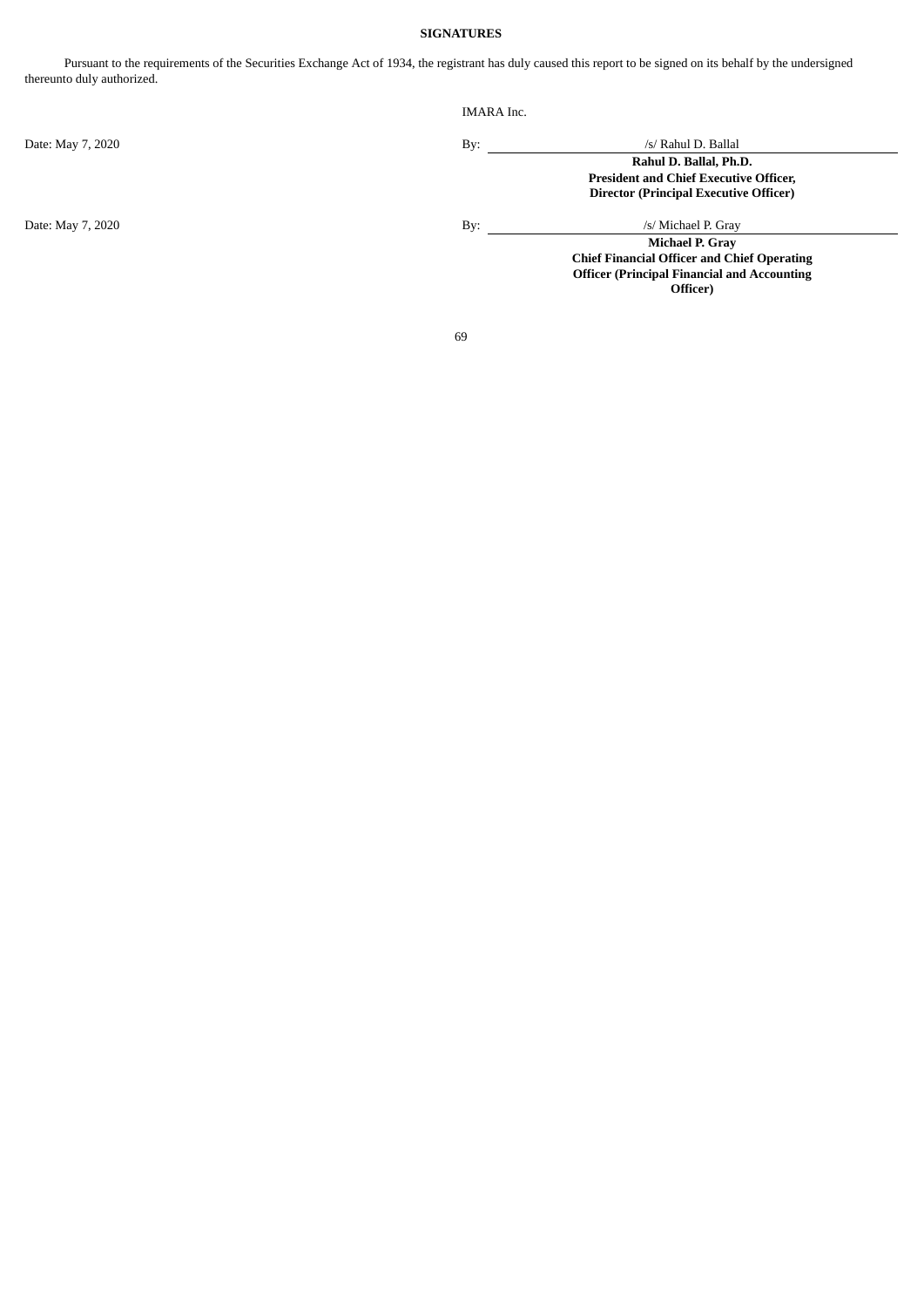**SIGNATURES**

Pursuant to the requirements of the Securities Exchange Act of 1934, the registrant has duly caused this report to be signed on its behalf by the undersigned thereunto duly authorized.

IMARA Inc.

| | | |
|---|---|---|
| Date: May 7, 2020 | By: | /s/ Rahul D. Ballal |
| | | **Rahul D. Ballal, Ph.D.** |
| | | **President and Chief Executive Officer, Director (Principal Executive Officer)** |
| Date: May 7, 2020 | By: | /s/ Michael P. Gray |
| | | **Michael P. Gray** |
| | | **Chief Financial Officer and Chief Operating Officer (Principal Financial and Accounting Officer)** |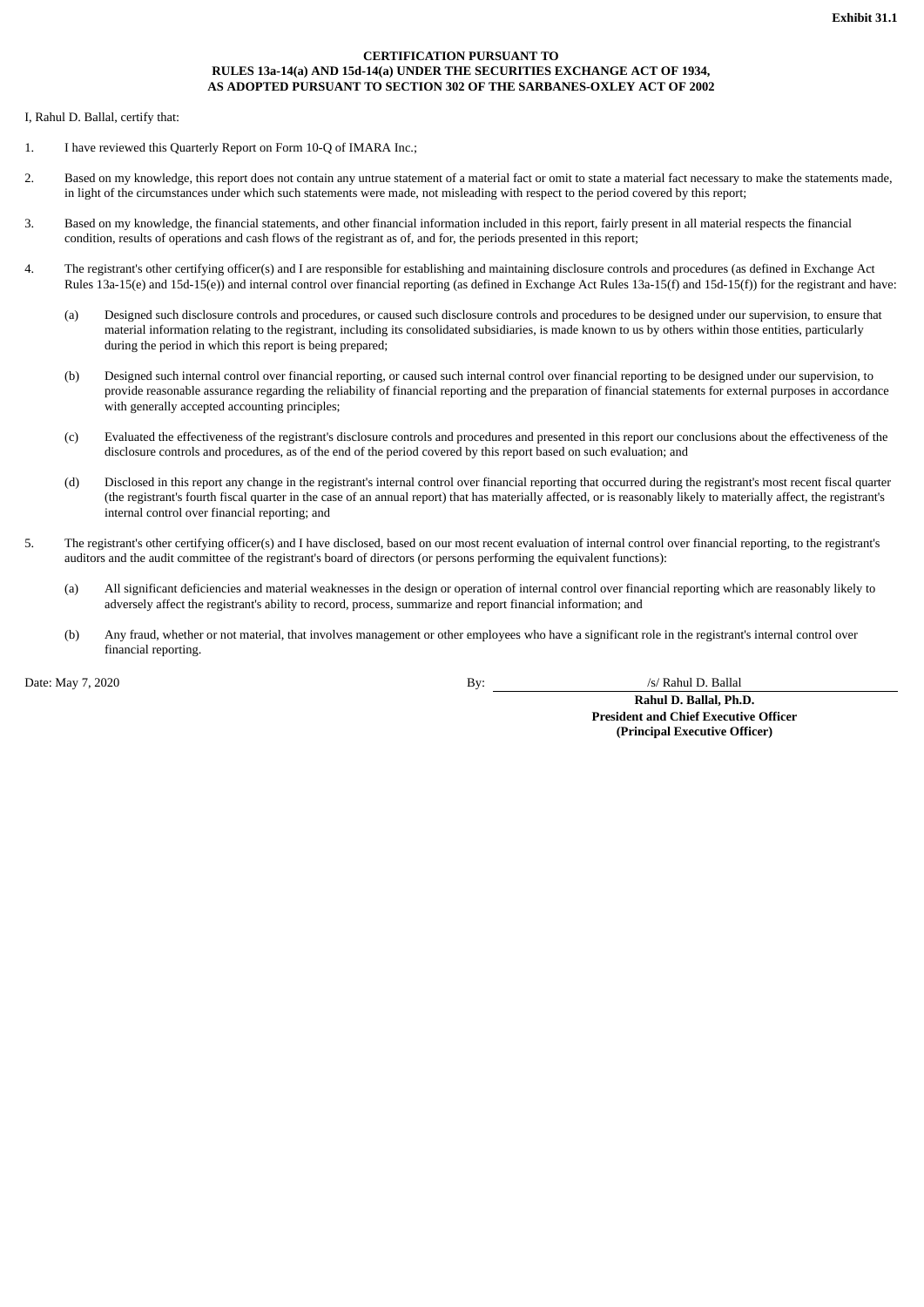**Exhibit 31.1**

**CERTIFICATION PURSUANT TO RULES 13a-14(a) AND 15d-14(a) UNDER THE SECURITIES EXCHANGE ACT OF 1934, AS ADOPTED PURSUANT TO SECTION 302 OF THE SARBANES-OXLEY ACT OF 2002**

I, Rahul D. Ballal, certify that:

1. I have reviewed this Quarterly Report on Form 10-Q of IMARA Inc.;

2. Based on my knowledge, this report does not contain any untrue statement of a material fact or omit to state a material fact necessary to make the statements made, in light of the circumstances under which such statements were made, not misleading with respect to the period covered by this report;

3. Based on my knowledge, the financial statements, and other financial information included in this report, fairly present in all material respects the financial condition, results of operations and cash flows of the registrant as of, and for, the periods presented in this report;

4. The registrant's other certifying officer(s) and I are responsible for establishing and maintaining disclosure controls and procedures (as defined in Exchange Act Rules 13a-15(e) and 15d-15(e)) and internal control over financial reporting (as defined in Exchange Act Rules 13a-15(f) and 15d-15(f)) for the registrant and have:

   (a) Designed such disclosure controls and procedures, or caused such disclosure controls and procedures to be designed under our supervision, to ensure that material information relating to the registrant, including its consolidated subsidiaries, is made known to us by others within those entities, particularly during the period in which this report is being prepared;

   (b) Designed such internal control over financial reporting, or caused such internal control over financial reporting to be designed under our supervision, to provide reasonable assurance regarding the reliability of financial reporting and the preparation of financial statements for external purposes in accordance with generally accepted accounting principles;

   (c) Evaluated the effectiveness of the registrant's disclosure controls and procedures and presented in this report our conclusions about the effectiveness of the disclosure controls and procedures, as of the end of the period covered by this report based on such evaluation; and

   (d) Disclosed in this report any change in the registrant's internal control over financial reporting that occurred during the registrant's most recent fiscal quarter (the registrant's fourth fiscal quarter in the case of an annual report) that has materially affected, or is reasonably likely to materially affect, the registrant's internal control over financial reporting; and

5. The registrant's other certifying officer(s) and I have disclosed, based on our most recent evaluation of internal control over financial reporting, to the registrant's auditors and the audit committee of the registrant's board of directors (or persons performing the equivalent functions):

   (a) All significant deficiencies and material weaknesses in the design or operation of internal control over financial reporting which are reasonably likely to adversely affect the registrant's ability to record, process, summarize and report financial information; and

   (b) Any fraud, whether or not material, that involves management or other employees who have a significant role in the registrant's internal control over financial reporting.

Date: May 7, 2020

By: /s/ Rahul D. Ballal

**Rahul D. Ballal, Ph.D.**
**President and Chief Executive Officer**
**(Principal Executive Officer)**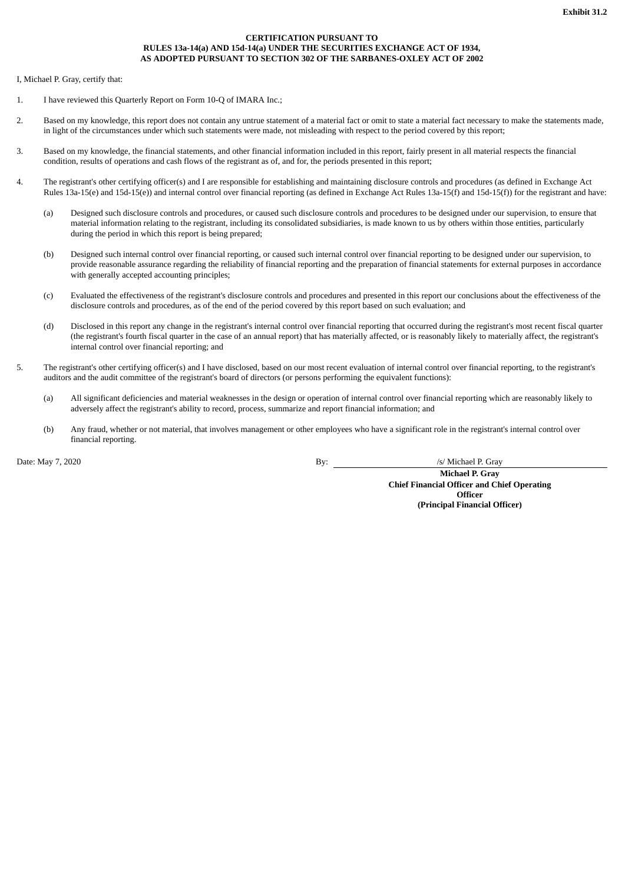**Exhibit 31.2**

**CERTIFICATION PURSUANT TO**
**RULES 13a-14(a) AND 15d-14(a) UNDER THE SECURITIES EXCHANGE ACT OF 1934,**
**AS ADOPTED PURSUANT TO SECTION 302 OF THE SARBANES-OXLEY ACT OF 2002**

I, Michael P. Gray, certify that:

1. I have reviewed this Quarterly Report on Form 10-Q of IMARA Inc.;

2. Based on my knowledge, this report does not contain any untrue statement of a material fact or omit to state a material fact necessary to make the statements made, in light of the circumstances under which such statements were made, not misleading with respect to the period covered by this report;

3. Based on my knowledge, the financial statements, and other financial information included in this report, fairly present in all material respects the financial condition, results of operations and cash flows of the registrant as of, and for, the periods presented in this report;

4. The registrant's other certifying officer(s) and I are responsible for establishing and maintaining disclosure controls and procedures (as defined in Exchange Act Rules 13a-15(e) and 15d-15(e)) and internal control over financial reporting (as defined in Exchange Act Rules 13a-15(f) and 15d-15(f)) for the registrant and have:

   (a) Designed such disclosure controls and procedures, or caused such disclosure controls and procedures to be designed under our supervision, to ensure that material information relating to the registrant, including its consolidated subsidiaries, is made known to us by others within those entities, particularly during the period in which this report is being prepared;

   (b) Designed such internal control over financial reporting, or caused such internal control over financial reporting to be designed under our supervision, to provide reasonable assurance regarding the reliability of financial reporting and the preparation of financial statements for external purposes in accordance with generally accepted accounting principles;

   (c) Evaluated the effectiveness of the registrant's disclosure controls and procedures and presented in this report our conclusions about the effectiveness of the disclosure controls and procedures, as of the end of the period covered by this report based on such evaluation; and

   (d) Disclosed in this report any change in the registrant's internal control over financial reporting that occurred during the registrant's most recent fiscal quarter (the registrant's fourth fiscal quarter in the case of an annual report) that has materially affected, or is reasonably likely to materially affect, the registrant's internal control over financial reporting; and

5. The registrant's other certifying officer(s) and I have disclosed, based on our most recent evaluation of internal control over financial reporting, to the registrant's auditors and the audit committee of the registrant's board of directors (or persons performing the equivalent functions):

   (a) All significant deficiencies and material weaknesses in the design or operation of internal control over financial reporting which are reasonably likely to adversely affect the registrant's ability to record, process, summarize and report financial information; and

   (b) Any fraud, whether or not material, that involves management or other employees who have a significant role in the registrant's internal control over financial reporting.

Date: May 7, 2020

By: /s/ Michael P. Gray

**Michael P. Gray**
**Chief Financial Officer and Chief Operating Officer**
**(Principal Financial Officer)**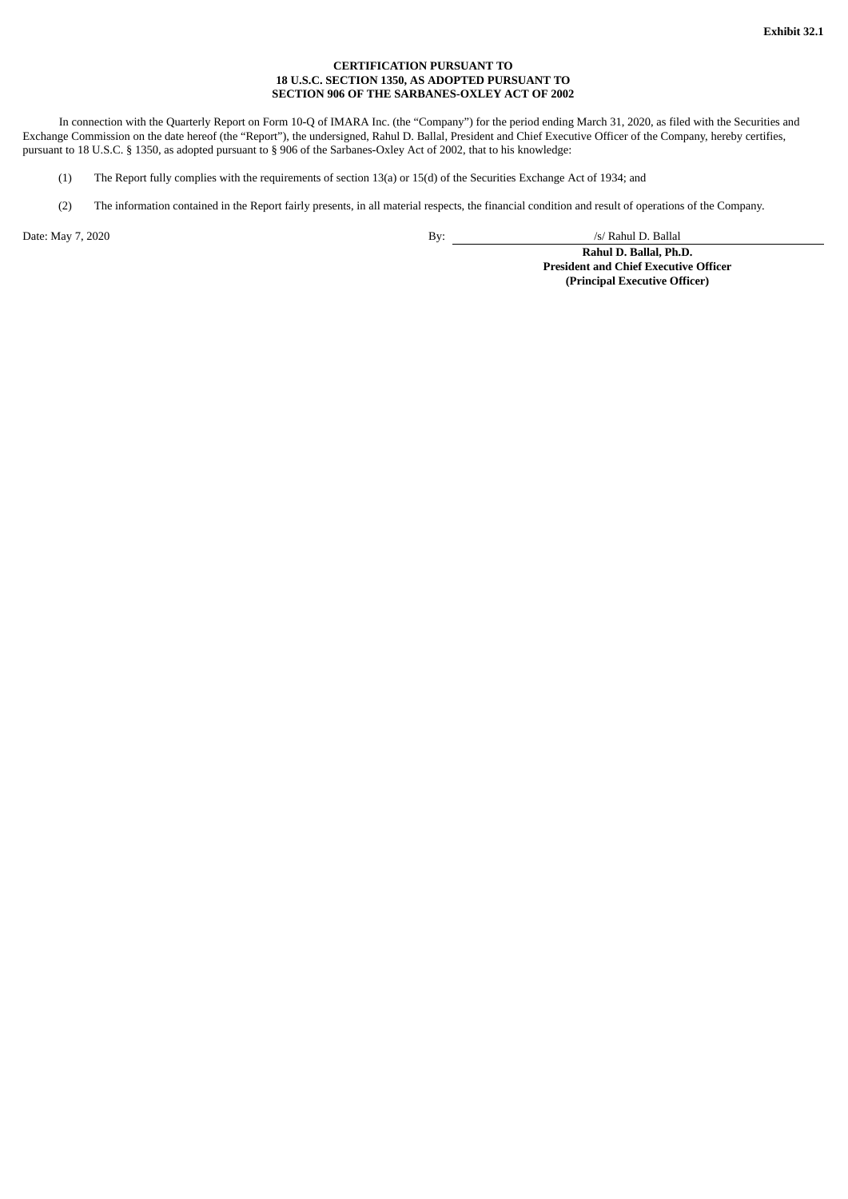**Exhibit 32.1**

**CERTIFICATION PURSUANT TO**
**18 U.S.C. SECTION 1350, AS ADOPTED PURSUANT TO**
**SECTION 906 OF THE SARBANES-OXLEY ACT OF 2002**

In connection with the Quarterly Report on Form 10-Q of IMARA Inc. (the "Company") for the period ending March 31, 2020, as filed with the Securities and Exchange Commission on the date hereof (the "Report"), the undersigned, Rahul D. Ballal, President and Chief Executive Officer of the Company, hereby certifies, pursuant to 18 U.S.C. § 1350, as adopted pursuant to § 906 of the Sarbanes-Oxley Act of 2002, that to his knowledge:

(1) The Report fully complies with the requirements of section 13(a) or 15(d) of the Securities Exchange Act of 1934; and

(2) The information contained in the Report fairly presents, in all material respects, the financial condition and result of operations of the Company.

Date: May 7, 2020

By: /s/ Rahul D. Ballal

**Rahul D. Ballal, Ph.D.**
**President and Chief Executive Officer**
**(Principal Executive Officer)**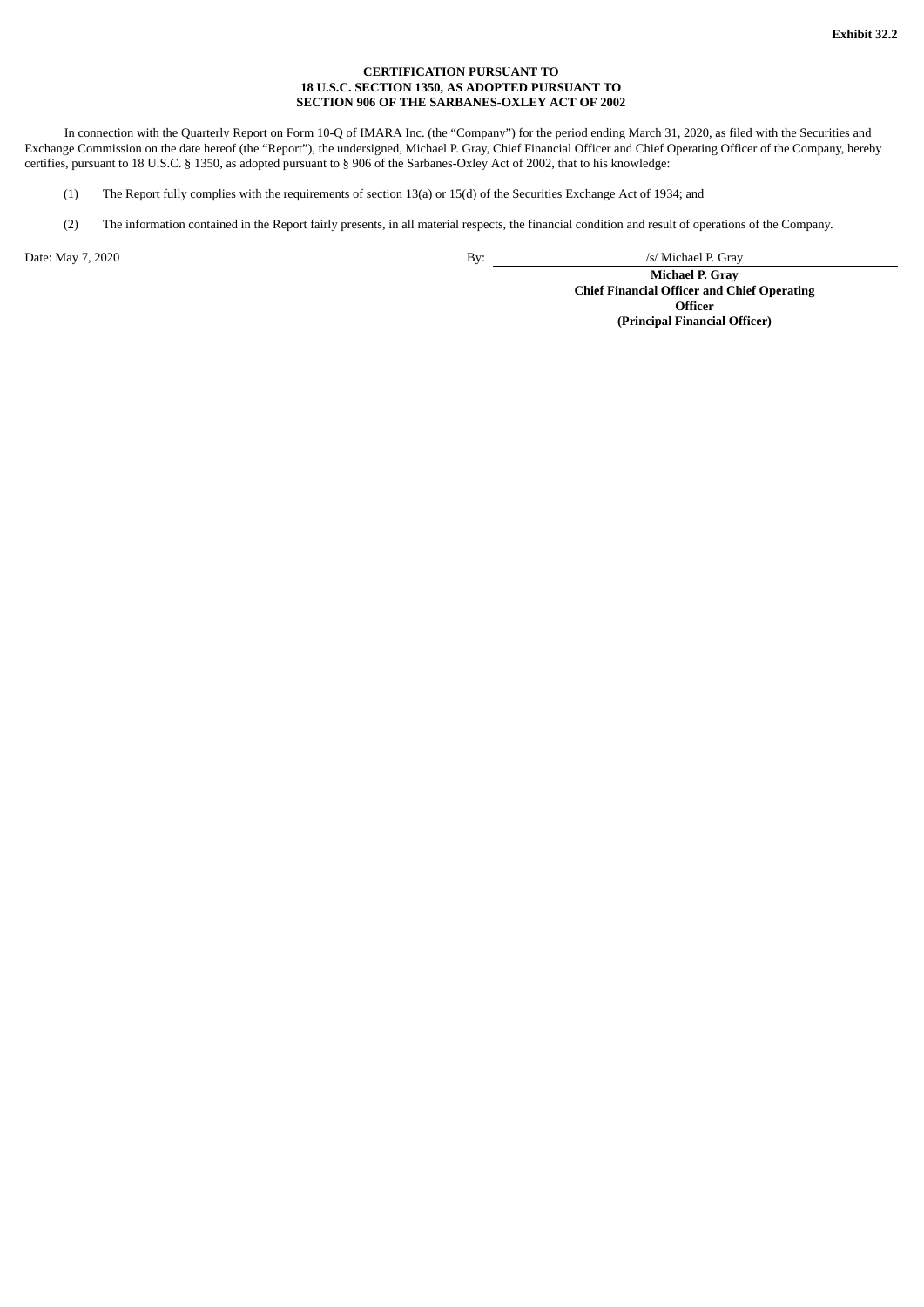**Exhibit 32.2**

**CERTIFICATION PURSUANT TO**
**18 U.S.C. SECTION 1350, AS ADOPTED PURSUANT TO**
**SECTION 906 OF THE SARBANES-OXLEY ACT OF 2002**

In connection with the Quarterly Report on Form 10-Q of IMARA Inc. (the "Company") for the period ending March 31, 2020, as filed with the Securities and Exchange Commission on the date hereof (the "Report"), the undersigned, Michael P. Gray, Chief Financial Officer and Chief Operating Officer of the Company, hereby certifies, pursuant to 18 U.S.C. § 1350, as adopted pursuant to § 906 of the Sarbanes-Oxley Act of 2002, that to his knowledge:

(1) The Report fully complies with the requirements of section 13(a) or 15(d) of the Securities Exchange Act of 1934; and

(2) The information contained in the Report fairly presents, in all material respects, the financial condition and result of operations of the Company.

Date: May 7, 2020

By: /s/ Michael P. Gray

**Michael P. Gray**
**Chief Financial Officer and Chief Operating Officer**
**(Principal Financial Officer)**